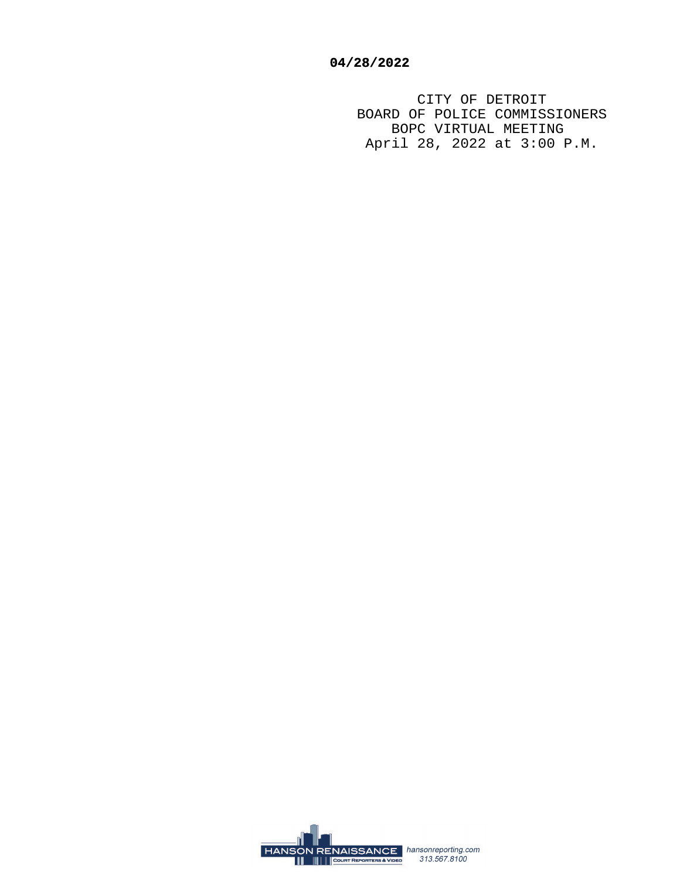**04/28/2022**

CITY OF DETROIT
BOARD OF POLICE COMMISSIONERS
BOPC VIRTUAL MEETING
April 28, 2022 at 3:00 P.M.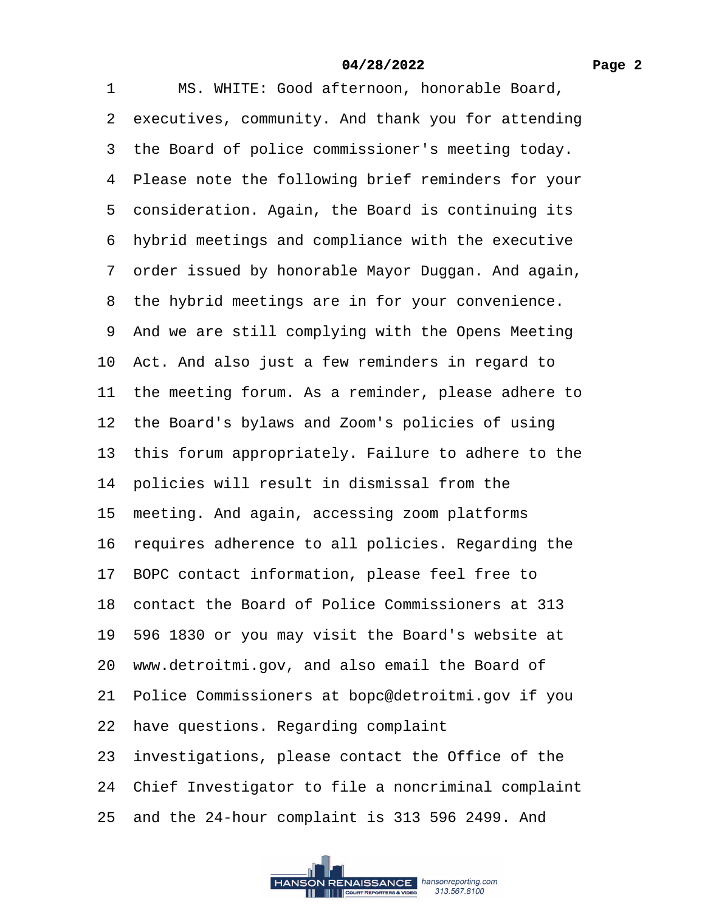1 MS. WHITE: Good afternoon, honorable Board,
2 executives, community. And thank you for attending
3 the Board of police commissioner's meeting today.
4 Please note the following brief reminders for your
5 consideration. Again, the Board is continuing its
6 hybrid meetings and compliance with the executive
7 order issued by honorable Mayor Duggan. And again,
8 the hybrid meetings are in for your convenience.
9 And we are still complying with the Opens Meeting
10 Act. And also just a few reminders in regard to
11 the meeting forum. As a reminder, please adhere to
12 the Board's bylaws and Zoom's policies of using
13 this forum appropriately. Failure to adhere to the
14 policies will result in dismissal from the
15 meeting. And again, accessing zoom platforms
16 requires adherence to all policies. Regarding the
17 BOPC contact information, please feel free to
18 contact the Board of Police Commissioners at 313
19 596 1830 or you may visit the Board's website at
20 www.detroitmi.gov, and also email the Board of
21 Police Commissioners at bopc@detroitmi.gov if you
22 have questions. Regarding complaint
23 investigations, please contact the Office of the
24 Chief Investigator to file a noncriminal complaint
25 and the 24-hour complaint is 313 596 2499. And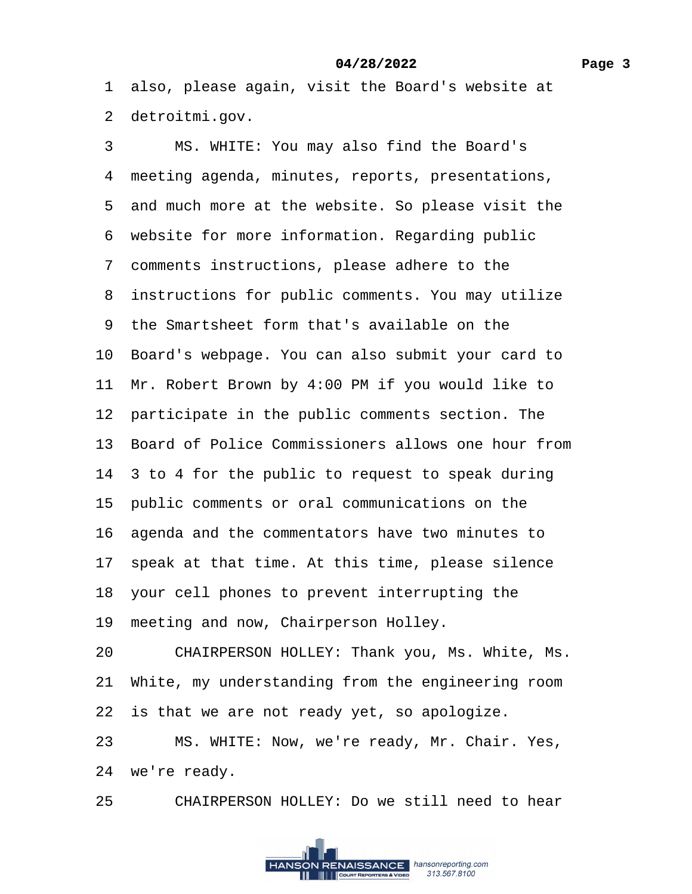1 also, please again, visit the Board's website at
2 detroitmi.gov.
3 MS. WHITE: You may also find the Board's
4 meeting agenda, minutes, reports, presentations,
5 and much more at the website. So please visit the
6 website for more information. Regarding public
7 comments instructions, please adhere to the
8 instructions for public comments. You may utilize
9 the Smartsheet form that's available on the
10 Board's webpage. You can also submit your card to
11 Mr. Robert Brown by 4:00 PM if you would like to
12 participate in the public comments section. The
13 Board of Police Commissioners allows one hour from
14 3 to 4 for the public to request to speak during
15 public comments or oral communications on the
16 agenda and the commentators have two minutes to
17 speak at that time. At this time, please silence
18 your cell phones to prevent interrupting the
19 meeting and now, Chairperson Holley.
20 CHAIRPERSON HOLLEY: Thank you, Ms. White, Ms.
21 White, my understanding from the engineering room
22 is that we are not ready yet, so apologize.
23 MS. WHITE: Now, we're ready, Mr. Chair. Yes,
24 we're ready.
25 CHAIRPERSON HOLLEY: Do we still need to hear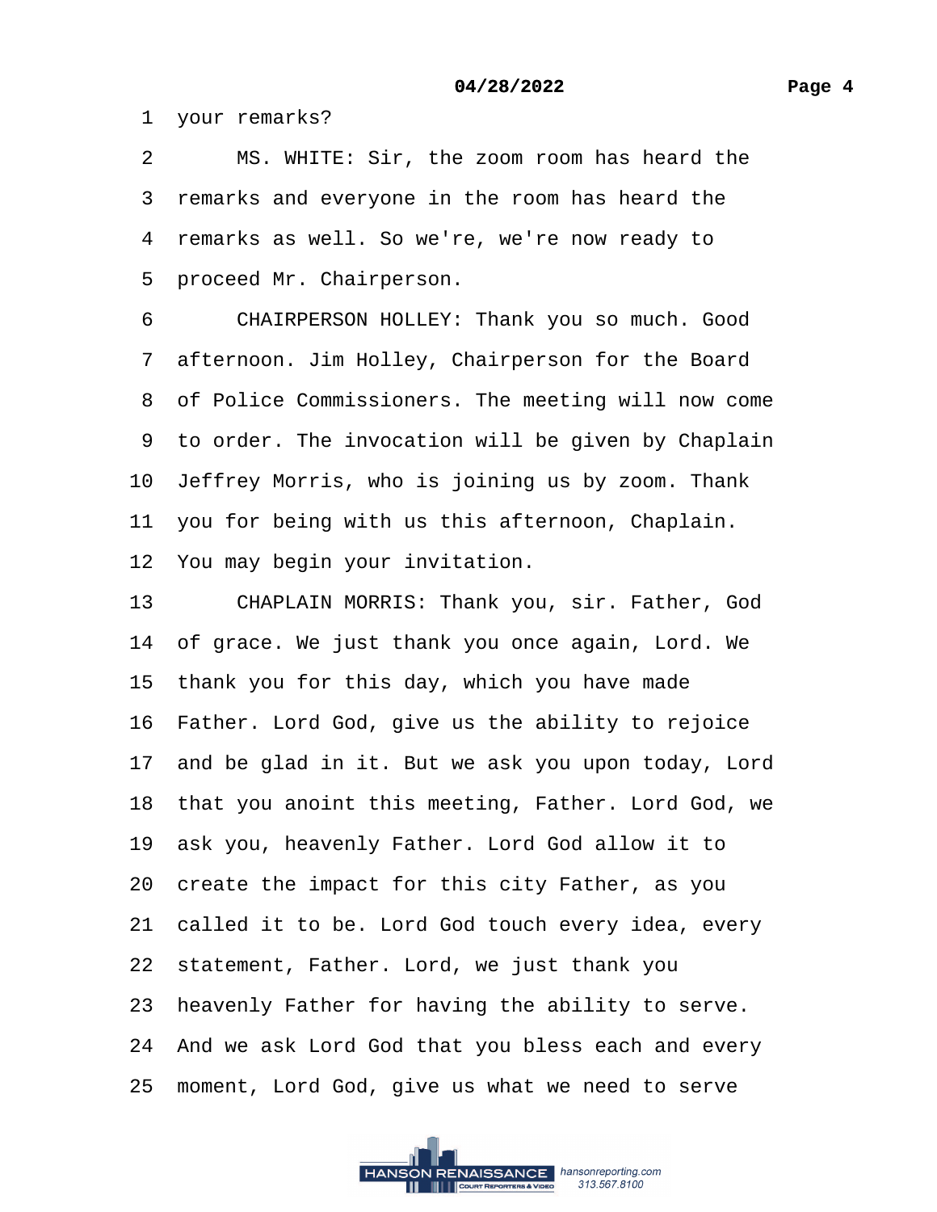1 your remarks?

2 MS. WHITE: Sir, the zoom room has heard the

3 remarks and everyone in the room has heard the

4 remarks as well. So we're, we're now ready to

5 proceed Mr. Chairperson.

6 CHAIRPERSON HOLLEY: Thank you so much. Good

7 afternoon. Jim Holley, Chairperson for the Board

8 of Police Commissioners. The meeting will now come

9 to order. The invocation will be given by Chaplain

10 Jeffrey Morris, who is joining us by zoom. Thank

11 you for being with us this afternoon, Chaplain.

12 You may begin your invitation.

13 CHAPLAIN MORRIS: Thank you, sir. Father, God

14 of grace. We just thank you once again, Lord. We

15 thank you for this day, which you have made

16 Father. Lord God, give us the ability to rejoice

17 and be glad in it. But we ask you upon today, Lord

18 that you anoint this meeting, Father. Lord God, we

19 ask you, heavenly Father. Lord God allow it to

20 create the impact for this city Father, as you

21 called it to be. Lord God touch every idea, every

22 statement, Father. Lord, we just thank you

23 heavenly Father for having the ability to serve.

24 And we ask Lord God that you bless each and every

25 moment, Lord God, give us what we need to serve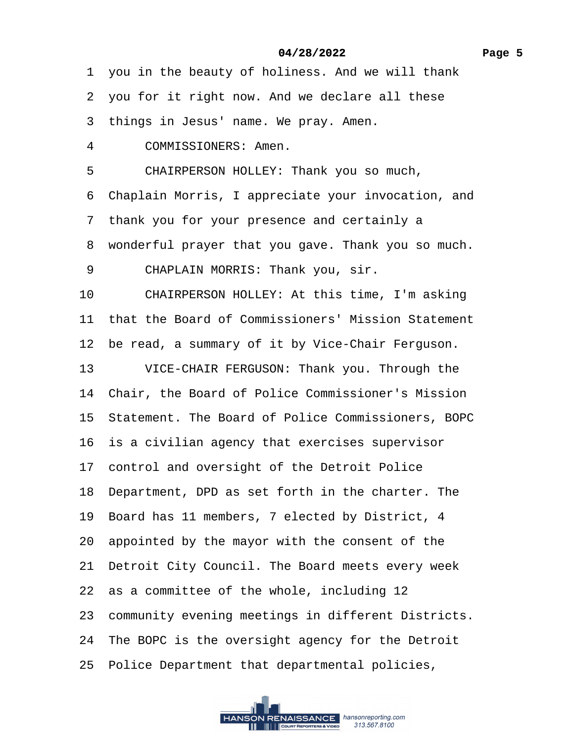1 you in the beauty of holiness. And we will thank
2 you for it right now. And we declare all these
3 things in Jesus' name. We pray. Amen.
4 COMMISSIONERS: Amen.
5 CHAIRPERSON HOLLEY: Thank you so much,
6 Chaplain Morris, I appreciate your invocation, and
7 thank you for your presence and certainly a
8 wonderful prayer that you gave. Thank you so much.
9 CHAPLAIN MORRIS: Thank you, sir.
10 CHAIRPERSON HOLLEY: At this time, I'm asking
11 that the Board of Commissioners' Mission Statement
12 be read, a summary of it by Vice-Chair Ferguson.
13 VICE-CHAIR FERGUSON: Thank you. Through the
14 Chair, the Board of Police Commissioner's Mission
15 Statement. The Board of Police Commissioners, BOPC
16 is a civilian agency that exercises supervisor
17 control and oversight of the Detroit Police
18 Department, DPD as set forth in the charter. The
19 Board has 11 members, 7 elected by District, 4
20 appointed by the mayor with the consent of the
21 Detroit City Council. The Board meets every week
22 as a committee of the whole, including 12
23 community evening meetings in different Districts.
24 The BOPC is the oversight agency for the Detroit
25 Police Department that departmental policies,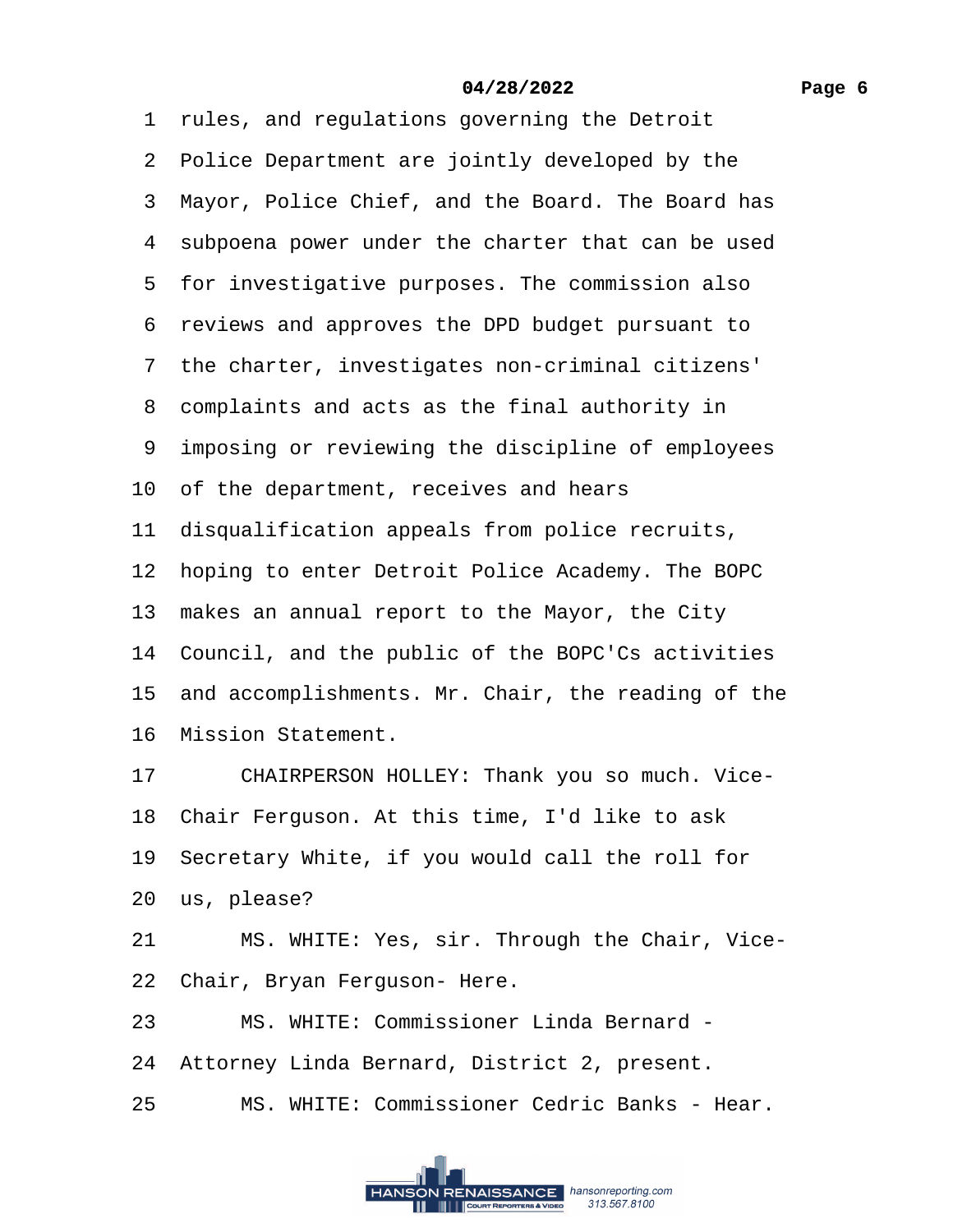1 rules, and regulations governing the Detroit
2 Police Department are jointly developed by the
3 Mayor, Police Chief, and the Board. The Board has
4 subpoena power under the charter that can be used
5 for investigative purposes. The commission also
6 reviews and approves the DPD budget pursuant to
7 the charter, investigates non-criminal citizens'
8 complaints and acts as the final authority in
9 imposing or reviewing the discipline of employees
10 of the department, receives and hears
11 disqualification appeals from police recruits,
12 hoping to enter Detroit Police Academy. The BOPC
13 makes an annual report to the Mayor, the City
14 Council, and the public of the BOPC'Cs activities
15 and accomplishments. Mr. Chair, the reading of the
16 Mission Statement.
17 CHAIRPERSON HOLLEY: Thank you so much. Vice-
18 Chair Ferguson. At this time, I'd like to ask
19 Secretary White, if you would call the roll for
20 us, please?
21 MS. WHITE: Yes, sir. Through the Chair, Vice-
22 Chair, Bryan Ferguson- Here.
23 MS. WHITE: Commissioner Linda Bernard -
24 Attorney Linda Bernard, District 2, present.
25 MS. WHITE: Commissioner Cedric Banks - Hear.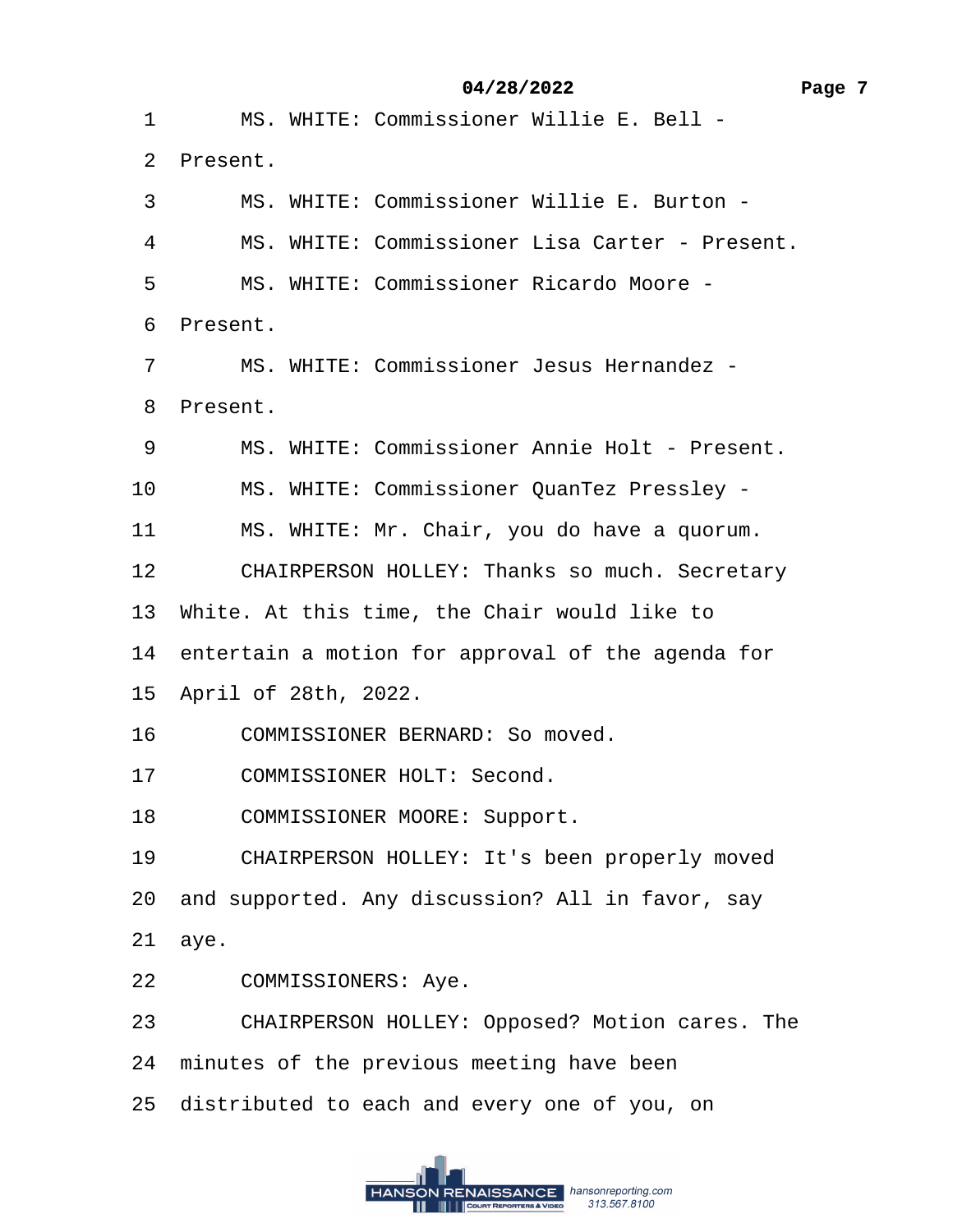1 MS. WHITE: Commissioner Willie E. Bell -

2 Present.

3 MS. WHITE: Commissioner Willie E. Burton -

4 MS. WHITE: Commissioner Lisa Carter - Present.

5 MS. WHITE: Commissioner Ricardo Moore -

6 Present.

7 MS. WHITE: Commissioner Jesus Hernandez -

8 Present.

9 MS. WHITE: Commissioner Annie Holt - Present.

10 MS. WHITE: Commissioner QuanTez Pressley -

11 MS. WHITE: Mr. Chair, you do have a quorum.

12 CHAIRPERSON HOLLEY: Thanks so much. Secretary

13 White. At this time, the Chair would like to

14 entertain a motion for approval of the agenda for

15 April of 28th, 2022.

16 COMMISSIONER BERNARD: So moved.

17 COMMISSIONER HOLT: Second.

18 COMMISSIONER MOORE: Support.

19 CHAIRPERSON HOLLEY: It's been properly moved

20 and supported. Any discussion? All in favor, say

21 aye.

22 COMMISSIONERS: Aye.

23 CHAIRPERSON HOLLEY: Opposed? Motion cares. The

24 minutes of the previous meeting have been

25 distributed to each and every one of you, on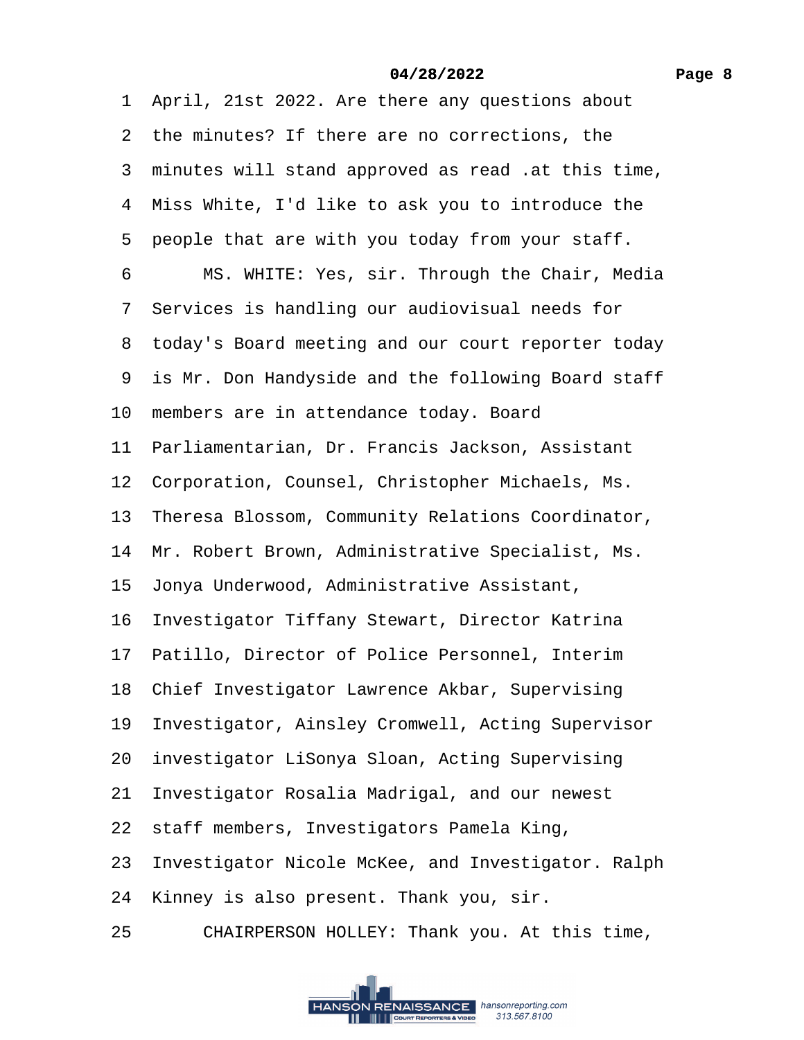1 April, 21st 2022. Are there any questions about

2 the minutes? If there are no corrections, the

3 minutes will stand approved as read .at this time,

4 Miss White, I'd like to ask you to introduce the

5 people that are with you today from your staff.

6 MS. WHITE: Yes, sir. Through the Chair, Media

7 Services is handling our audiovisual needs for

8 today's Board meeting and our court reporter today

9 is Mr. Don Handyside and the following Board staff

10 members are in attendance today. Board

11 Parliamentarian, Dr. Francis Jackson, Assistant

12 Corporation, Counsel, Christopher Michaels, Ms.

13 Theresa Blossom, Community Relations Coordinator,

14 Mr. Robert Brown, Administrative Specialist, Ms.

15 Jonya Underwood, Administrative Assistant,

16 Investigator Tiffany Stewart, Director Katrina

17 Patillo, Director of Police Personnel, Interim

18 Chief Investigator Lawrence Akbar, Supervising

19 Investigator, Ainsley Cromwell, Acting Supervisor

20 investigator LiSonya Sloan, Acting Supervising

21 Investigator Rosalia Madrigal, and our newest

22 staff members, Investigators Pamela King,

23 Investigator Nicole McKee, and Investigator. Ralph

24 Kinney is also present. Thank you, sir.

25 CHAIRPERSON HOLLEY: Thank you. At this time,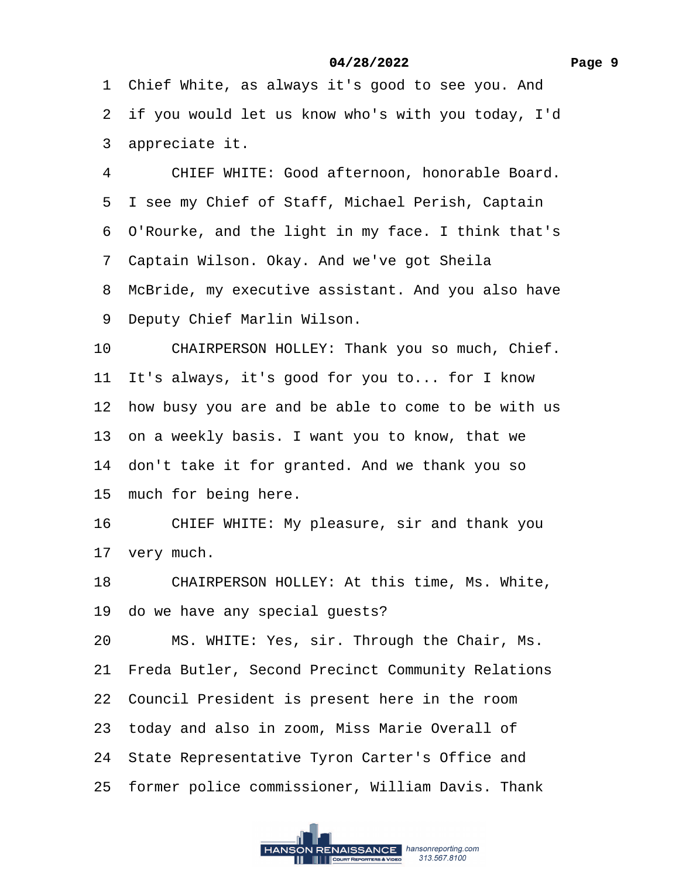1 Chief White, as always it's good to see you. And
2 if you would let us know who's with you today, I'd
3 appreciate it.
4 CHIEF WHITE: Good afternoon, honorable Board.
5 I see my Chief of Staff, Michael Perish, Captain
6 O'Rourke, and the light in my face. I think that's
7 Captain Wilson. Okay. And we've got Sheila
8 McBride, my executive assistant. And you also have
9 Deputy Chief Marlin Wilson.
10 CHAIRPERSON HOLLEY: Thank you so much, Chief.
11 It's always, it's good for you to... for I know
12 how busy you are and be able to come to be with us
13 on a weekly basis. I want you to know, that we
14 don't take it for granted. And we thank you so
15 much for being here.
16 CHIEF WHITE: My pleasure, sir and thank you
17 very much.
18 CHAIRPERSON HOLLEY: At this time, Ms. White,
19 do we have any special guests?
20 MS. WHITE: Yes, sir. Through the Chair, Ms.
21 Freda Butler, Second Precinct Community Relations
22 Council President is present here in the room
23 today and also in zoom, Miss Marie Overall of
24 State Representative Tyron Carter's Office and
25 former police commissioner, William Davis. Thank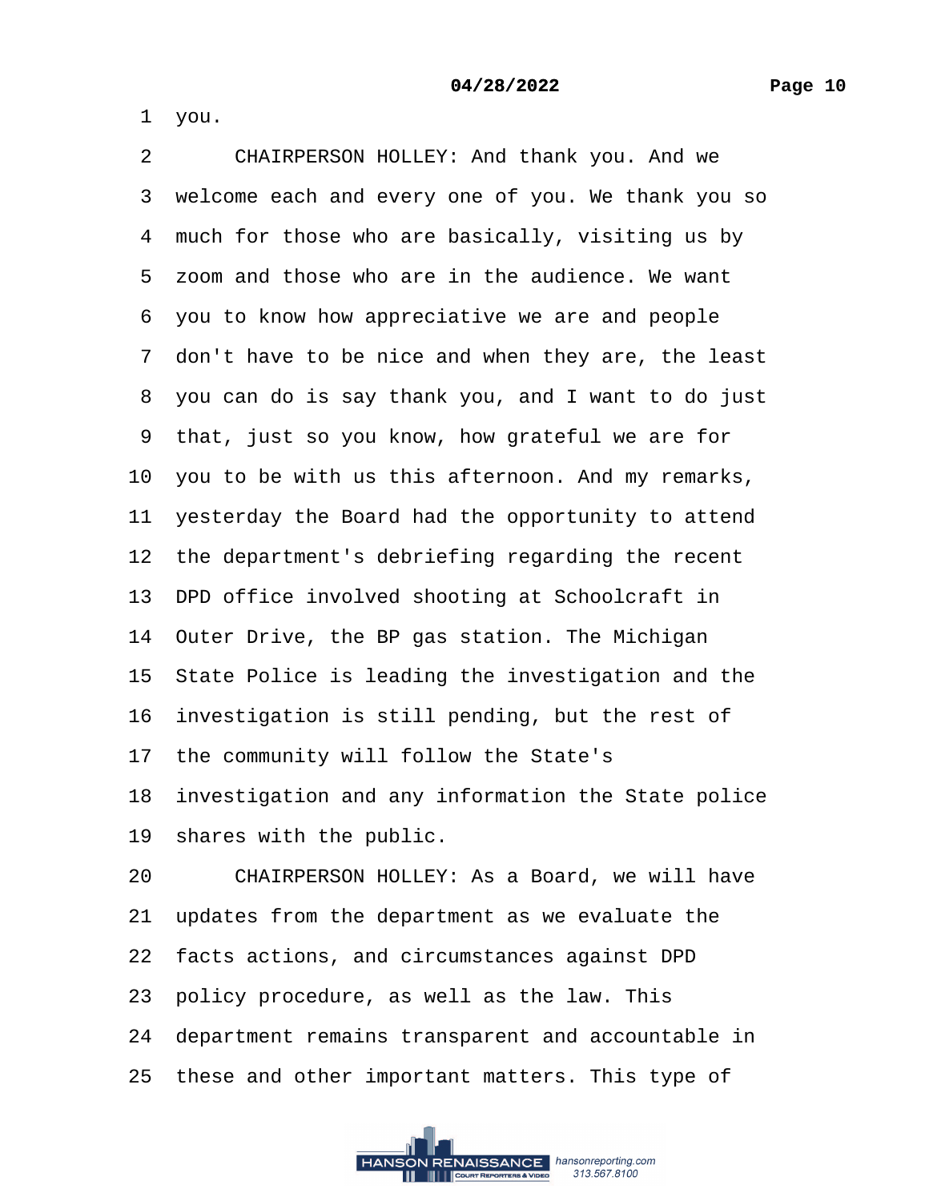1 you.

2 CHAIRPERSON HOLLEY: And thank you. And we

3 welcome each and every one of you. We thank you so

4 much for those who are basically, visiting us by

5 zoom and those who are in the audience. We want

6 you to know how appreciative we are and people

7 don't have to be nice and when they are, the least

8 you can do is say thank you, and I want to do just

9 that, just so you know, how grateful we are for

10 you to be with us this afternoon. And my remarks,

11 yesterday the Board had the opportunity to attend

12 the department's debriefing regarding the recent

13 DPD office involved shooting at Schoolcraft in

14 Outer Drive, the BP gas station. The Michigan

15 State Police is leading the investigation and the

16 investigation is still pending, but the rest of

17 the community will follow the State's

18 investigation and any information the State police

19 shares with the public.

20 CHAIRPERSON HOLLEY: As a Board, we will have

21 updates from the department as we evaluate the

22 facts actions, and circumstances against DPD

23 policy procedure, as well as the law. This

24 department remains transparent and accountable in

25 these and other important matters. This type of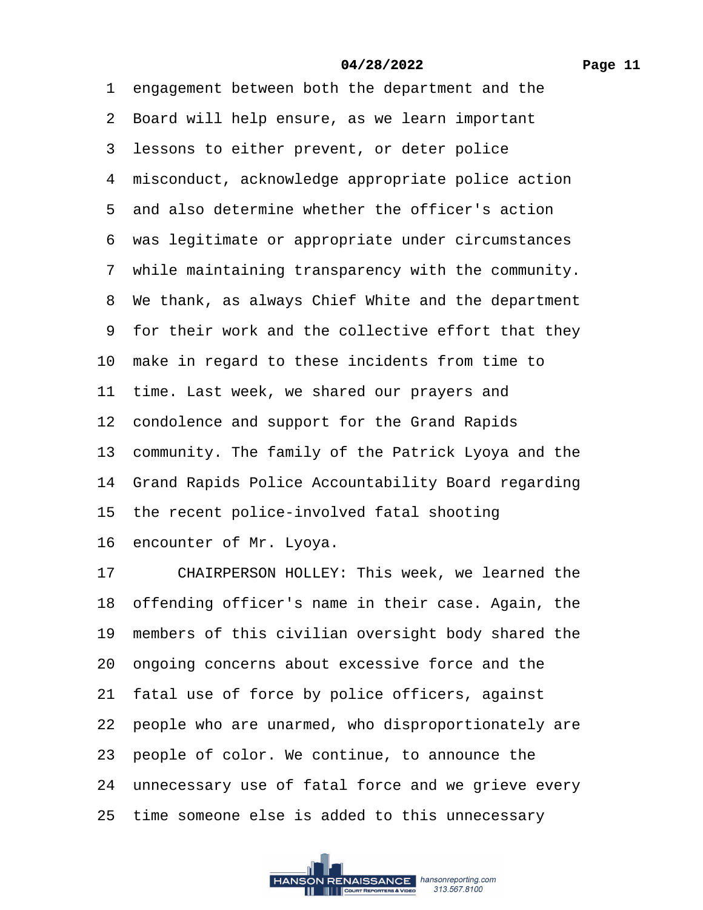1 engagement between both the department and the
2 Board will help ensure, as we learn important
3 lessons to either prevent, or deter police
4 misconduct, acknowledge appropriate police action
5 and also determine whether the officer's action
6 was legitimate or appropriate under circumstances
7 while maintaining transparency with the community.
8 We thank, as always Chief White and the department
9 for their work and the collective effort that they
10 make in regard to these incidents from time to
11 time. Last week, we shared our prayers and
12 condolence and support for the Grand Rapids
13 community. The family of the Patrick Lyoya and the
14 Grand Rapids Police Accountability Board regarding
15 the recent police-involved fatal shooting
16 encounter of Mr. Lyoya.
17 CHAIRPERSON HOLLEY: This week, we learned the
18 offending officer's name in their case. Again, the
19 members of this civilian oversight body shared the
20 ongoing concerns about excessive force and the
21 fatal use of force by police officers, against
22 people who are unarmed, who disproportionately are
23 people of color. We continue, to announce the
24 unnecessary use of fatal force and we grieve every
25 time someone else is added to this unnecessary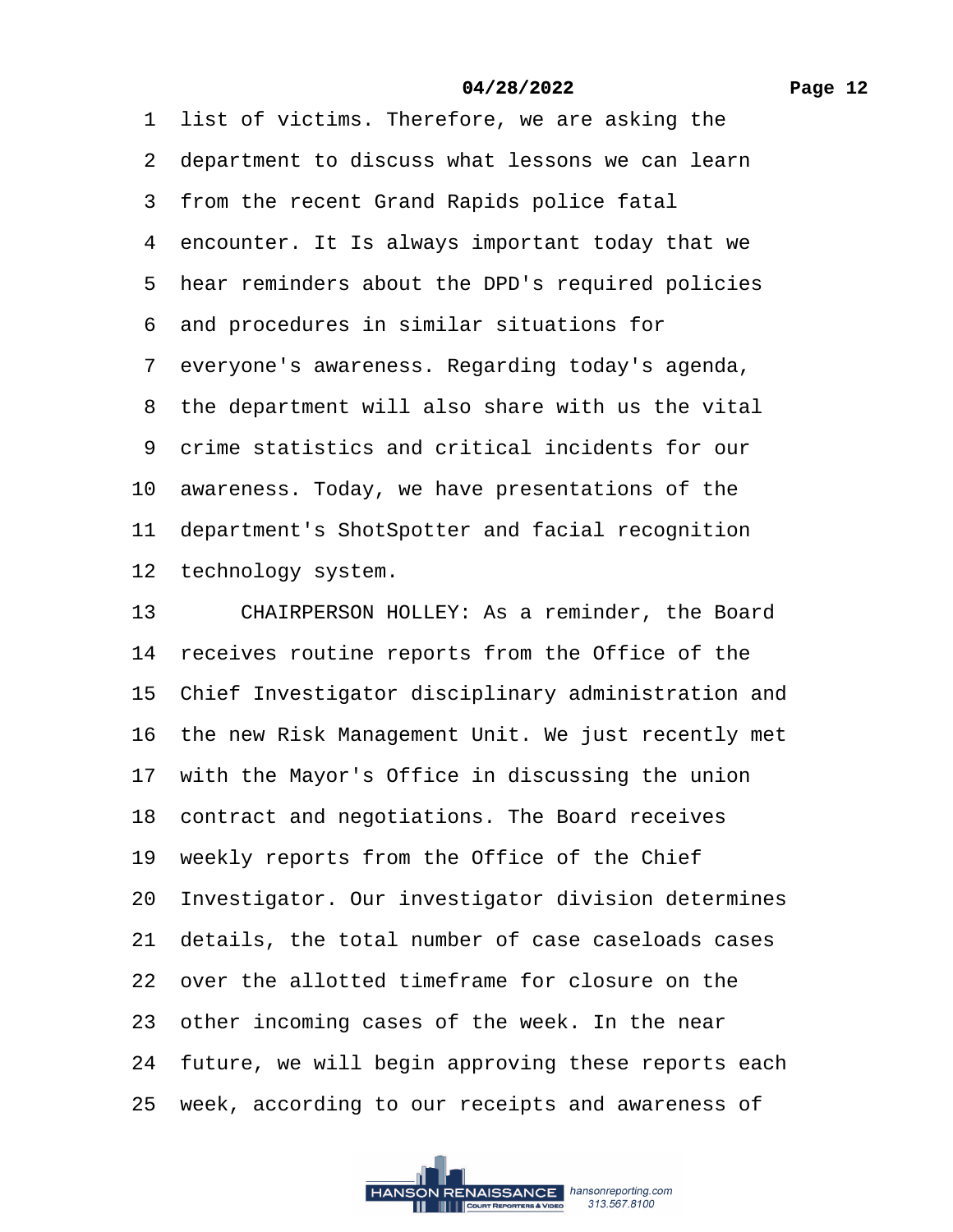1 list of victims. Therefore, we are asking the
2 department to discuss what lessons we can learn
3 from the recent Grand Rapids police fatal
4 encounter. It Is always important today that we
5 hear reminders about the DPD's required policies
6 and procedures in similar situations for
7 everyone's awareness. Regarding today's agenda,
8 the department will also share with us the vital
9 crime statistics and critical incidents for our
10 awareness. Today, we have presentations of the
11 department's ShotSpotter and facial recognition
12 technology system.
13 CHAIRPERSON HOLLEY: As a reminder, the Board
14 receives routine reports from the Office of the
15 Chief Investigator disciplinary administration and
16 the new Risk Management Unit. We just recently met
17 with the Mayor's Office in discussing the union
18 contract and negotiations. The Board receives
19 weekly reports from the Office of the Chief
20 Investigator. Our investigator division determines
21 details, the total number of case caseloads cases
22 over the allotted timeframe for closure on the
23 other incoming cases of the week. In the near
24 future, we will begin approving these reports each
25 week, according to our receipts and awareness of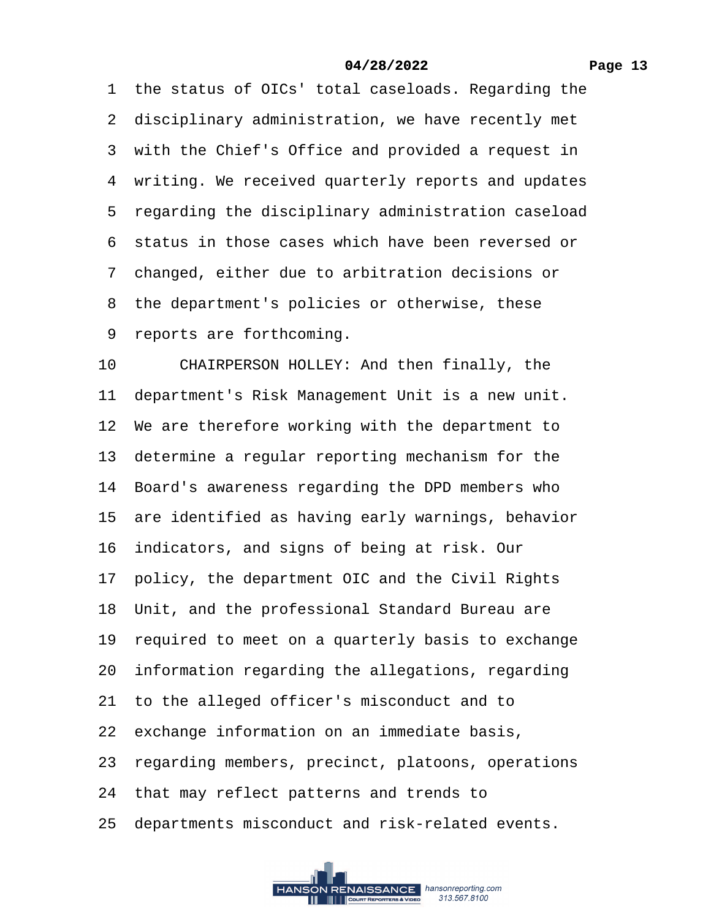1 the status of OICs' total caseloads. Regarding the
2 disciplinary administration, we have recently met
3 with the Chief's Office and provided a request in
4 writing. We received quarterly reports and updates
5 regarding the disciplinary administration caseload
6 status in those cases which have been reversed or
7 changed, either due to arbitration decisions or
8 the department's policies or otherwise, these
9 reports are forthcoming.
10 CHAIRPERSON HOLLEY: And then finally, the
11 department's Risk Management Unit is a new unit.
12 We are therefore working with the department to
13 determine a regular reporting mechanism for the
14 Board's awareness regarding the DPD members who
15 are identified as having early warnings, behavior
16 indicators, and signs of being at risk. Our
17 policy, the department OIC and the Civil Rights
18 Unit, and the professional Standard Bureau are
19 required to meet on a quarterly basis to exchange
20 information regarding the allegations, regarding
21 to the alleged officer's misconduct and to
22 exchange information on an immediate basis,
23 regarding members, precinct, platoons, operations
24 that may reflect patterns and trends to
25 departments misconduct and risk-related events.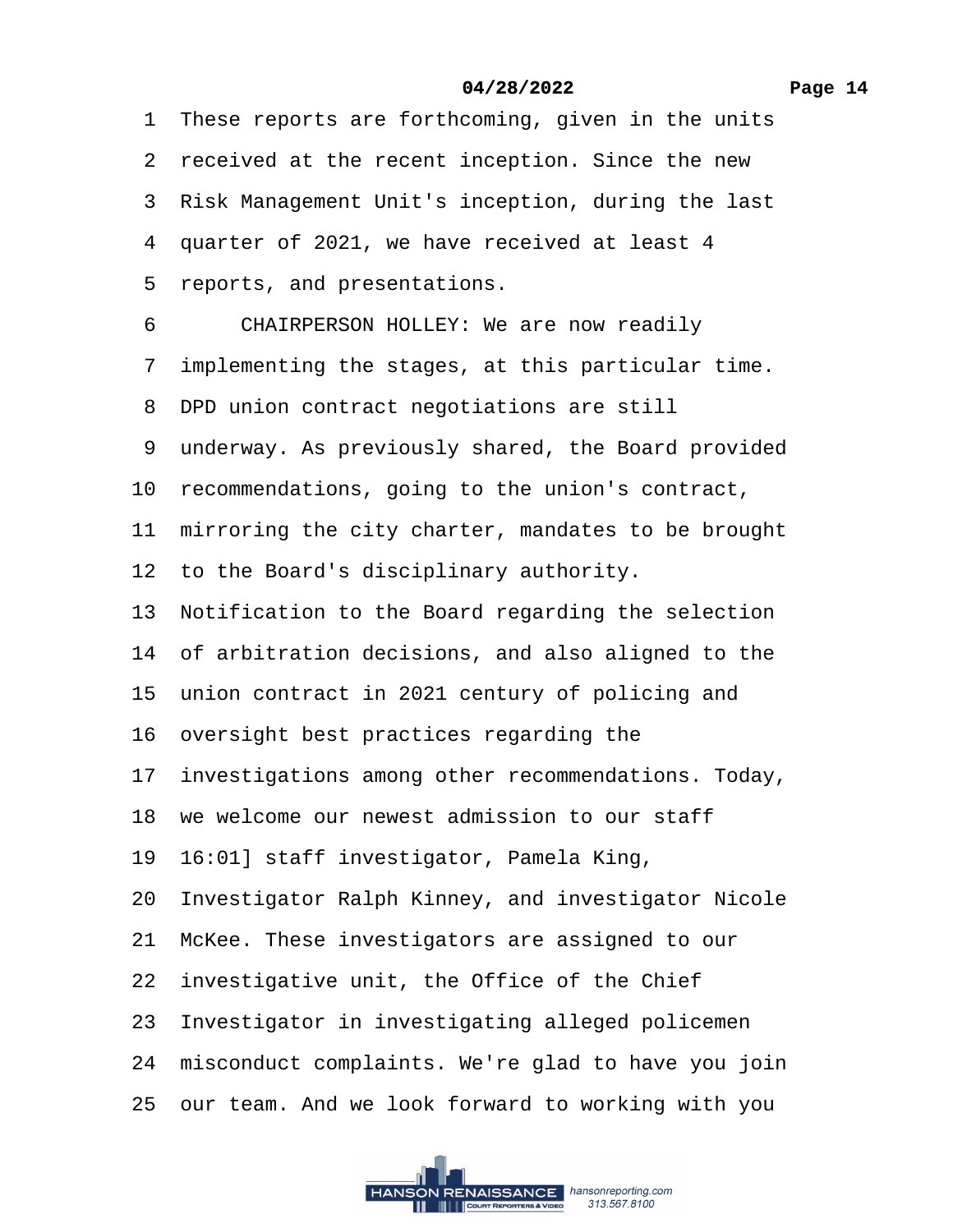1 These reports are forthcoming, given in the units
2 received at the recent inception. Since the new
3 Risk Management Unit's inception, during the last
4 quarter of 2021, we have received at least 4
5 reports, and presentations.
6 CHAIRPERSON HOLLEY: We are now readily
7 implementing the stages, at this particular time.
8 DPD union contract negotiations are still
9 underway. As previously shared, the Board provided
10 recommendations, going to the union's contract,
11 mirroring the city charter, mandates to be brought
12 to the Board's disciplinary authority.
13 Notification to the Board regarding the selection
14 of arbitration decisions, and also aligned to the
15 union contract in 2021 century of policing and
16 oversight best practices regarding the
17 investigations among other recommendations. Today,
18 we welcome our newest admission to our staff
19 16:01] staff investigator, Pamela King,
20 Investigator Ralph Kinney, and investigator Nicole
21 McKee. These investigators are assigned to our
22 investigative unit, the Office of the Chief
23 Investigator in investigating alleged policemen
24 misconduct complaints. We're glad to have you join
25 our team. And we look forward to working with you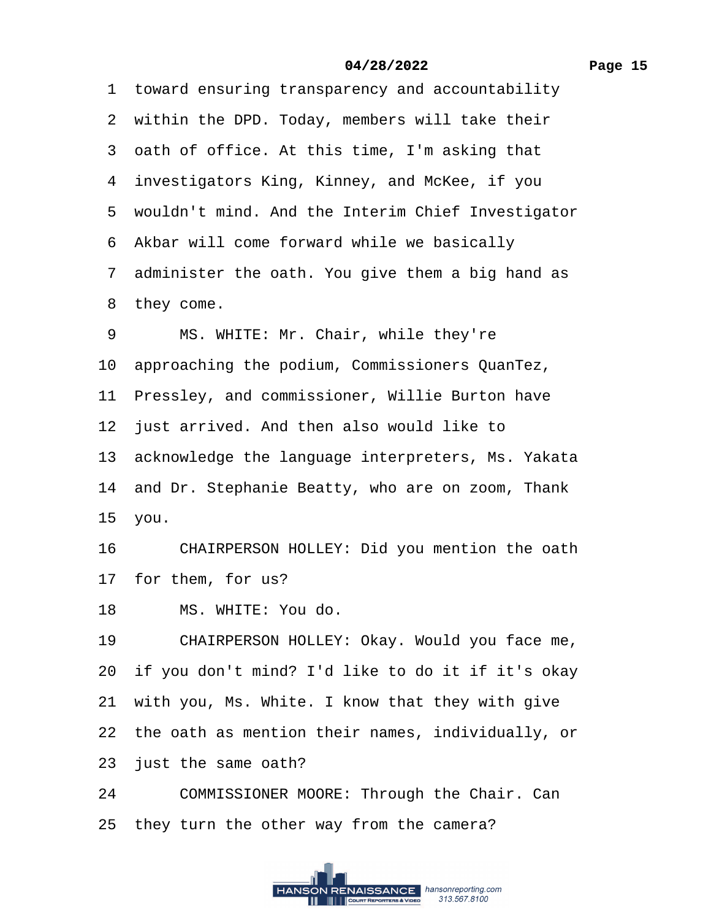1 toward ensuring transparency and accountability
2 within the DPD. Today, members will take their
3 oath of office. At this time, I'm asking that
4 investigators King, Kinney, and McKee, if you
5 wouldn't mind. And the Interim Chief Investigator
6 Akbar will come forward while we basically
7 administer the oath. You give them a big hand as
8 they come.
9 MS. WHITE: Mr. Chair, while they're
10 approaching the podium, Commissioners QuanTez,
11 Pressley, and commissioner, Willie Burton have
12 just arrived. And then also would like to
13 acknowledge the language interpreters, Ms. Yakata
14 and Dr. Stephanie Beatty, who are on zoom, Thank
15 you.
16 CHAIRPERSON HOLLEY: Did you mention the oath
17 for them, for us?
18 MS. WHITE: You do.
19 CHAIRPERSON HOLLEY: Okay. Would you face me,
20 if you don't mind? I'd like to do it if it's okay
21 with you, Ms. White. I know that they with give
22 the oath as mention their names, individually, or
23 just the same oath?
24 COMMISSIONER MOORE: Through the Chair. Can
25 they turn the other way from the camera?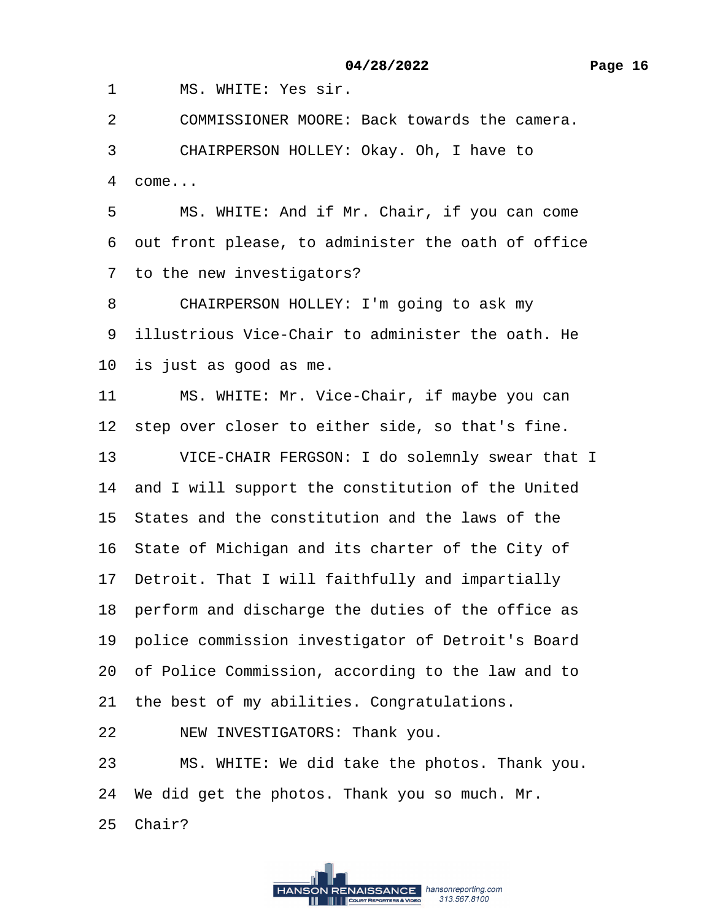1 MS. WHITE: Yes sir.

2 COMMISSIONER MOORE: Back towards the camera.

3 CHAIRPERSON HOLLEY: Okay. Oh, I have to

4 come...

5 MS. WHITE: And if Mr. Chair, if you can come

6 out front please, to administer the oath of office

7 to the new investigators?

8 CHAIRPERSON HOLLEY: I'm going to ask my

9 illustrious Vice-Chair to administer the oath. He

10 is just as good as me.

11 MS. WHITE: Mr. Vice-Chair, if maybe you can

12 step over closer to either side, so that's fine.

13 VICE-CHAIR FERGSON: I do solemnly swear that I

14 and I will support the constitution of the United

15 States and the constitution and the laws of the

16 State of Michigan and its charter of the City of

17 Detroit. That I will faithfully and impartially

18 perform and discharge the duties of the office as

19 police commission investigator of Detroit's Board

20 of Police Commission, according to the law and to

21 the best of my abilities. Congratulations.

22 NEW INVESTIGATORS: Thank you.

23 MS. WHITE: We did take the photos. Thank you.

24 We did get the photos. Thank you so much. Mr.

25 Chair?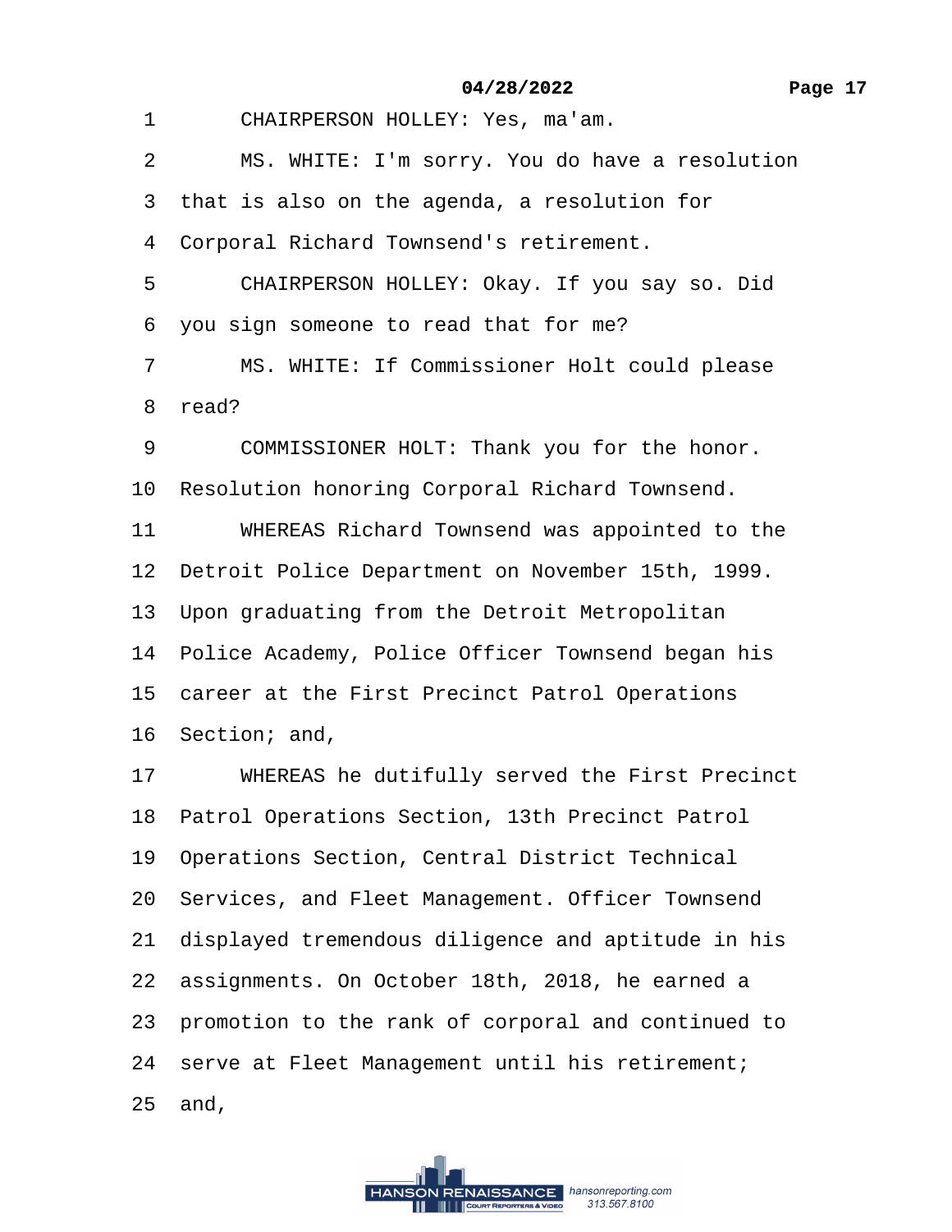1 CHAIRPERSON HOLLEY: Yes, ma'am.

2 MS. WHITE: I'm sorry. You do have a resolution

3 that is also on the agenda, a resolution for

4 Corporal Richard Townsend's retirement.

5 CHAIRPERSON HOLLEY: Okay. If you say so. Did

6 you sign someone to read that for me?

7 MS. WHITE: If Commissioner Holt could please

8 read?

9 COMMISSIONER HOLT: Thank you for the honor.

10 Resolution honoring Corporal Richard Townsend.

11 WHEREAS Richard Townsend was appointed to the

12 Detroit Police Department on November 15th, 1999.

13 Upon graduating from the Detroit Metropolitan

14 Police Academy, Police Officer Townsend began his

15 career at the First Precinct Patrol Operations

16 Section; and,

17 WHEREAS he dutifully served the First Precinct

18 Patrol Operations Section, 13th Precinct Patrol

19 Operations Section, Central District Technical

20 Services, and Fleet Management. Officer Townsend

21 displayed tremendous diligence and aptitude in his

22 assignments. On October 18th, 2018, he earned a

23 promotion to the rank of corporal and continued to

24 serve at Fleet Management until his retirement;

25 and,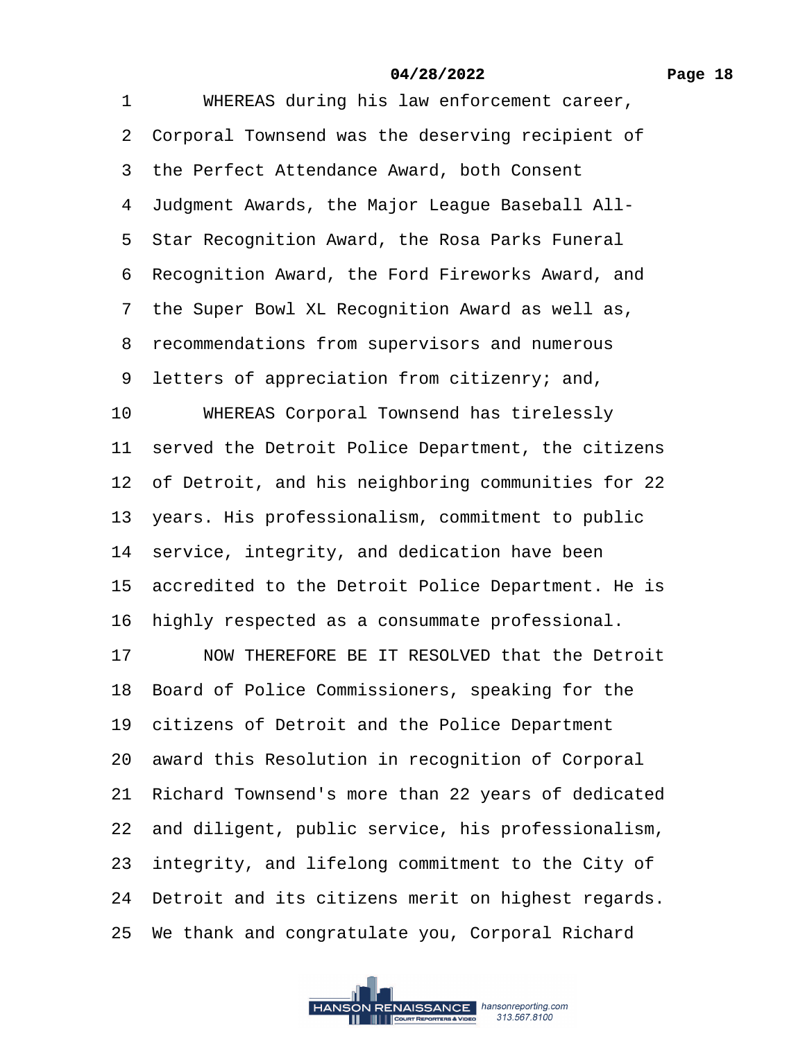1 WHEREAS during his law enforcement career,
2 Corporal Townsend was the deserving recipient of
3 the Perfect Attendance Award, both Consent
4 Judgment Awards, the Major League Baseball All-
5 Star Recognition Award, the Rosa Parks Funeral
6 Recognition Award, the Ford Fireworks Award, and
7 the Super Bowl XL Recognition Award as well as,
8 recommendations from supervisors and numerous
9 letters of appreciation from citizenry; and,
10 WHEREAS Corporal Townsend has tirelessly
11 served the Detroit Police Department, the citizens
12 of Detroit, and his neighboring communities for 22
13 years. His professionalism, commitment to public
14 service, integrity, and dedication have been
15 accredited to the Detroit Police Department. He is
16 highly respected as a consummate professional.
17 NOW THEREFORE BE IT RESOLVED that the Detroit
18 Board of Police Commissioners, speaking for the
19 citizens of Detroit and the Police Department
20 award this Resolution in recognition of Corporal
21 Richard Townsend's more than 22 years of dedicated
22 and diligent, public service, his professionalism,
23 integrity, and lifelong commitment to the City of
24 Detroit and its citizens merit on highest regards.
25 We thank and congratulate you, Corporal Richard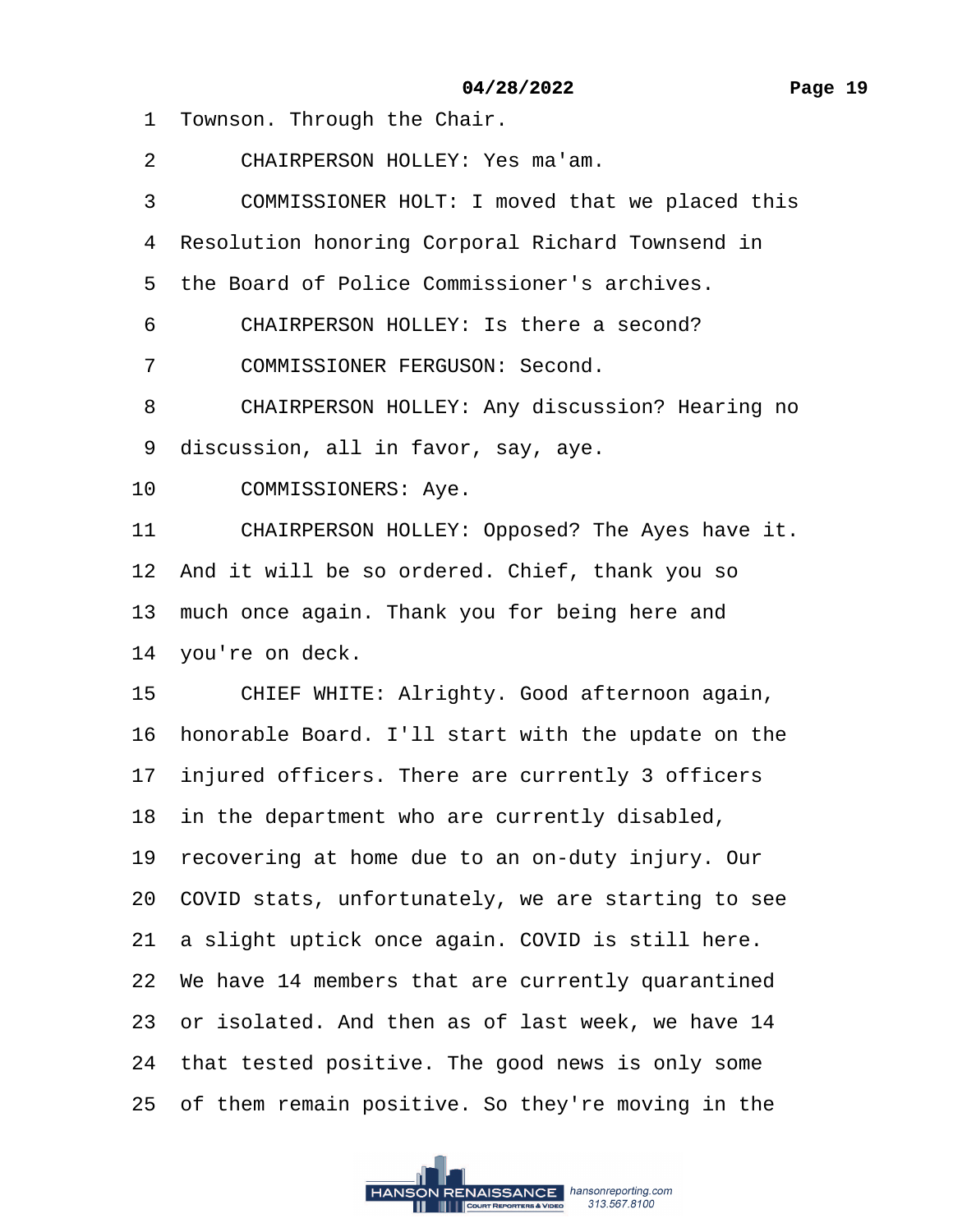1 Townson. Through the Chair.

2 CHAIRPERSON HOLLEY: Yes ma'am.

3 COMMISSIONER HOLT: I moved that we placed this

4 Resolution honoring Corporal Richard Townsend in

5 the Board of Police Commissioner's archives.

6 CHAIRPERSON HOLLEY: Is there a second?

7 COMMISSIONER FERGUSON: Second.

8 CHAIRPERSON HOLLEY: Any discussion? Hearing no

9 discussion, all in favor, say, aye.

10 COMMISSIONERS: Aye.

11 CHAIRPERSON HOLLEY: Opposed? The Ayes have it.

12 And it will be so ordered. Chief, thank you so

13 much once again. Thank you for being here and

14 you're on deck.

15 CHIEF WHITE: Alrighty. Good afternoon again,

16 honorable Board. I'll start with the update on the

17 injured officers. There are currently 3 officers

18 in the department who are currently disabled,

19 recovering at home due to an on-duty injury. Our

20 COVID stats, unfortunately, we are starting to see

21 a slight uptick once again. COVID is still here.

22 We have 14 members that are currently quarantined

23 or isolated. And then as of last week, we have 14

24 that tested positive. The good news is only some

25 of them remain positive. So they're moving in the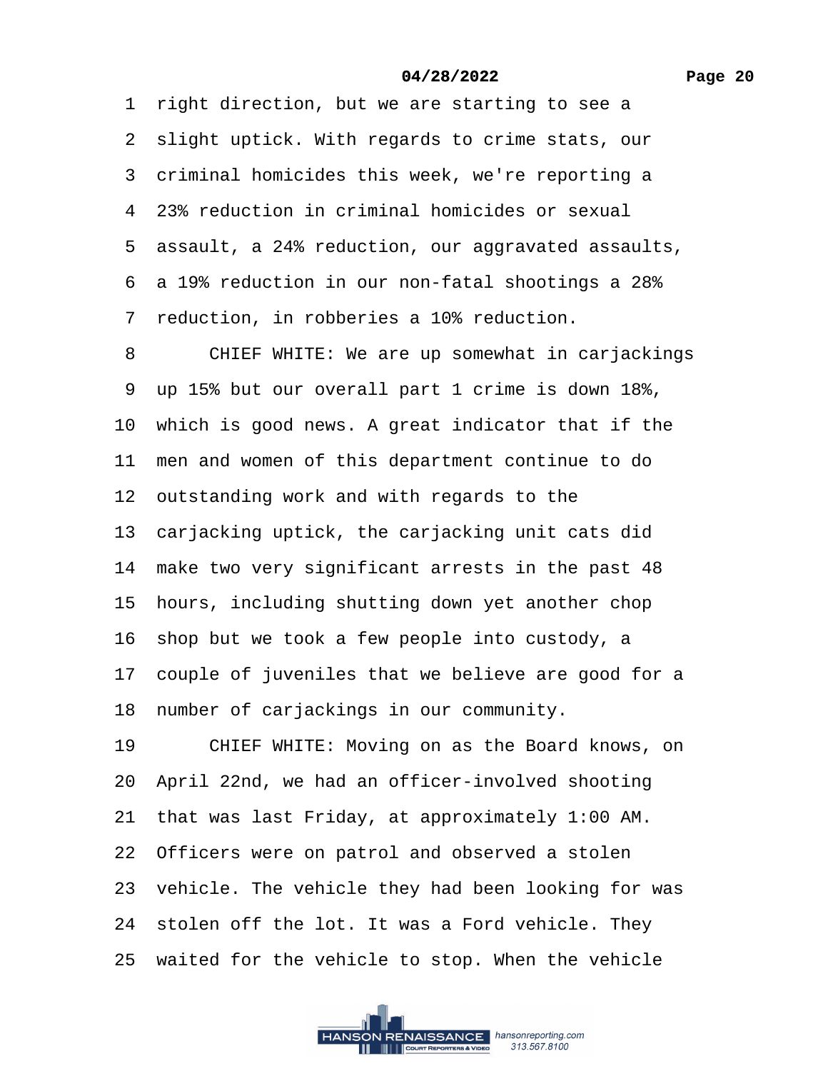1 right direction, but we are starting to see a
2 slight uptick. With regards to crime stats, our
3 criminal homicides this week, we're reporting a
4 23% reduction in criminal homicides or sexual
5 assault, a 24% reduction, our aggravated assaults,
6 a 19% reduction in our non-fatal shootings a 28%
7 reduction, in robberies a 10% reduction.
8 CHIEF WHITE: We are up somewhat in carjackings
9 up 15% but our overall part 1 crime is down 18%,
10 which is good news. A great indicator that if the
11 men and women of this department continue to do
12 outstanding work and with regards to the
13 carjacking uptick, the carjacking unit cats did
14 make two very significant arrests in the past 48
15 hours, including shutting down yet another chop
16 shop but we took a few people into custody, a
17 couple of juveniles that we believe are good for a
18 number of carjackings in our community.
19 CHIEF WHITE: Moving on as the Board knows, on
20 April 22nd, we had an officer-involved shooting
21 that was last Friday, at approximately 1:00 AM.
22 Officers were on patrol and observed a stolen
23 vehicle. The vehicle they had been looking for was
24 stolen off the lot. It was a Ford vehicle. They
25 waited for the vehicle to stop. When the vehicle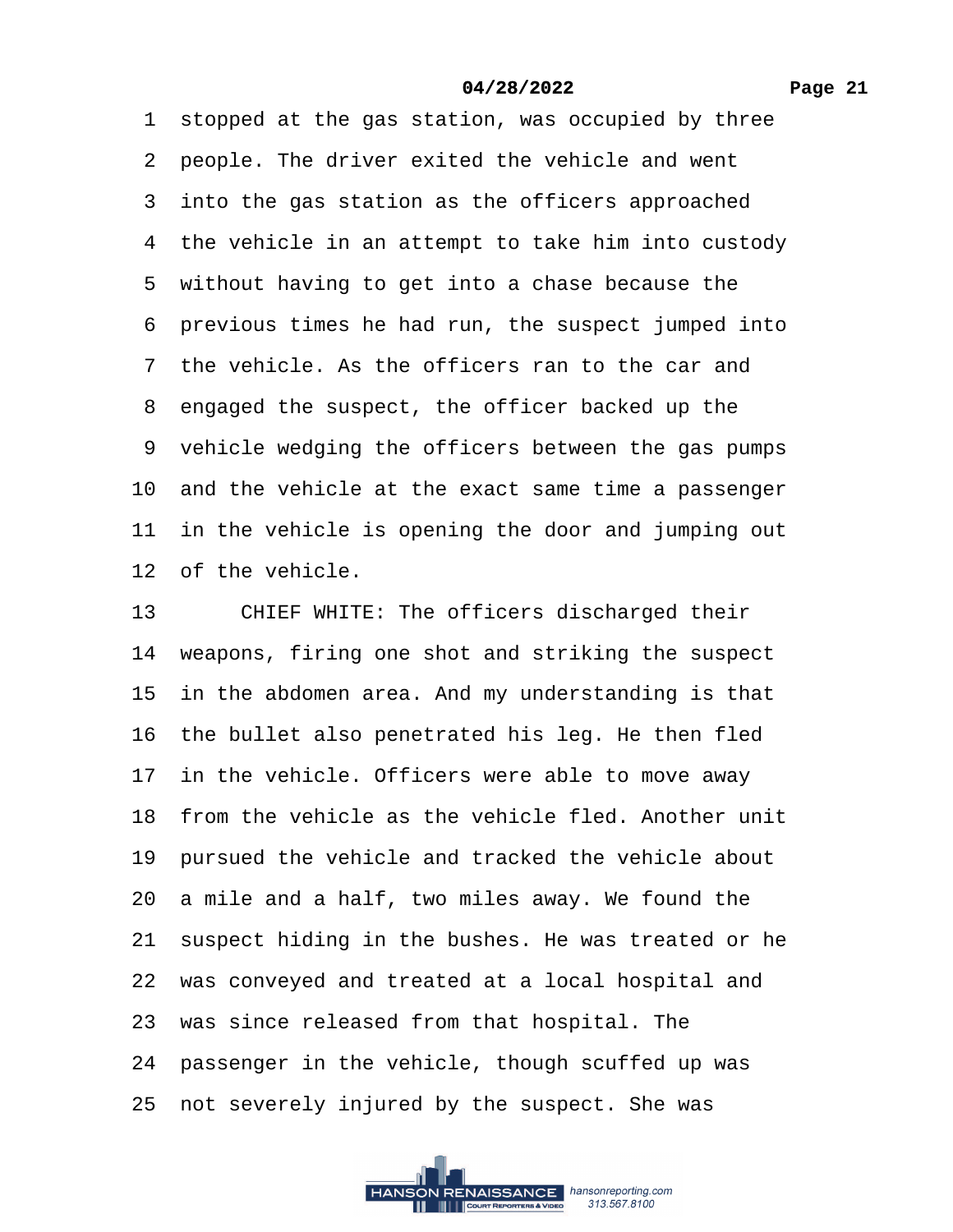1 stopped at the gas station, was occupied by three
2 people. The driver exited the vehicle and went
3 into the gas station as the officers approached
4 the vehicle in an attempt to take him into custody
5 without having to get into a chase because the
6 previous times he had run, the suspect jumped into
7 the vehicle. As the officers ran to the car and
8 engaged the suspect, the officer backed up the
9 vehicle wedging the officers between the gas pumps
10 and the vehicle at the exact same time a passenger
11 in the vehicle is opening the door and jumping out
12 of the vehicle.
13 CHIEF WHITE: The officers discharged their
14 weapons, firing one shot and striking the suspect
15 in the abdomen area. And my understanding is that
16 the bullet also penetrated his leg. He then fled
17 in the vehicle. Officers were able to move away
18 from the vehicle as the vehicle fled. Another unit
19 pursued the vehicle and tracked the vehicle about
20 a mile and a half, two miles away. We found the
21 suspect hiding in the bushes. He was treated or he
22 was conveyed and treated at a local hospital and
23 was since released from that hospital. The
24 passenger in the vehicle, though scuffed up was
25 not severely injured by the suspect. She was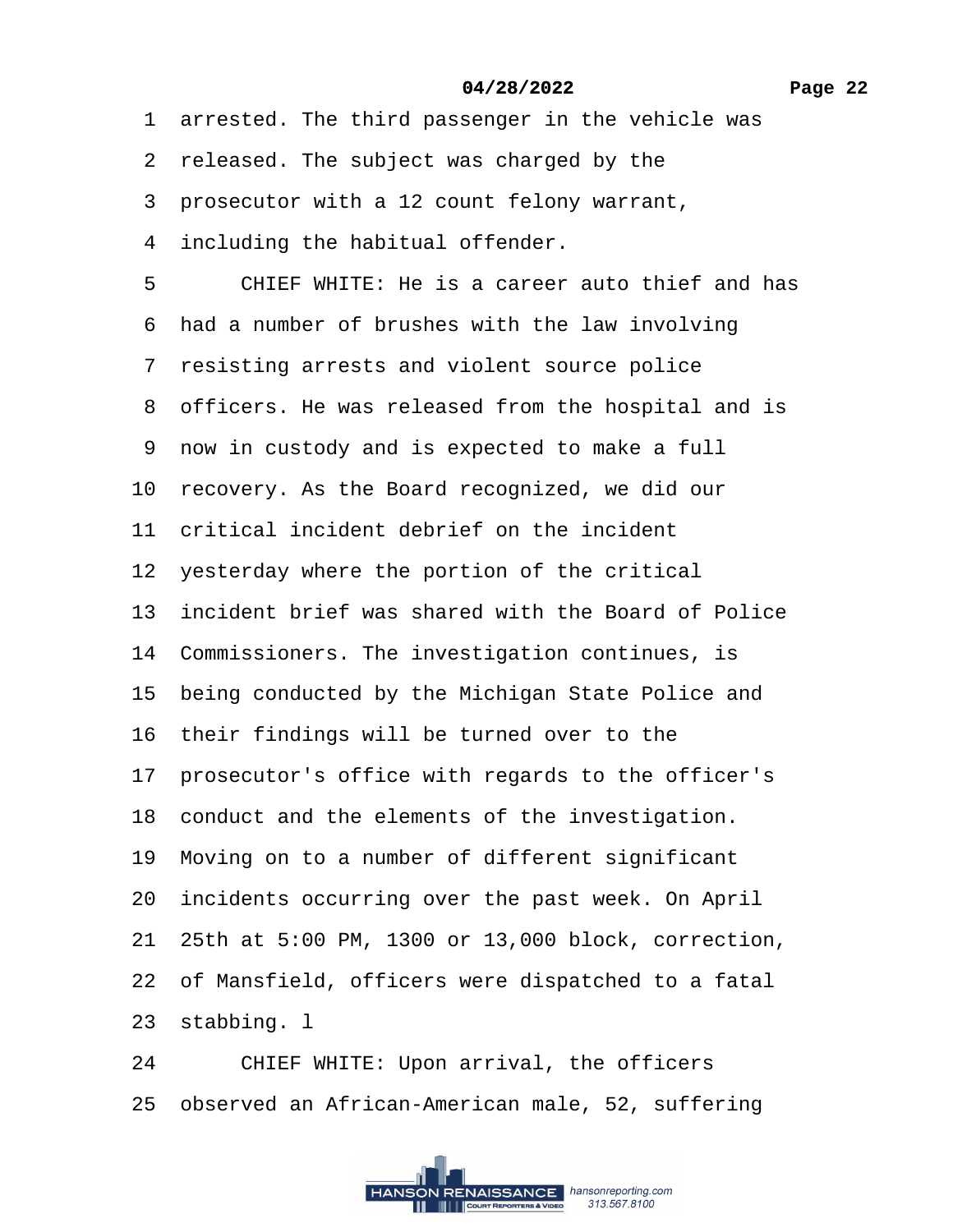1 arrested. The third passenger in the vehicle was
2 released. The subject was charged by the
3 prosecutor with a 12 count felony warrant,
4 including the habitual offender.
5 CHIEF WHITE: He is a career auto thief and has
6 had a number of brushes with the law involving
7 resisting arrests and violent source police
8 officers. He was released from the hospital and is
9 now in custody and is expected to make a full
10 recovery. As the Board recognized, we did our
11 critical incident debrief on the incident
12 yesterday where the portion of the critical
13 incident brief was shared with the Board of Police
14 Commissioners. The investigation continues, is
15 being conducted by the Michigan State Police and
16 their findings will be turned over to the
17 prosecutor's office with regards to the officer's
18 conduct and the elements of the investigation.
19 Moving on to a number of different significant
20 incidents occurring over the past week. On April
21 25th at 5:00 PM, 1300 or 13,000 block, correction,
22 of Mansfield, officers were dispatched to a fatal
23 stabbing. l
24 CHIEF WHITE: Upon arrival, the officers
25 observed an African-American male, 52, suffering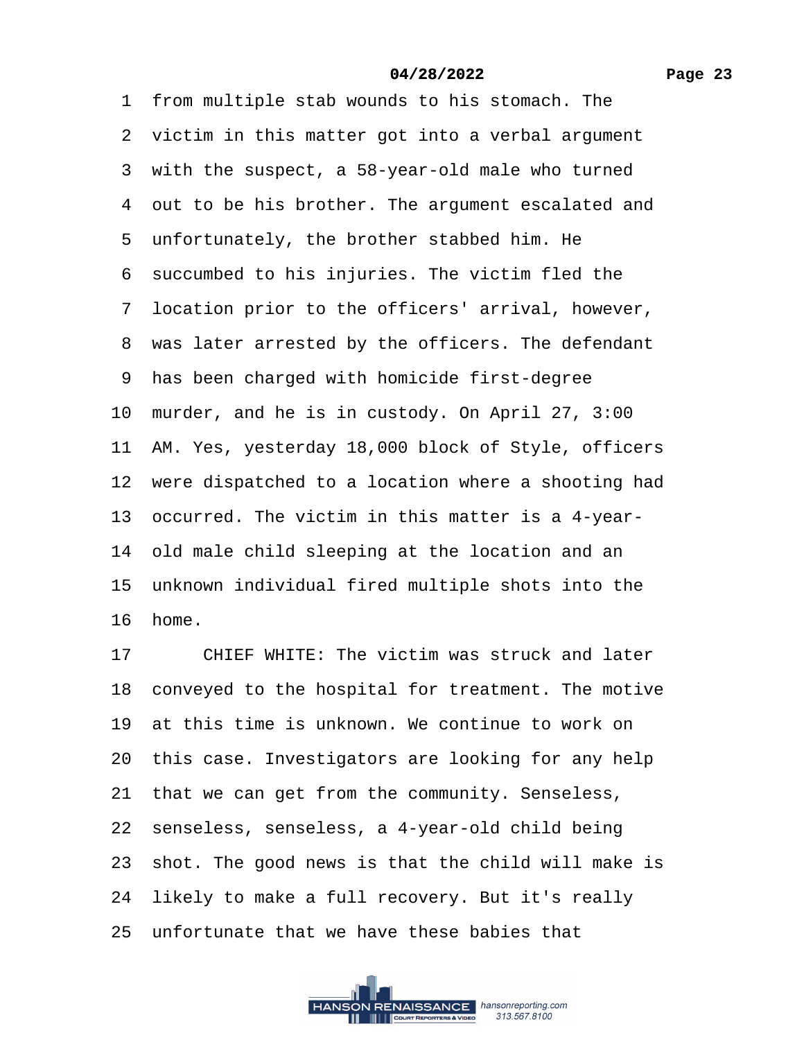1 from multiple stab wounds to his stomach. The
2 victim in this matter got into a verbal argument
3 with the suspect, a 58-year-old male who turned
4 out to be his brother. The argument escalated and
5 unfortunately, the brother stabbed him. He
6 succumbed to his injuries. The victim fled the
7 location prior to the officers' arrival, however,
8 was later arrested by the officers. The defendant
9 has been charged with homicide first-degree
10 murder, and he is in custody. On April 27, 3:00
11 AM. Yes, yesterday 18,000 block of Style, officers
12 were dispatched to a location where a shooting had
13 occurred. The victim in this matter is a 4-year-
14 old male child sleeping at the location and an
15 unknown individual fired multiple shots into the
16 home.
17 CHIEF WHITE: The victim was struck and later
18 conveyed to the hospital for treatment. The motive
19 at this time is unknown. We continue to work on
20 this case. Investigators are looking for any help
21 that we can get from the community. Senseless,
22 senseless, senseless, a 4-year-old child being
23 shot. The good news is that the child will make is
24 likely to make a full recovery. But it's really
25 unfortunate that we have these babies that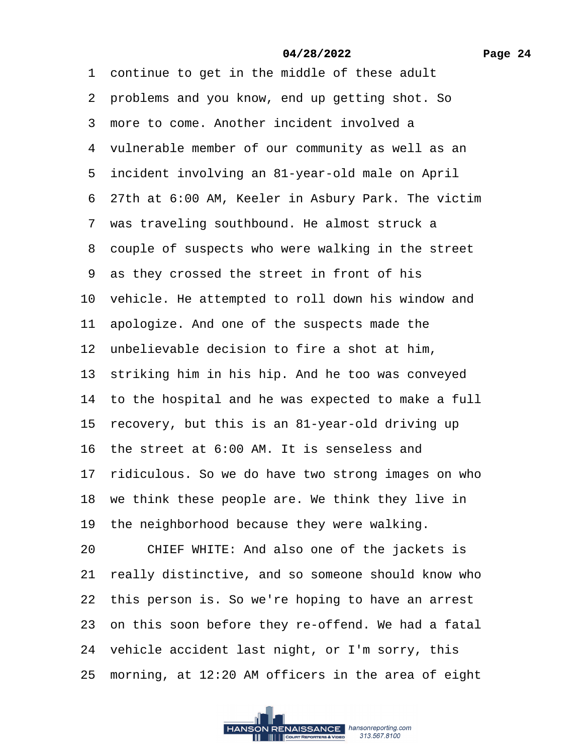1 continue to get in the middle of these adult
2 problems and you know, end up getting shot. So
3 more to come. Another incident involved a
4 vulnerable member of our community as well as an
5 incident involving an 81-year-old male on April
6 27th at 6:00 AM, Keeler in Asbury Park. The victim
7 was traveling southbound. He almost struck a
8 couple of suspects who were walking in the street
9 as they crossed the street in front of his
10 vehicle. He attempted to roll down his window and
11 apologize. And one of the suspects made the
12 unbelievable decision to fire a shot at him,
13 striking him in his hip. And he too was conveyed
14 to the hospital and he was expected to make a full
15 recovery, but this is an 81-year-old driving up
16 the street at 6:00 AM. It is senseless and
17 ridiculous. So we do have two strong images on who
18 we think these people are. We think they live in
19 the neighborhood because they were walking.
20 CHIEF WHITE: And also one of the jackets is
21 really distinctive, and so someone should know who
22 this person is. So we're hoping to have an arrest
23 on this soon before they re-offend. We had a fatal
24 vehicle accident last night, or I'm sorry, this
25 morning, at 12:20 AM officers in the area of eight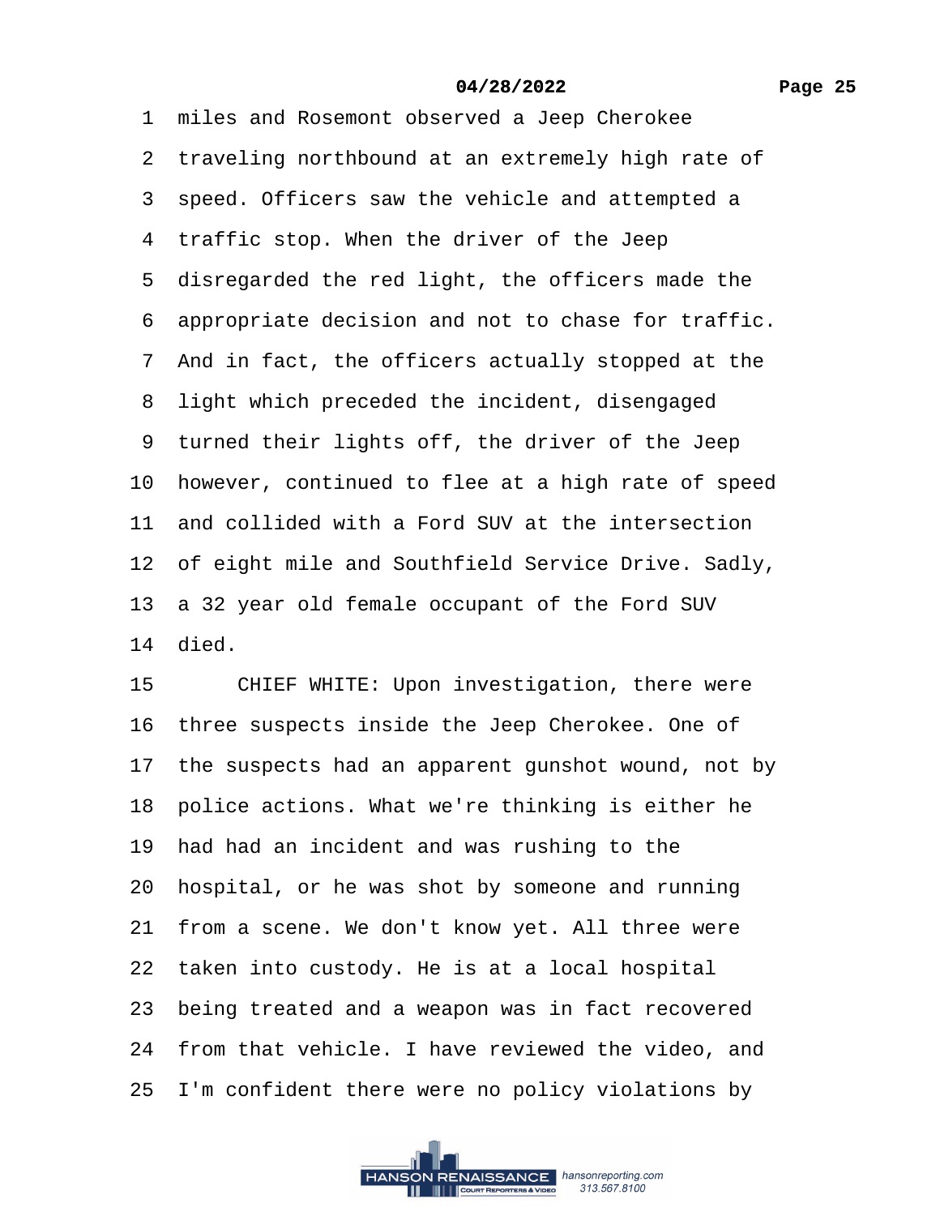1 miles and Rosemont observed a Jeep Cherokee
2 traveling northbound at an extremely high rate of
3 speed. Officers saw the vehicle and attempted a
4 traffic stop. When the driver of the Jeep
5 disregarded the red light, the officers made the
6 appropriate decision and not to chase for traffic.
7 And in fact, the officers actually stopped at the
8 light which preceded the incident, disengaged
9 turned their lights off, the driver of the Jeep
10 however, continued to flee at a high rate of speed
11 and collided with a Ford SUV at the intersection
12 of eight mile and Southfield Service Drive. Sadly,
13 a 32 year old female occupant of the Ford SUV
14 died.
15 CHIEF WHITE: Upon investigation, there were
16 three suspects inside the Jeep Cherokee. One of
17 the suspects had an apparent gunshot wound, not by
18 police actions. What we're thinking is either he
19 had had an incident and was rushing to the
20 hospital, or he was shot by someone and running
21 from a scene. We don't know yet. All three were
22 taken into custody. He is at a local hospital
23 being treated and a weapon was in fact recovered
24 from that vehicle. I have reviewed the video, and
25 I'm confident there were no policy violations by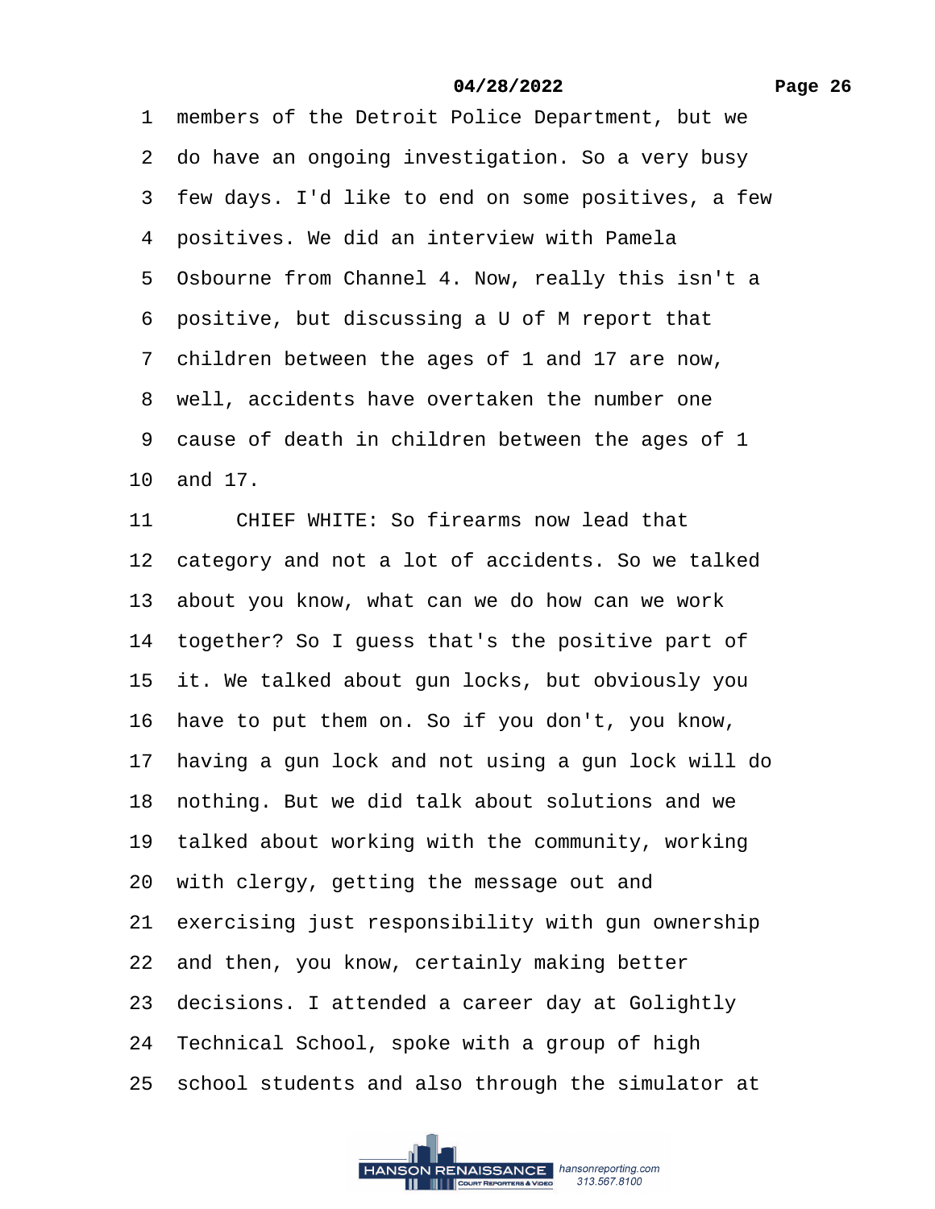1 members of the Detroit Police Department, but we
2 do have an ongoing investigation. So a very busy
3 few days. I'd like to end on some positives, a few
4 positives. We did an interview with Pamela
5 Osbourne from Channel 4. Now, really this isn't a
6 positive, but discussing a U of M report that
7 children between the ages of 1 and 17 are now,
8 well, accidents have overtaken the number one
9 cause of death in children between the ages of 1
10 and 17.
11 CHIEF WHITE: So firearms now lead that
12 category and not a lot of accidents. So we talked
13 about you know, what can we do how can we work
14 together? So I guess that's the positive part of
15 it. We talked about gun locks, but obviously you
16 have to put them on. So if you don't, you know,
17 having a gun lock and not using a gun lock will do
18 nothing. But we did talk about solutions and we
19 talked about working with the community, working
20 with clergy, getting the message out and
21 exercising just responsibility with gun ownership
22 and then, you know, certainly making better
23 decisions. I attended a career day at Golightly
24 Technical School, spoke with a group of high
25 school students and also through the simulator at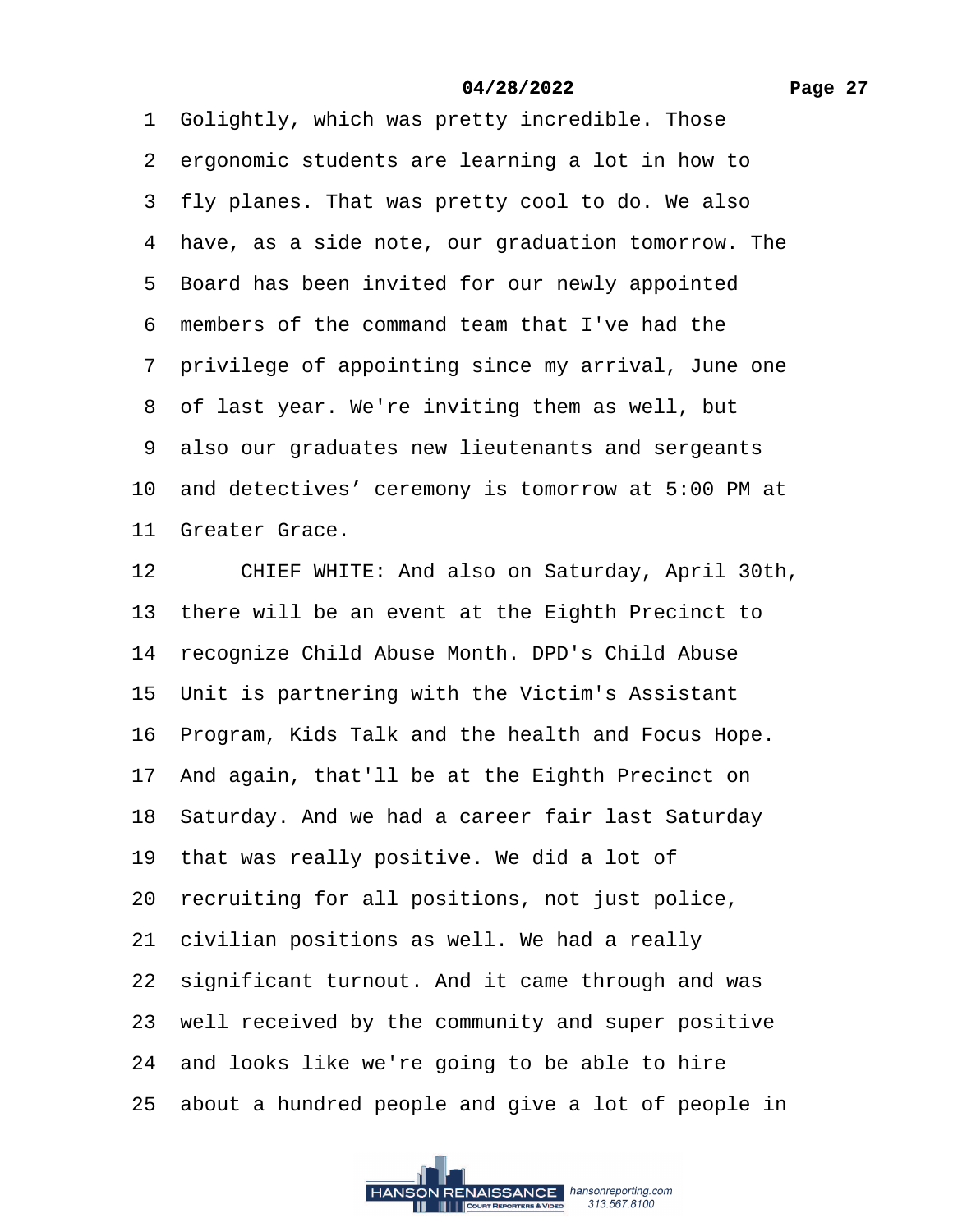1 Golightly, which was pretty incredible. Those
2 ergonomic students are learning a lot in how to
3 fly planes. That was pretty cool to do. We also
4 have, as a side note, our graduation tomorrow. The
5 Board has been invited for our newly appointed
6 members of the command team that I've had the
7 privilege of appointing since my arrival, June one
8 of last year. We're inviting them as well, but
9 also our graduates new lieutenants and sergeants
10 and detectives' ceremony is tomorrow at 5:00 PM at
11 Greater Grace.
12 CHIEF WHITE: And also on Saturday, April 30th,
13 there will be an event at the Eighth Precinct to
14 recognize Child Abuse Month. DPD's Child Abuse
15 Unit is partnering with the Victim's Assistant
16 Program, Kids Talk and the health and Focus Hope.
17 And again, that'll be at the Eighth Precinct on
18 Saturday. And we had a career fair last Saturday
19 that was really positive. We did a lot of
20 recruiting for all positions, not just police,
21 civilian positions as well. We had a really
22 significant turnout. And it came through and was
23 well received by the community and super positive
24 and looks like we're going to be able to hire
25 about a hundred people and give a lot of people in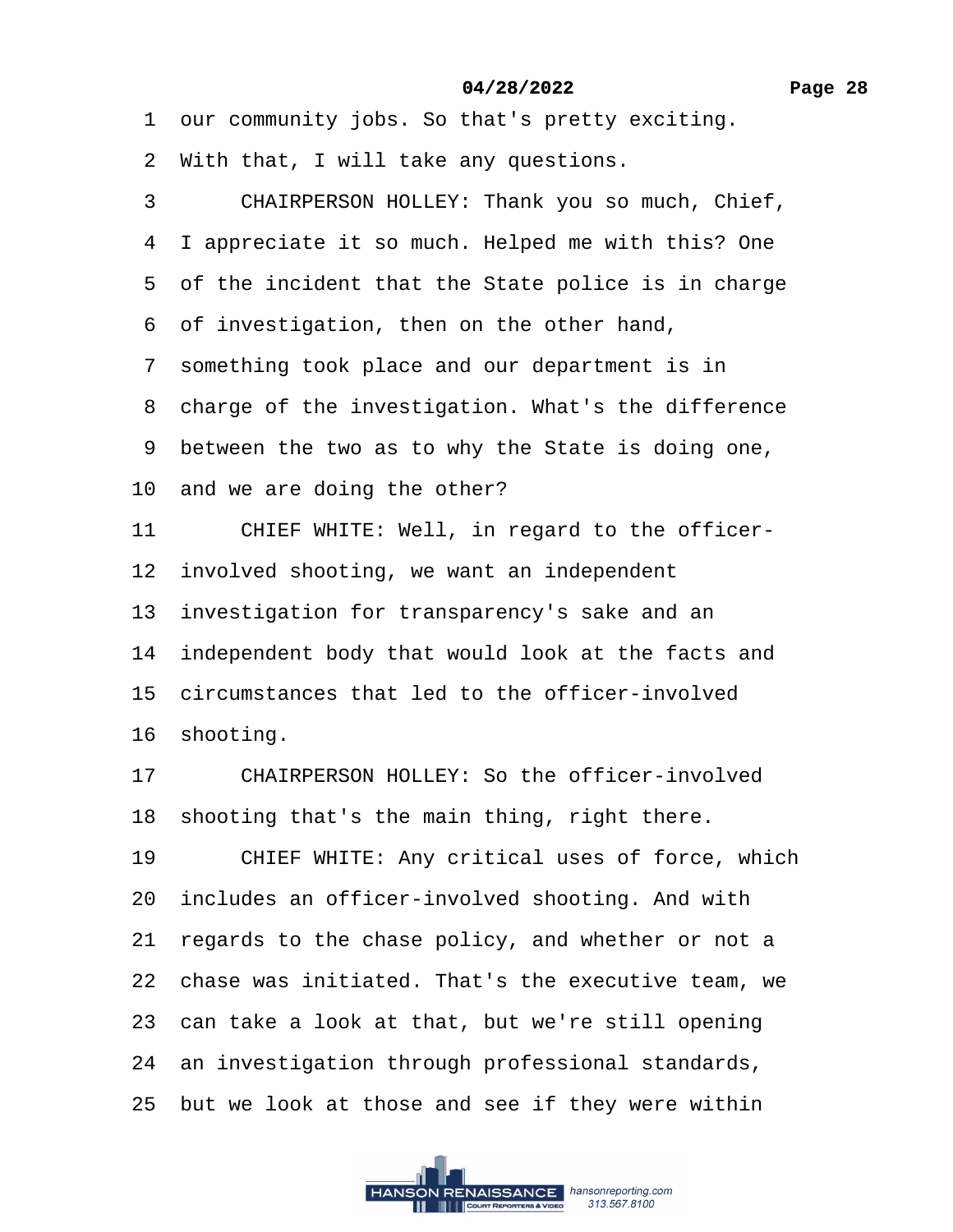1 our community jobs. So that's pretty exciting.
2 With that, I will take any questions.
3 CHAIRPERSON HOLLEY: Thank you so much, Chief,
4 I appreciate it so much. Helped me with this? One
5 of the incident that the State police is in charge
6 of investigation, then on the other hand,
7 something took place and our department is in
8 charge of the investigation. What's the difference
9 between the two as to why the State is doing one,
10 and we are doing the other?
11 CHIEF WHITE: Well, in regard to the officer-
12 involved shooting, we want an independent
13 investigation for transparency's sake and an
14 independent body that would look at the facts and
15 circumstances that led to the officer-involved
16 shooting.
17 CHAIRPERSON HOLLEY: So the officer-involved
18 shooting that's the main thing, right there.
19 CHIEF WHITE: Any critical uses of force, which
20 includes an officer-involved shooting. And with
21 regards to the chase policy, and whether or not a
22 chase was initiated. That's the executive team, we
23 can take a look at that, but we're still opening
24 an investigation through professional standards,
25 but we look at those and see if they were within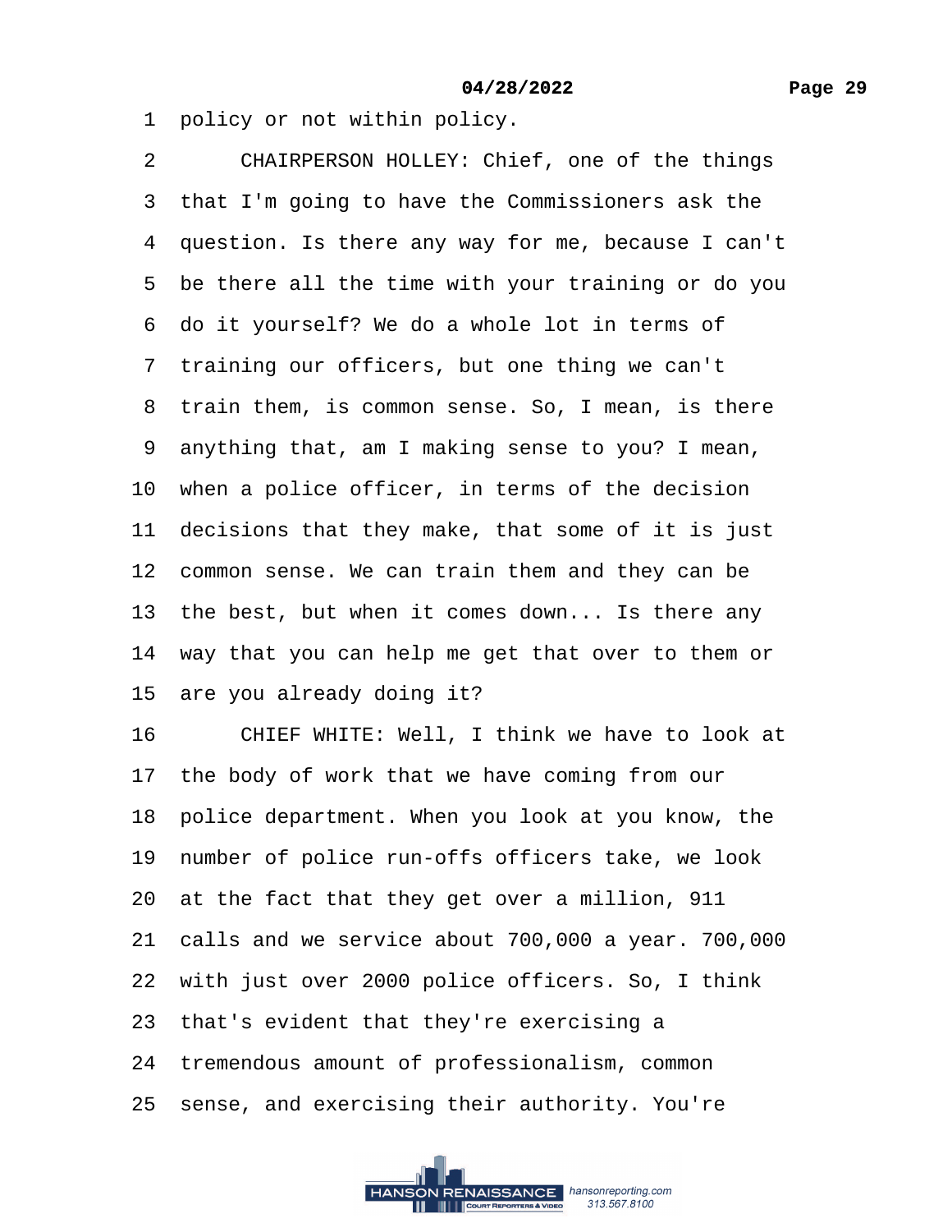1 policy or not within policy.

2 CHAIRPERSON HOLLEY: Chief, one of the things

3 that I'm going to have the Commissioners ask the

4 question. Is there any way for me, because I can't

5 be there all the time with your training or do you

6 do it yourself? We do a whole lot in terms of

7 training our officers, but one thing we can't

8 train them, is common sense. So, I mean, is there

9 anything that, am I making sense to you? I mean,

10 when a police officer, in terms of the decision

11 decisions that they make, that some of it is just

12 common sense. We can train them and they can be

13 the best, but when it comes down... Is there any

14 way that you can help me get that over to them or

15 are you already doing it?

16 CHIEF WHITE: Well, I think we have to look at

17 the body of work that we have coming from our

18 police department. When you look at you know, the

19 number of police run-offs officers take, we look

20 at the fact that they get over a million, 911

21 calls and we service about 700,000 a year. 700,000

22 with just over 2000 police officers. So, I think

23 that's evident that they're exercising a

24 tremendous amount of professionalism, common

25 sense, and exercising their authority. You're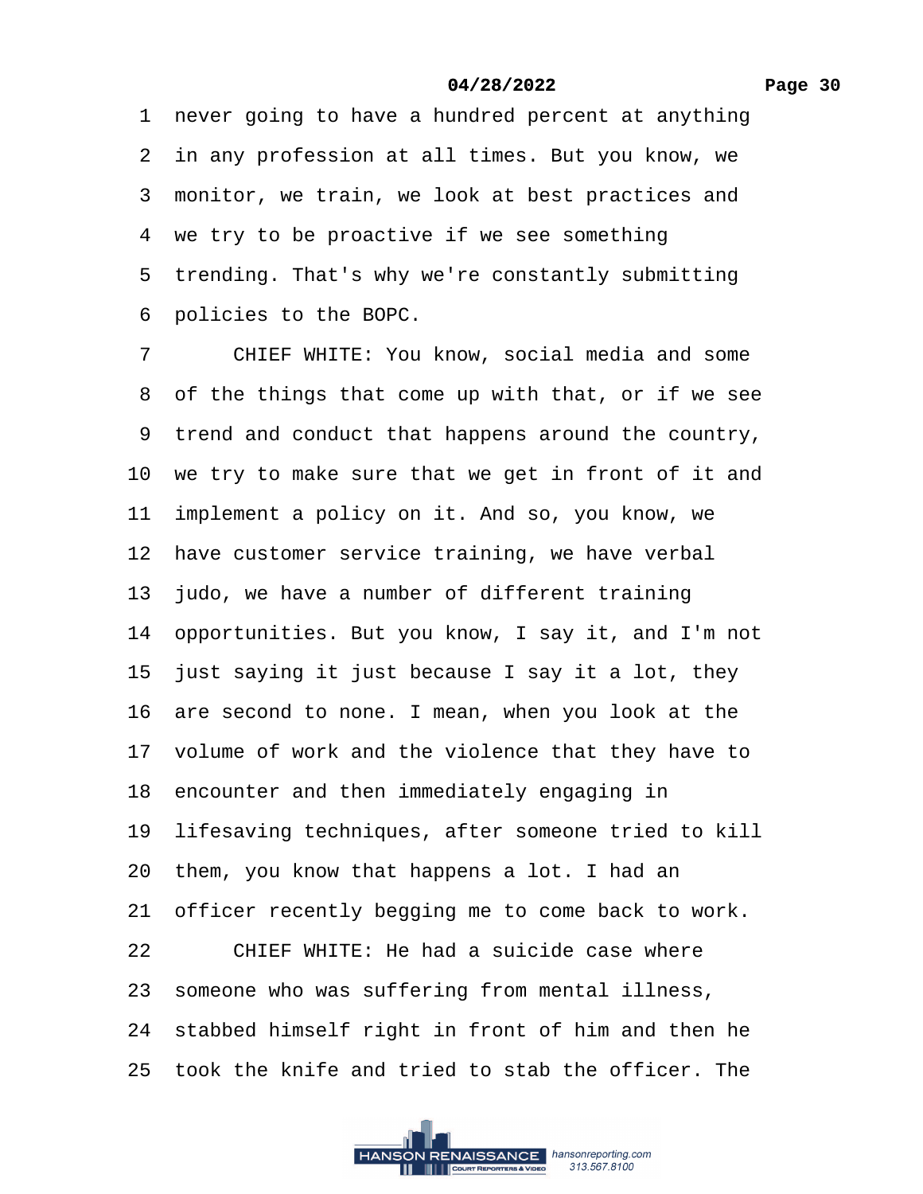1 never going to have a hundred percent at anything
2 in any profession at all times. But you know, we
3 monitor, we train, we look at best practices and
4 we try to be proactive if we see something
5 trending. That's why we're constantly submitting
6 policies to the BOPC.

7 CHIEF WHITE: You know, social media and some
8 of the things that come up with that, or if we see
9 trend and conduct that happens around the country,
10 we try to make sure that we get in front of it and
11 implement a policy on it. And so, you know, we
12 have customer service training, we have verbal
13 judo, we have a number of different training
14 opportunities. But you know, I say it, and I'm not
15 just saying it just because I say it a lot, they
16 are second to none. I mean, when you look at the
17 volume of work and the violence that they have to
18 encounter and then immediately engaging in
19 lifesaving techniques, after someone tried to kill
20 them, you know that happens a lot. I had an
21 officer recently begging me to come back to work.

22 CHIEF WHITE: He had a suicide case where
23 someone who was suffering from mental illness,
24 stabbed himself right in front of him and then he
25 took the knife and tried to stab the officer. The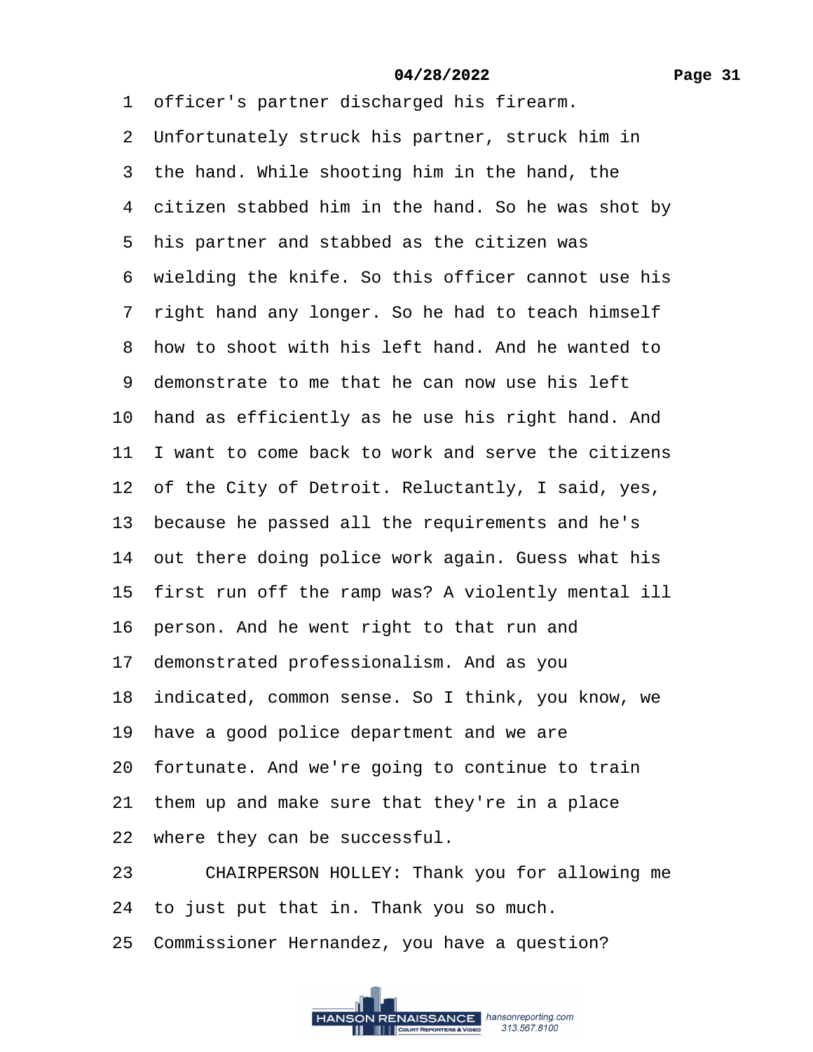1 officer's partner discharged his firearm.
2 Unfortunately struck his partner, struck him in
3 the hand. While shooting him in the hand, the
4 citizen stabbed him in the hand. So he was shot by
5 his partner and stabbed as the citizen was
6 wielding the knife. So this officer cannot use his
7 right hand any longer. So he had to teach himself
8 how to shoot with his left hand. And he wanted to
9 demonstrate to me that he can now use his left
10 hand as efficiently as he use his right hand. And
11 I want to come back to work and serve the citizens
12 of the City of Detroit. Reluctantly, I said, yes,
13 because he passed all the requirements and he's
14 out there doing police work again. Guess what his
15 first run off the ramp was? A violently mental ill
16 person. And he went right to that run and
17 demonstrated professionalism. And as you
18 indicated, common sense. So I think, you know, we
19 have a good police department and we are
20 fortunate. And we're going to continue to train
21 them up and make sure that they're in a place
22 where they can be successful.
23 CHAIRPERSON HOLLEY: Thank you for allowing me
24 to just put that in. Thank you so much.
25 Commissioner Hernandez, you have a question?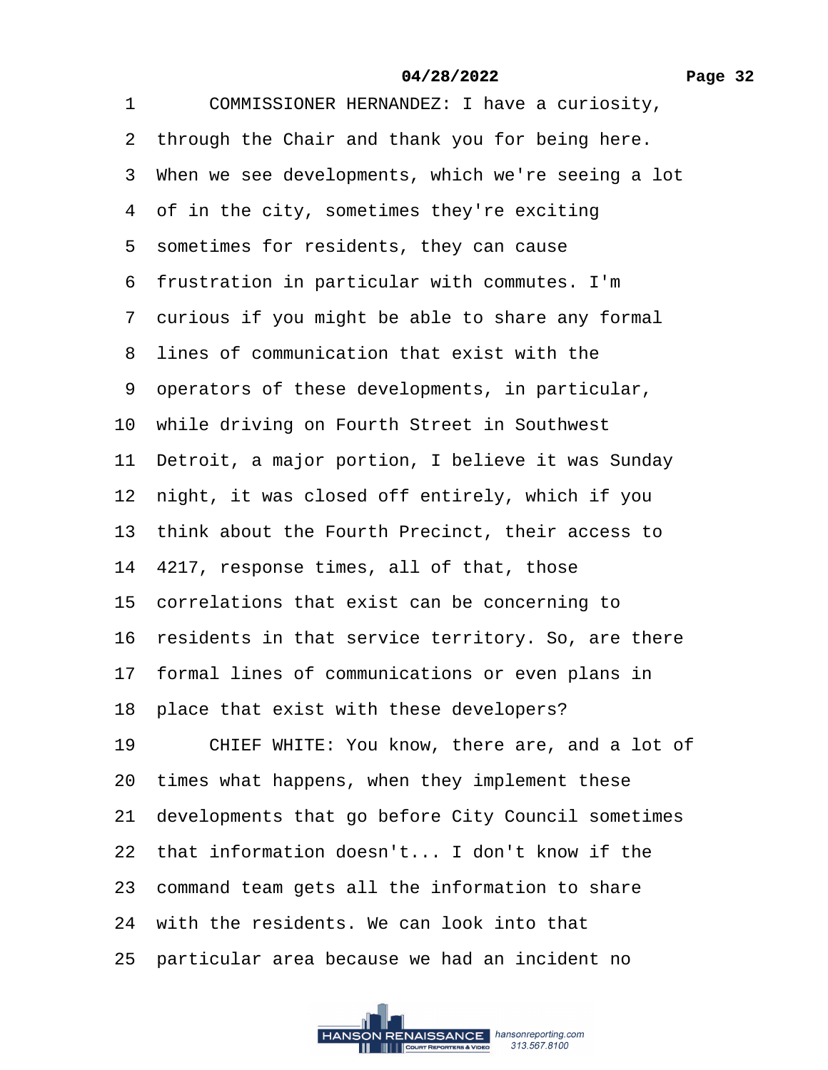1 COMMISSIONER HERNANDEZ: I have a curiosity,
2 through the Chair and thank you for being here.
3 When we see developments, which we're seeing a lot
4 of in the city, sometimes they're exciting
5 sometimes for residents, they can cause
6 frustration in particular with commutes. I'm
7 curious if you might be able to share any formal
8 lines of communication that exist with the
9 operators of these developments, in particular,
10 while driving on Fourth Street in Southwest
11 Detroit, a major portion, I believe it was Sunday
12 night, it was closed off entirely, which if you
13 think about the Fourth Precinct, their access to
14 4217, response times, all of that, those
15 correlations that exist can be concerning to
16 residents in that service territory. So, are there
17 formal lines of communications or even plans in
18 place that exist with these developers?
19 CHIEF WHITE: You know, there are, and a lot of
20 times what happens, when they implement these
21 developments that go before City Council sometimes
22 that information doesn't... I don't know if the
23 command team gets all the information to share
24 with the residents. We can look into that
25 particular area because we had an incident no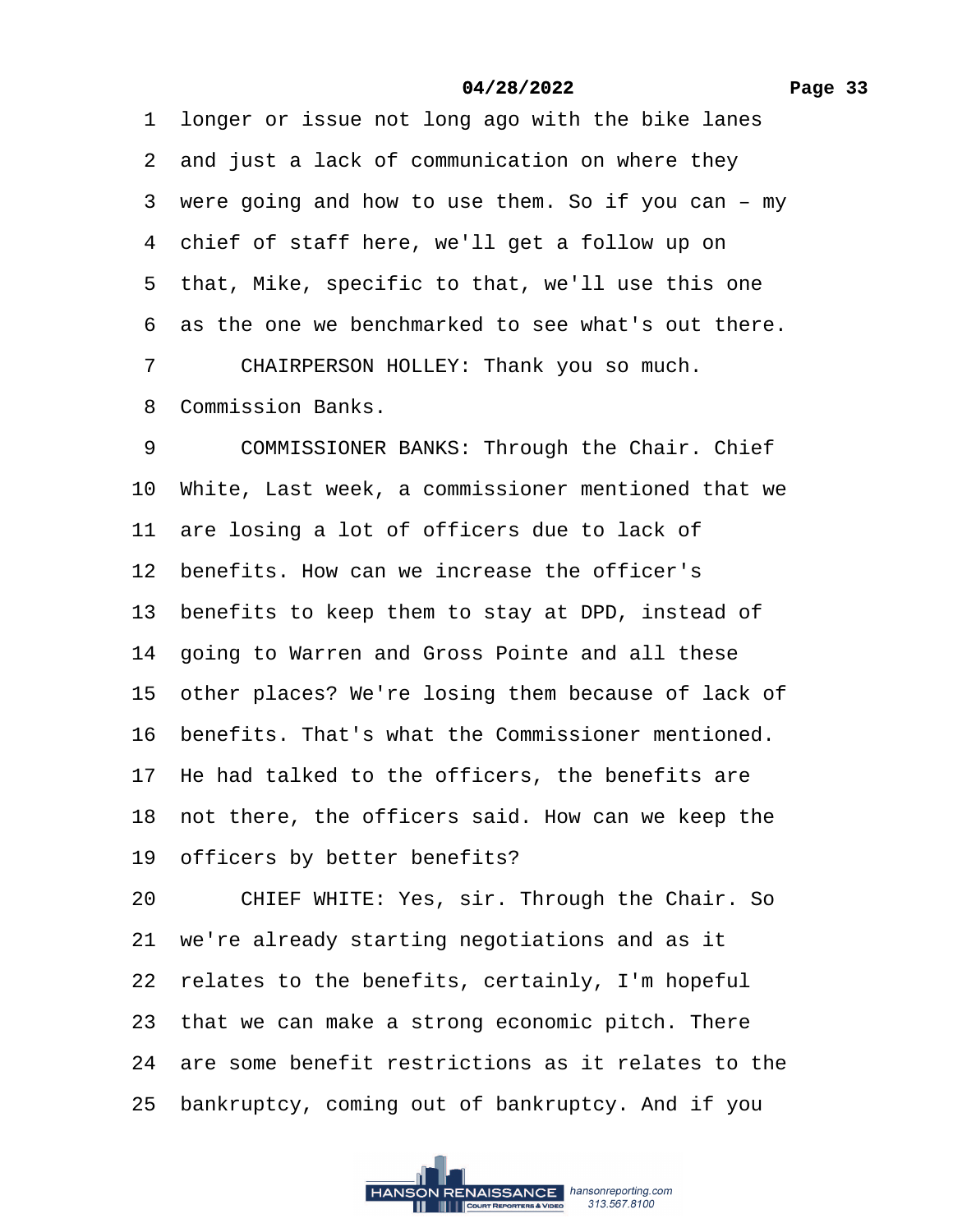1 longer or issue not long ago with the bike lanes
2 and just a lack of communication on where they
3 were going and how to use them. So if you can – my
4 chief of staff here, we'll get a follow up on
5 that, Mike, specific to that, we'll use this one
6 as the one we benchmarked to see what's out there.
7 CHAIRPERSON HOLLEY: Thank you so much.
8 Commission Banks.
9 COMMISSIONER BANKS: Through the Chair. Chief
10 White, Last week, a commissioner mentioned that we
11 are losing a lot of officers due to lack of
12 benefits. How can we increase the officer's
13 benefits to keep them to stay at DPD, instead of
14 going to Warren and Gross Pointe and all these
15 other places? We're losing them because of lack of
16 benefits. That's what the Commissioner mentioned.
17 He had talked to the officers, the benefits are
18 not there, the officers said. How can we keep the
19 officers by better benefits?
20 CHIEF WHITE: Yes, sir. Through the Chair. So
21 we're already starting negotiations and as it
22 relates to the benefits, certainly, I'm hopeful
23 that we can make a strong economic pitch. There
24 are some benefit restrictions as it relates to the
25 bankruptcy, coming out of bankruptcy. And if you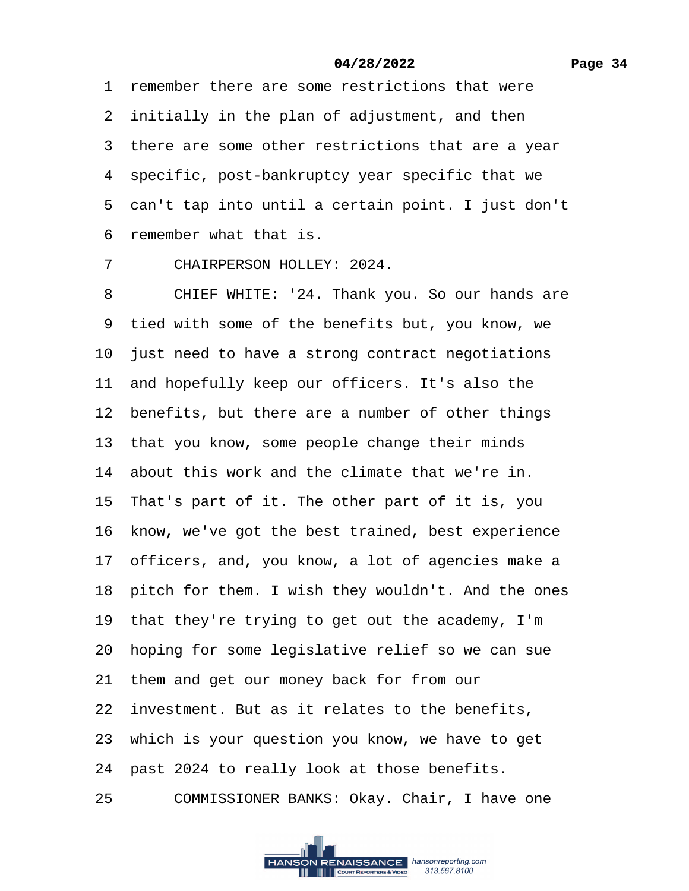1 remember there are some restrictions that were
2 initially in the plan of adjustment, and then
3 there are some other restrictions that are a year
4 specific, post-bankruptcy year specific that we
5 can't tap into until a certain point. I just don't
6 remember what that is.
7 CHAIRPERSON HOLLEY: 2024.
8 CHIEF WHITE: '24. Thank you. So our hands are
9 tied with some of the benefits but, you know, we
10 just need to have a strong contract negotiations
11 and hopefully keep our officers. It's also the
12 benefits, but there are a number of other things
13 that you know, some people change their minds
14 about this work and the climate that we're in.
15 That's part of it. The other part of it is, you
16 know, we've got the best trained, best experience
17 officers, and, you know, a lot of agencies make a
18 pitch for them. I wish they wouldn't. And the ones
19 that they're trying to get out the academy, I'm
20 hoping for some legislative relief so we can sue
21 them and get our money back for from our
22 investment. But as it relates to the benefits,
23 which is your question you know, we have to get
24 past 2024 to really look at those benefits.
25 COMMISSIONER BANKS: Okay. Chair, I have one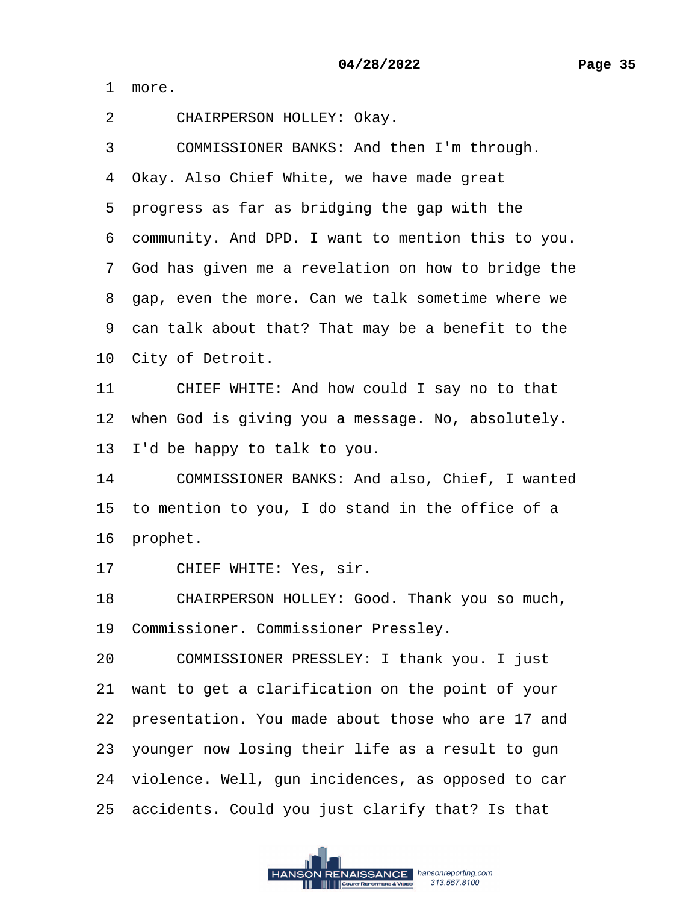1 more.

2 CHAIRPERSON HOLLEY: Okay.

3 COMMISSIONER BANKS: And then I'm through.

4 Okay. Also Chief White, we have made great

5 progress as far as bridging the gap with the

6 community. And DPD. I want to mention this to you.

7 God has given me a revelation on how to bridge the

8 gap, even the more. Can we talk sometime where we

9 can talk about that? That may be a benefit to the

10 City of Detroit.

11 CHIEF WHITE: And how could I say no to that

12 when God is giving you a message. No, absolutely.

13 I'd be happy to talk to you.

14 COMMISSIONER BANKS: And also, Chief, I wanted

15 to mention to you, I do stand in the office of a

16 prophet.

17 CHIEF WHITE: Yes, sir.

18 CHAIRPERSON HOLLEY: Good. Thank you so much,

19 Commissioner. Commissioner Pressley.

20 COMMISSIONER PRESSLEY: I thank you. I just

21 want to get a clarification on the point of your

22 presentation. You made about those who are 17 and

23 younger now losing their life as a result to gun

24 violence. Well, gun incidences, as opposed to car

25 accidents. Could you just clarify that? Is that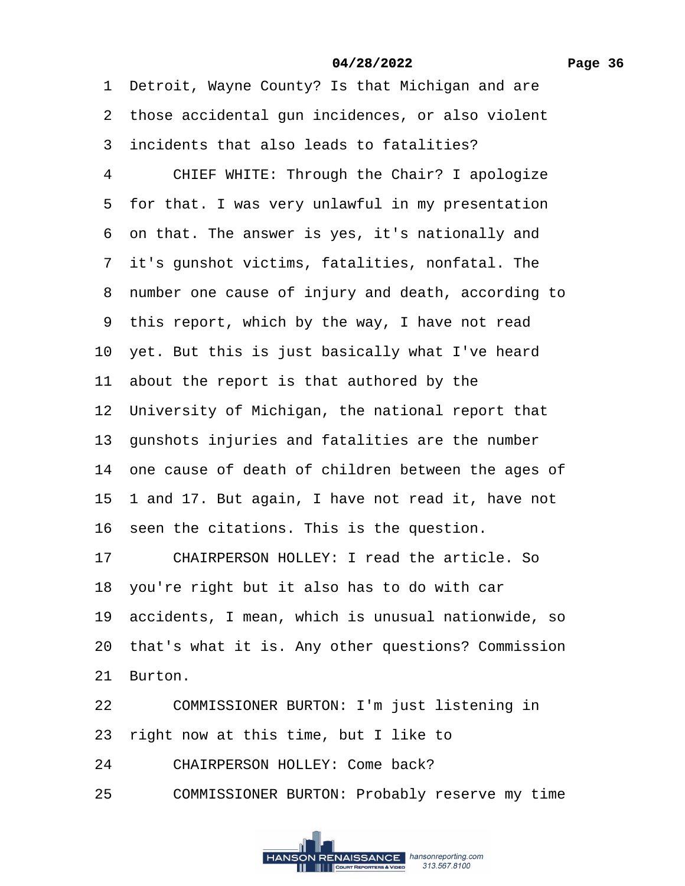1 Detroit, Wayne County? Is that Michigan and are
2 those accidental gun incidences, or also violent
3 incidents that also leads to fatalities?
4 CHIEF WHITE: Through the Chair? I apologize
5 for that. I was very unlawful in my presentation
6 on that. The answer is yes, it's nationally and
7 it's gunshot victims, fatalities, nonfatal. The
8 number one cause of injury and death, according to
9 this report, which by the way, I have not read
10 yet. But this is just basically what I've heard
11 about the report is that authored by the
12 University of Michigan, the national report that
13 gunshots injuries and fatalities are the number
14 one cause of death of children between the ages of
15 1 and 17. But again, I have not read it, have not
16 seen the citations. This is the question.
17 CHAIRPERSON HOLLEY: I read the article. So
18 you're right but it also has to do with car
19 accidents, I mean, which is unusual nationwide, so
20 that's what it is. Any other questions? Commission
21 Burton.
22 COMMISSIONER BURTON: I'm just listening in
23 right now at this time, but I like to
24 CHAIRPERSON HOLLEY: Come back?
25 COMMISSIONER BURTON: Probably reserve my time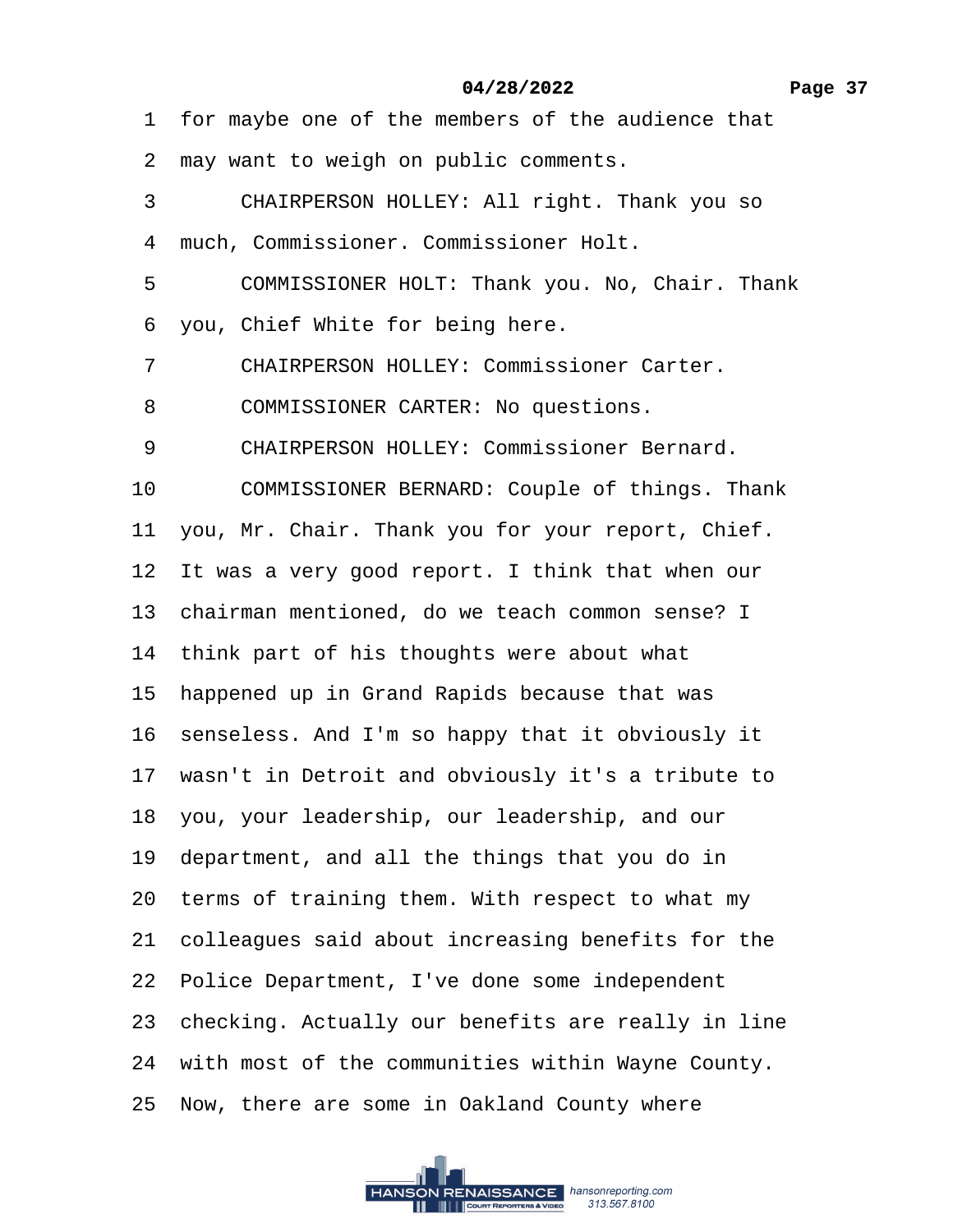1 for maybe one of the members of the audience that
2 may want to weigh on public comments.
3 CHAIRPERSON HOLLEY: All right. Thank you so
4 much, Commissioner. Commissioner Holt.
5 COMMISSIONER HOLT: Thank you. No, Chair. Thank
6 you, Chief White for being here.
7 CHAIRPERSON HOLLEY: Commissioner Carter.
8 COMMISSIONER CARTER: No questions.
9 CHAIRPERSON HOLLEY: Commissioner Bernard.
10 COMMISSIONER BERNARD: Couple of things. Thank
11 you, Mr. Chair. Thank you for your report, Chief.
12 It was a very good report. I think that when our
13 chairman mentioned, do we teach common sense? I
14 think part of his thoughts were about what
15 happened up in Grand Rapids because that was
16 senseless. And I'm so happy that it obviously it
17 wasn't in Detroit and obviously it's a tribute to
18 you, your leadership, our leadership, and our
19 department, and all the things that you do in
20 terms of training them. With respect to what my
21 colleagues said about increasing benefits for the
22 Police Department, I've done some independent
23 checking. Actually our benefits are really in line
24 with most of the communities within Wayne County.
25 Now, there are some in Oakland County where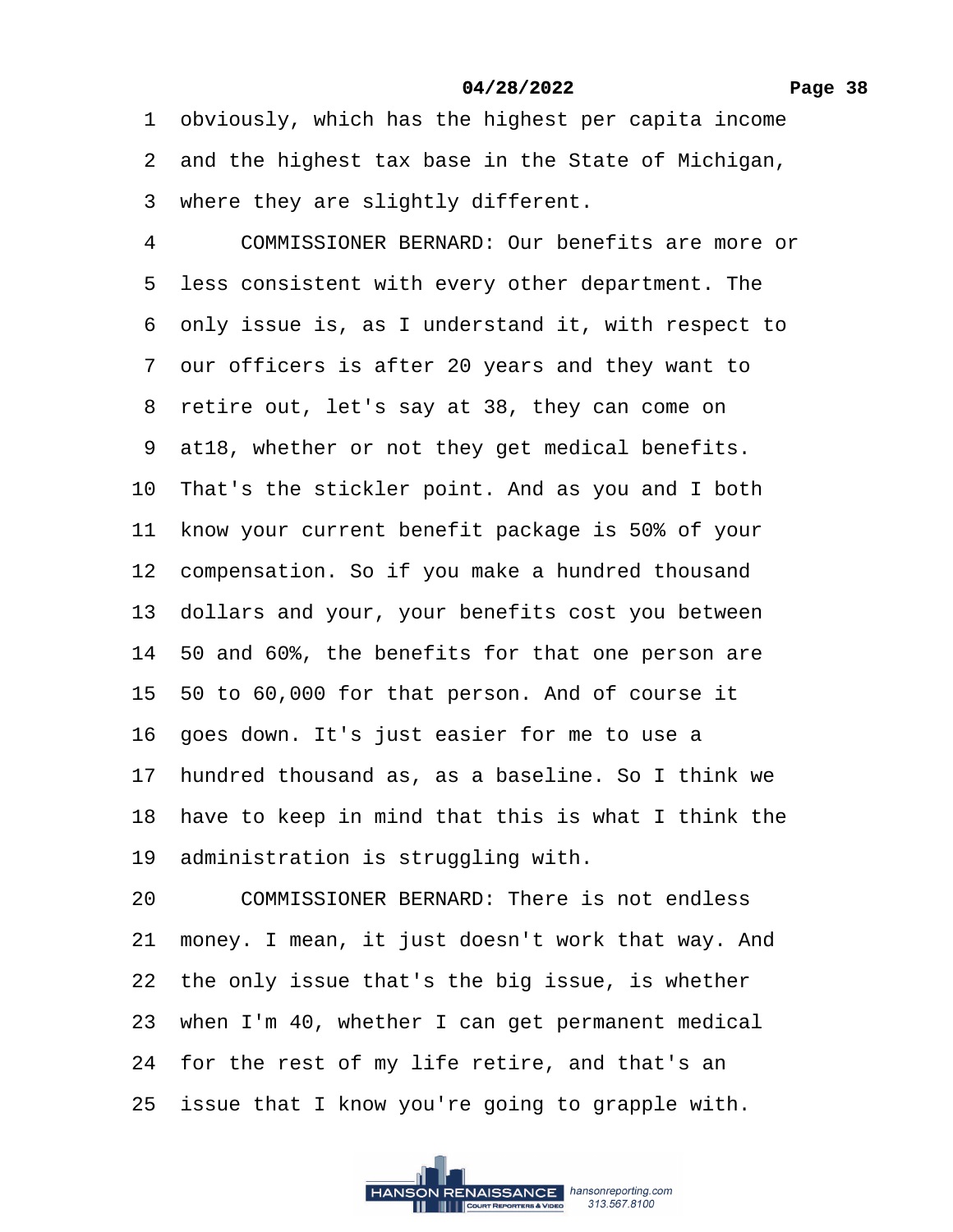1 obviously, which has the highest per capita income
2 and the highest tax base in the State of Michigan,
3 where they are slightly different.
4 COMMISSIONER BERNARD: Our benefits are more or
5 less consistent with every other department. The
6 only issue is, as I understand it, with respect to
7 our officers is after 20 years and they want to
8 retire out, let's say at 38, they can come on
9 at18, whether or not they get medical benefits.
10 That's the stickler point. And as you and I both
11 know your current benefit package is 50% of your
12 compensation. So if you make a hundred thousand
13 dollars and your, your benefits cost you between
14 50 and 60%, the benefits for that one person are
15 50 to 60,000 for that person. And of course it
16 goes down. It's just easier for me to use a
17 hundred thousand as, as a baseline. So I think we
18 have to keep in mind that this is what I think the
19 administration is struggling with.
20 COMMISSIONER BERNARD: There is not endless
21 money. I mean, it just doesn't work that way. And
22 the only issue that's the big issue, is whether
23 when I'm 40, whether I can get permanent medical
24 for the rest of my life retire, and that's an
25 issue that I know you're going to grapple with.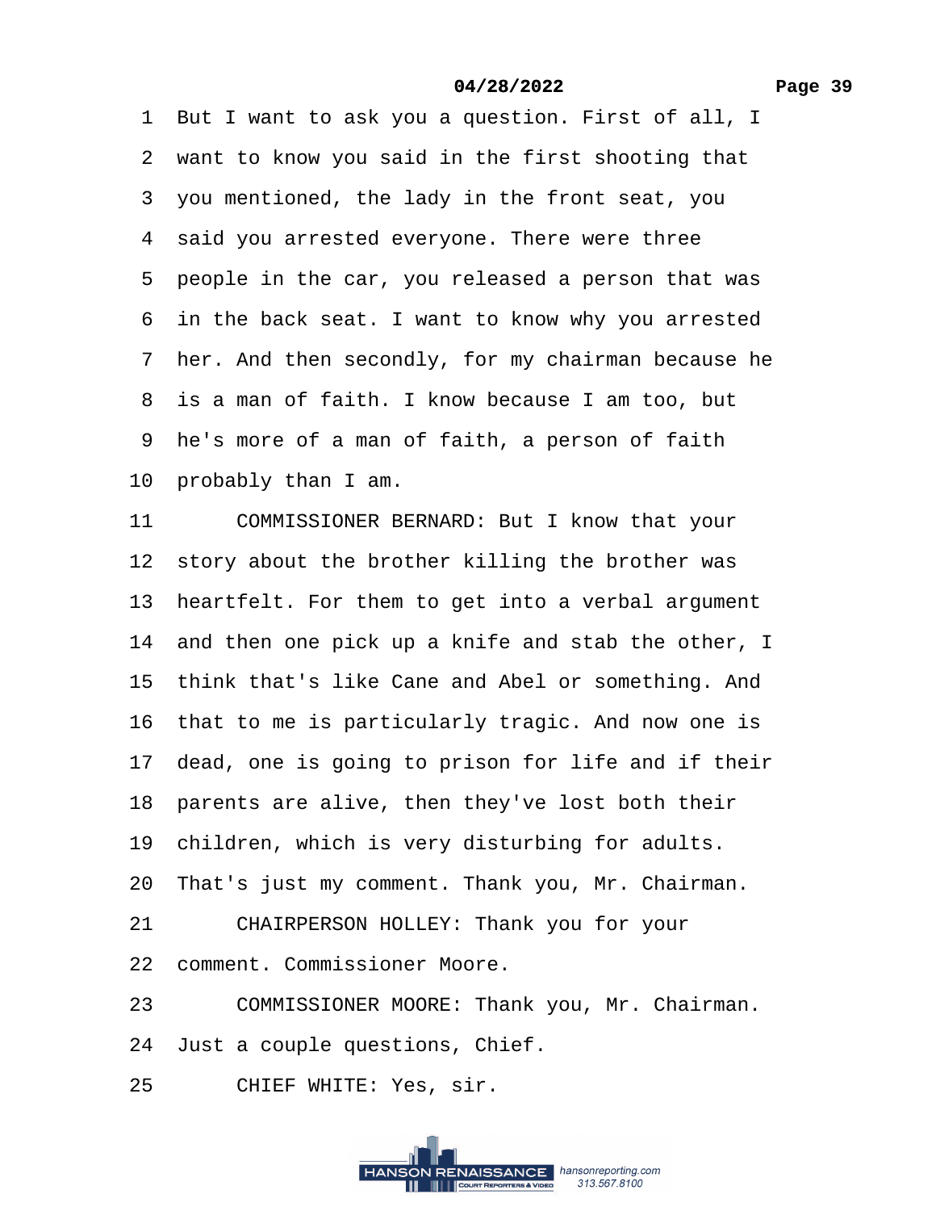1 But I want to ask you a question. First of all, I
2 want to know you said in the first shooting that
3 you mentioned, the lady in the front seat, you
4 said you arrested everyone. There were three
5 people in the car, you released a person that was
6 in the back seat. I want to know why you arrested
7 her. And then secondly, for my chairman because he
8 is a man of faith. I know because I am too, but
9 he's more of a man of faith, a person of faith
10 probably than I am.

11 COMMISSIONER BERNARD: But I know that your
12 story about the brother killing the brother was
13 heartfelt. For them to get into a verbal argument
14 and then one pick up a knife and stab the other, I
15 think that's like Cane and Abel or something. And
16 that to me is particularly tragic. And now one is
17 dead, one is going to prison for life and if their
18 parents are alive, then they've lost both their
19 children, which is very disturbing for adults.
20 That's just my comment. Thank you, Mr. Chairman.

21 CHAIRPERSON HOLLEY: Thank you for your
22 comment. Commissioner Moore.

23 COMMISSIONER MOORE: Thank you, Mr. Chairman.
24 Just a couple questions, Chief.

25 CHIEF WHITE: Yes, sir.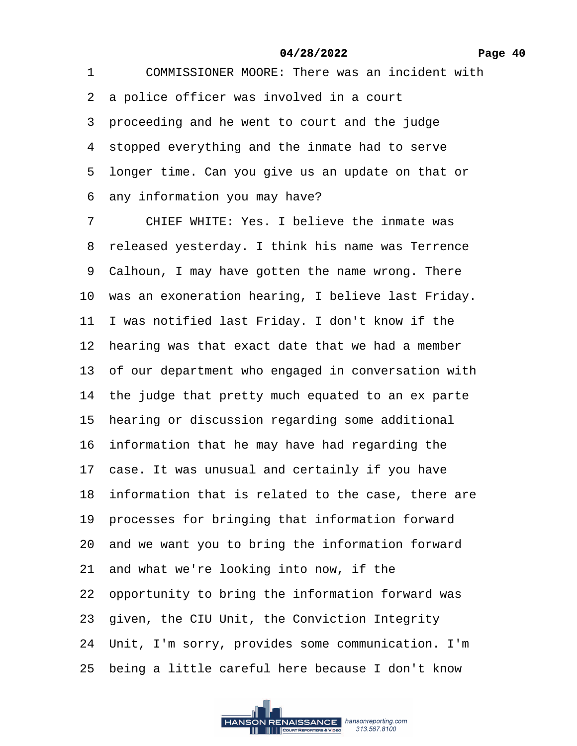1 COMMISSIONER MOORE: There was an incident with
2 a police officer was involved in a court
3 proceeding and he went to court and the judge
4 stopped everything and the inmate had to serve
5 longer time. Can you give us an update on that or
6 any information you may have?
7 CHIEF WHITE: Yes. I believe the inmate was
8 released yesterday. I think his name was Terrence
9 Calhoun, I may have gotten the name wrong. There
10 was an exoneration hearing, I believe last Friday.
11 I was notified last Friday. I don't know if the
12 hearing was that exact date that we had a member
13 of our department who engaged in conversation with
14 the judge that pretty much equated to an ex parte
15 hearing or discussion regarding some additional
16 information that he may have had regarding the
17 case. It was unusual and certainly if you have
18 information that is related to the case, there are
19 processes for bringing that information forward
20 and we want you to bring the information forward
21 and what we're looking into now, if the
22 opportunity to bring the information forward was
23 given, the CIU Unit, the Conviction Integrity
24 Unit, I'm sorry, provides some communication. I'm
25 being a little careful here because I don't know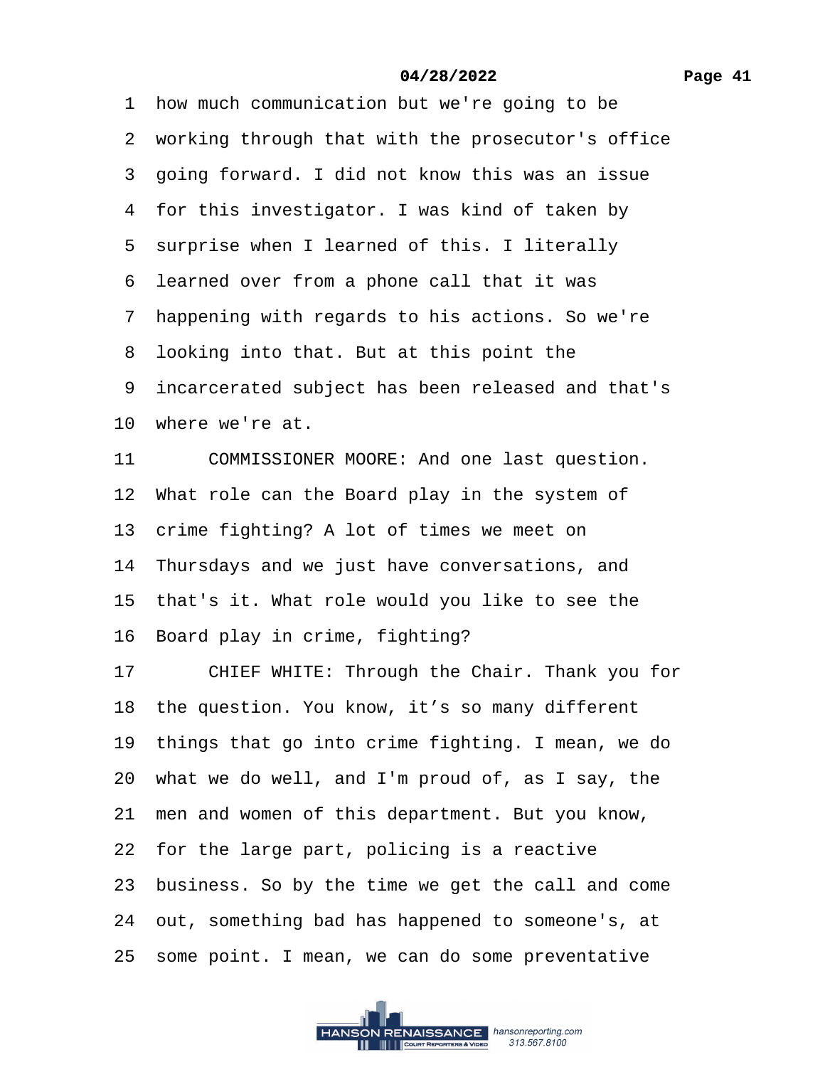1 how much communication but we're going to be
2 working through that with the prosecutor's office
3 going forward. I did not know this was an issue
4 for this investigator. I was kind of taken by
5 surprise when I learned of this. I literally
6 learned over from a phone call that it was
7 happening with regards to his actions. So we're
8 looking into that. But at this point the
9 incarcerated subject has been released and that's
10 where we're at.
11 COMMISSIONER MOORE: And one last question.
12 What role can the Board play in the system of
13 crime fighting? A lot of times we meet on
14 Thursdays and we just have conversations, and
15 that's it. What role would you like to see the
16 Board play in crime, fighting?
17 CHIEF WHITE: Through the Chair. Thank you for
18 the question. You know, it’s so many different
19 things that go into crime fighting. I mean, we do
20 what we do well, and I'm proud of, as I say, the
21 men and women of this department. But you know,
22 for the large part, policing is a reactive
23 business. So by the time we get the call and come
24 out, something bad has happened to someone's, at
25 some point. I mean, we can do some preventative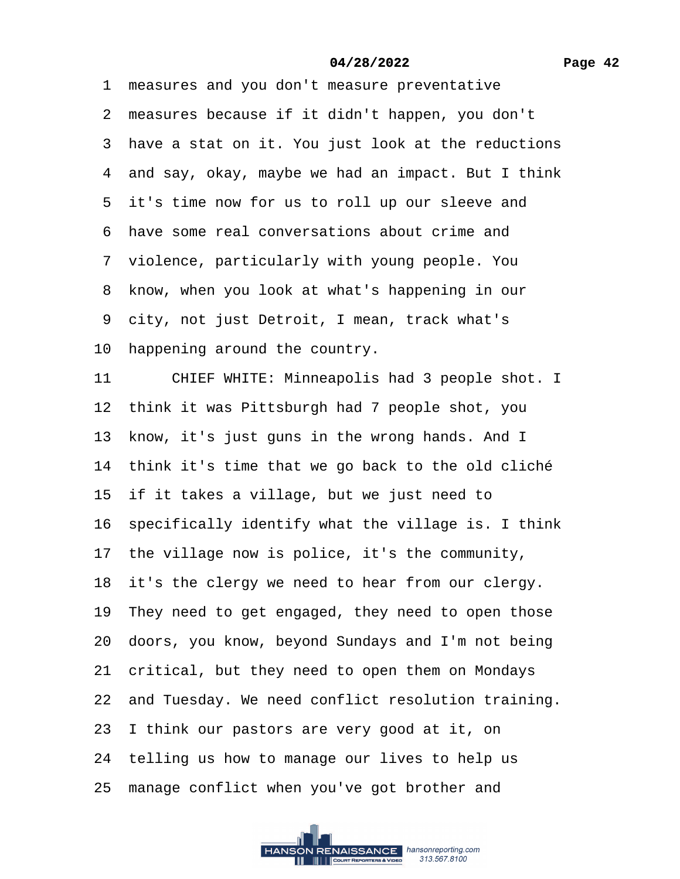1 measures and you don't measure preventative

2 measures because if it didn't happen, you don't

3 have a stat on it. You just look at the reductions

4 and say, okay, maybe we had an impact. But I think

5 it's time now for us to roll up our sleeve and

6 have some real conversations about crime and

7 violence, particularly with young people. You

8 know, when you look at what's happening in our

9 city, not just Detroit, I mean, track what's

10 happening around the country.

11 CHIEF WHITE: Minneapolis had 3 people shot. I

12 think it was Pittsburgh had 7 people shot, you

13 know, it's just guns in the wrong hands. And I

14 think it's time that we go back to the old cliché

15 if it takes a village, but we just need to

16 specifically identify what the village is. I think

17 the village now is police, it's the community,

18 it's the clergy we need to hear from our clergy.

19 They need to get engaged, they need to open those

20 doors, you know, beyond Sundays and I'm not being

21 critical, but they need to open them on Mondays

22 and Tuesday. We need conflict resolution training.

23 I think our pastors are very good at it, on

24 telling us how to manage our lives to help us

25 manage conflict when you've got brother and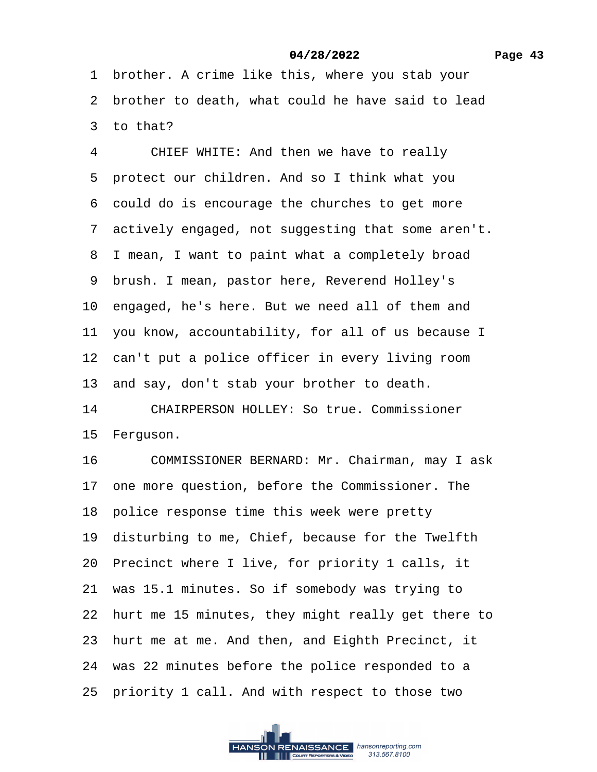1 brother. A crime like this, where you stab your
2 brother to death, what could he have said to lead
3 to that?
4 CHIEF WHITE: And then we have to really
5 protect our children. And so I think what you
6 could do is encourage the churches to get more
7 actively engaged, not suggesting that some aren't.
8 I mean, I want to paint what a completely broad
9 brush. I mean, pastor here, Reverend Holley's
10 engaged, he's here. But we need all of them and
11 you know, accountability, for all of us because I
12 can't put a police officer in every living room
13 and say, don't stab your brother to death.
14 CHAIRPERSON HOLLEY: So true. Commissioner
15 Ferguson.
16 COMMISSIONER BERNARD: Mr. Chairman, may I ask
17 one more question, before the Commissioner. The
18 police response time this week were pretty
19 disturbing to me, Chief, because for the Twelfth
20 Precinct where I live, for priority 1 calls, it
21 was 15.1 minutes. So if somebody was trying to
22 hurt me 15 minutes, they might really get there to
23 hurt me at me. And then, and Eighth Precinct, it
24 was 22 minutes before the police responded to a
25 priority 1 call. And with respect to those two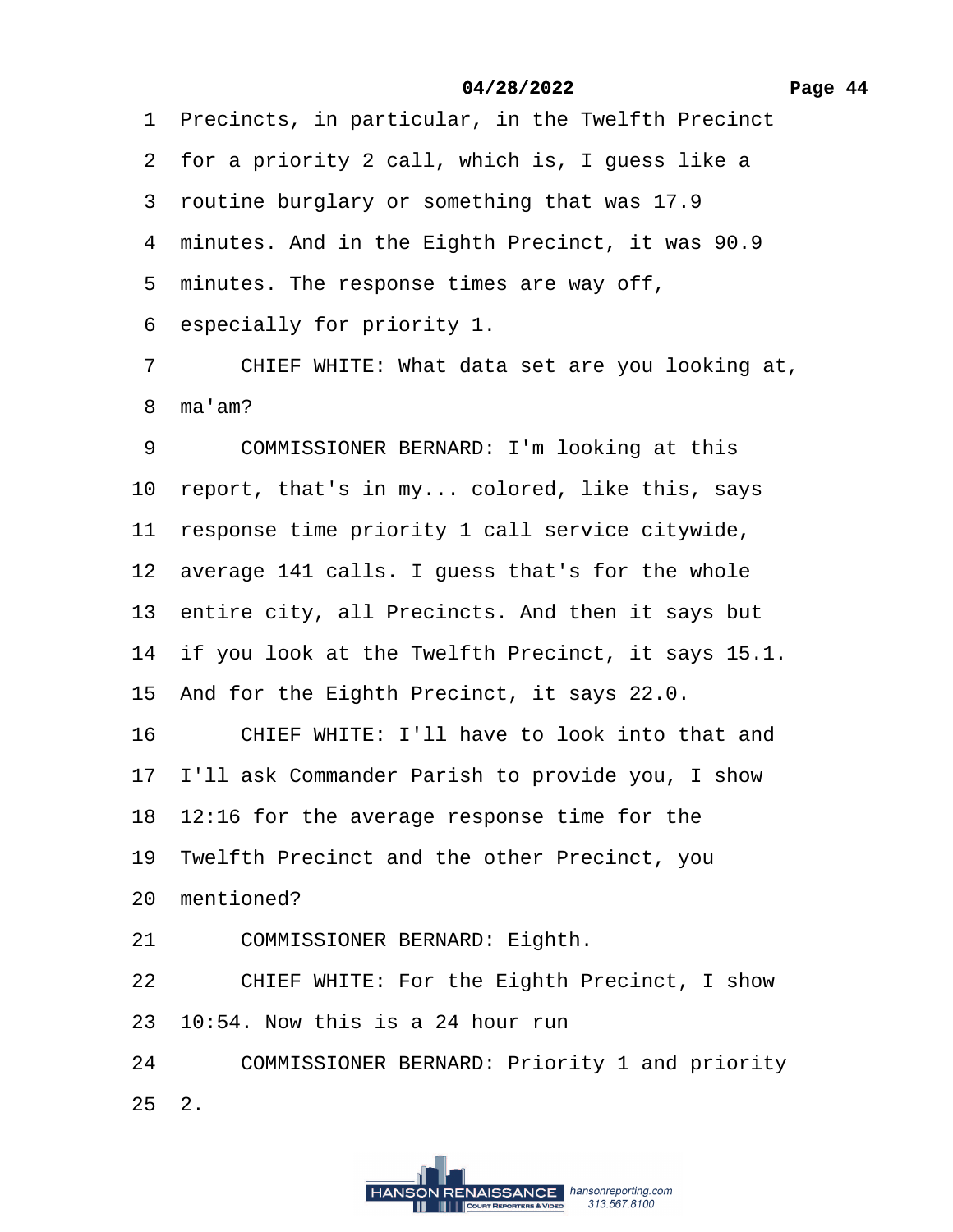1 Precincts, in particular, in the Twelfth Precinct
2 for a priority 2 call, which is, I guess like a
3 routine burglary or something that was 17.9
4 minutes. And in the Eighth Precinct, it was 90.9
5 minutes. The response times are way off,
6 especially for priority 1.
7 CHIEF WHITE: What data set are you looking at,
8 ma'am?
9 COMMISSIONER BERNARD: I'm looking at this
10 report, that's in my... colored, like this, says
11 response time priority 1 call service citywide,
12 average 141 calls. I guess that's for the whole
13 entire city, all Precincts. And then it says but
14 if you look at the Twelfth Precinct, it says 15.1.
15 And for the Eighth Precinct, it says 22.0.
16 CHIEF WHITE: I'll have to look into that and
17 I'll ask Commander Parish to provide you, I show
18 12:16 for the average response time for the
19 Twelfth Precinct and the other Precinct, you
20 mentioned?
21 COMMISSIONER BERNARD: Eighth.
22 CHIEF WHITE: For the Eighth Precinct, I show
23 10:54. Now this is a 24 hour run
24 COMMISSIONER BERNARD: Priority 1 and priority
25 2.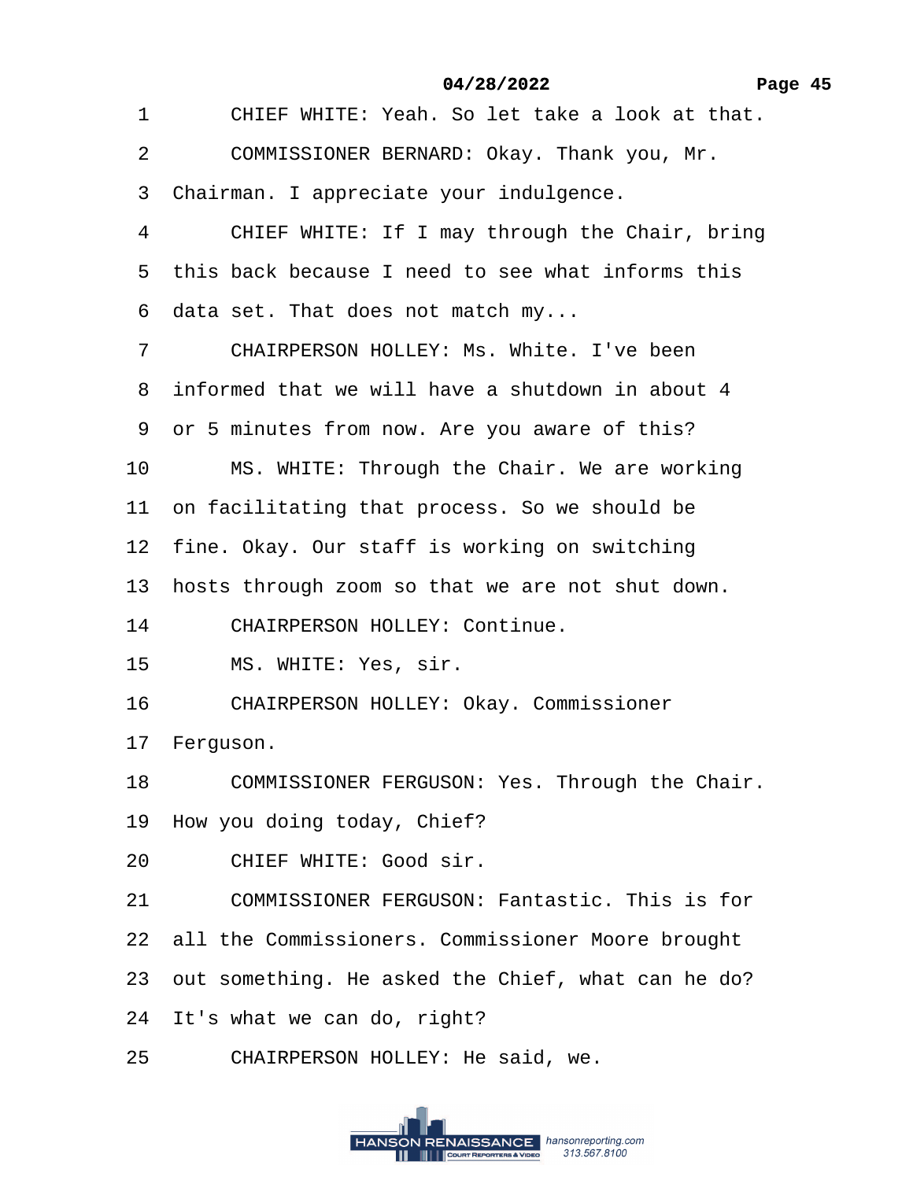1 CHIEF WHITE: Yeah. So let take a look at that.

2 COMMISSIONER BERNARD: Okay. Thank you, Mr.

3 Chairman. I appreciate your indulgence.

4 CHIEF WHITE: If I may through the Chair, bring

5 this back because I need to see what informs this

6 data set. That does not match my...

7 CHAIRPERSON HOLLEY: Ms. White. I've been

8 informed that we will have a shutdown in about 4

9 or 5 minutes from now. Are you aware of this?

10 MS. WHITE: Through the Chair. We are working

11 on facilitating that process. So we should be

12 fine. Okay. Our staff is working on switching

13 hosts through zoom so that we are not shut down.

14 CHAIRPERSON HOLLEY: Continue.

15 MS. WHITE: Yes, sir.

16 CHAIRPERSON HOLLEY: Okay. Commissioner

17 Ferguson.

18 COMMISSIONER FERGUSON: Yes. Through the Chair.

19 How you doing today, Chief?

20 CHIEF WHITE: Good sir.

21 COMMISSIONER FERGUSON: Fantastic. This is for

22 all the Commissioners. Commissioner Moore brought

23 out something. He asked the Chief, what can he do?

24 It's what we can do, right?

25 CHAIRPERSON HOLLEY: He said, we.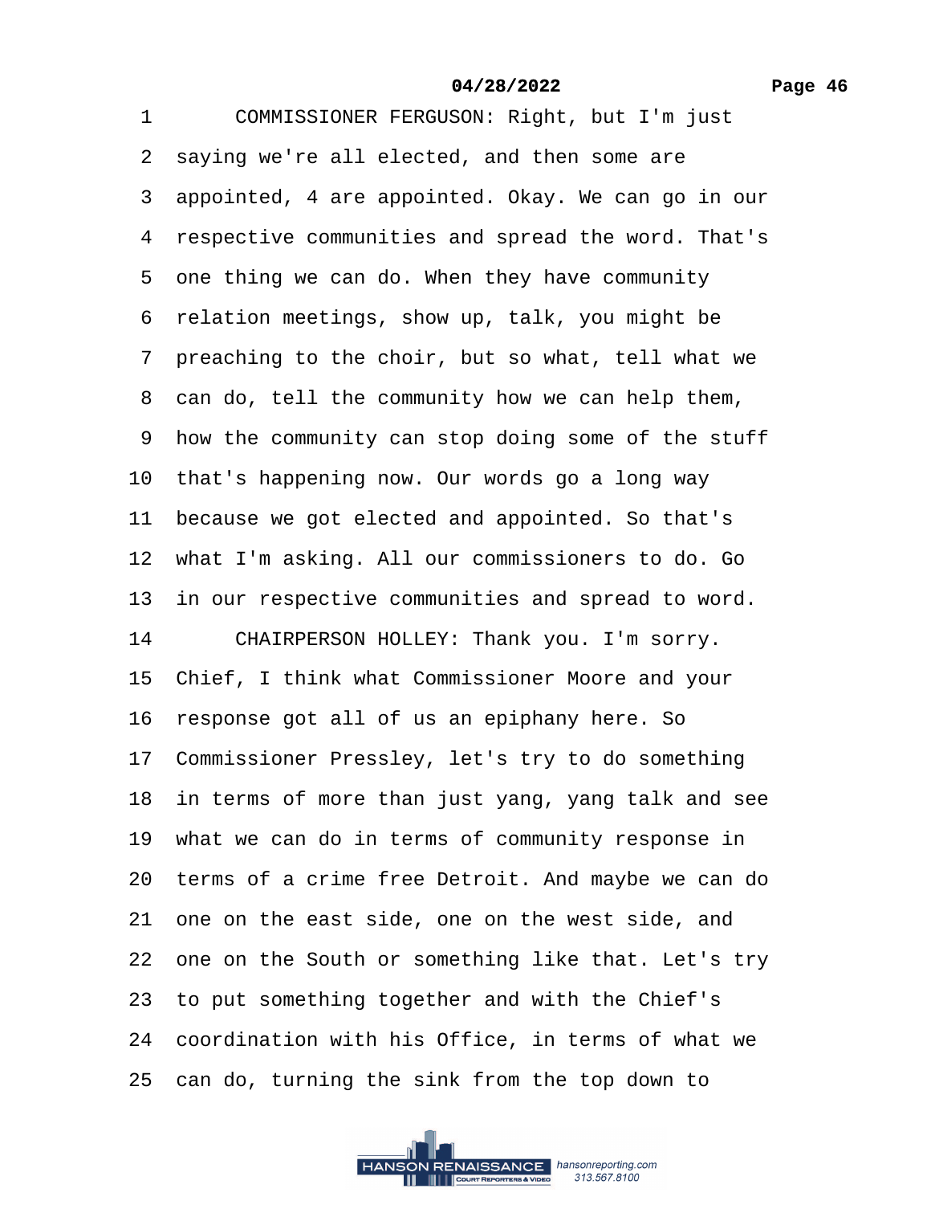1 COMMISSIONER FERGUSON: Right, but I'm just
2 saying we're all elected, and then some are
3 appointed, 4 are appointed. Okay. We can go in our
4 respective communities and spread the word. That's
5 one thing we can do. When they have community
6 relation meetings, show up, talk, you might be
7 preaching to the choir, but so what, tell what we
8 can do, tell the community how we can help them,
9 how the community can stop doing some of the stuff
10 that's happening now. Our words go a long way
11 because we got elected and appointed. So that's
12 what I'm asking. All our commissioners to do. Go
13 in our respective communities and spread to word.
14 CHAIRPERSON HOLLEY: Thank you. I'm sorry.
15 Chief, I think what Commissioner Moore and your
16 response got all of us an epiphany here. So
17 Commissioner Pressley, let's try to do something
18 in terms of more than just yang, yang talk and see
19 what we can do in terms of community response in
20 terms of a crime free Detroit. And maybe we can do
21 one on the east side, one on the west side, and
22 one on the South or something like that. Let's try
23 to put something together and with the Chief's
24 coordination with his Office, in terms of what we
25 can do, turning the sink from the top down to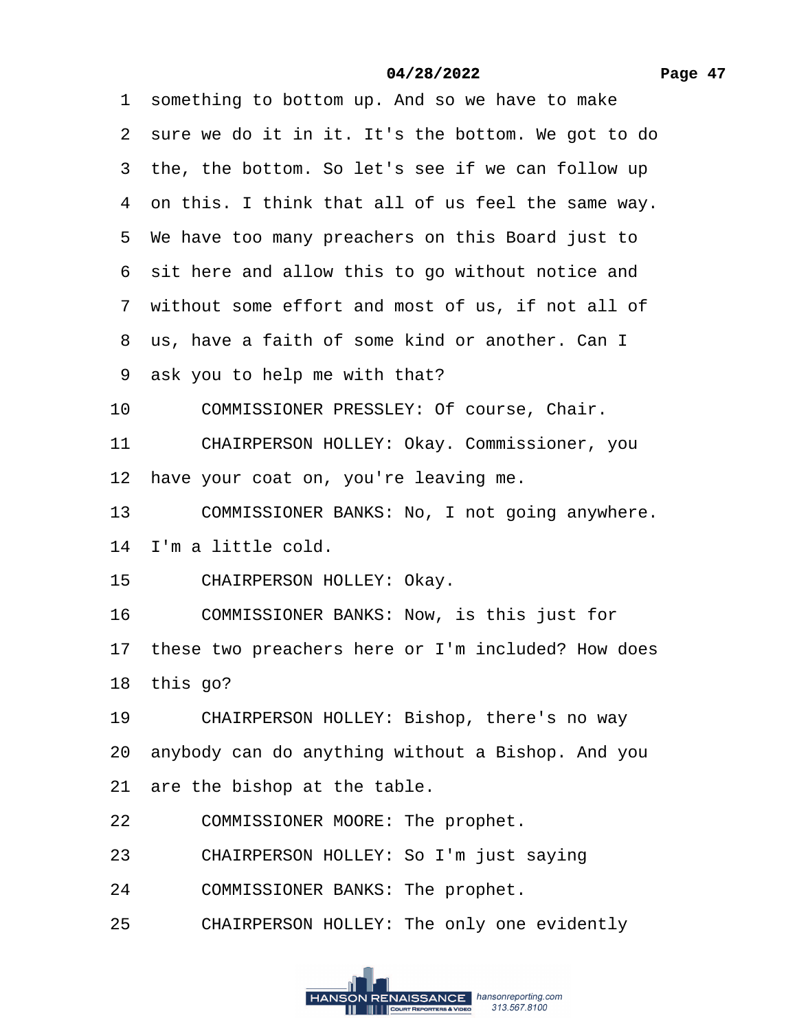1 something to bottom up. And so we have to make

2 sure we do it in it. It's the bottom. We got to do

3 the, the bottom. So let's see if we can follow up

4 on this. I think that all of us feel the same way.

5 We have too many preachers on this Board just to

6 sit here and allow this to go without notice and

7 without some effort and most of us, if not all of

8 us, have a faith of some kind or another. Can I

9 ask you to help me with that?

10 COMMISSIONER PRESSLEY: Of course, Chair.

11 CHAIRPERSON HOLLEY: Okay. Commissioner, you

12 have your coat on, you're leaving me.

13 COMMISSIONER BANKS: No, I not going anywhere.

14 I'm a little cold.

15 CHAIRPERSON HOLLEY: Okay.

16 COMMISSIONER BANKS: Now, is this just for

17 these two preachers here or I'm included? How does

18 this go?

19 CHAIRPERSON HOLLEY: Bishop, there's no way

20 anybody can do anything without a Bishop. And you

21 are the bishop at the table.

22 COMMISSIONER MOORE: The prophet.

23 CHAIRPERSON HOLLEY: So I'm just saying

24 COMMISSIONER BANKS: The prophet.

25 CHAIRPERSON HOLLEY: The only one evidently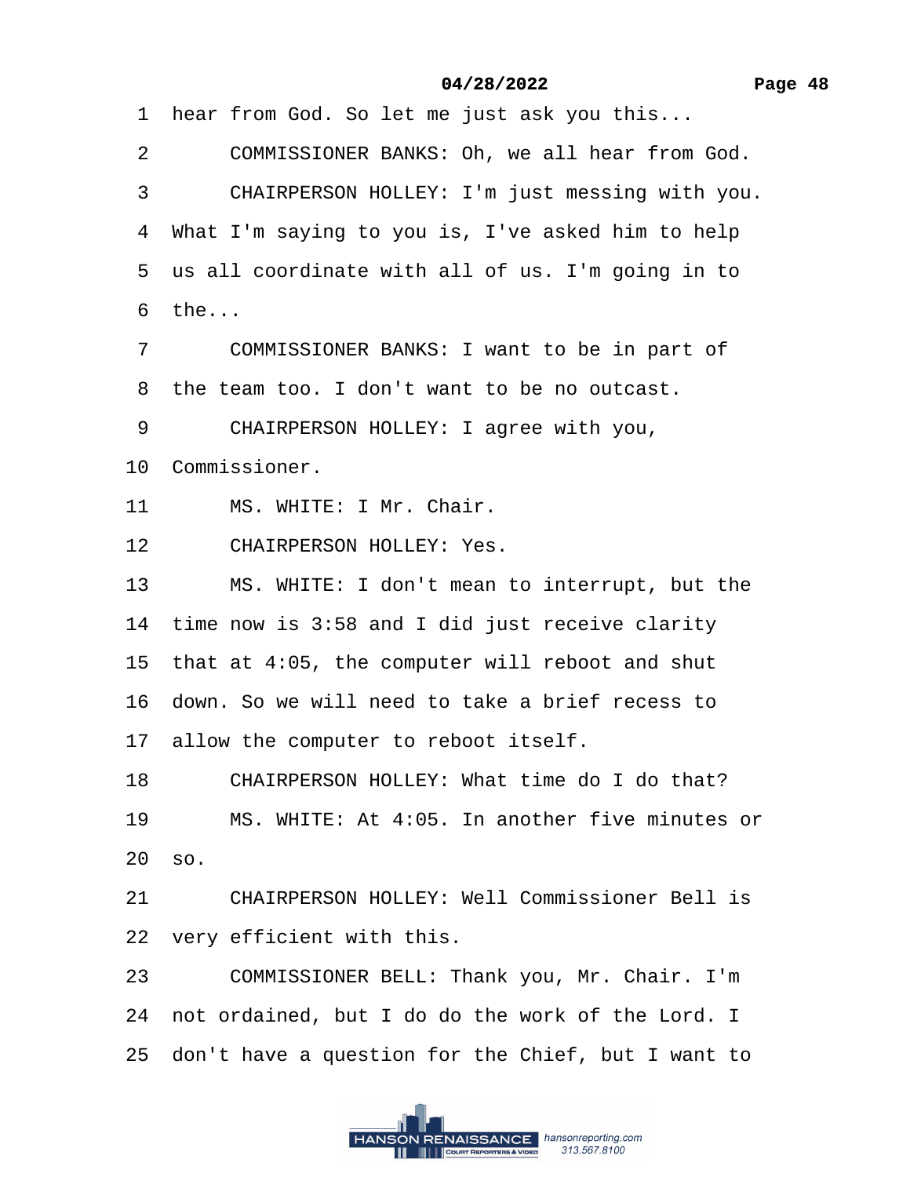1 hear from God. So let me just ask you this...

2 COMMISSIONER BANKS: Oh, we all hear from God.

3 CHAIRPERSON HOLLEY: I'm just messing with you.

4 What I'm saying to you is, I've asked him to help

5 us all coordinate with all of us. I'm going in to

6 the...

7 COMMISSIONER BANKS: I want to be in part of

8 the team too. I don't want to be no outcast.

9 CHAIRPERSON HOLLEY: I agree with you,

10 Commissioner.

11 MS. WHITE: I Mr. Chair.

12 CHAIRPERSON HOLLEY: Yes.

13 MS. WHITE: I don't mean to interrupt, but the

14 time now is 3:58 and I did just receive clarity

15 that at 4:05, the computer will reboot and shut

16 down. So we will need to take a brief recess to

17 allow the computer to reboot itself.

18 CHAIRPERSON HOLLEY: What time do I do that?

19 MS. WHITE: At 4:05. In another five minutes or

20 so.

21 CHAIRPERSON HOLLEY: Well Commissioner Bell is

22 very efficient with this.

23 COMMISSIONER BELL: Thank you, Mr. Chair. I'm

24 not ordained, but I do do the work of the Lord. I

25 don't have a question for the Chief, but I want to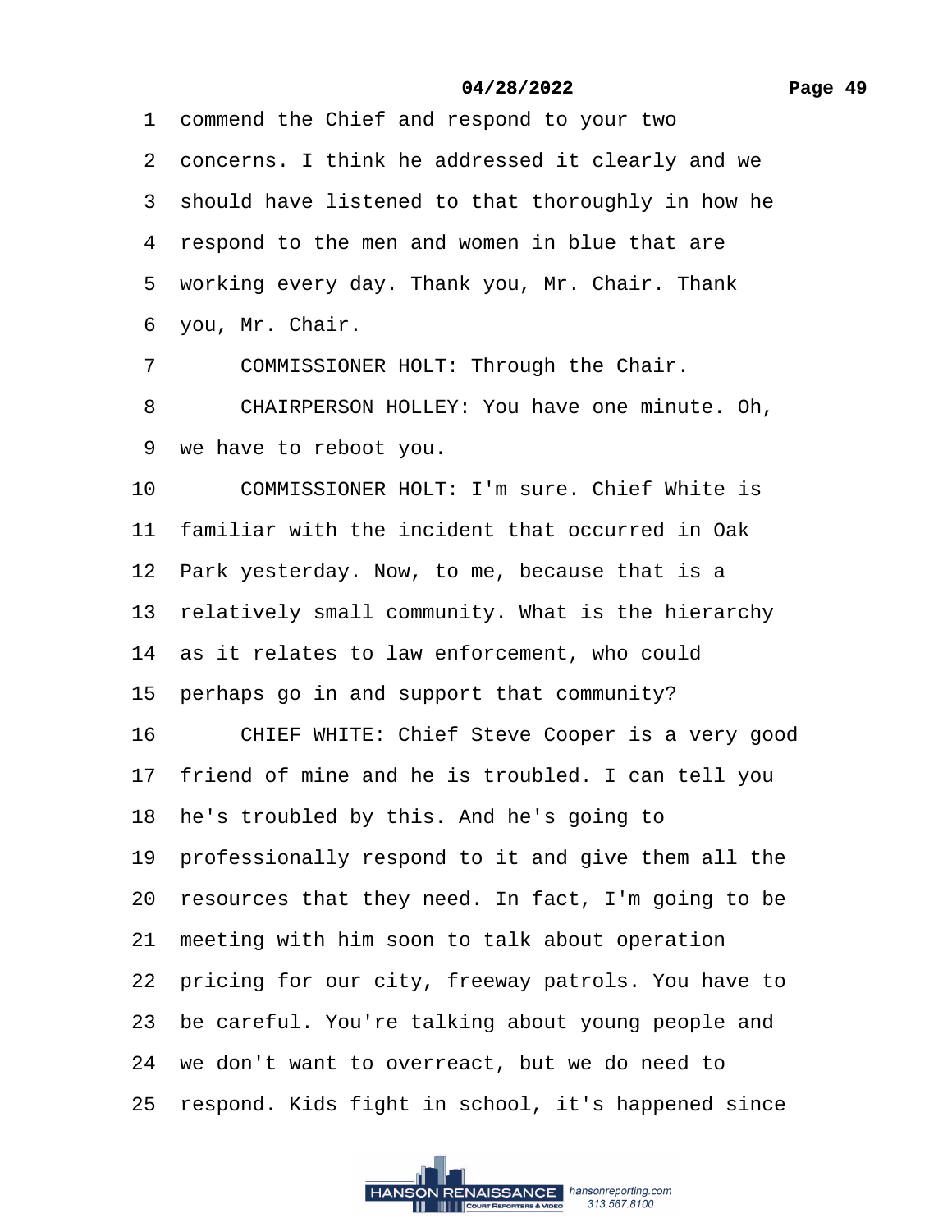1 commend the Chief and respond to your two
2 concerns. I think he addressed it clearly and we
3 should have listened to that thoroughly in how he
4 respond to the men and women in blue that are
5 working every day. Thank you, Mr. Chair. Thank
6 you, Mr. Chair.
7 COMMISSIONER HOLT: Through the Chair.
8 CHAIRPERSON HOLLEY: You have one minute. Oh,
9 we have to reboot you.
10 COMMISSIONER HOLT: I'm sure. Chief White is
11 familiar with the incident that occurred in Oak
12 Park yesterday. Now, to me, because that is a
13 relatively small community. What is the hierarchy
14 as it relates to law enforcement, who could
15 perhaps go in and support that community?
16 CHIEF WHITE: Chief Steve Cooper is a very good
17 friend of mine and he is troubled. I can tell you
18 he's troubled by this. And he's going to
19 professionally respond to it and give them all the
20 resources that they need. In fact, I'm going to be
21 meeting with him soon to talk about operation
22 pricing for our city, freeway patrols. You have to
23 be careful. You're talking about young people and
24 we don't want to overreact, but we do need to
25 respond. Kids fight in school, it's happened since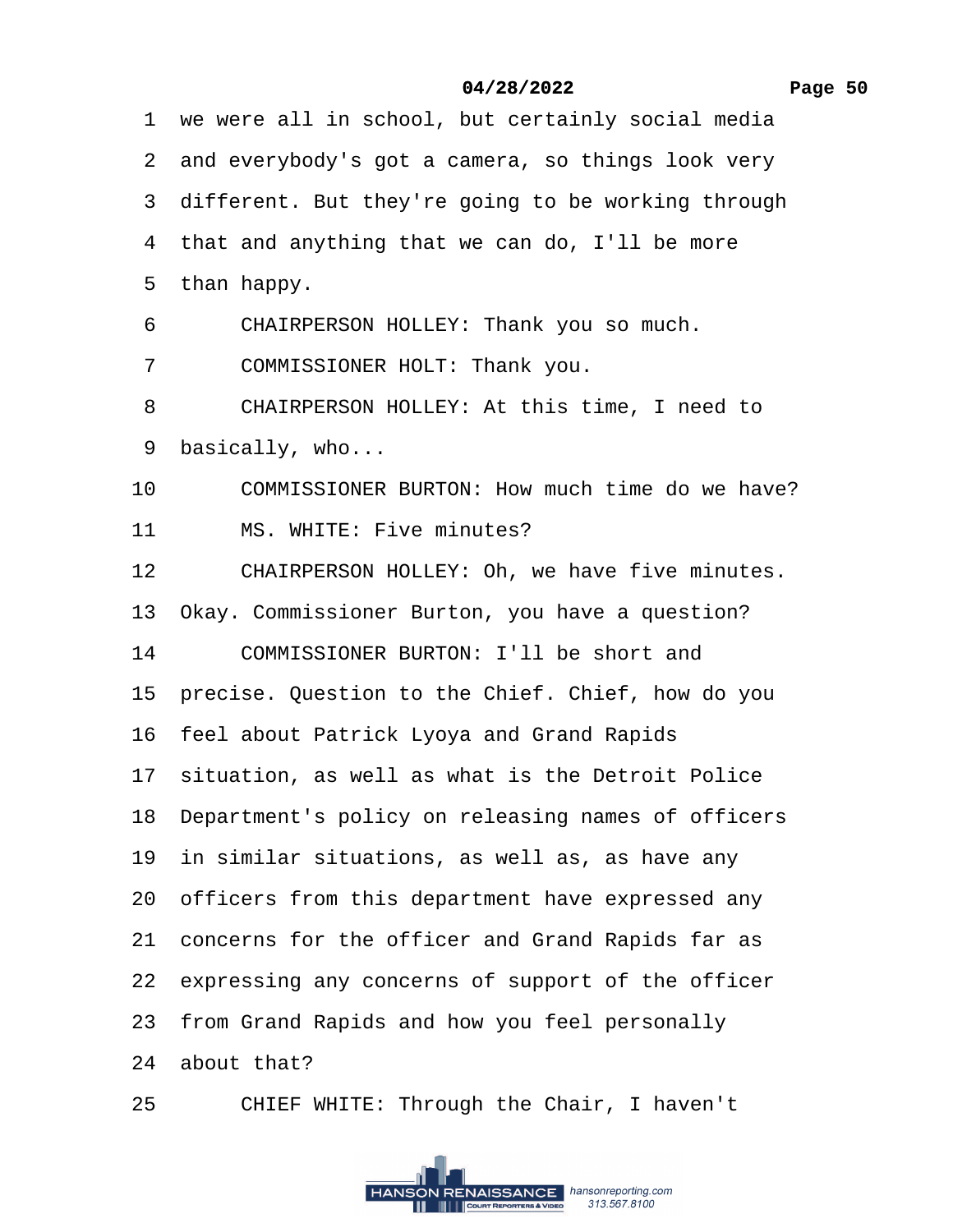1 we were all in school, but certainly social media

2 and everybody's got a camera, so things look very

3 different. But they're going to be working through

4 that and anything that we can do, I'll be more

5 than happy.

6 CHAIRPERSON HOLLEY: Thank you so much.

7 COMMISSIONER HOLT: Thank you.

8 CHAIRPERSON HOLLEY: At this time, I need to

9 basically, who...

10 COMMISSIONER BURTON: How much time do we have?

11 MS. WHITE: Five minutes?

12 CHAIRPERSON HOLLEY: Oh, we have five minutes.

13 Okay. Commissioner Burton, you have a question?

14 COMMISSIONER BURTON: I'll be short and

15 precise. Question to the Chief. Chief, how do you

16 feel about Patrick Lyoya and Grand Rapids

17 situation, as well as what is the Detroit Police

18 Department's policy on releasing names of officers

19 in similar situations, as well as, as have any

20 officers from this department have expressed any

21 concerns for the officer and Grand Rapids far as

22 expressing any concerns of support of the officer

23 from Grand Rapids and how you feel personally

24 about that?

25 CHIEF WHITE: Through the Chair, I haven't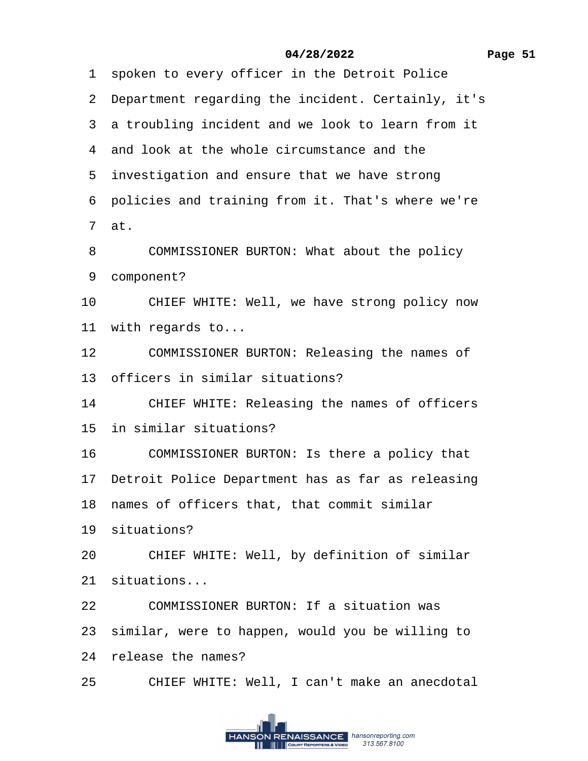1 spoken to every officer in the Detroit Police
2 Department regarding the incident. Certainly, it's
3 a troubling incident and we look to learn from it
4 and look at the whole circumstance and the
5 investigation and ensure that we have strong
6 policies and training from it. That's where we're
7 at.
8 COMMISSIONER BURTON: What about the policy
9 component?
10 CHIEF WHITE: Well, we have strong policy now
11 with regards to...
12 COMMISSIONER BURTON: Releasing the names of
13 officers in similar situations?
14 CHIEF WHITE: Releasing the names of officers
15 in similar situations?
16 COMMISSIONER BURTON: Is there a policy that
17 Detroit Police Department has as far as releasing
18 names of officers that, that commit similar
19 situations?
20 CHIEF WHITE: Well, by definition of similar
21 situations...
22 COMMISSIONER BURTON: If a situation was
23 similar, were to happen, would you be willing to
24 release the names?
25 CHIEF WHITE: Well, I can't make an anecdotal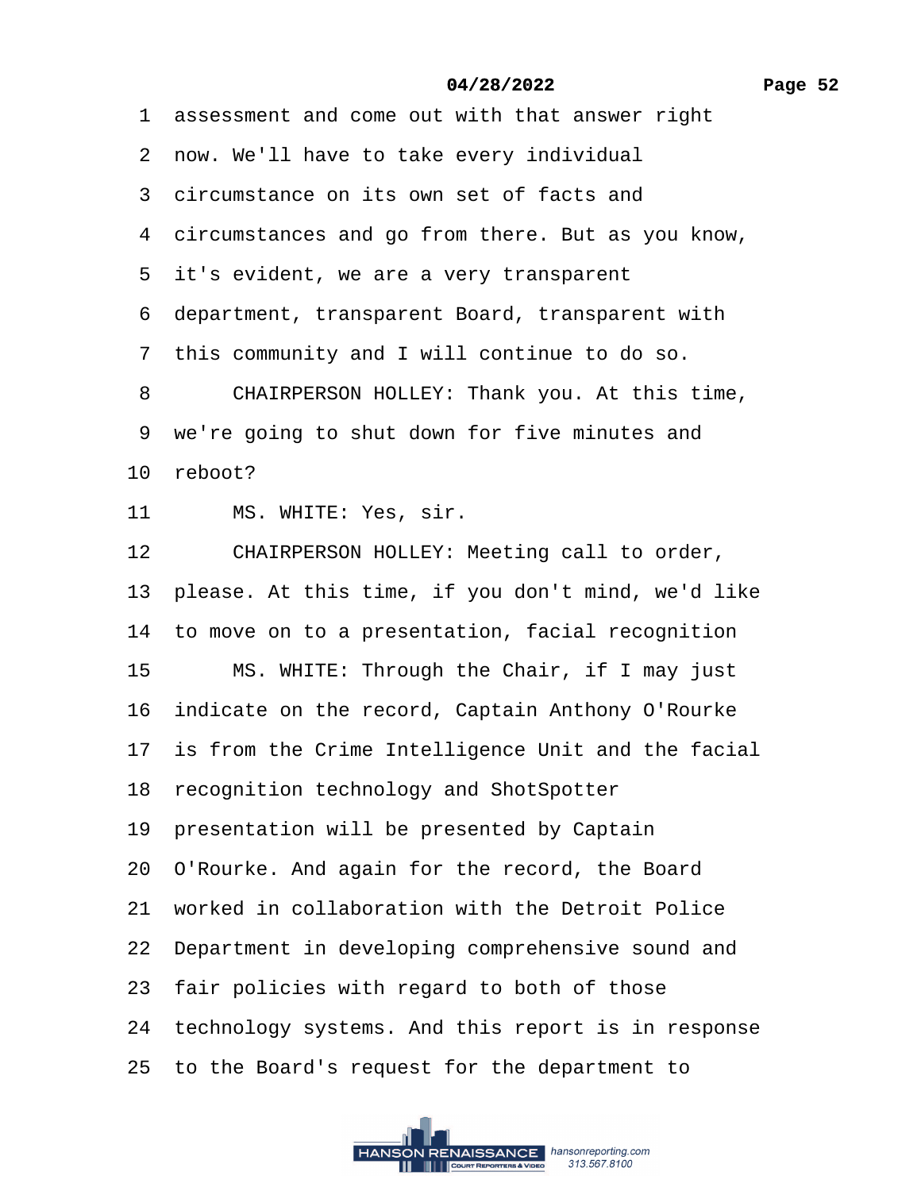1 assessment and come out with that answer right
2 now. We'll have to take every individual
3 circumstance on its own set of facts and
4 circumstances and go from there. But as you know,
5 it's evident, we are a very transparent
6 department, transparent Board, transparent with
7 this community and I will continue to do so.
8 CHAIRPERSON HOLLEY: Thank you. At this time,
9 we're going to shut down for five minutes and
10 reboot?
11 MS. WHITE: Yes, sir.
12 CHAIRPERSON HOLLEY: Meeting call to order,
13 please. At this time, if you don't mind, we'd like
14 to move on to a presentation, facial recognition
15 MS. WHITE: Through the Chair, if I may just
16 indicate on the record, Captain Anthony O'Rourke
17 is from the Crime Intelligence Unit and the facial
18 recognition technology and ShotSpotter
19 presentation will be presented by Captain
20 O'Rourke. And again for the record, the Board
21 worked in collaboration with the Detroit Police
22 Department in developing comprehensive sound and
23 fair policies with regard to both of those
24 technology systems. And this report is in response
25 to the Board's request for the department to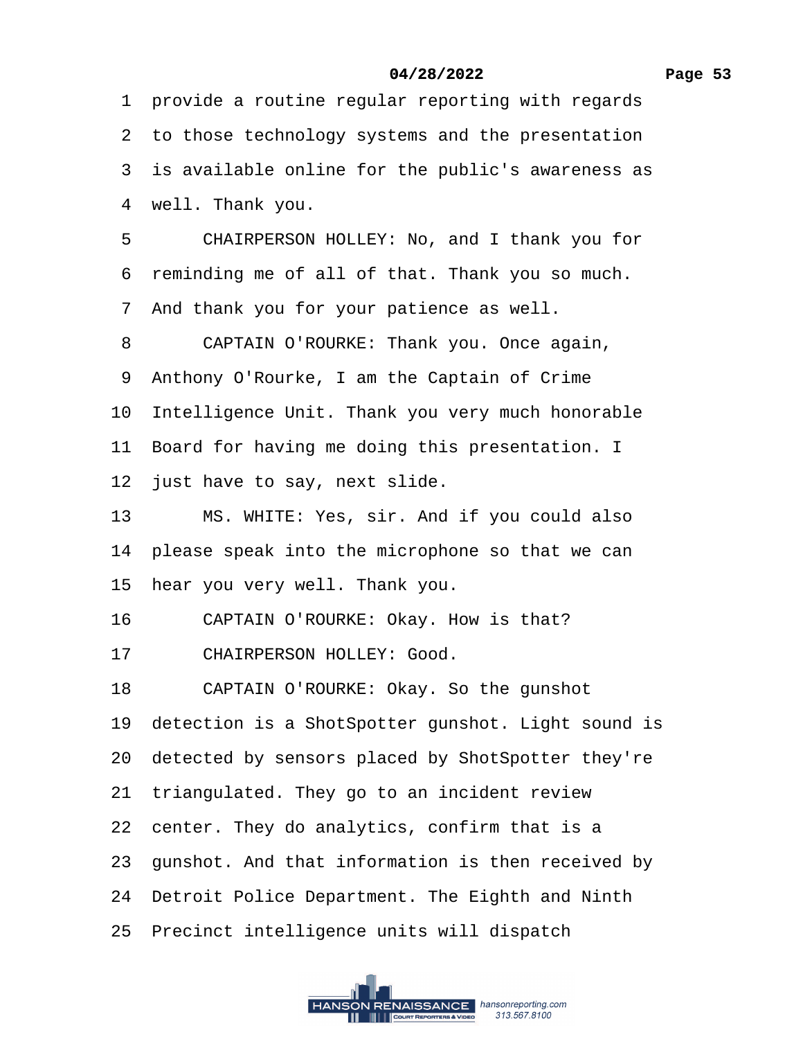provide a routine regular reporting with regards to those technology systems and the presentation is available online for the public's awareness as well. Thank you.

CHAIRPERSON HOLLEY: No, and I thank you for reminding me of all of that. Thank you so much. And thank you for your patience as well.

CAPTAIN O'ROURKE: Thank you. Once again, Anthony O'Rourke, I am the Captain of Crime Intelligence Unit. Thank you very much honorable Board for having me doing this presentation. I just have to say, next slide.

MS. WHITE: Yes, sir. And if you could also please speak into the microphone so that we can hear you very well. Thank you.

CAPTAIN O'ROURKE: Okay. How is that?

CHAIRPERSON HOLLEY: Good.

CAPTAIN O'ROURKE: Okay. So the gunshot detection is a ShotSpotter gunshot. Light sound is detected by sensors placed by ShotSpotter they're triangulated. They go to an incident review center. They do analytics, confirm that is a gunshot. And that information is then received by Detroit Police Department. The Eighth and Ninth Precinct intelligence units will dispatch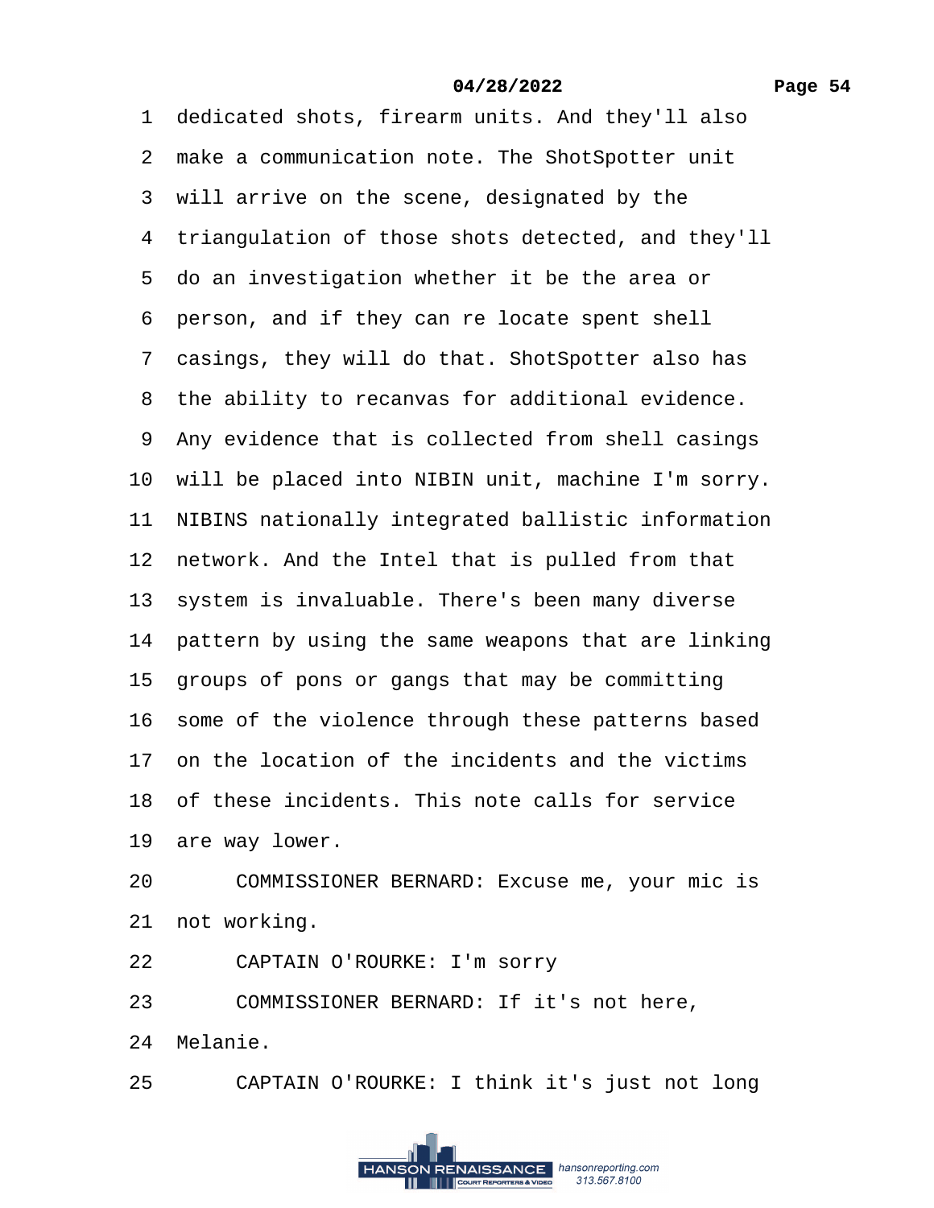1 dedicated shots, firearm units. And they'll also
2 make a communication note. The ShotSpotter unit
3 will arrive on the scene, designated by the
4 triangulation of those shots detected, and they'll
5 do an investigation whether it be the area or
6 person, and if they can re locate spent shell
7 casings, they will do that. ShotSpotter also has
8 the ability to recanvas for additional evidence.
9 Any evidence that is collected from shell casings
10 will be placed into NIBIN unit, machine I'm sorry.
11 NIBINS nationally integrated ballistic information
12 network. And the Intel that is pulled from that
13 system is invaluable. There's been many diverse
14 pattern by using the same weapons that are linking
15 groups of pons or gangs that may be committing
16 some of the violence through these patterns based
17 on the location of the incidents and the victims
18 of these incidents. This note calls for service
19 are way lower.
20 COMMISSIONER BERNARD: Excuse me, your mic is
21 not working.
22 CAPTAIN O'ROURKE: I'm sorry
23 COMMISSIONER BERNARD: If it's not here,
24 Melanie.
25 CAPTAIN O'ROURKE: I think it's just not long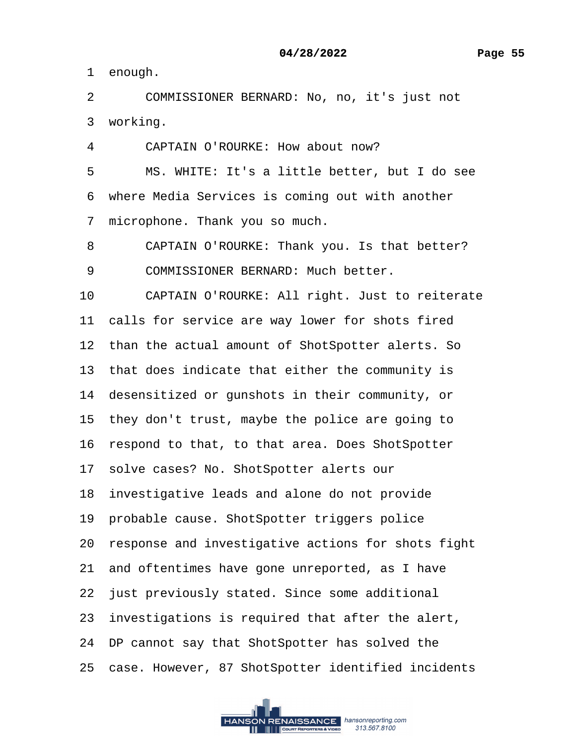1 enough.

2 COMMISSIONER BERNARD: No, no, it's just not

3 working.

4 CAPTAIN O'ROURKE: How about now?

5 MS. WHITE: It's a little better, but I do see

6 where Media Services is coming out with another

7 microphone. Thank you so much.

8 CAPTAIN O'ROURKE: Thank you. Is that better?

9 COMMISSIONER BERNARD: Much better.

10 CAPTAIN O'ROURKE: All right. Just to reiterate

11 calls for service are way lower for shots fired

12 than the actual amount of ShotSpotter alerts. So

13 that does indicate that either the community is

14 desensitized or gunshots in their community, or

15 they don't trust, maybe the police are going to

16 respond to that, to that area. Does ShotSpotter

17 solve cases? No. ShotSpotter alerts our

18 investigative leads and alone do not provide

19 probable cause. ShotSpotter triggers police

20 response and investigative actions for shots fight

21 and oftentimes have gone unreported, as I have

22 just previously stated. Since some additional

23 investigations is required that after the alert,

24 DP cannot say that ShotSpotter has solved the

25 case. However, 87 ShotSpotter identified incidents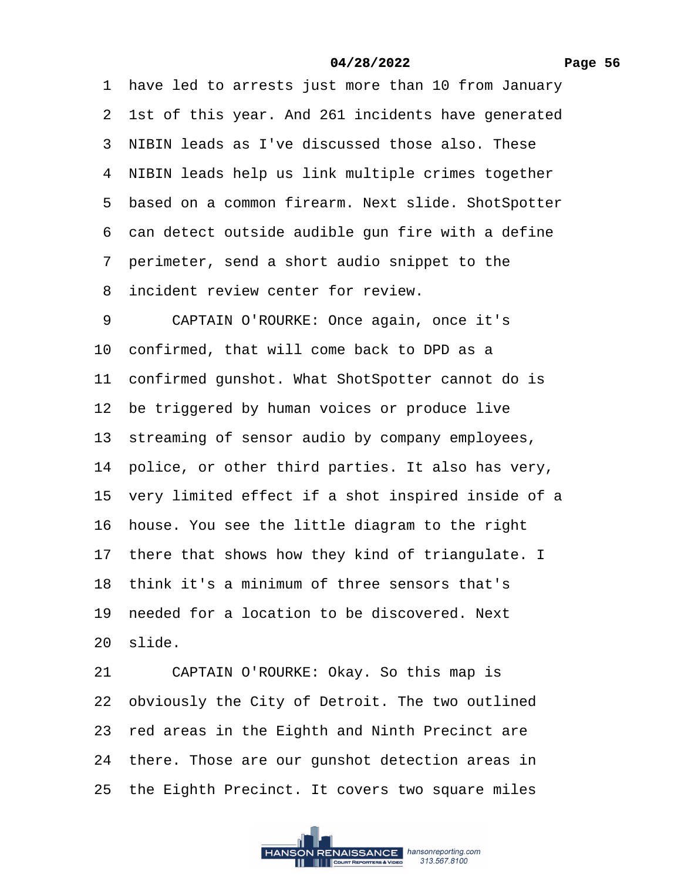1 have led to arrests just more than 10 from January
2 1st of this year. And 261 incidents have generated
3 NIBIN leads as I've discussed those also. These
4 NIBIN leads help us link multiple crimes together
5 based on a common firearm. Next slide. ShotSpotter
6 can detect outside audible gun fire with a define
7 perimeter, send a short audio snippet to the
8 incident review center for review.
9 CAPTAIN O'ROURKE: Once again, once it's
10 confirmed, that will come back to DPD as a
11 confirmed gunshot. What ShotSpotter cannot do is
12 be triggered by human voices or produce live
13 streaming of sensor audio by company employees,
14 police, or other third parties. It also has very,
15 very limited effect if a shot inspired inside of a
16 house. You see the little diagram to the right
17 there that shows how they kind of triangulate. I
18 think it's a minimum of three sensors that's
19 needed for a location to be discovered. Next
20 slide.
21 CAPTAIN O'ROURKE: Okay. So this map is
22 obviously the City of Detroit. The two outlined
23 red areas in the Eighth and Ninth Precinct are
24 there. Those are our gunshot detection areas in
25 the Eighth Precinct. It covers two square miles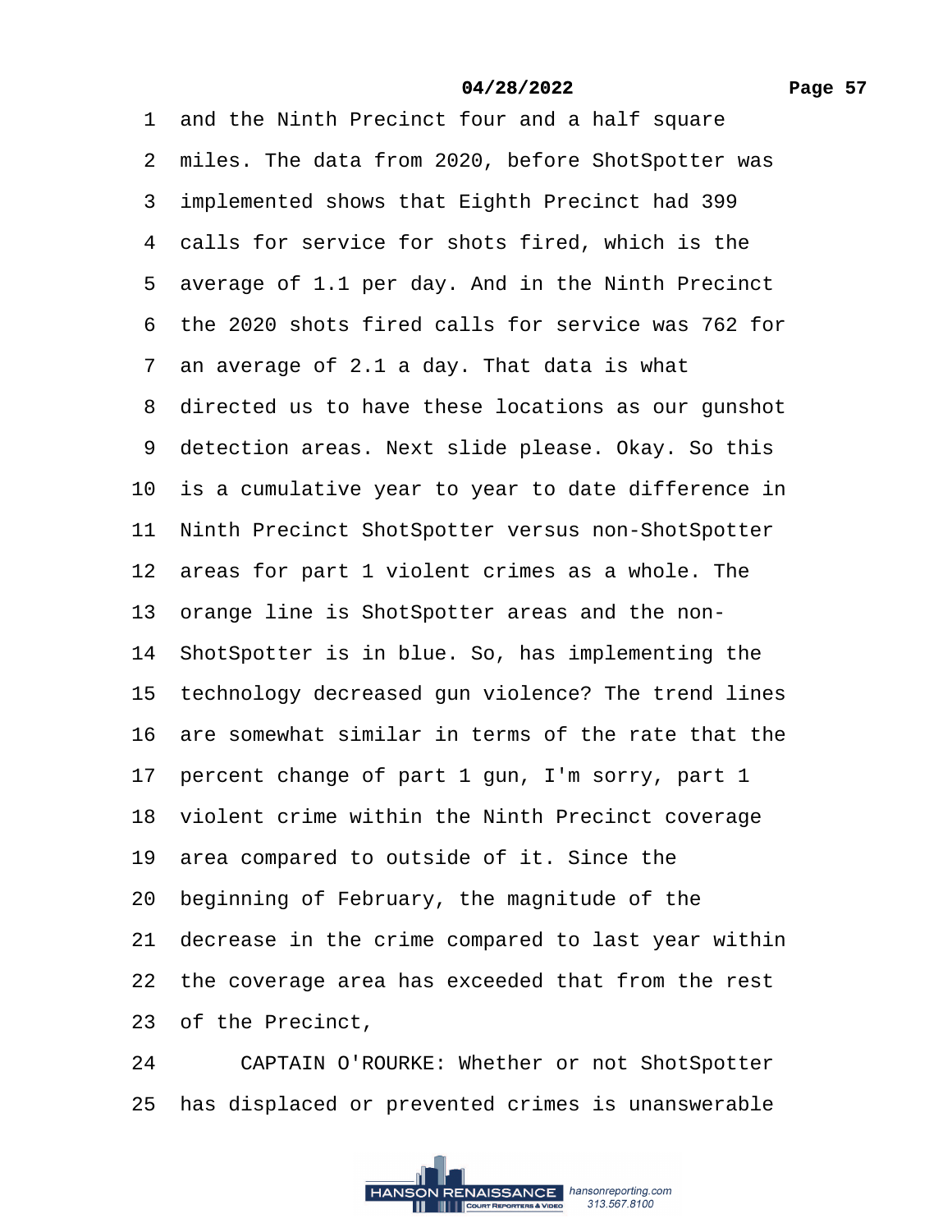1 and the Ninth Precinct four and a half square
2 miles. The data from 2020, before ShotSpotter was
3 implemented shows that Eighth Precinct had 399
4 calls for service for shots fired, which is the
5 average of 1.1 per day. And in the Ninth Precinct
6 the 2020 shots fired calls for service was 762 for
7 an average of 2.1 a day. That data is what
8 directed us to have these locations as our gunshot
9 detection areas. Next slide please. Okay. So this
10 is a cumulative year to year to date difference in
11 Ninth Precinct ShotSpotter versus non-ShotSpotter
12 areas for part 1 violent crimes as a whole. The
13 orange line is ShotSpotter areas and the non-
14 ShotSpotter is in blue. So, has implementing the
15 technology decreased gun violence? The trend lines
16 are somewhat similar in terms of the rate that the
17 percent change of part 1 gun, I'm sorry, part 1
18 violent crime within the Ninth Precinct coverage
19 area compared to outside of it. Since the
20 beginning of February, the magnitude of the
21 decrease in the crime compared to last year within
22 the coverage area has exceeded that from the rest
23 of the Precinct,
24 CAPTAIN O'ROURKE: Whether or not ShotSpotter
25 has displaced or prevented crimes is unanswerable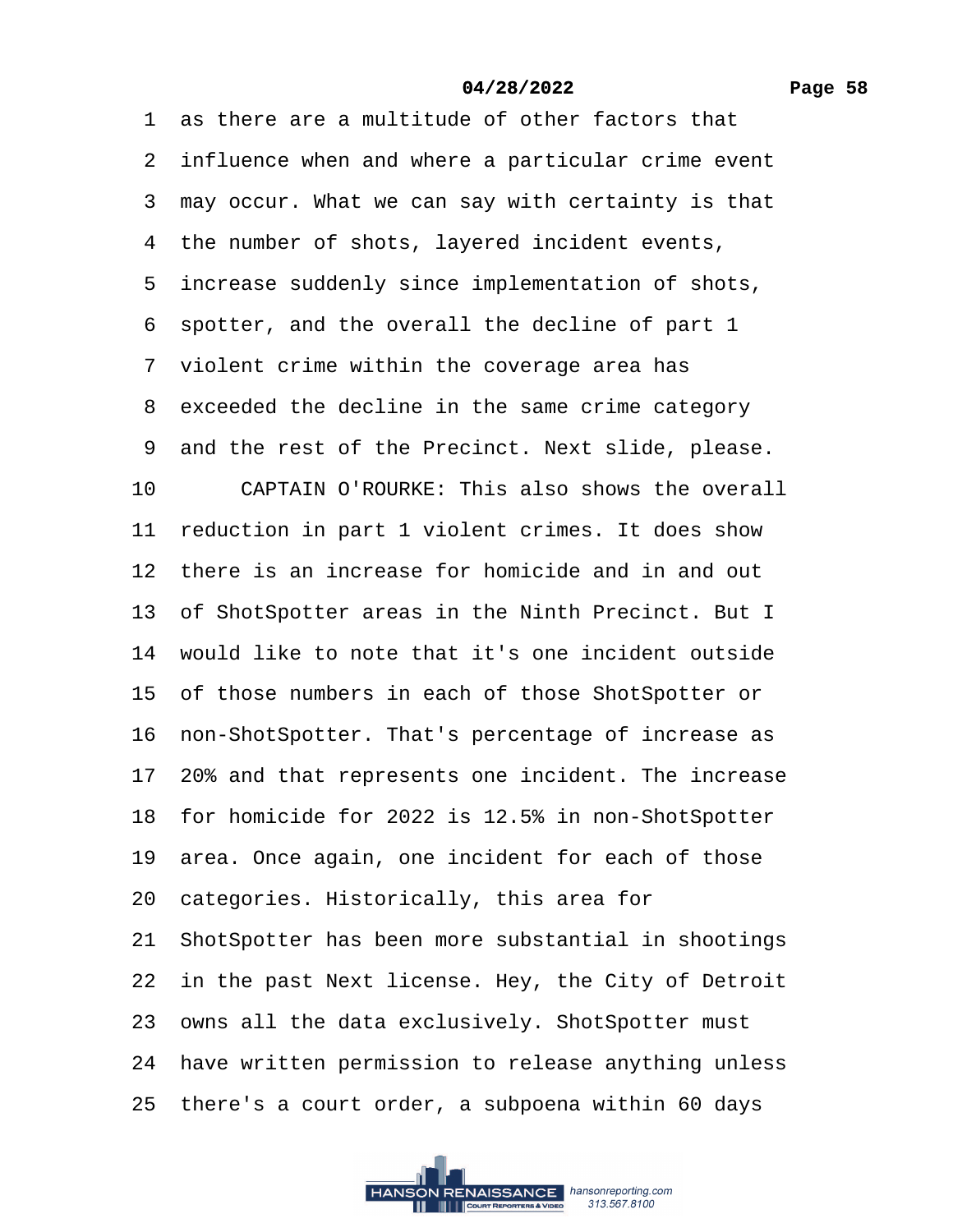1 as there are a multitude of other factors that
2 influence when and where a particular crime event
3 may occur. What we can say with certainty is that
4 the number of shots, layered incident events,
5 increase suddenly since implementation of shots,
6 spotter, and the overall the decline of part 1
7 violent crime within the coverage area has
8 exceeded the decline in the same crime category
9 and the rest of the Precinct. Next slide, please.
10 CAPTAIN O'ROURKE: This also shows the overall
11 reduction in part 1 violent crimes. It does show
12 there is an increase for homicide and in and out
13 of ShotSpotter areas in the Ninth Precinct. But I
14 would like to note that it's one incident outside
15 of those numbers in each of those ShotSpotter or
16 non-ShotSpotter. That's percentage of increase as
17 20% and that represents one incident. The increase
18 for homicide for 2022 is 12.5% in non-ShotSpotter
19 area. Once again, one incident for each of those
20 categories. Historically, this area for
21 ShotSpotter has been more substantial in shootings
22 in the past Next license. Hey, the City of Detroit
23 owns all the data exclusively. ShotSpotter must
24 have written permission to release anything unless
25 there's a court order, a subpoena within 60 days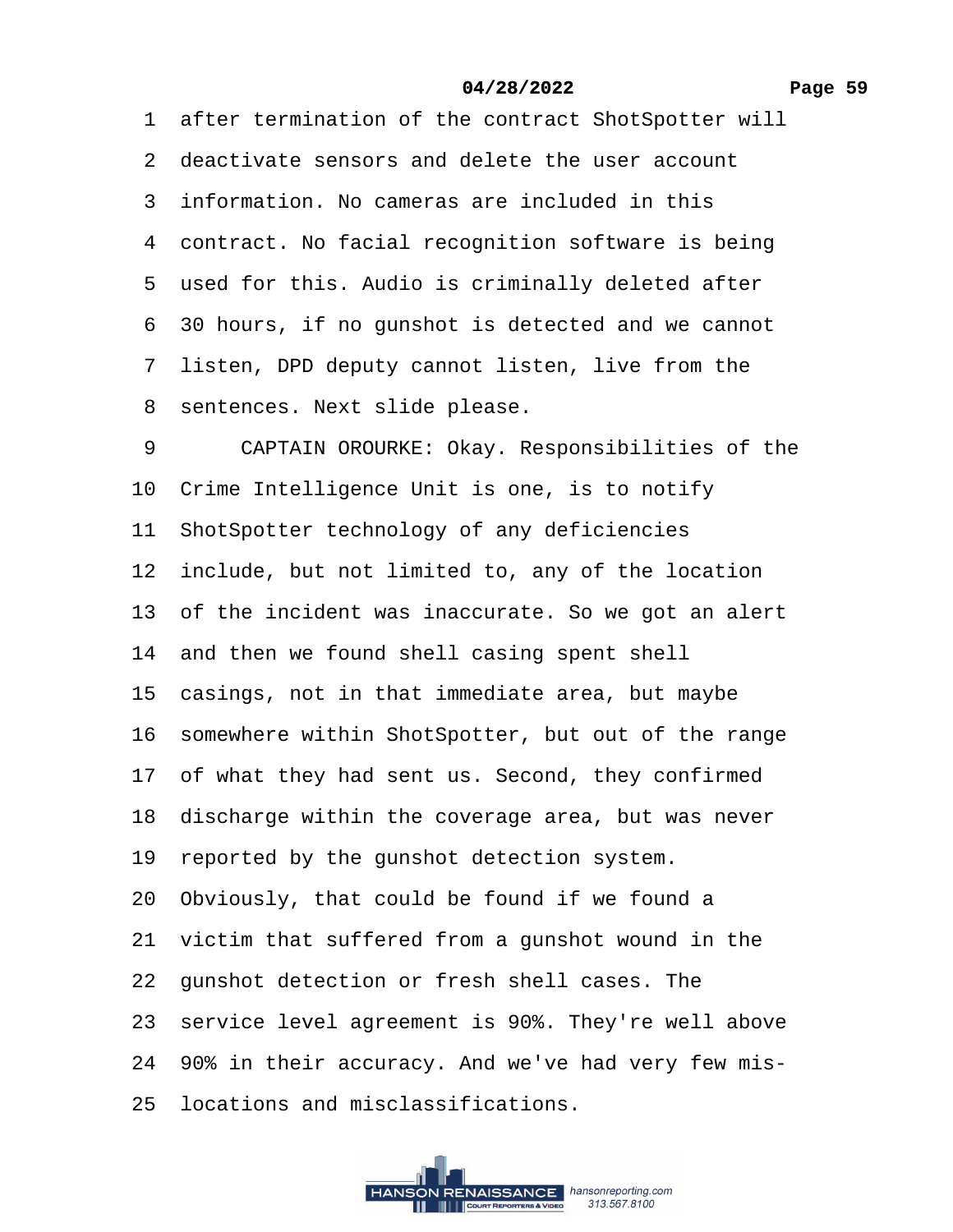1 after termination of the contract ShotSpotter will
2 deactivate sensors and delete the user account
3 information. No cameras are included in this
4 contract. No facial recognition software is being
5 used for this. Audio is criminally deleted after
6 30 hours, if no gunshot is detected and we cannot
7 listen, DPD deputy cannot listen, live from the
8 sentences. Next slide please.
9 CAPTAIN OROURKE: Okay. Responsibilities of the
10 Crime Intelligence Unit is one, is to notify
11 ShotSpotter technology of any deficiencies
12 include, but not limited to, any of the location
13 of the incident was inaccurate. So we got an alert
14 and then we found shell casing spent shell
15 casings, not in that immediate area, but maybe
16 somewhere within ShotSpotter, but out of the range
17 of what they had sent us. Second, they confirmed
18 discharge within the coverage area, but was never
19 reported by the gunshot detection system.
20 Obviously, that could be found if we found a
21 victim that suffered from a gunshot wound in the
22 gunshot detection or fresh shell cases. The
23 service level agreement is 90%. They're well above
24 90% in their accuracy. And we've had very few mis-
25 locations and misclassifications.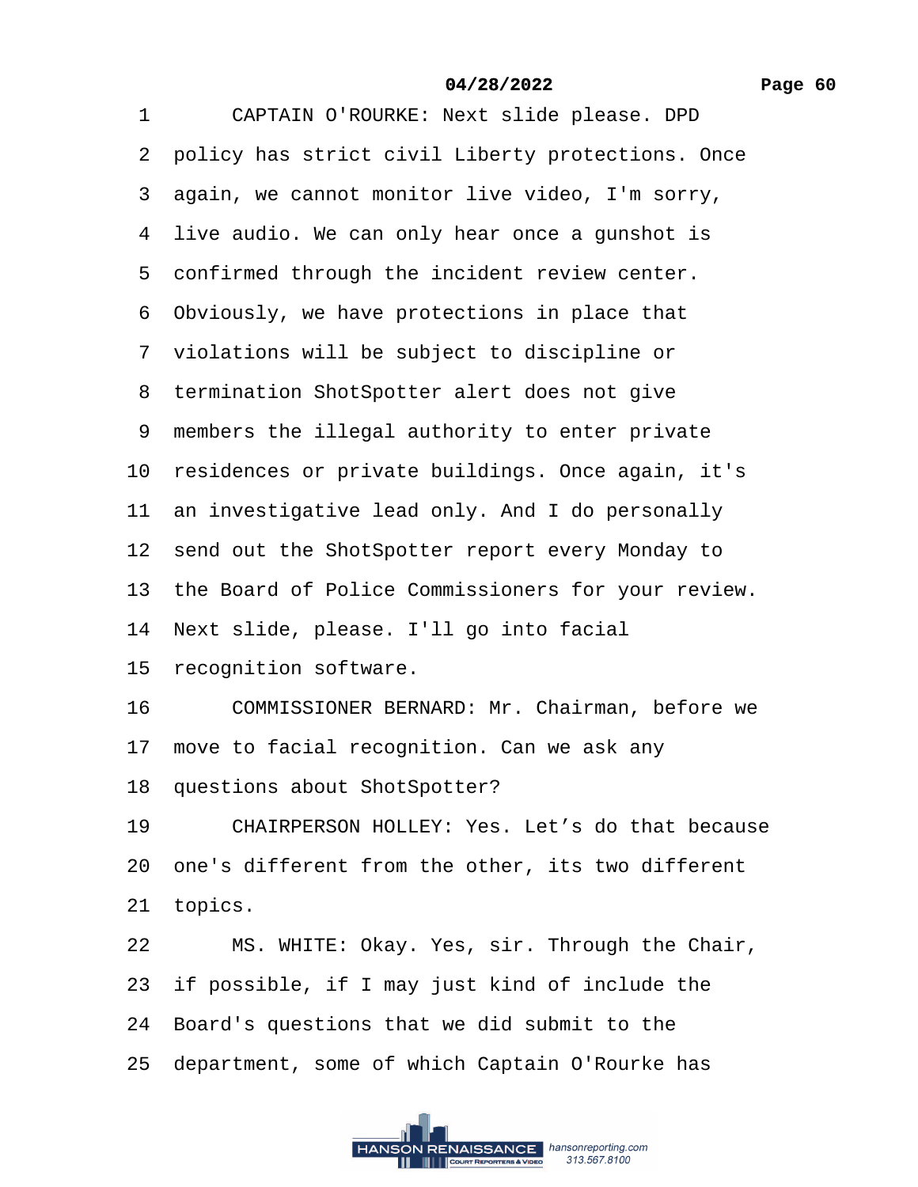1 CAPTAIN O'ROURKE: Next slide please. DPD
2 policy has strict civil Liberty protections. Once
3 again, we cannot monitor live video, I'm sorry,
4 live audio. We can only hear once a gunshot is
5 confirmed through the incident review center.
6 Obviously, we have protections in place that
7 violations will be subject to discipline or
8 termination ShotSpotter alert does not give
9 members the illegal authority to enter private
10 residences or private buildings. Once again, it's
11 an investigative lead only. And I do personally
12 send out the ShotSpotter report every Monday to
13 the Board of Police Commissioners for your review.
14 Next slide, please. I'll go into facial
15 recognition software.
16 COMMISSIONER BERNARD: Mr. Chairman, before we
17 move to facial recognition. Can we ask any
18 questions about ShotSpotter?
19 CHAIRPERSON HOLLEY: Yes. Let’s do that because
20 one's different from the other, its two different
21 topics.
22 MS. WHITE: Okay. Yes, sir. Through the Chair,
23 if possible, if I may just kind of include the
24 Board's questions that we did submit to the
25 department, some of which Captain O'Rourke has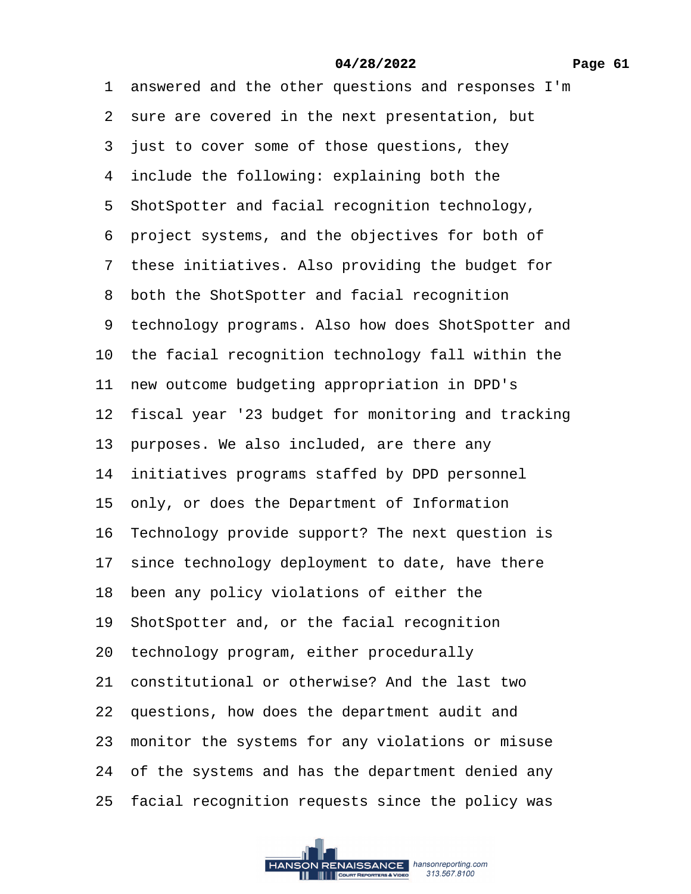1 answered and the other questions and responses I'm
2 sure are covered in the next presentation, but
3 just to cover some of those questions, they
4 include the following: explaining both the
5 ShotSpotter and facial recognition technology,
6 project systems, and the objectives for both of
7 these initiatives. Also providing the budget for
8 both the ShotSpotter and facial recognition
9 technology programs. Also how does ShotSpotter and
10 the facial recognition technology fall within the
11 new outcome budgeting appropriation in DPD's
12 fiscal year '23 budget for monitoring and tracking
13 purposes. We also included, are there any
14 initiatives programs staffed by DPD personnel
15 only, or does the Department of Information
16 Technology provide support? The next question is
17 since technology deployment to date, have there
18 been any policy violations of either the
19 ShotSpotter and, or the facial recognition
20 technology program, either procedurally
21 constitutional or otherwise? And the last two
22 questions, how does the department audit and
23 monitor the systems for any violations or misuse
24 of the systems and has the department denied any
25 facial recognition requests since the policy was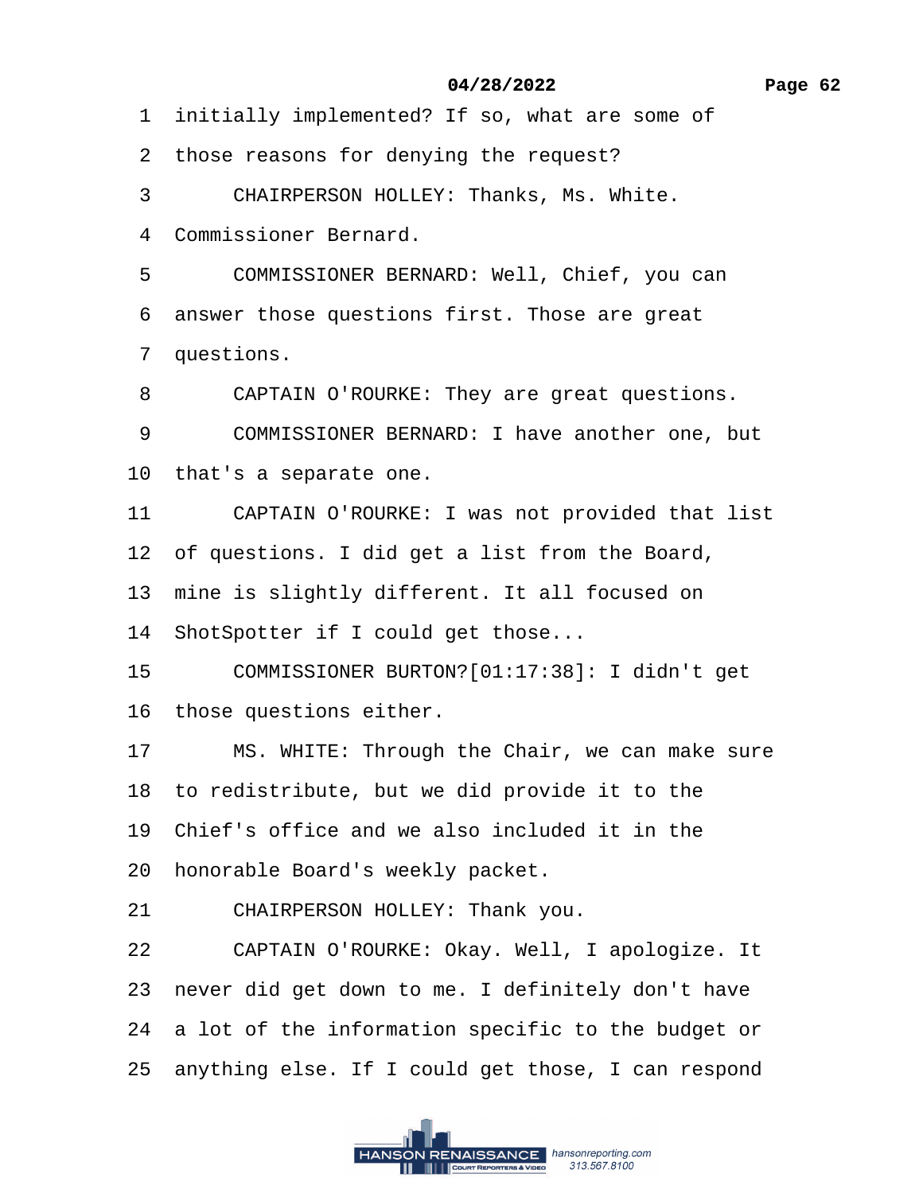1 initially implemented? If so, what are some of

2 those reasons for denying the request?

3 CHAIRPERSON HOLLEY: Thanks, Ms. White.

4 Commissioner Bernard.

5 COMMISSIONER BERNARD: Well, Chief, you can

6 answer those questions first. Those are great

7 questions.

8 CAPTAIN O'ROURKE: They are great questions.

9 COMMISSIONER BERNARD: I have another one, but

10 that's a separate one.

11 CAPTAIN O'ROURKE: I was not provided that list

12 of questions. I did get a list from the Board,

13 mine is slightly different. It all focused on

14 ShotSpotter if I could get those...

15 COMMISSIONER BURTON?[01:17:38]: I didn't get

16 those questions either.

17 MS. WHITE: Through the Chair, we can make sure

18 to redistribute, but we did provide it to the

19 Chief's office and we also included it in the

20 honorable Board's weekly packet.

21 CHAIRPERSON HOLLEY: Thank you.

22 CAPTAIN O'ROURKE: Okay. Well, I apologize. It

23 never did get down to me. I definitely don't have

24 a lot of the information specific to the budget or

25 anything else. If I could get those, I can respond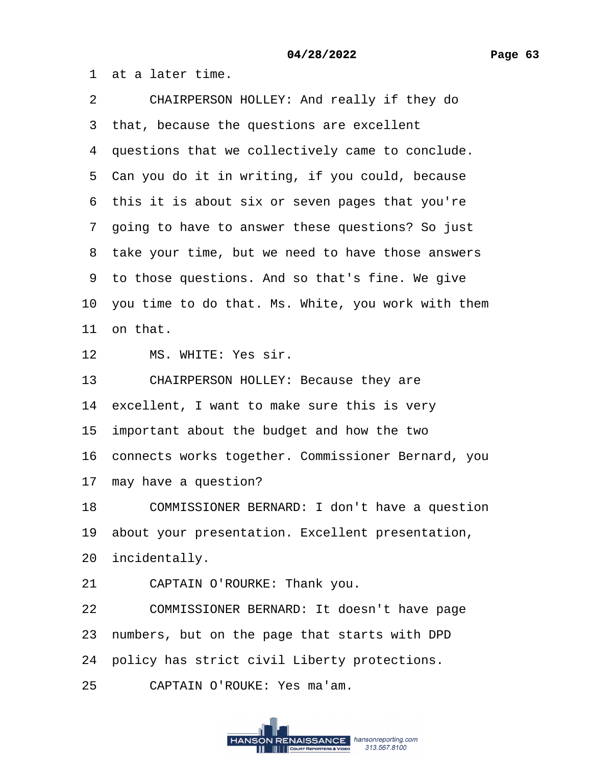1 at a later time.

2 CHAIRPERSON HOLLEY: And really if they do

3 that, because the questions are excellent

4 questions that we collectively came to conclude.

5 Can you do it in writing, if you could, because

6 this it is about six or seven pages that you're

7 going to have to answer these questions? So just

8 take your time, but we need to have those answers

9 to those questions. And so that's fine. We give

10 you time to do that. Ms. White, you work with them

11 on that.

12 MS. WHITE: Yes sir.

13 CHAIRPERSON HOLLEY: Because they are

14 excellent, I want to make sure this is very

15 important about the budget and how the two

16 connects works together. Commissioner Bernard, you

17 may have a question?

18 COMMISSIONER BERNARD: I don't have a question

19 about your presentation. Excellent presentation,

20 incidentally.

21 CAPTAIN O'ROURKE: Thank you.

22 COMMISSIONER BERNARD: It doesn't have page

23 numbers, but on the page that starts with DPD

24 policy has strict civil Liberty protections.

25 CAPTAIN O'ROUKE: Yes ma'am.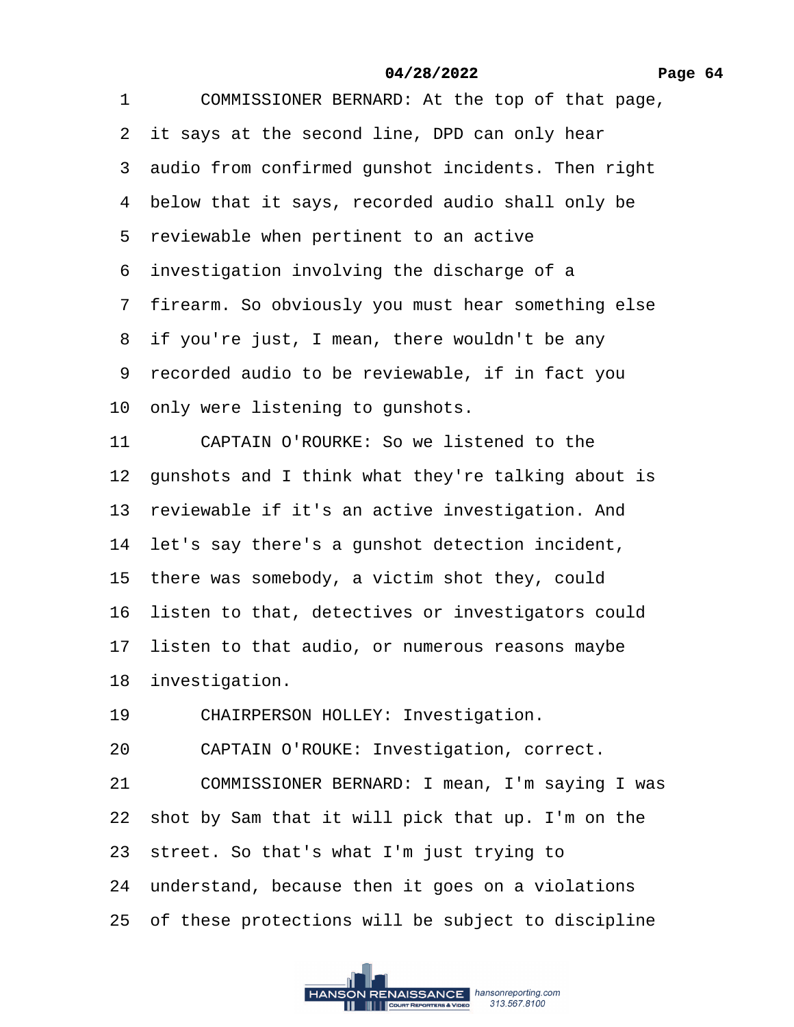1 COMMISSIONER BERNARD: At the top of that page,
2 it says at the second line, DPD can only hear
3 audio from confirmed gunshot incidents. Then right
4 below that it says, recorded audio shall only be
5 reviewable when pertinent to an active
6 investigation involving the discharge of a
7 firearm. So obviously you must hear something else
8 if you're just, I mean, there wouldn't be any
9 recorded audio to be reviewable, if in fact you
10 only were listening to gunshots.
11 CAPTAIN O'ROURKE: So we listened to the
12 gunshots and I think what they're talking about is
13 reviewable if it's an active investigation. And
14 let's say there's a gunshot detection incident,
15 there was somebody, a victim shot they, could
16 listen to that, detectives or investigators could
17 listen to that audio, or numerous reasons maybe
18 investigation.
19 CHAIRPERSON HOLLEY: Investigation.
20 CAPTAIN O'ROUKE: Investigation, correct.
21 COMMISSIONER BERNARD: I mean, I'm saying I was
22 shot by Sam that it will pick that up. I'm on the
23 street. So that's what I'm just trying to
24 understand, because then it goes on a violations
25 of these protections will be subject to discipline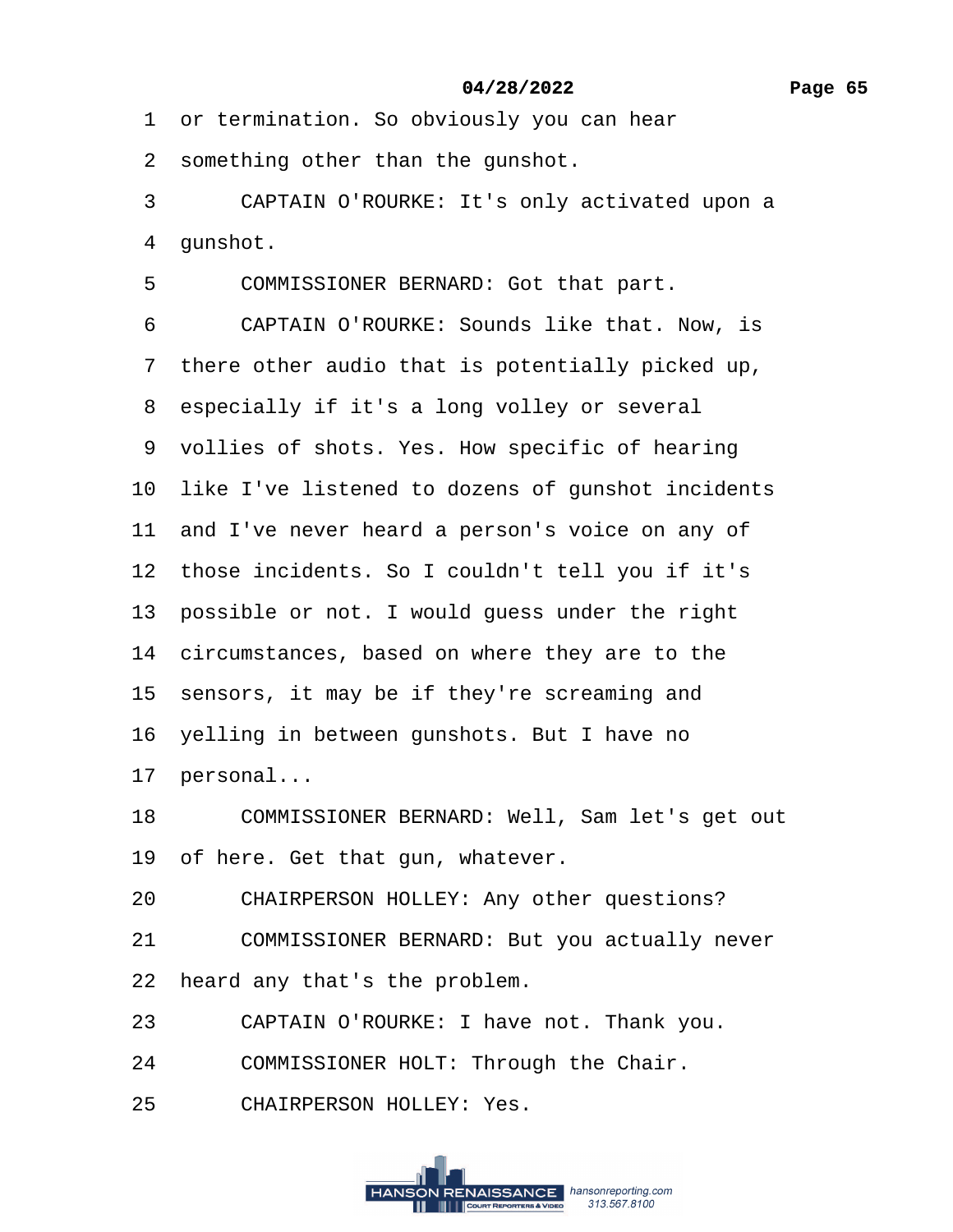1 or termination. So obviously you can hear

2 something other than the gunshot.

3 CAPTAIN O'ROURKE: It's only activated upon a

4 gunshot.

5 COMMISSIONER BERNARD: Got that part.

6 CAPTAIN O'ROURKE: Sounds like that. Now, is

7 there other audio that is potentially picked up,

8 especially if it's a long volley or several

9 vollies of shots. Yes. How specific of hearing

10 like I've listened to dozens of gunshot incidents

11 and I've never heard a person's voice on any of

12 those incidents. So I couldn't tell you if it's

13 possible or not. I would guess under the right

14 circumstances, based on where they are to the

15 sensors, it may be if they're screaming and

16 yelling in between gunshots. But I have no

17 personal...

18 COMMISSIONER BERNARD: Well, Sam let's get out

19 of here. Get that gun, whatever.

20 CHAIRPERSON HOLLEY: Any other questions?

21 COMMISSIONER BERNARD: But you actually never

22 heard any that's the problem.

23 CAPTAIN O'ROURKE: I have not. Thank you.

24 COMMISSIONER HOLT: Through the Chair.

25 CHAIRPERSON HOLLEY: Yes.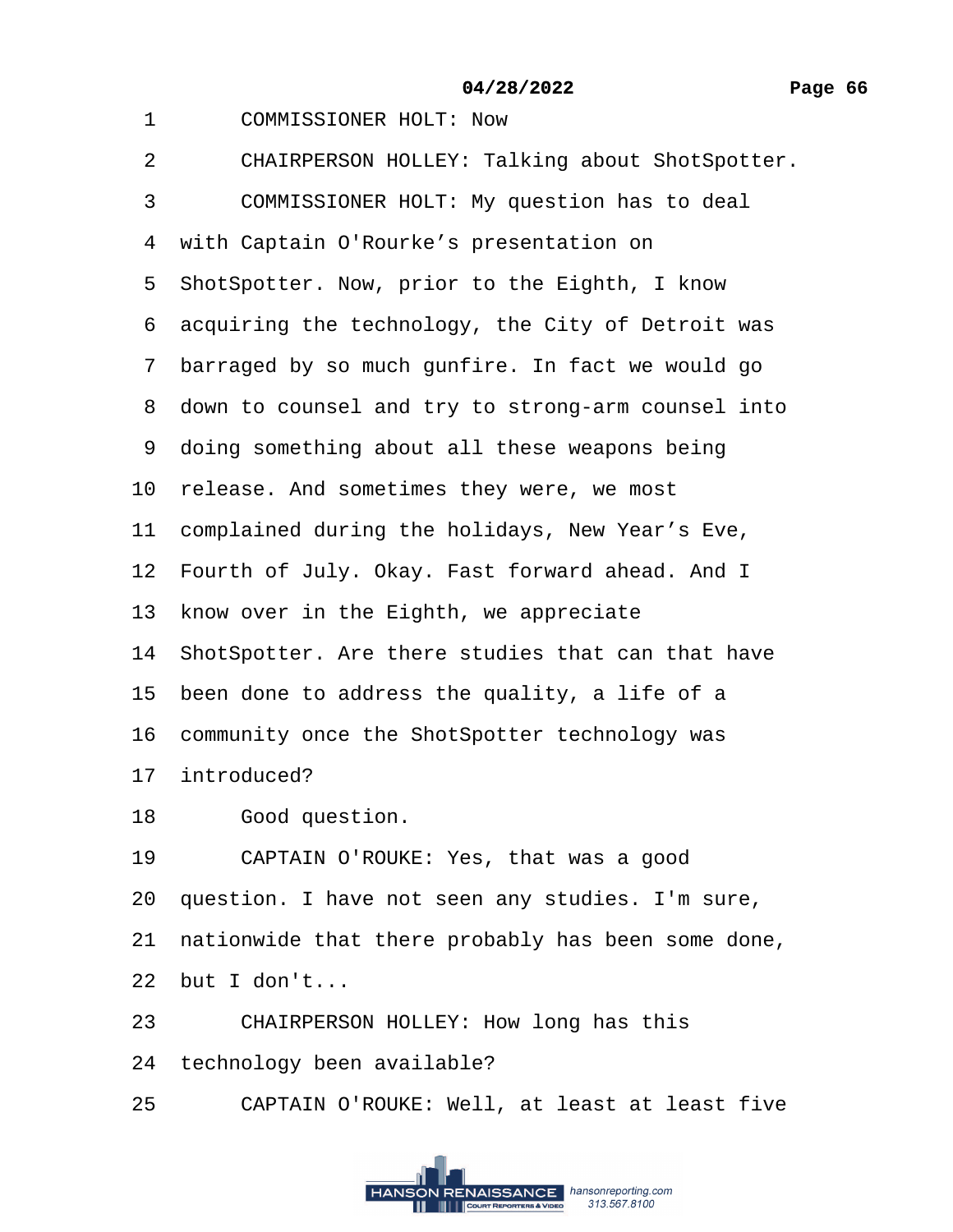1 COMMISSIONER HOLT: Now

2 CHAIRPERSON HOLLEY: Talking about ShotSpotter.

3 COMMISSIONER HOLT: My question has to deal

4 with Captain O'Rourke's presentation on

5 ShotSpotter. Now, prior to the Eighth, I know

6 acquiring the technology, the City of Detroit was

7 barraged by so much gunfire. In fact we would go

8 down to counsel and try to strong-arm counsel into

9 doing something about all these weapons being

10 release. And sometimes they were, we most

11 complained during the holidays, New Year's Eve,

12 Fourth of July. Okay. Fast forward ahead. And I

13 know over in the Eighth, we appreciate

14 ShotSpotter. Are there studies that can that have

15 been done to address the quality, a life of a

16 community once the ShotSpotter technology was

17 introduced?

18 Good question.

19 CAPTAIN O'ROUKE: Yes, that was a good

20 question. I have not seen any studies. I'm sure,

21 nationwide that there probably has been some done,

22 but I don't...

23 CHAIRPERSON HOLLEY: How long has this

24 technology been available?

25 CAPTAIN O'ROUKE: Well, at least at least five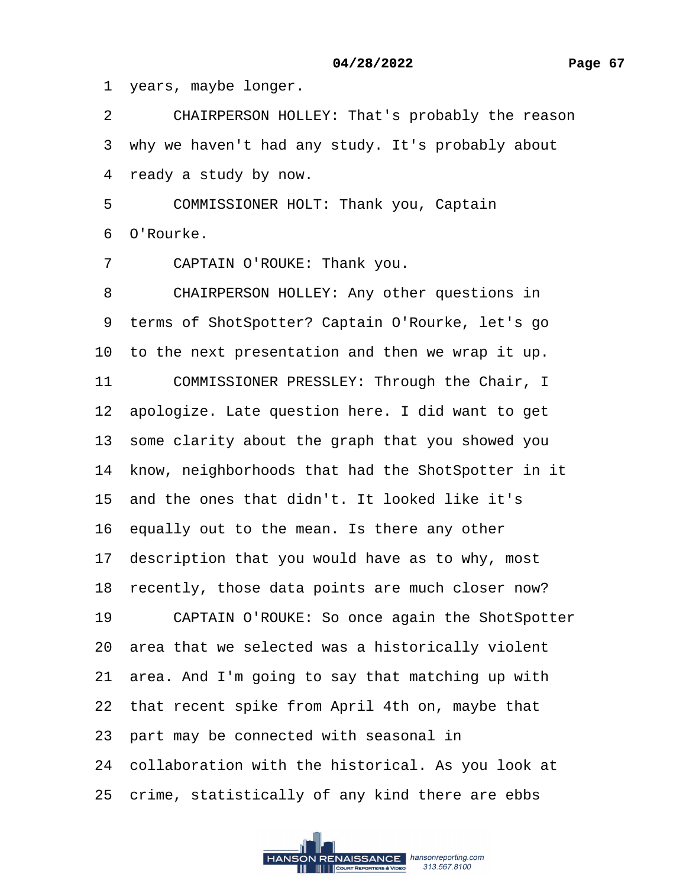1 years, maybe longer.

2 CHAIRPERSON HOLLEY: That's probably the reason

3 why we haven't had any study. It's probably about

4 ready a study by now.

5 COMMISSIONER HOLT: Thank you, Captain

6 O'Rourke.

7 CAPTAIN O'ROUKE: Thank you.

8 CHAIRPERSON HOLLEY: Any other questions in

9 terms of ShotSpotter? Captain O'Rourke, let's go

10 to the next presentation and then we wrap it up.

11 COMMISSIONER PRESSLEY: Through the Chair, I

12 apologize. Late question here. I did want to get

13 some clarity about the graph that you showed you

14 know, neighborhoods that had the ShotSpotter in it

15 and the ones that didn't. It looked like it's

16 equally out to the mean. Is there any other

17 description that you would have as to why, most

18 recently, those data points are much closer now?

19 CAPTAIN O'ROUKE: So once again the ShotSpotter

20 area that we selected was a historically violent

21 area. And I'm going to say that matching up with

22 that recent spike from April 4th on, maybe that

23 part may be connected with seasonal in

24 collaboration with the historical. As you look at

25 crime, statistically of any kind there are ebbs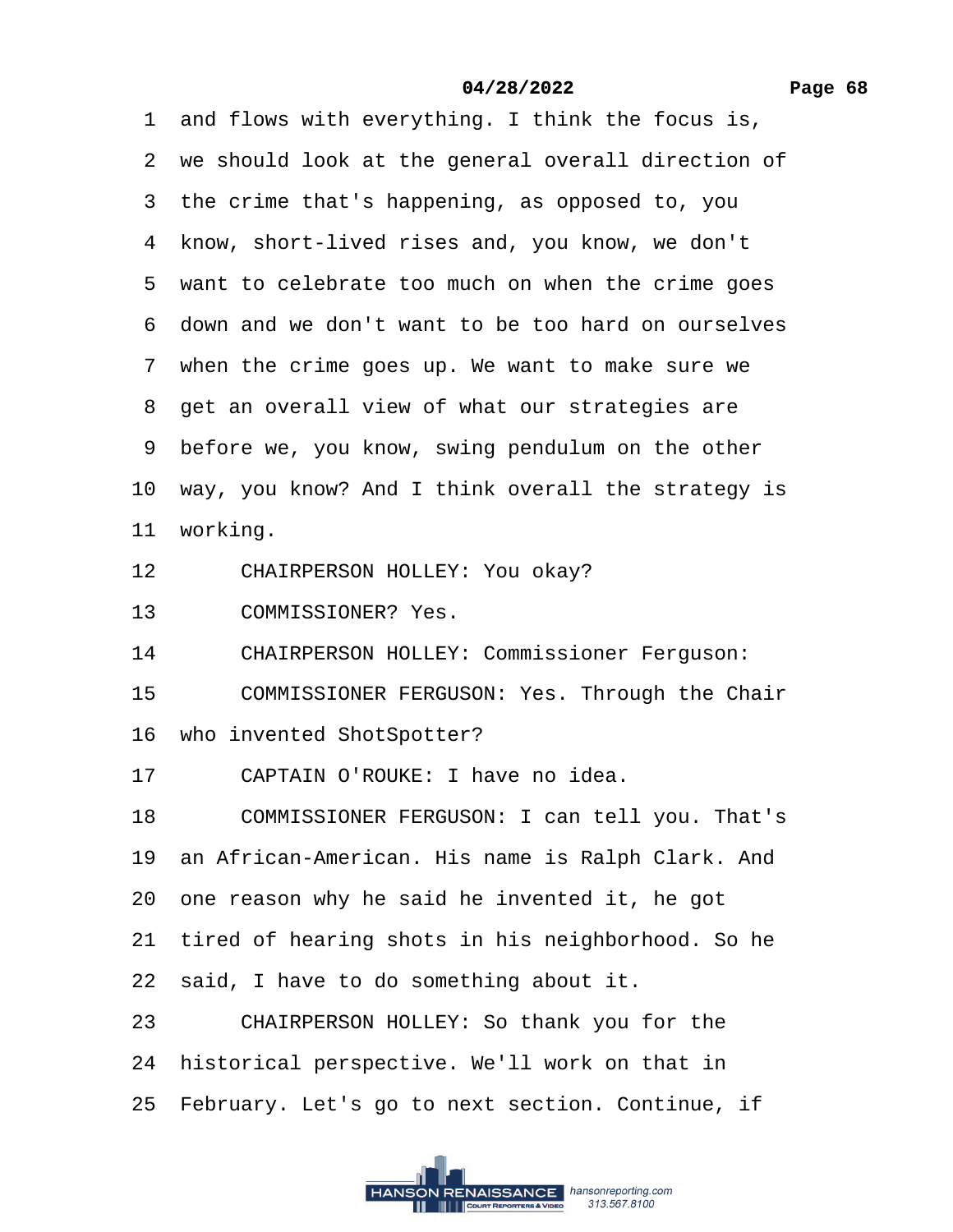1 and flows with everything. I think the focus is,

2 we should look at the general overall direction of

3 the crime that's happening, as opposed to, you

4 know, short-lived rises and, you know, we don't

5 want to celebrate too much on when the crime goes

6 down and we don't want to be too hard on ourselves

7 when the crime goes up. We want to make sure we

8 get an overall view of what our strategies are

9 before we, you know, swing pendulum on the other

10 way, you know? And I think overall the strategy is

11 working.

12 CHAIRPERSON HOLLEY: You okay?

13 COMMISSIONER? Yes.

14 CHAIRPERSON HOLLEY: Commissioner Ferguson:

15 COMMISSIONER FERGUSON: Yes. Through the Chair

16 who invented ShotSpotter?

17 CAPTAIN O'ROUKE: I have no idea.

18 COMMISSIONER FERGUSON: I can tell you. That's

19 an African-American. His name is Ralph Clark. And

20 one reason why he said he invented it, he got

21 tired of hearing shots in his neighborhood. So he

22 said, I have to do something about it.

23 CHAIRPERSON HOLLEY: So thank you for the

24 historical perspective. We'll work on that in

25 February. Let's go to next section. Continue, if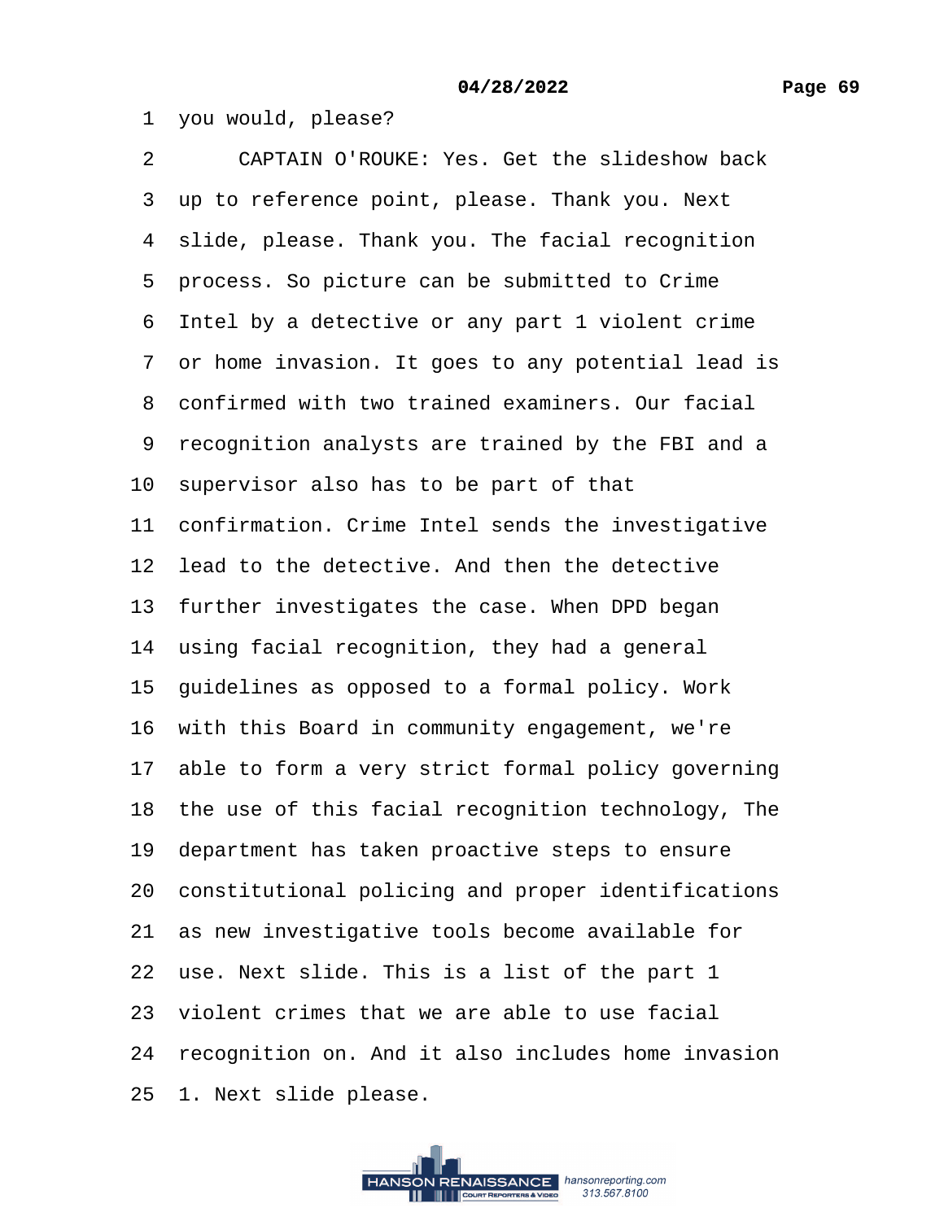1 you would, please?

2 CAPTAIN O'ROUKE: Yes. Get the slideshow back

3 up to reference point, please. Thank you. Next

4 slide, please. Thank you. The facial recognition

5 process. So picture can be submitted to Crime

6 Intel by a detective or any part 1 violent crime

7 or home invasion. It goes to any potential lead is

8 confirmed with two trained examiners. Our facial

9 recognition analysts are trained by the FBI and a

10 supervisor also has to be part of that

11 confirmation. Crime Intel sends the investigative

12 lead to the detective. And then the detective

13 further investigates the case. When DPD began

14 using facial recognition, they had a general

15 guidelines as opposed to a formal policy. Work

16 with this Board in community engagement, we're

17 able to form a very strict formal policy governing

18 the use of this facial recognition technology, The

19 department has taken proactive steps to ensure

20 constitutional policing and proper identifications

21 as new investigative tools become available for

22 use. Next slide. This is a list of the part 1

23 violent crimes that we are able to use facial

24 recognition on. And it also includes home invasion

25 1. Next slide please.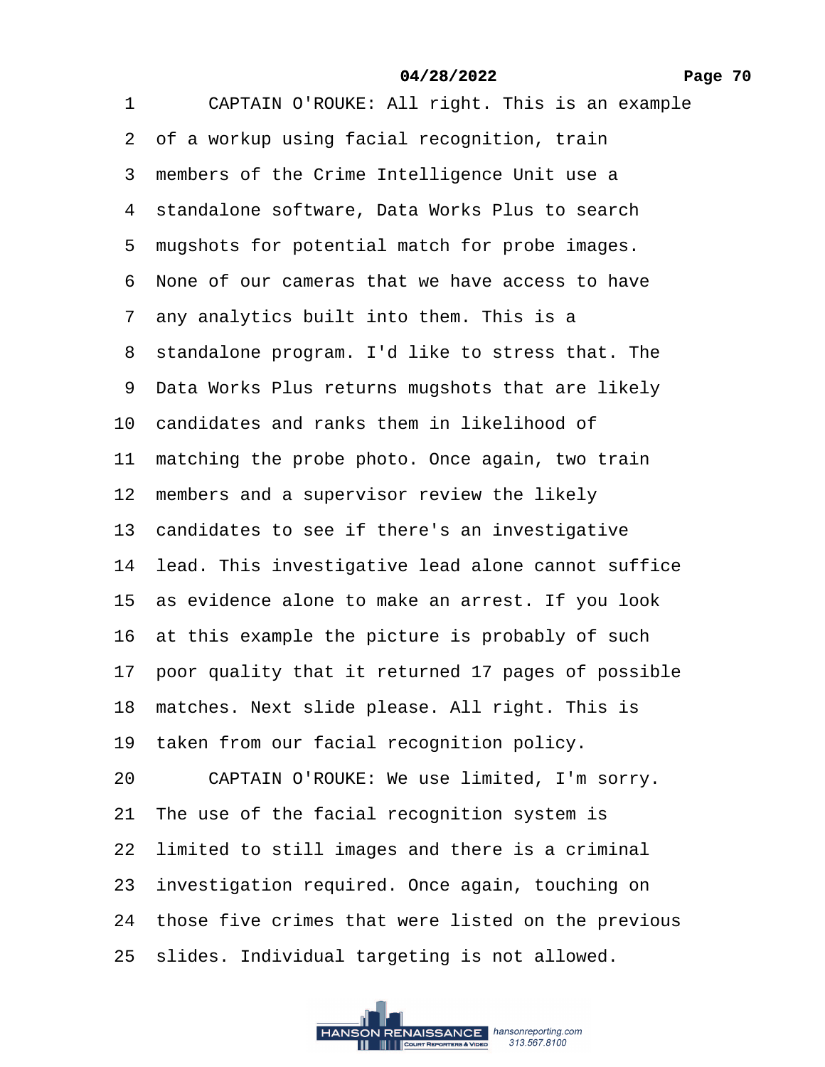1 CAPTAIN O'ROUKE: All right. This is an example
2 of a workup using facial recognition, train
3 members of the Crime Intelligence Unit use a
4 standalone software, Data Works Plus to search
5 mugshots for potential match for probe images.
6 None of our cameras that we have access to have
7 any analytics built into them. This is a
8 standalone program. I'd like to stress that. The
9 Data Works Plus returns mugshots that are likely
10 candidates and ranks them in likelihood of
11 matching the probe photo. Once again, two train
12 members and a supervisor review the likely
13 candidates to see if there's an investigative
14 lead. This investigative lead alone cannot suffice
15 as evidence alone to make an arrest. If you look
16 at this example the picture is probably of such
17 poor quality that it returned 17 pages of possible
18 matches. Next slide please. All right. This is
19 taken from our facial recognition policy.
20 CAPTAIN O'ROUKE: We use limited, I'm sorry.
21 The use of the facial recognition system is
22 limited to still images and there is a criminal
23 investigation required. Once again, touching on
24 those five crimes that were listed on the previous
25 slides. Individual targeting is not allowed.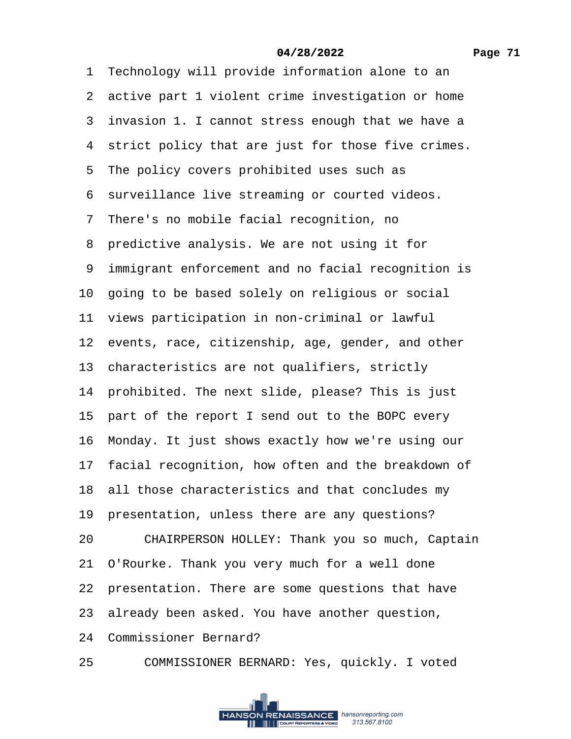1 Technology will provide information alone to an
2 active part 1 violent crime investigation or home
3 invasion 1. I cannot stress enough that we have a
4 strict policy that are just for those five crimes.
5 The policy covers prohibited uses such as
6 surveillance live streaming or courted videos.
7 There's no mobile facial recognition, no
8 predictive analysis. We are not using it for
9 immigrant enforcement and no facial recognition is
10 going to be based solely on religious or social
11 views participation in non-criminal or lawful
12 events, race, citizenship, age, gender, and other
13 characteristics are not qualifiers, strictly
14 prohibited. The next slide, please? This is just
15 part of the report I send out to the BOPC every
16 Monday. It just shows exactly how we're using our
17 facial recognition, how often and the breakdown of
18 all those characteristics and that concludes my
19 presentation, unless there are any questions?
20 CHAIRPERSON HOLLEY: Thank you so much, Captain
21 O'Rourke. Thank you very much for a well done
22 presentation. There are some questions that have
23 already been asked. You have another question,
24 Commissioner Bernard?
25 COMMISSIONER BERNARD: Yes, quickly. I voted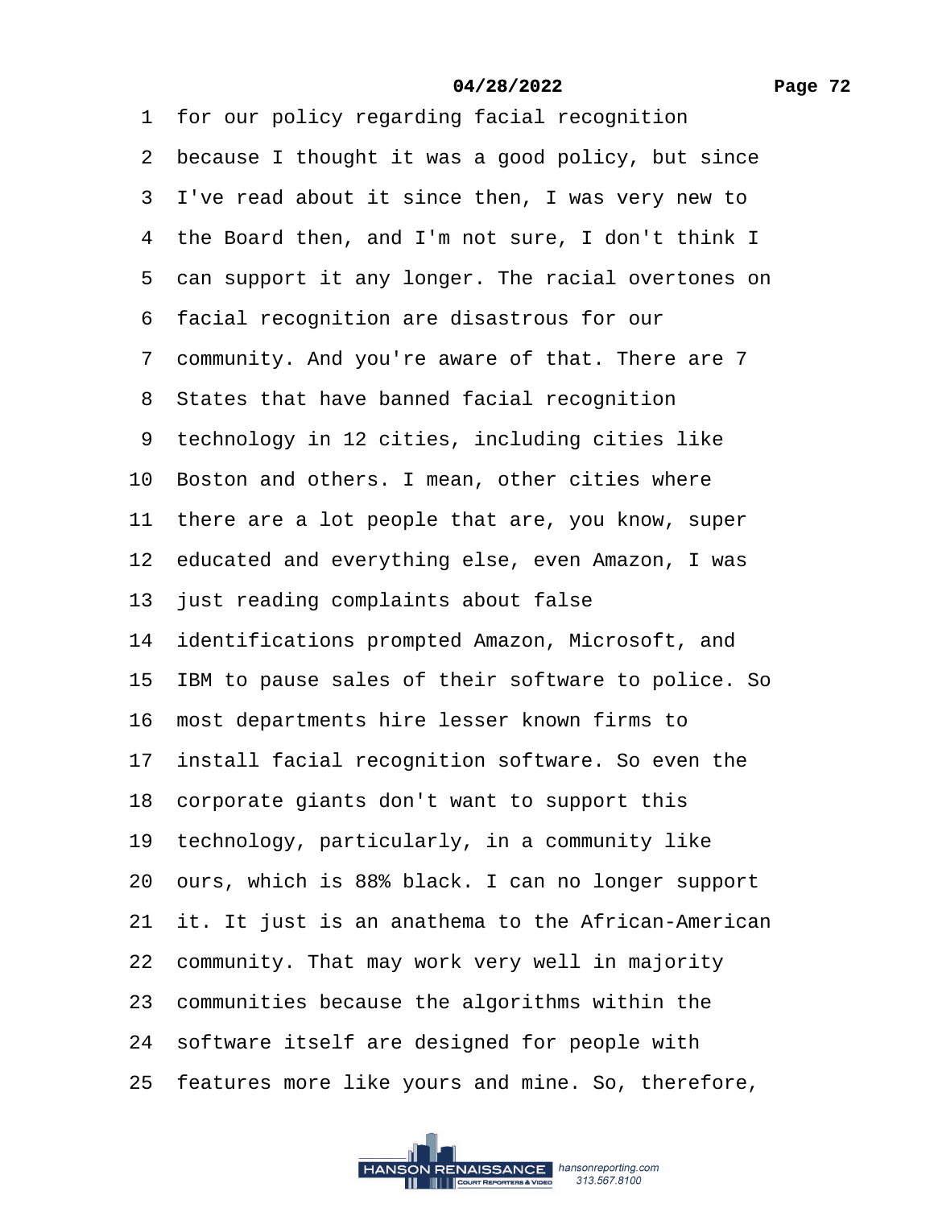1 for our policy regarding facial recognition
2 because I thought it was a good policy, but since
3 I've read about it since then, I was very new to
4 the Board then, and I'm not sure, I don't think I
5 can support it any longer. The racial overtones on
6 facial recognition are disastrous for our
7 community. And you're aware of that. There are 7
8 States that have banned facial recognition
9 technology in 12 cities, including cities like
10 Boston and others. I mean, other cities where
11 there are a lot people that are, you know, super
12 educated and everything else, even Amazon, I was
13 just reading complaints about false
14 identifications prompted Amazon, Microsoft, and
15 IBM to pause sales of their software to police. So
16 most departments hire lesser known firms to
17 install facial recognition software. So even the
18 corporate giants don't want to support this
19 technology, particularly, in a community like
20 ours, which is 88% black. I can no longer support
21 it. It just is an anathema to the African-American
22 community. That may work very well in majority
23 communities because the algorithms within the
24 software itself are designed for people with
25 features more like yours and mine. So, therefore,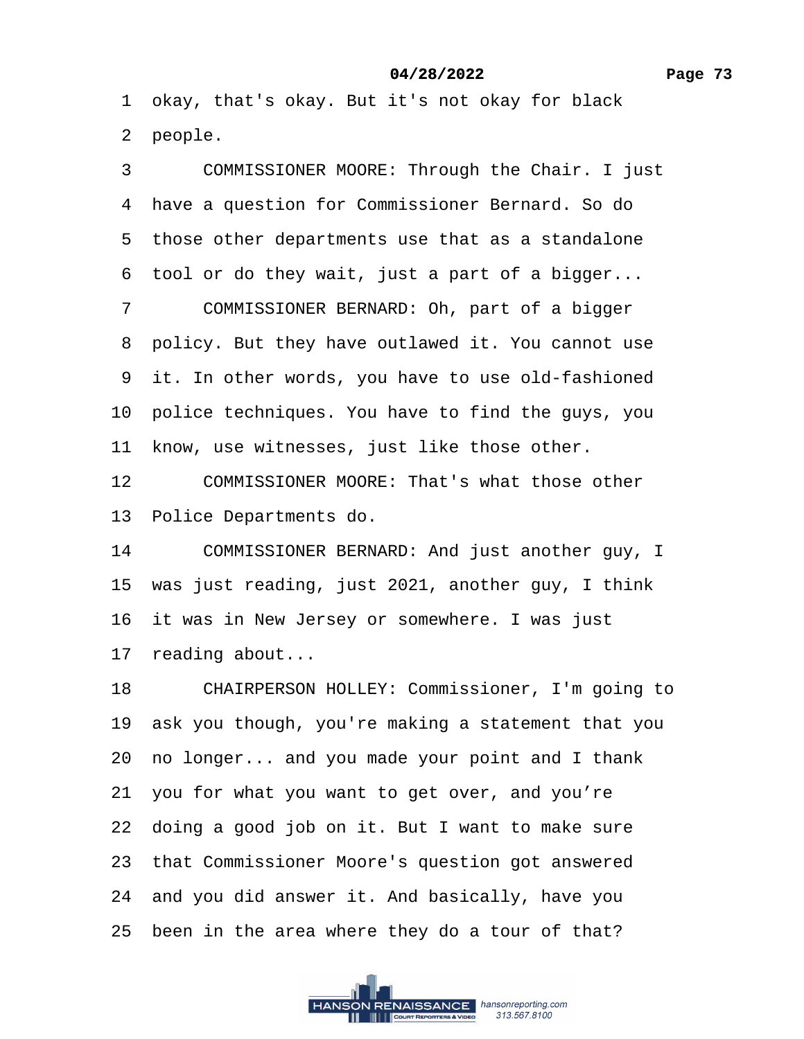1 okay, that's okay. But it's not okay for black
2 people.

3 COMMISSIONER MOORE: Through the Chair. I just
4 have a question for Commissioner Bernard. So do
5 those other departments use that as a standalone
6 tool or do they wait, just a part of a bigger...

7 COMMISSIONER BERNARD: Oh, part of a bigger
8 policy. But they have outlawed it. You cannot use
9 it. In other words, you have to use old-fashioned
10 police techniques. You have to find the guys, you
11 know, use witnesses, just like those other.

12 COMMISSIONER MOORE: That's what those other
13 Police Departments do.

14 COMMISSIONER BERNARD: And just another guy, I
15 was just reading, just 2021, another guy, I think
16 it was in New Jersey or somewhere. I was just
17 reading about...

18 CHAIRPERSON HOLLEY: Commissioner, I'm going to
19 ask you though, you're making a statement that you
20 no longer... and you made your point and I thank
21 you for what you want to get over, and you're
22 doing a good job on it. But I want to make sure
23 that Commissioner Moore's question got answered
24 and you did answer it. And basically, have you
25 been in the area where they do a tour of that?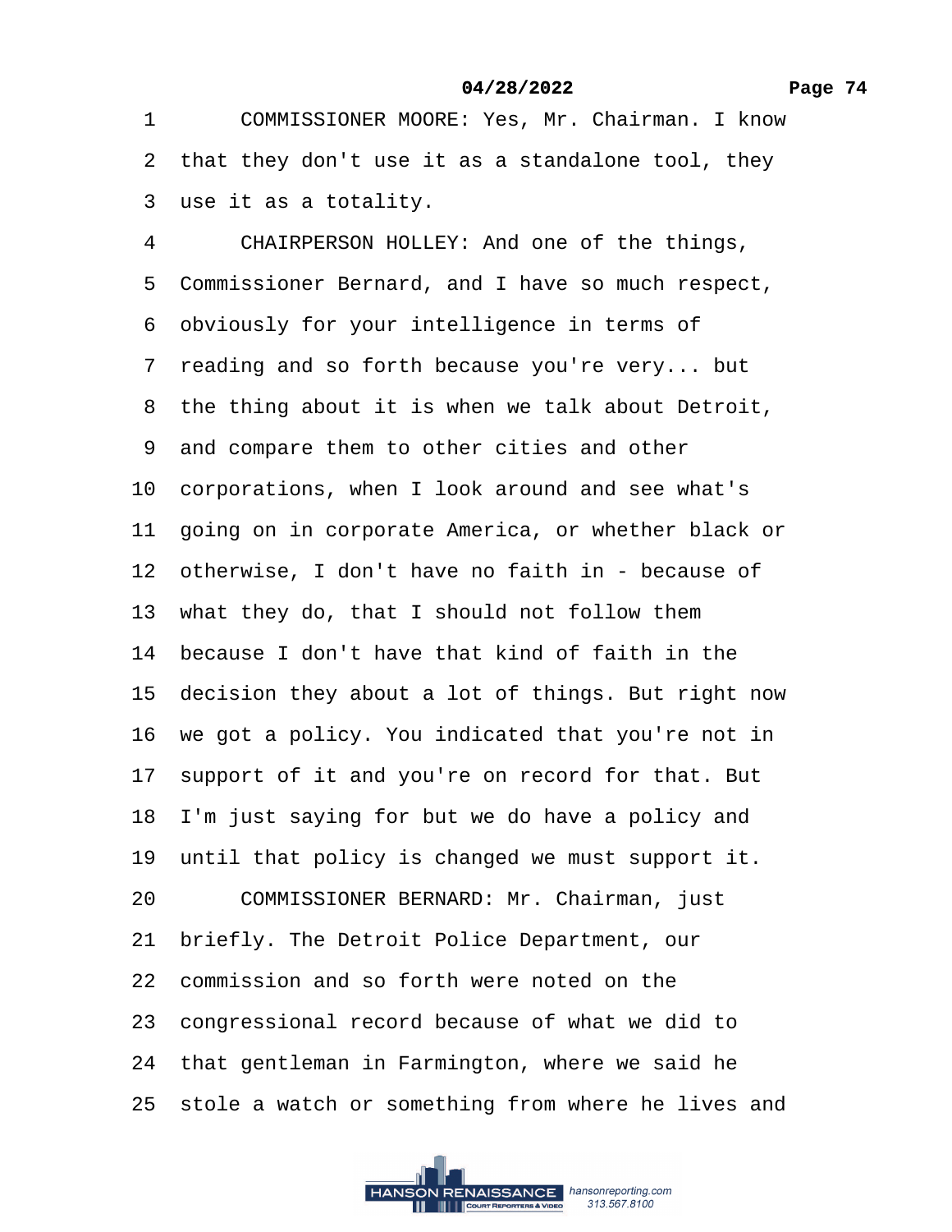1 COMMISSIONER MOORE: Yes, Mr. Chairman. I know
2 that they don't use it as a standalone tool, they
3 use it as a totality.
4 CHAIRPERSON HOLLEY: And one of the things,
5 Commissioner Bernard, and I have so much respect,
6 obviously for your intelligence in terms of
7 reading and so forth because you're very... but
8 the thing about it is when we talk about Detroit,
9 and compare them to other cities and other
10 corporations, when I look around and see what's
11 going on in corporate America, or whether black or
12 otherwise, I don't have no faith in - because of
13 what they do, that I should not follow them
14 because I don't have that kind of faith in the
15 decision they about a lot of things. But right now
16 we got a policy. You indicated that you're not in
17 support of it and you're on record for that. But
18 I'm just saying for but we do have a policy and
19 until that policy is changed we must support it.
20 COMMISSIONER BERNARD: Mr. Chairman, just
21 briefly. The Detroit Police Department, our
22 commission and so forth were noted on the
23 congressional record because of what we did to
24 that gentleman in Farmington, where we said he
25 stole a watch or something from where he lives and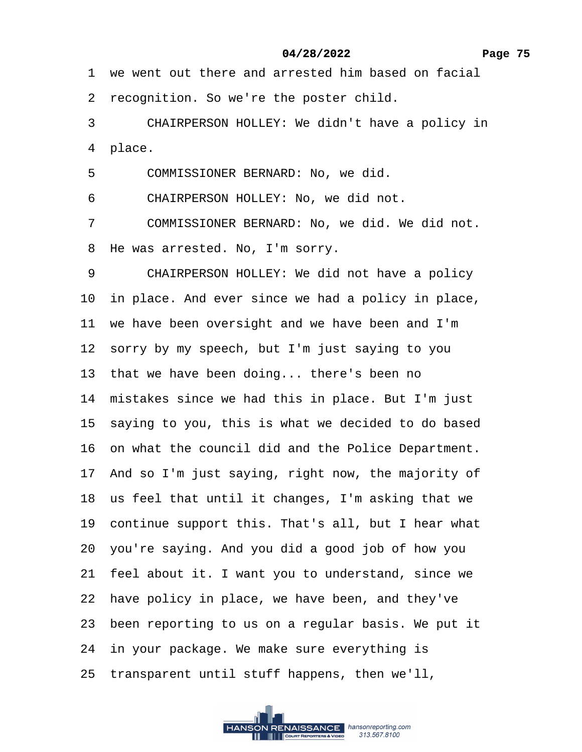1 we went out there and arrested him based on facial
2 recognition. So we're the poster child.
3 CHAIRPERSON HOLLEY: We didn't have a policy in
4 place.
5 COMMISSIONER BERNARD: No, we did.
6 CHAIRPERSON HOLLEY: No, we did not.
7 COMMISSIONER BERNARD: No, we did. We did not.
8 He was arrested. No, I'm sorry.
9 CHAIRPERSON HOLLEY: We did not have a policy
10 in place. And ever since we had a policy in place,
11 we have been oversight and we have been and I'm
12 sorry by my speech, but I'm just saying to you
13 that we have been doing... there's been no
14 mistakes since we had this in place. But I'm just
15 saying to you, this is what we decided to do based
16 on what the council did and the Police Department.
17 And so I'm just saying, right now, the majority of
18 us feel that until it changes, I'm asking that we
19 continue support this. That's all, but I hear what
20 you're saying. And you did a good job of how you
21 feel about it. I want you to understand, since we
22 have policy in place, we have been, and they've
23 been reporting to us on a regular basis. We put it
24 in your package. We make sure everything is
25 transparent until stuff happens, then we'll,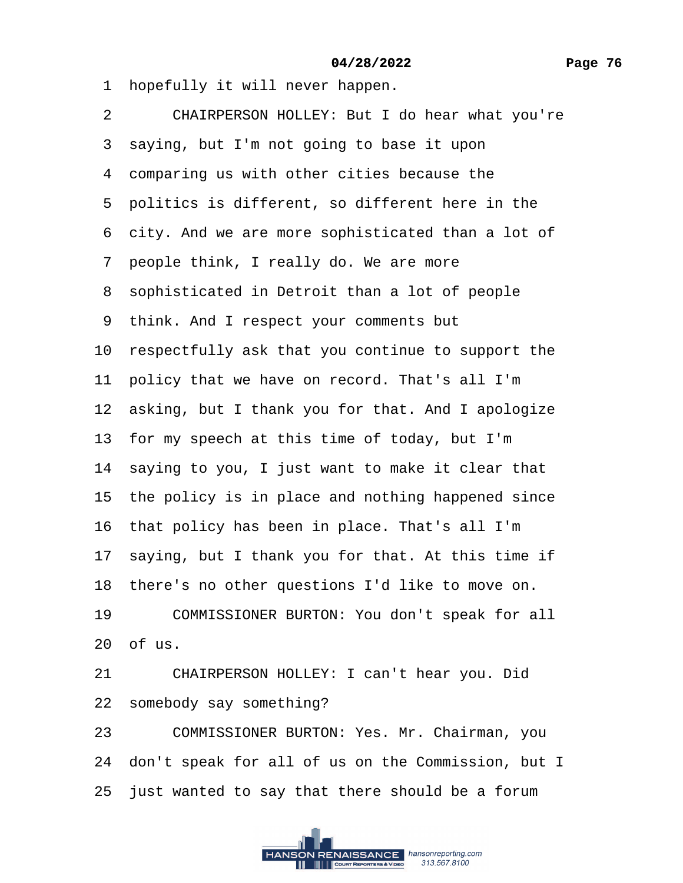1 hopefully it will never happen.

2 CHAIRPERSON HOLLEY: But I do hear what you're

3 saying, but I'm not going to base it upon

4 comparing us with other cities because the

5 politics is different, so different here in the

6 city. And we are more sophisticated than a lot of

7 people think, I really do. We are more

8 sophisticated in Detroit than a lot of people

9 think. And I respect your comments but

10 respectfully ask that you continue to support the

11 policy that we have on record. That's all I'm

12 asking, but I thank you for that. And I apologize

13 for my speech at this time of today, but I'm

14 saying to you, I just want to make it clear that

15 the policy is in place and nothing happened since

16 that policy has been in place. That's all I'm

17 saying, but I thank you for that. At this time if

18 there's no other questions I'd like to move on.

19 COMMISSIONER BURTON: You don't speak for all

20 of us.

21 CHAIRPERSON HOLLEY: I can't hear you. Did

22 somebody say something?

23 COMMISSIONER BURTON: Yes. Mr. Chairman, you

24 don't speak for all of us on the Commission, but I

25 just wanted to say that there should be a forum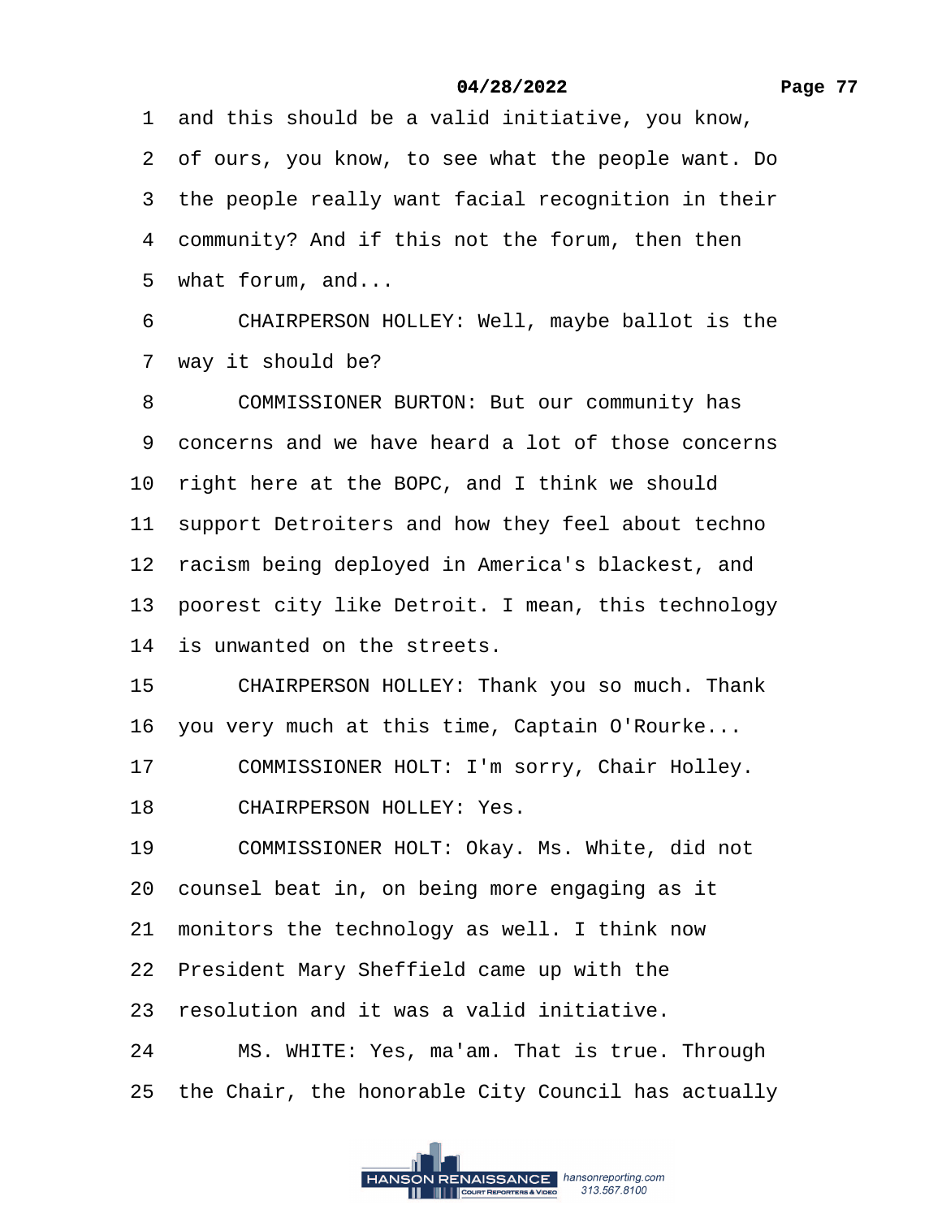1 and this should be a valid initiative, you know,
2 of ours, you know, to see what the people want. Do
3 the people really want facial recognition in their
4 community? And if this not the forum, then then
5 what forum, and...
6 CHAIRPERSON HOLLEY: Well, maybe ballot is the
7 way it should be?
8 COMMISSIONER BURTON: But our community has
9 concerns and we have heard a lot of those concerns
10 right here at the BOPC, and I think we should
11 support Detroiters and how they feel about techno
12 racism being deployed in America's blackest, and
13 poorest city like Detroit. I mean, this technology
14 is unwanted on the streets.
15 CHAIRPERSON HOLLEY: Thank you so much. Thank
16 you very much at this time, Captain O'Rourke...
17 COMMISSIONER HOLT: I'm sorry, Chair Holley.
18 CHAIRPERSON HOLLEY: Yes.
19 COMMISSIONER HOLT: Okay. Ms. White, did not
20 counsel beat in, on being more engaging as it
21 monitors the technology as well. I think now
22 President Mary Sheffield came up with the
23 resolution and it was a valid initiative.
24 MS. WHITE: Yes, ma'am. That is true. Through
25 the Chair, the honorable City Council has actually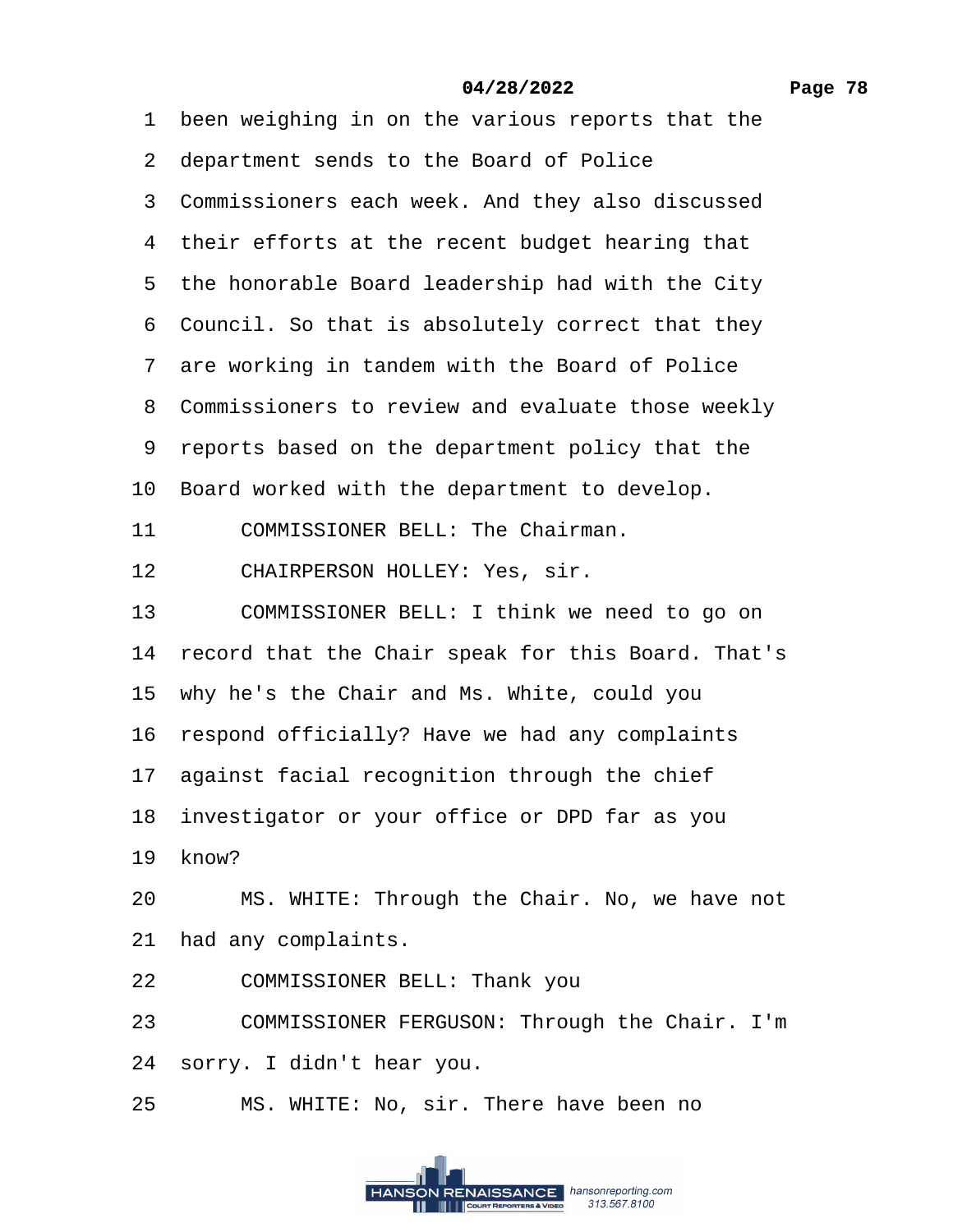1 been weighing in on the various reports that the
2 department sends to the Board of Police
3 Commissioners each week. And they also discussed
4 their efforts at the recent budget hearing that
5 the honorable Board leadership had with the City
6 Council. So that is absolutely correct that they
7 are working in tandem with the Board of Police
8 Commissioners to review and evaluate those weekly
9 reports based on the department policy that the
10 Board worked with the department to develop.
11 COMMISSIONER BELL: The Chairman.
12 CHAIRPERSON HOLLEY: Yes, sir.
13 COMMISSIONER BELL: I think we need to go on
14 record that the Chair speak for this Board. That's
15 why he's the Chair and Ms. White, could you
16 respond officially? Have we had any complaints
17 against facial recognition through the chief
18 investigator or your office or DPD far as you
19 know?
20 MS. WHITE: Through the Chair. No, we have not
21 had any complaints.
22 COMMISSIONER BELL: Thank you
23 COMMISSIONER FERGUSON: Through the Chair. I'm
24 sorry. I didn't hear you.
25 MS. WHITE: No, sir. There have been no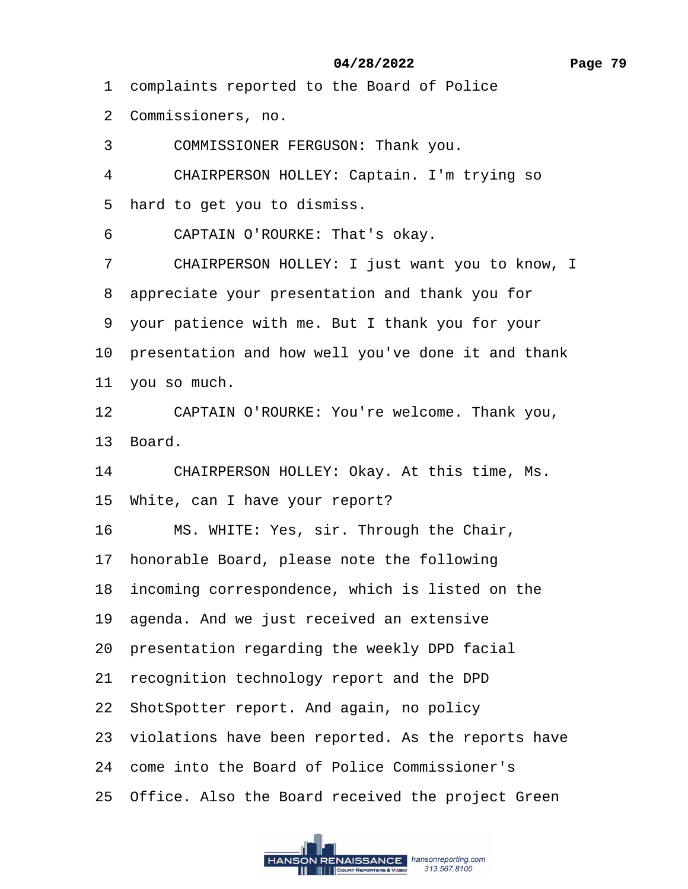1 complaints reported to the Board of Police

2 Commissioners, no.

3 COMMISSIONER FERGUSON: Thank you.

4 CHAIRPERSON HOLLEY: Captain. I'm trying so

5 hard to get you to dismiss.

6 CAPTAIN O'ROURKE: That's okay.

7 CHAIRPERSON HOLLEY: I just want you to know, I

8 appreciate your presentation and thank you for

9 your patience with me. But I thank you for your

10 presentation and how well you've done it and thank

11 you so much.

12 CAPTAIN O'ROURKE: You're welcome. Thank you,

13 Board.

14 CHAIRPERSON HOLLEY: Okay. At this time, Ms.

15 White, can I have your report?

16 MS. WHITE: Yes, sir. Through the Chair,

17 honorable Board, please note the following

18 incoming correspondence, which is listed on the

19 agenda. And we just received an extensive

20 presentation regarding the weekly DPD facial

21 recognition technology report and the DPD

22 ShotSpotter report. And again, no policy

23 violations have been reported. As the reports have

24 come into the Board of Police Commissioner's

25 Office. Also the Board received the project Green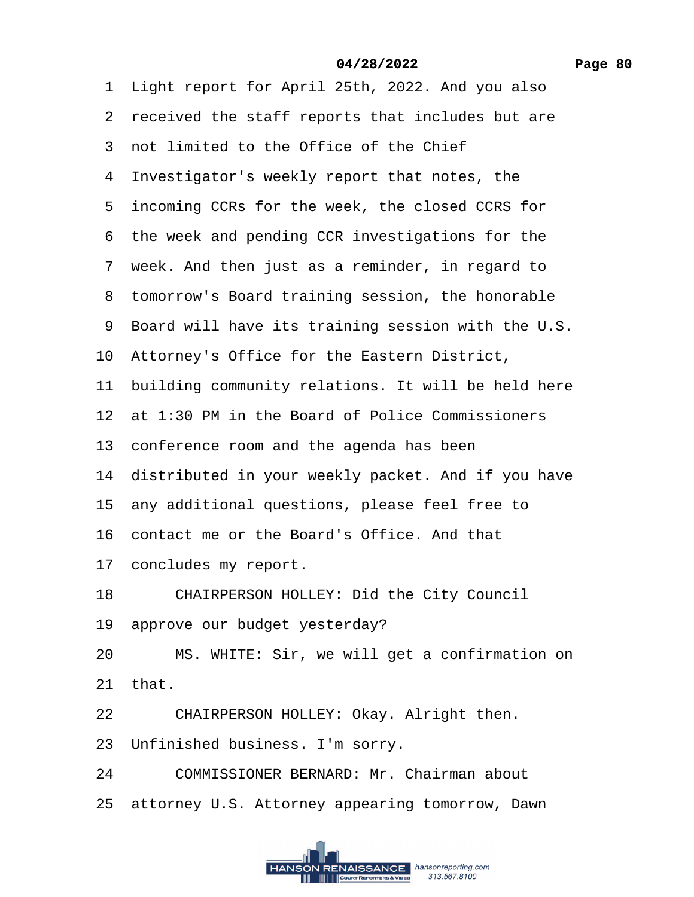1 Light report for April 25th, 2022. And you also
2 received the staff reports that includes but are
3 not limited to the Office of the Chief
4 Investigator's weekly report that notes, the
5 incoming CCRs for the week, the closed CCRS for
6 the week and pending CCR investigations for the
7 week. And then just as a reminder, in regard to
8 tomorrow's Board training session, the honorable
9 Board will have its training session with the U.S.
10 Attorney's Office for the Eastern District,
11 building community relations. It will be held here
12 at 1:30 PM in the Board of Police Commissioners
13 conference room and the agenda has been
14 distributed in your weekly packet. And if you have
15 any additional questions, please feel free to
16 contact me or the Board's Office. And that
17 concludes my report.
18 CHAIRPERSON HOLLEY: Did the City Council
19 approve our budget yesterday?
20 MS. WHITE: Sir, we will get a confirmation on
21 that.
22 CHAIRPERSON HOLLEY: Okay. Alright then.
23 Unfinished business. I'm sorry.
24 COMMISSIONER BERNARD: Mr. Chairman about
25 attorney U.S. Attorney appearing tomorrow, Dawn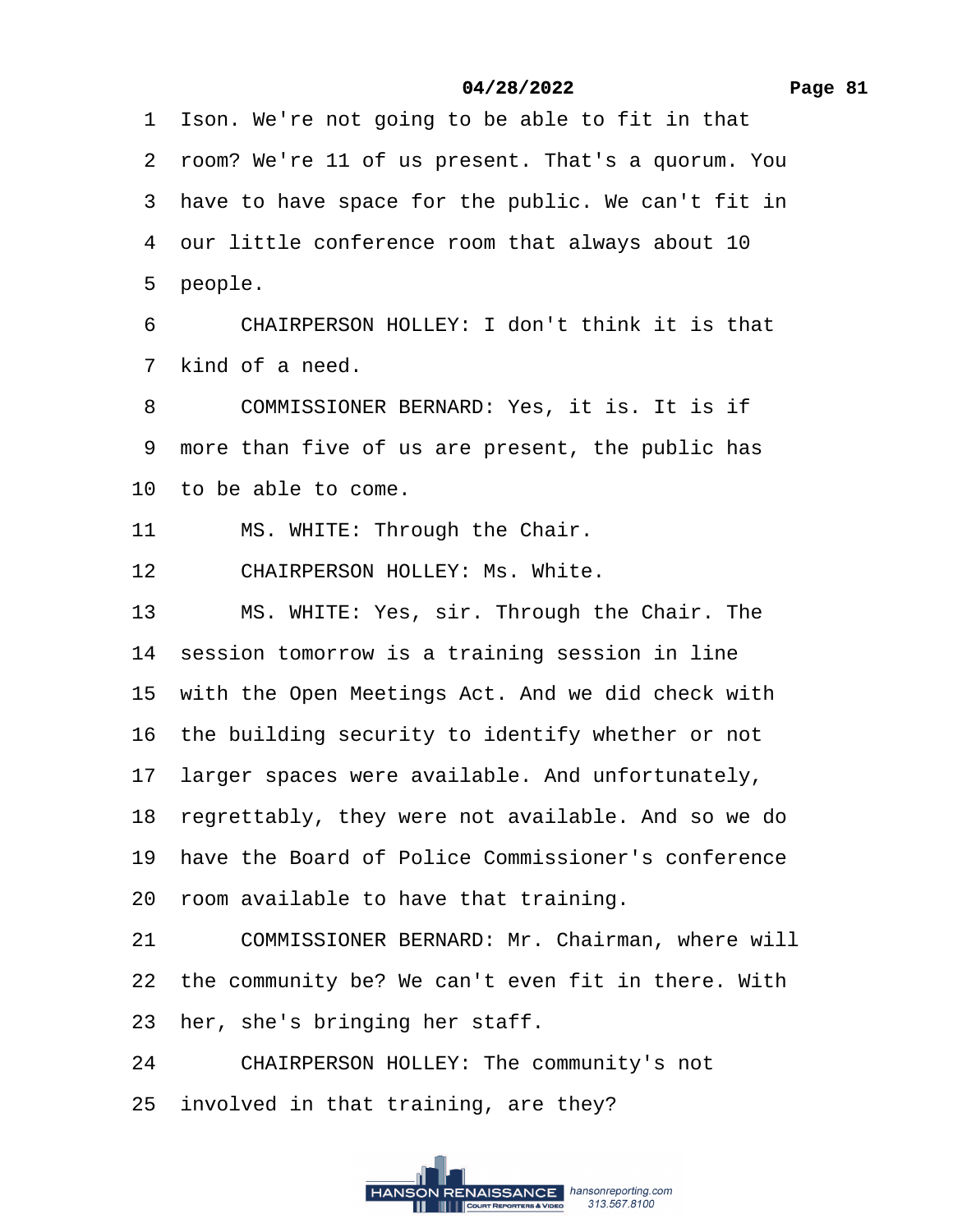1 Ison. We're not going to be able to fit in that
2 room? We're 11 of us present. That's a quorum. You
3 have to have space for the public. We can't fit in
4 our little conference room that always about 10
5 people.
6 CHAIRPERSON HOLLEY: I don't think it is that
7 kind of a need.
8 COMMISSIONER BERNARD: Yes, it is. It is if
9 more than five of us are present, the public has
10 to be able to come.
11 MS. WHITE: Through the Chair.
12 CHAIRPERSON HOLLEY: Ms. White.
13 MS. WHITE: Yes, sir. Through the Chair. The
14 session tomorrow is a training session in line
15 with the Open Meetings Act. And we did check with
16 the building security to identify whether or not
17 larger spaces were available. And unfortunately,
18 regrettably, they were not available. And so we do
19 have the Board of Police Commissioner's conference
20 room available to have that training.
21 COMMISSIONER BERNARD: Mr. Chairman, where will
22 the community be? We can't even fit in there. With
23 her, she's bringing her staff.
24 CHAIRPERSON HOLLEY: The community's not
25 involved in that training, are they?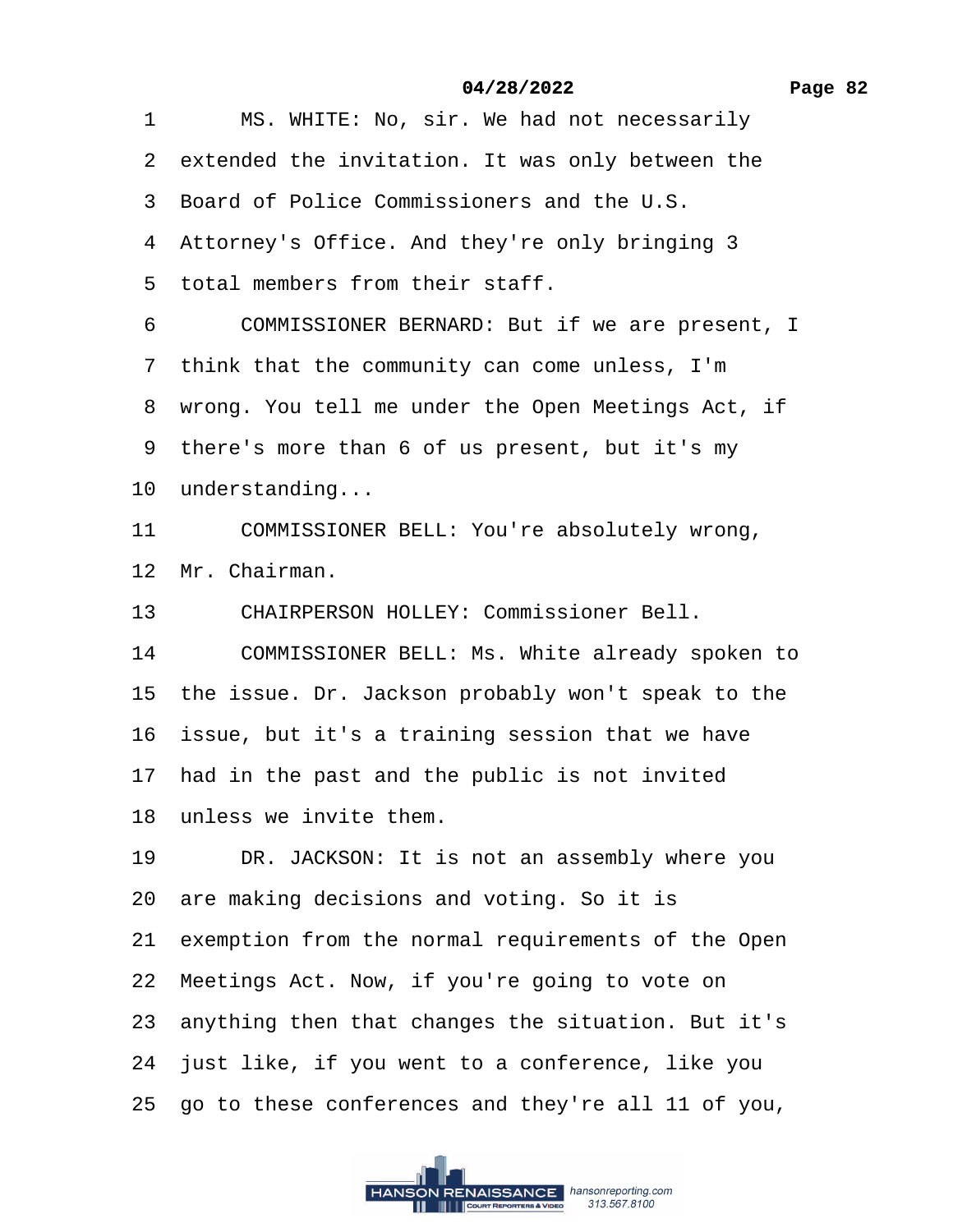1 MS. WHITE: No, sir. We had not necessarily
2 extended the invitation. It was only between the
3 Board of Police Commissioners and the U.S.
4 Attorney's Office. And they're only bringing 3
5 total members from their staff.
6 COMMISSIONER BERNARD: But if we are present, I
7 think that the community can come unless, I'm
8 wrong. You tell me under the Open Meetings Act, if
9 there's more than 6 of us present, but it's my
10 understanding...
11 COMMISSIONER BELL: You're absolutely wrong,
12 Mr. Chairman.
13 CHAIRPERSON HOLLEY: Commissioner Bell.
14 COMMISSIONER BELL: Ms. White already spoken to
15 the issue. Dr. Jackson probably won't speak to the
16 issue, but it's a training session that we have
17 had in the past and the public is not invited
18 unless we invite them.
19 DR. JACKSON: It is not an assembly where you
20 are making decisions and voting. So it is
21 exemption from the normal requirements of the Open
22 Meetings Act. Now, if you're going to vote on
23 anything then that changes the situation. But it's
24 just like, if you went to a conference, like you
25 go to these conferences and they're all 11 of you,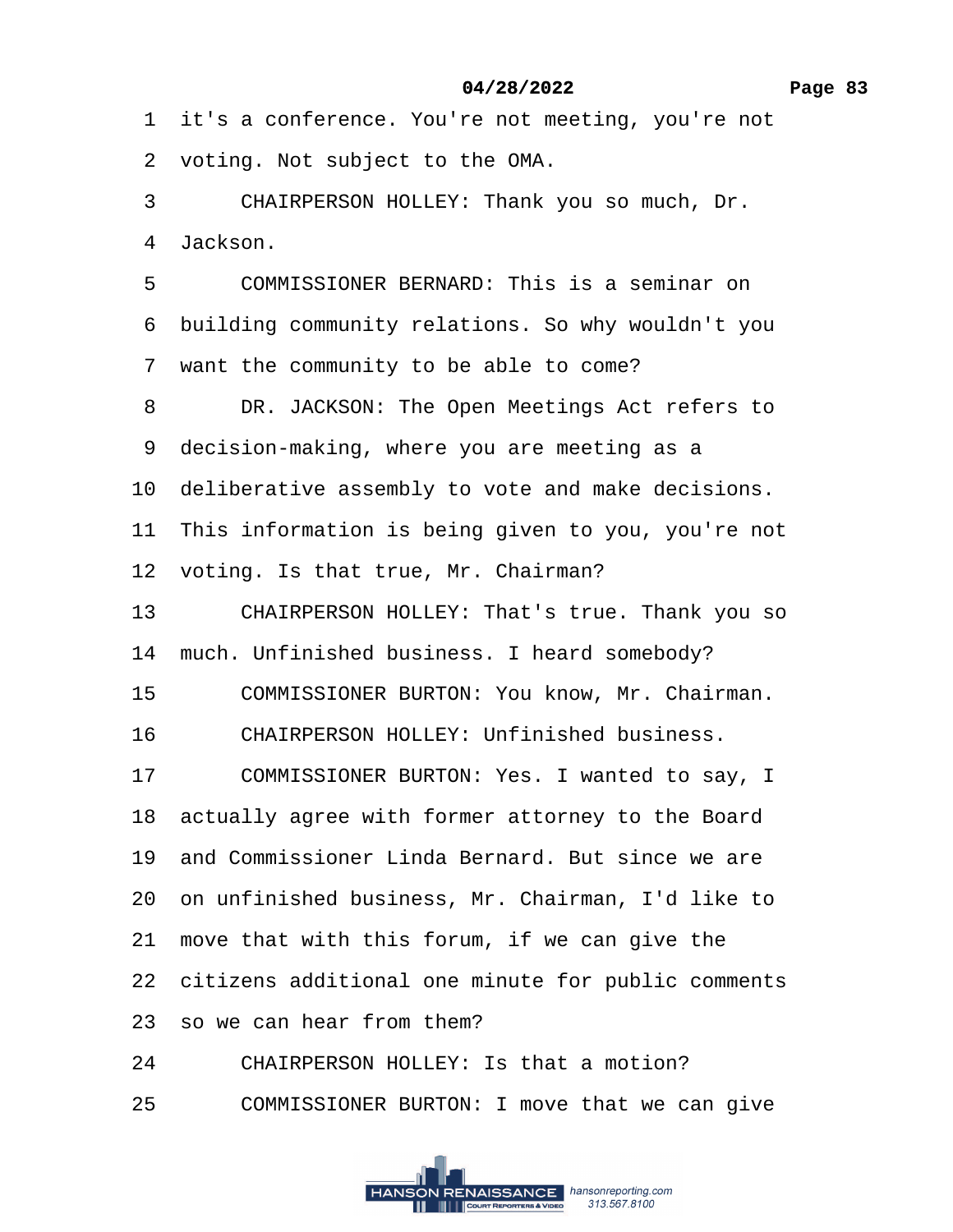1 it's a conference. You're not meeting, you're not
2 voting. Not subject to the OMA.
3 CHAIRPERSON HOLLEY: Thank you so much, Dr.
4 Jackson.
5 COMMISSIONER BERNARD: This is a seminar on
6 building community relations. So why wouldn't you
7 want the community to be able to come?
8 DR. JACKSON: The Open Meetings Act refers to
9 decision-making, where you are meeting as a
10 deliberative assembly to vote and make decisions.
11 This information is being given to you, you're not
12 voting. Is that true, Mr. Chairman?
13 CHAIRPERSON HOLLEY: That's true. Thank you so
14 much. Unfinished business. I heard somebody?
15 COMMISSIONER BURTON: You know, Mr. Chairman.
16 CHAIRPERSON HOLLEY: Unfinished business.
17 COMMISSIONER BURTON: Yes. I wanted to say, I
18 actually agree with former attorney to the Board
19 and Commissioner Linda Bernard. But since we are
20 on unfinished business, Mr. Chairman, I'd like to
21 move that with this forum, if we can give the
22 citizens additional one minute for public comments
23 so we can hear from them?
24 CHAIRPERSON HOLLEY: Is that a motion?
25 COMMISSIONER BURTON: I move that we can give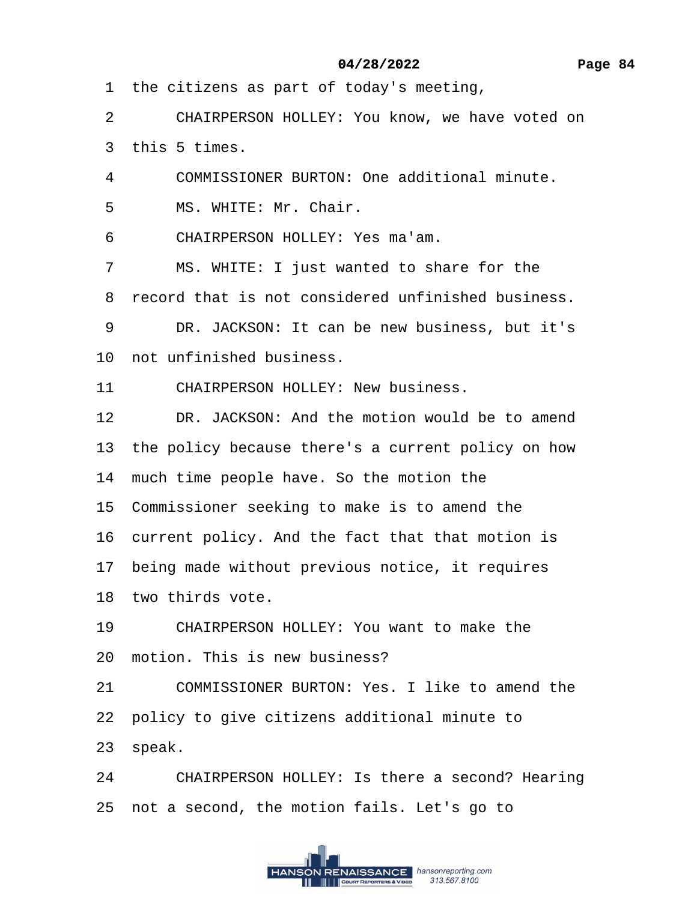1 the citizens as part of today's meeting,

2 CHAIRPERSON HOLLEY: You know, we have voted on

3 this 5 times.

4 COMMISSIONER BURTON: One additional minute.

5 MS. WHITE: Mr. Chair.

6 CHAIRPERSON HOLLEY: Yes ma'am.

7 MS. WHITE: I just wanted to share for the

8 record that is not considered unfinished business.

9 DR. JACKSON: It can be new business, but it's

10 not unfinished business.

11 CHAIRPERSON HOLLEY: New business.

12 DR. JACKSON: And the motion would be to amend

13 the policy because there's a current policy on how

14 much time people have. So the motion the

15 Commissioner seeking to make is to amend the

16 current policy. And the fact that that motion is

17 being made without previous notice, it requires

18 two thirds vote.

19 CHAIRPERSON HOLLEY: You want to make the

20 motion. This is new business?

21 COMMISSIONER BURTON: Yes. I like to amend the

22 policy to give citizens additional minute to

23 speak.

24 CHAIRPERSON HOLLEY: Is there a second? Hearing

25 not a second, the motion fails. Let's go to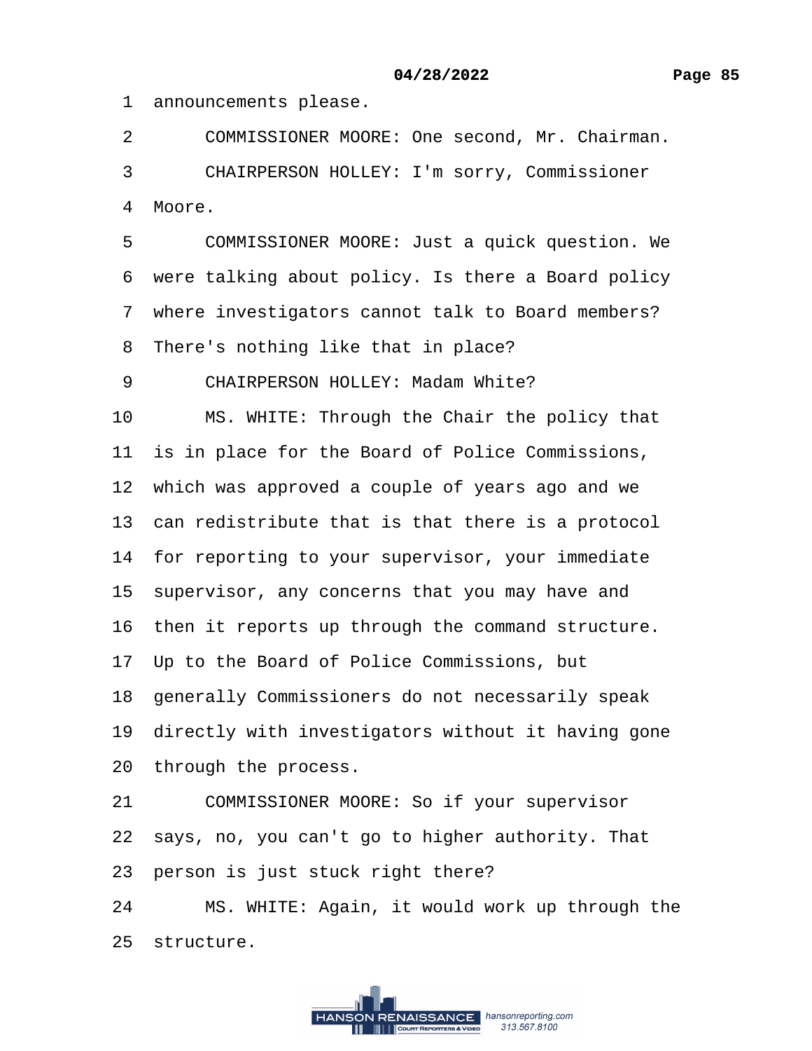1 announcements please.

2 COMMISSIONER MOORE: One second, Mr. Chairman.

3 CHAIRPERSON HOLLEY: I'm sorry, Commissioner

4 Moore.

5 COMMISSIONER MOORE: Just a quick question. We

6 were talking about policy. Is there a Board policy

7 where investigators cannot talk to Board members?

8 There's nothing like that in place?

9 CHAIRPERSON HOLLEY: Madam White?

10 MS. WHITE: Through the Chair the policy that

11 is in place for the Board of Police Commissions,

12 which was approved a couple of years ago and we

13 can redistribute that is that there is a protocol

14 for reporting to your supervisor, your immediate

15 supervisor, any concerns that you may have and

16 then it reports up through the command structure.

17 Up to the Board of Police Commissions, but

18 generally Commissioners do not necessarily speak

19 directly with investigators without it having gone

20 through the process.

21 COMMISSIONER MOORE: So if your supervisor

22 says, no, you can't go to higher authority. That

23 person is just stuck right there?

24 MS. WHITE: Again, it would work up through the

25 structure.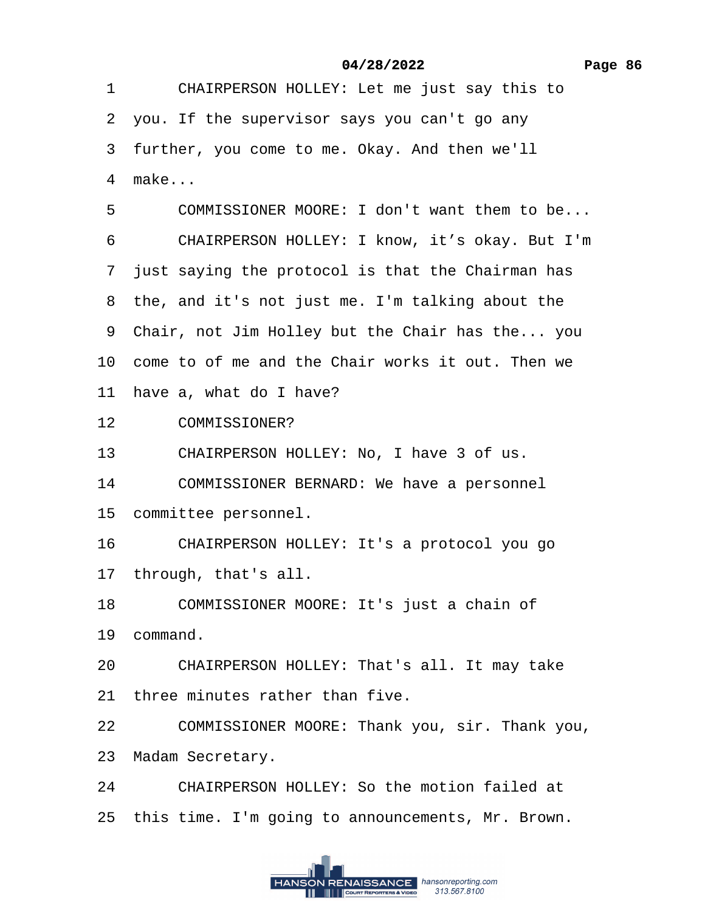1 CHAIRPERSON HOLLEY: Let me just say this to
2 you. If the supervisor says you can't go any
3 further, you come to me. Okay. And then we'll
4 make...
5 COMMISSIONER MOORE: I don't want them to be...
6 CHAIRPERSON HOLLEY: I know, it’s okay. But I'm
7 just saying the protocol is that the Chairman has
8 the, and it's not just me. I'm talking about the
9 Chair, not Jim Holley but the Chair has the... you
10 come to of me and the Chair works it out. Then we
11 have a, what do I have?
12 COMMISSIONER?
13 CHAIRPERSON HOLLEY: No, I have 3 of us.
14 COMMISSIONER BERNARD: We have a personnel
15 committee personnel.
16 CHAIRPERSON HOLLEY: It's a protocol you go
17 through, that's all.
18 COMMISSIONER MOORE: It's just a chain of
19 command.
20 CHAIRPERSON HOLLEY: That's all. It may take
21 three minutes rather than five.
22 COMMISSIONER MOORE: Thank you, sir. Thank you,
23 Madam Secretary.
24 CHAIRPERSON HOLLEY: So the motion failed at
25 this time. I'm going to announcements, Mr. Brown.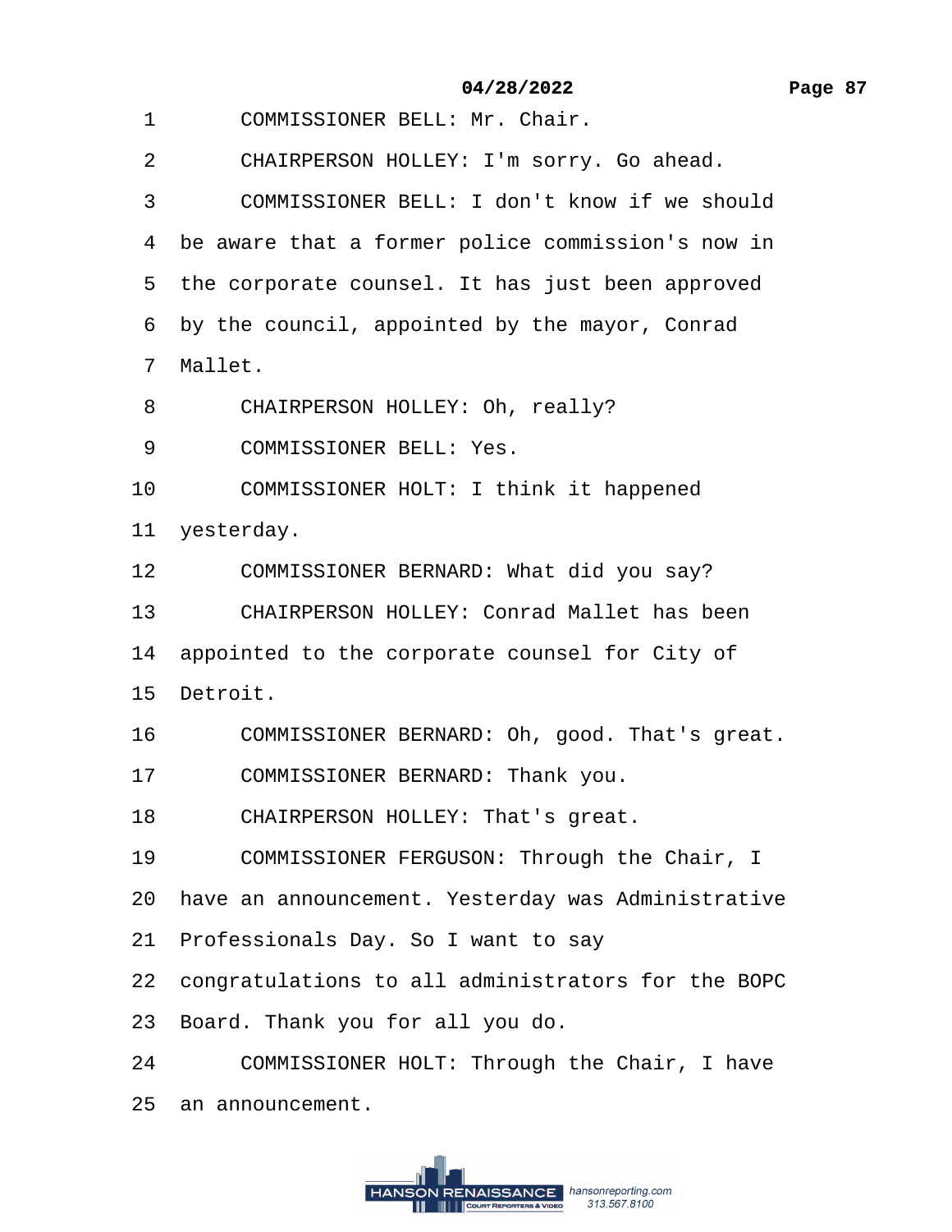1 COMMISSIONER BELL: Mr. Chair.

2 CHAIRPERSON HOLLEY: I'm sorry. Go ahead.

3 COMMISSIONER BELL: I don't know if we should

4 be aware that a former police commission's now in

5 the corporate counsel. It has just been approved

6 by the council, appointed by the mayor, Conrad

7 Mallet.

8 CHAIRPERSON HOLLEY: Oh, really?

9 COMMISSIONER BELL: Yes.

10 COMMISSIONER HOLT: I think it happened

11 yesterday.

12 COMMISSIONER BERNARD: What did you say?

13 CHAIRPERSON HOLLEY: Conrad Mallet has been

14 appointed to the corporate counsel for City of

15 Detroit.

16 COMMISSIONER BERNARD: Oh, good. That's great.

17 COMMISSIONER BERNARD: Thank you.

18 CHAIRPERSON HOLLEY: That's great.

19 COMMISSIONER FERGUSON: Through the Chair, I

20 have an announcement. Yesterday was Administrative

21 Professionals Day. So I want to say

22 congratulations to all administrators for the BOPC

23 Board. Thank you for all you do.

24 COMMISSIONER HOLT: Through the Chair, I have

25 an announcement.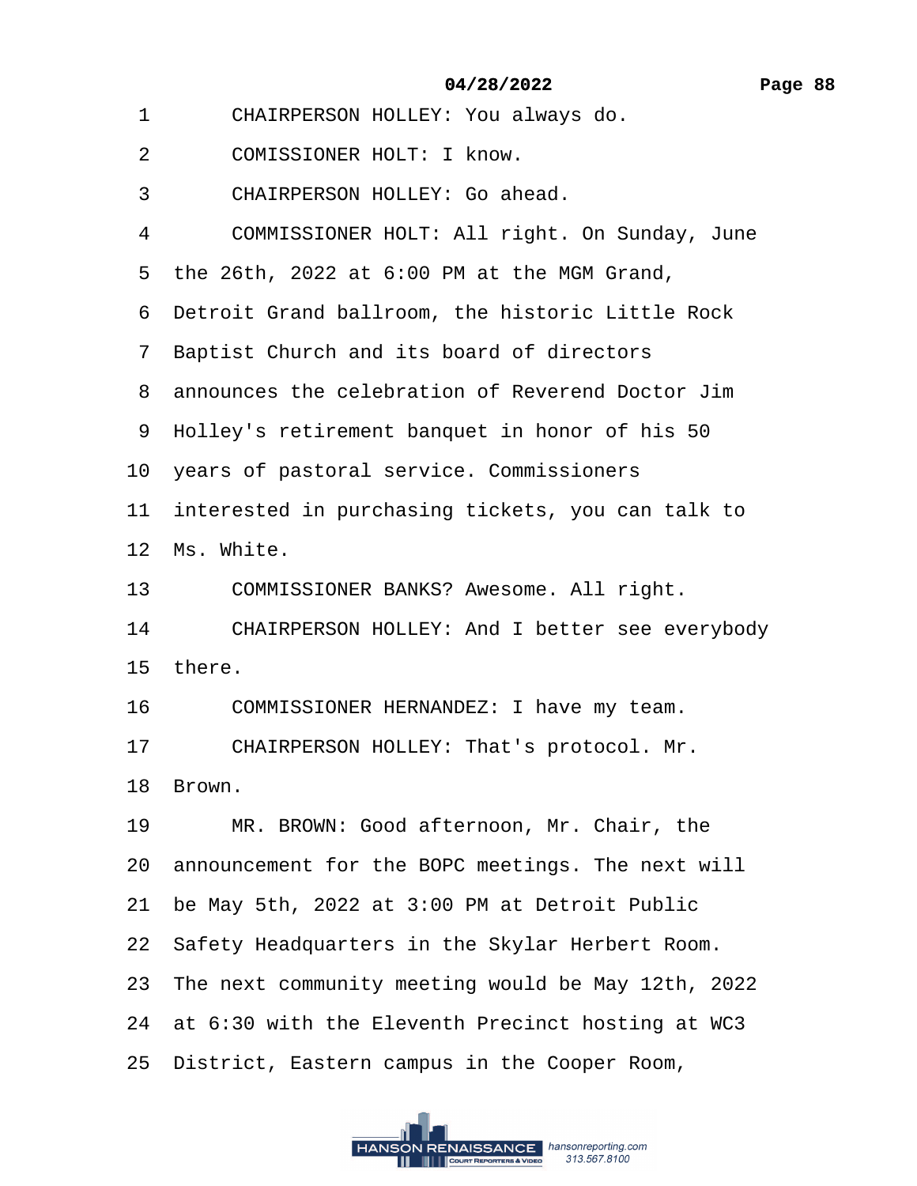1 CHAIRPERSON HOLLEY: You always do.

2 COMISSIONER HOLT: I know.

3 CHAIRPERSON HOLLEY: Go ahead.

4 COMMISSIONER HOLT: All right. On Sunday, June

5 the 26th, 2022 at 6:00 PM at the MGM Grand,

6 Detroit Grand ballroom, the historic Little Rock

7 Baptist Church and its board of directors

8 announces the celebration of Reverend Doctor Jim

9 Holley's retirement banquet in honor of his 50

10 years of pastoral service. Commissioners

11 interested in purchasing tickets, you can talk to

12 Ms. White.

13 COMMISSIONER BANKS? Awesome. All right.

14 CHAIRPERSON HOLLEY: And I better see everybody

15 there.

16 COMMISSIONER HERNANDEZ: I have my team.

17 CHAIRPERSON HOLLEY: That's protocol. Mr.

18 Brown.

19 MR. BROWN: Good afternoon, Mr. Chair, the

20 announcement for the BOPC meetings. The next will

21 be May 5th, 2022 at 3:00 PM at Detroit Public

22 Safety Headquarters in the Skylar Herbert Room.

23 The next community meeting would be May 12th, 2022

24 at 6:30 with the Eleventh Precinct hosting at WC3

25 District, Eastern campus in the Cooper Room,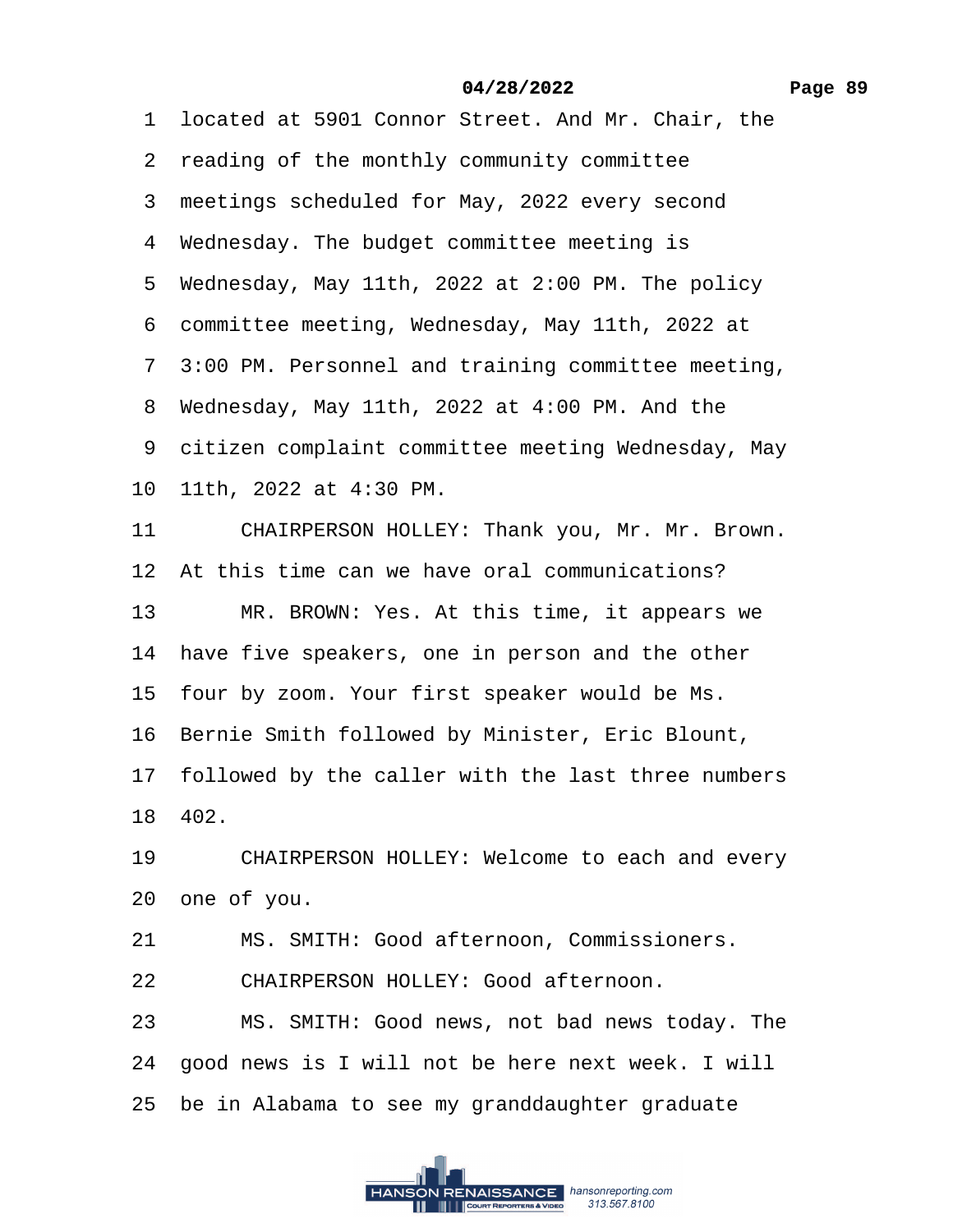1 located at 5901 Connor Street. And Mr. Chair, the
2 reading of the monthly community committee
3 meetings scheduled for May, 2022 every second
4 Wednesday. The budget committee meeting is
5 Wednesday, May 11th, 2022 at 2:00 PM. The policy
6 committee meeting, Wednesday, May 11th, 2022 at
7 3:00 PM. Personnel and training committee meeting,
8 Wednesday, May 11th, 2022 at 4:00 PM. And the
9 citizen complaint committee meeting Wednesday, May
10 11th, 2022 at 4:30 PM.
11 CHAIRPERSON HOLLEY: Thank you, Mr. Mr. Brown.
12 At this time can we have oral communications?
13 MR. BROWN: Yes. At this time, it appears we
14 have five speakers, one in person and the other
15 four by zoom. Your first speaker would be Ms.
16 Bernie Smith followed by Minister, Eric Blount,
17 followed by the caller with the last three numbers
18 402.
19 CHAIRPERSON HOLLEY: Welcome to each and every
20 one of you.
21 MS. SMITH: Good afternoon, Commissioners.
22 CHAIRPERSON HOLLEY: Good afternoon.
23 MS. SMITH: Good news, not bad news today. The
24 good news is I will not be here next week. I will
25 be in Alabama to see my granddaughter graduate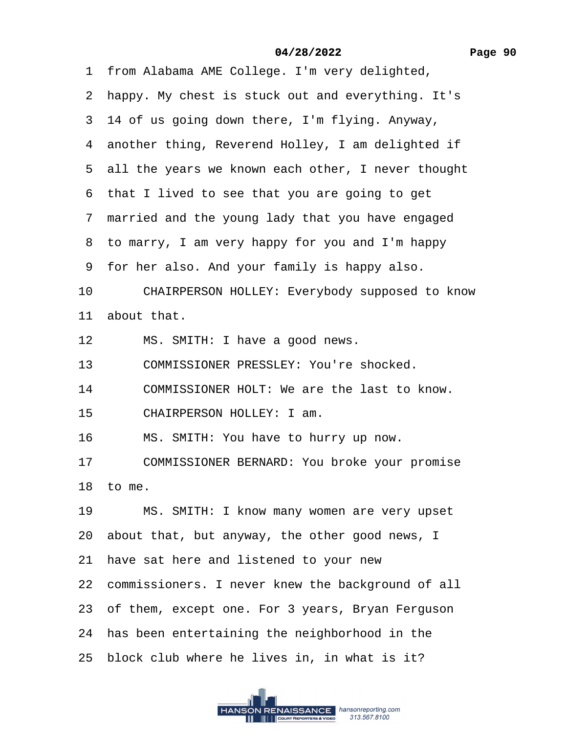1 from Alabama AME College. I'm very delighted,

2 happy. My chest is stuck out and everything. It's

3 14 of us going down there, I'm flying. Anyway,

4 another thing, Reverend Holley, I am delighted if

5 all the years we known each other, I never thought

6 that I lived to see that you are going to get

7 married and the young lady that you have engaged

8 to marry, I am very happy for you and I'm happy

9 for her also. And your family is happy also.

10 CHAIRPERSON HOLLEY: Everybody supposed to know

11 about that.

12 MS. SMITH: I have a good news.

13 COMMISSIONER PRESSLEY: You're shocked.

14 COMMISSIONER HOLT: We are the last to know.

15 CHAIRPERSON HOLLEY: I am.

16 MS. SMITH: You have to hurry up now.

17 COMMISSIONER BERNARD: You broke your promise

18 to me.

19 MS. SMITH: I know many women are very upset

20 about that, but anyway, the other good news, I

21 have sat here and listened to your new

22 commissioners. I never knew the background of all

23 of them, except one. For 3 years, Bryan Ferguson

24 has been entertaining the neighborhood in the

25 block club where he lives in, in what is it?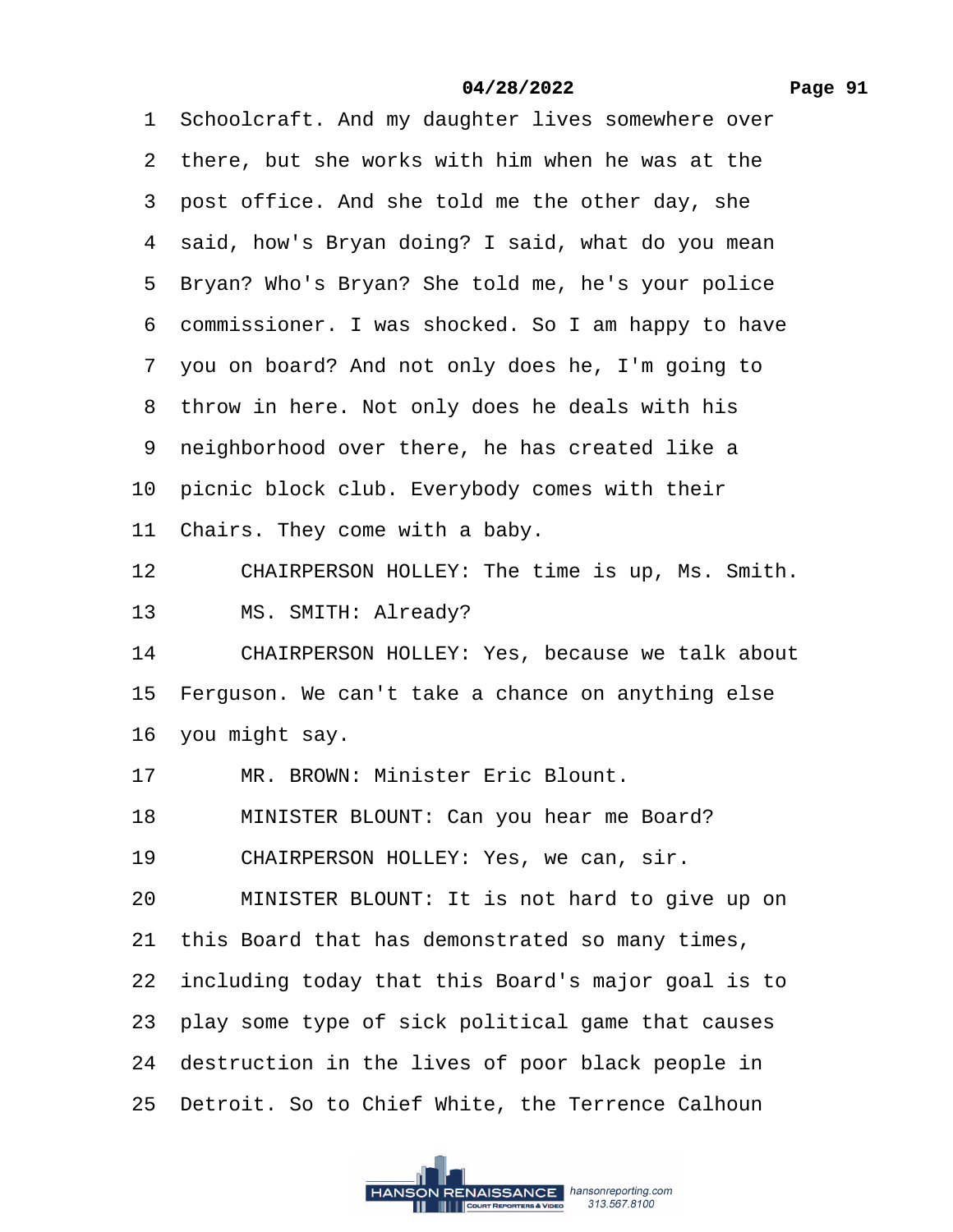1 Schoolcraft. And my daughter lives somewhere over
2 there, but she works with him when he was at the
3 post office. And she told me the other day, she
4 said, how's Bryan doing? I said, what do you mean
5 Bryan? Who's Bryan? She told me, he's your police
6 commissioner. I was shocked. So I am happy to have
7 you on board? And not only does he, I'm going to
8 throw in here. Not only does he deals with his
9 neighborhood over there, he has created like a
10 picnic block club. Everybody comes with their
11 Chairs. They come with a baby.
12 CHAIRPERSON HOLLEY: The time is up, Ms. Smith.
13 MS. SMITH: Already?
14 CHAIRPERSON HOLLEY: Yes, because we talk about
15 Ferguson. We can't take a chance on anything else
16 you might say.
17 MR. BROWN: Minister Eric Blount.
18 MINISTER BLOUNT: Can you hear me Board?
19 CHAIRPERSON HOLLEY: Yes, we can, sir.
20 MINISTER BLOUNT: It is not hard to give up on
21 this Board that has demonstrated so many times,
22 including today that this Board's major goal is to
23 play some type of sick political game that causes
24 destruction in the lives of poor black people in
25 Detroit. So to Chief White, the Terrence Calhoun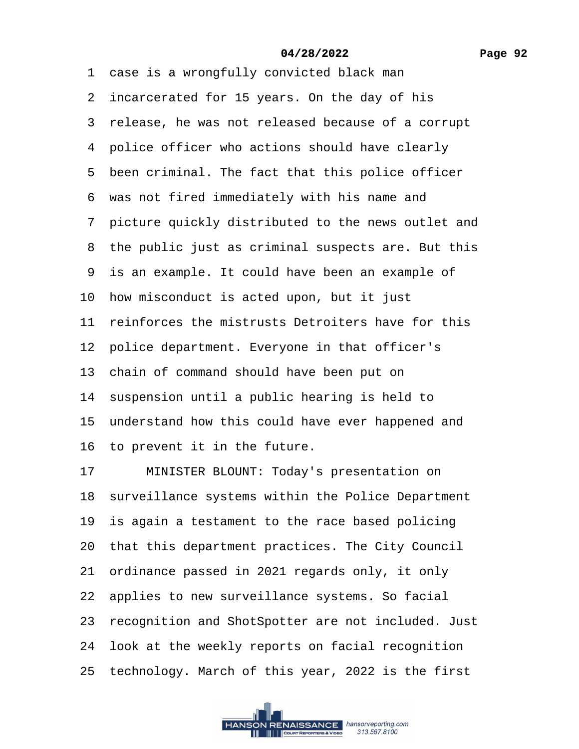case is a wrongfully convicted black man incarcerated for 15 years. On the day of his release, he was not released because of a corrupt police officer who actions should have clearly been criminal. The fact that this police officer was not fired immediately with his name and picture quickly distributed to the news outlet and the public just as criminal suspects are. But this is an example. It could have been an example of how misconduct is acted upon, but it just reinforces the mistrusts Detroiters have for this police department. Everyone in that officer's chain of command should have been put on suspension until a public hearing is held to understand how this could have ever happened and to prevent it in the future.

MINISTER BLOUNT: Today's presentation on surveillance systems within the Police Department is again a testament to the race based policing that this department practices. The City Council ordinance passed in 2021 regards only, it only applies to new surveillance systems. So facial recognition and ShotSpotter are not included. Just look at the weekly reports on facial recognition technology. March of this year, 2022 is the first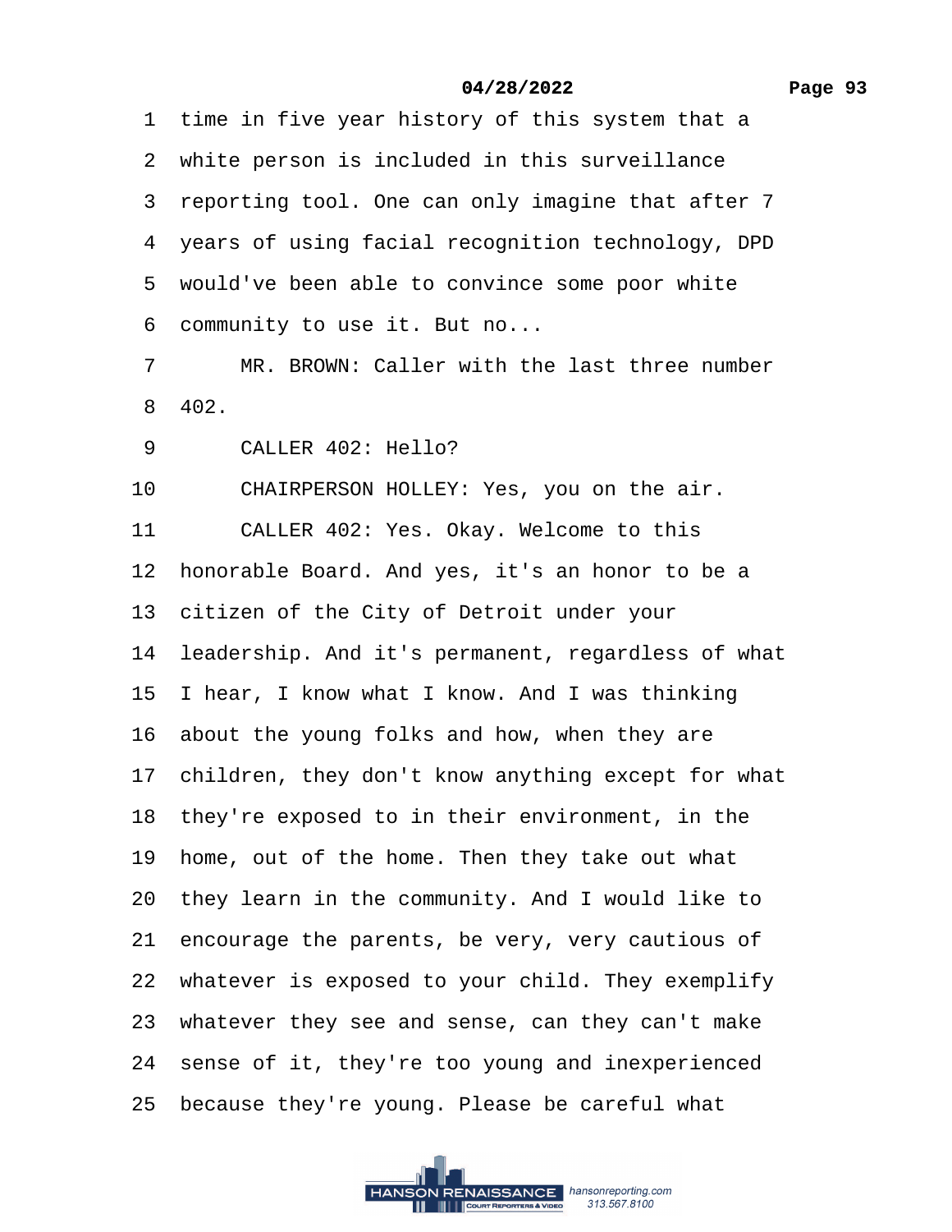1 time in five year history of this system that a
2 white person is included in this surveillance
3 reporting tool. One can only imagine that after 7
4 years of using facial recognition technology, DPD
5 would've been able to convince some poor white
6 community to use it. But no...
7 MR. BROWN: Caller with the last three number
8 402.
9 CALLER 402: Hello?
10 CHAIRPERSON HOLLEY: Yes, you on the air.
11 CALLER 402: Yes. Okay. Welcome to this
12 honorable Board. And yes, it's an honor to be a
13 citizen of the City of Detroit under your
14 leadership. And it's permanent, regardless of what
15 I hear, I know what I know. And I was thinking
16 about the young folks and how, when they are
17 children, they don't know anything except for what
18 they're exposed to in their environment, in the
19 home, out of the home. Then they take out what
20 they learn in the community. And I would like to
21 encourage the parents, be very, very cautious of
22 whatever is exposed to your child. They exemplify
23 whatever they see and sense, can they can't make
24 sense of it, they're too young and inexperienced
25 because they're young. Please be careful what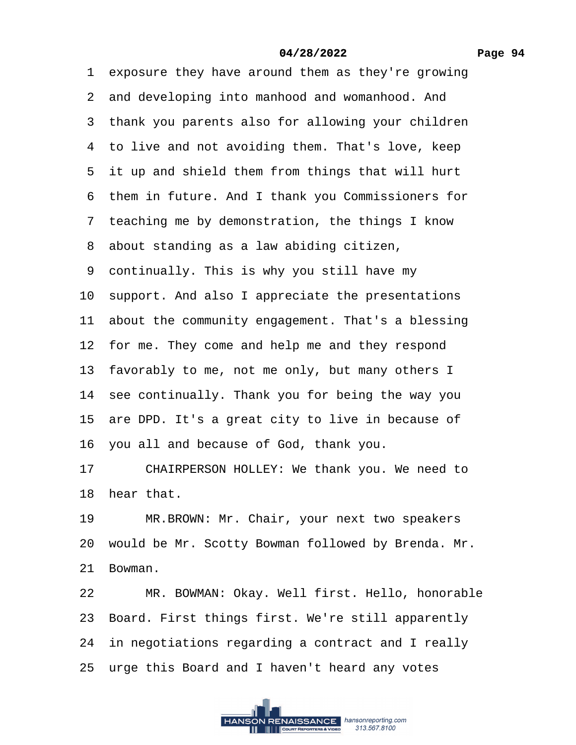1 exposure they have around them as they're growing
2 and developing into manhood and womanhood. And
3 thank you parents also for allowing your children
4 to live and not avoiding them. That's love, keep
5 it up and shield them from things that will hurt
6 them in future. And I thank you Commissioners for
7 teaching me by demonstration, the things I know
8 about standing as a law abiding citizen,
9 continually. This is why you still have my
10 support. And also I appreciate the presentations
11 about the community engagement. That's a blessing
12 for me. They come and help me and they respond
13 favorably to me, not me only, but many others I
14 see continually. Thank you for being the way you
15 are DPD. It's a great city to live in because of
16 you all and because of God, thank you.
17 CHAIRPERSON HOLLEY: We thank you. We need to
18 hear that.
19 MR.BROWN: Mr. Chair, your next two speakers
20 would be Mr. Scotty Bowman followed by Brenda. Mr.
21 Bowman.
22 MR. BOWMAN: Okay. Well first. Hello, honorable
23 Board. First things first. We're still apparently
24 in negotiations regarding a contract and I really
25 urge this Board and I haven't heard any votes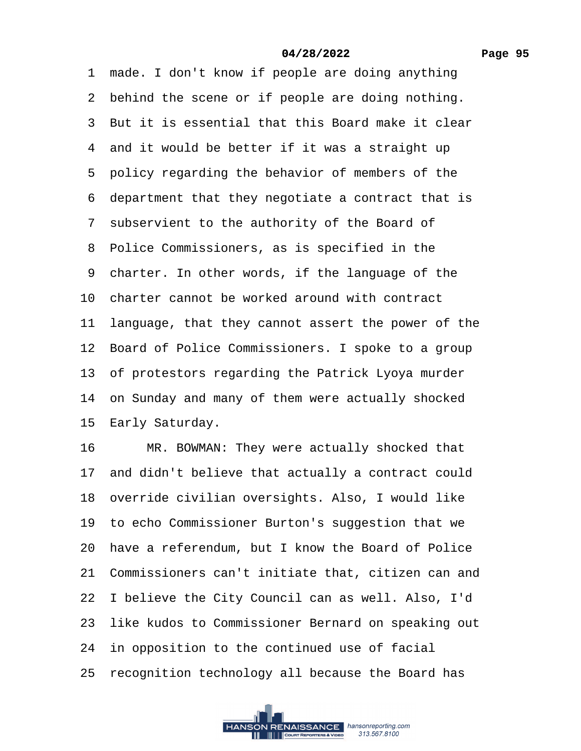1 made. I don't know if people are doing anything
2 behind the scene or if people are doing nothing.
3 But it is essential that this Board make it clear
4 and it would be better if it was a straight up
5 policy regarding the behavior of members of the
6 department that they negotiate a contract that is
7 subservient to the authority of the Board of
8 Police Commissioners, as is specified in the
9 charter. In other words, if the language of the
10 charter cannot be worked around with contract
11 language, that they cannot assert the power of the
12 Board of Police Commissioners. I spoke to a group
13 of protestors regarding the Patrick Lyoya murder
14 on Sunday and many of them were actually shocked
15 Early Saturday.
16 MR. BOWMAN: They were actually shocked that
17 and didn't believe that actually a contract could
18 override civilian oversights. Also, I would like
19 to echo Commissioner Burton's suggestion that we
20 have a referendum, but I know the Board of Police
21 Commissioners can't initiate that, citizen can and
22 I believe the City Council can as well. Also, I'd
23 like kudos to Commissioner Bernard on speaking out
24 in opposition to the continued use of facial
25 recognition technology all because the Board has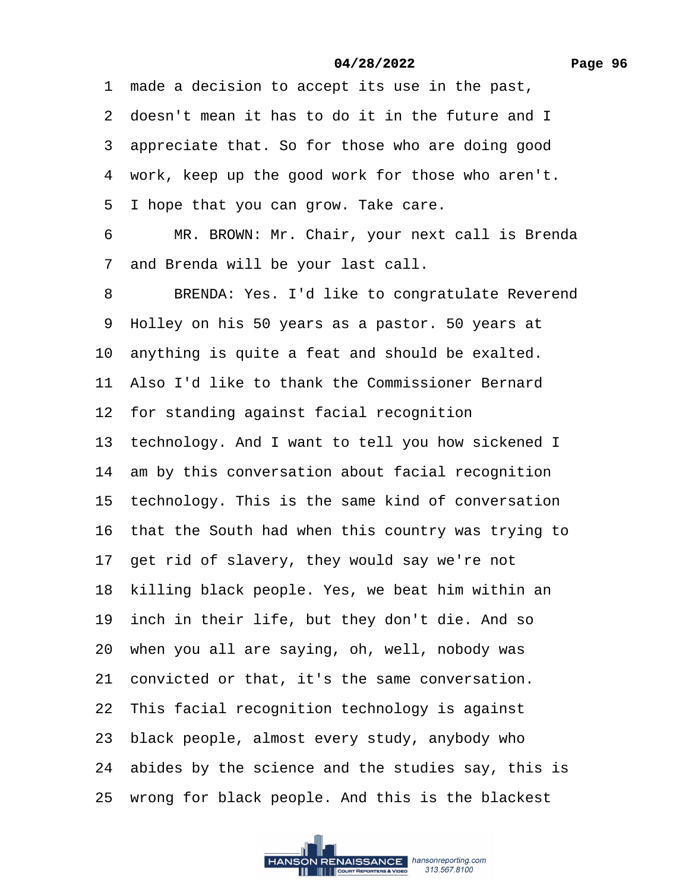1 made a decision to accept its use in the past,

2 doesn't mean it has to do it in the future and I

3 appreciate that. So for those who are doing good

4 work, keep up the good work for those who aren't.

5 I hope that you can grow. Take care.

6 MR. BROWN: Mr. Chair, your next call is Brenda

7 and Brenda will be your last call.

8 BRENDA: Yes. I'd like to congratulate Reverend

9 Holley on his 50 years as a pastor. 50 years at

10 anything is quite a feat and should be exalted.

11 Also I'd like to thank the Commissioner Bernard

12 for standing against facial recognition

13 technology. And I want to tell you how sickened I

14 am by this conversation about facial recognition

15 technology. This is the same kind of conversation

16 that the South had when this country was trying to

17 get rid of slavery, they would say we're not

18 killing black people. Yes, we beat him within an

19 inch in their life, but they don't die. And so

20 when you all are saying, oh, well, nobody was

21 convicted or that, it's the same conversation.

22 This facial recognition technology is against

23 black people, almost every study, anybody who

24 abides by the science and the studies say, this is

25 wrong for black people. And this is the blackest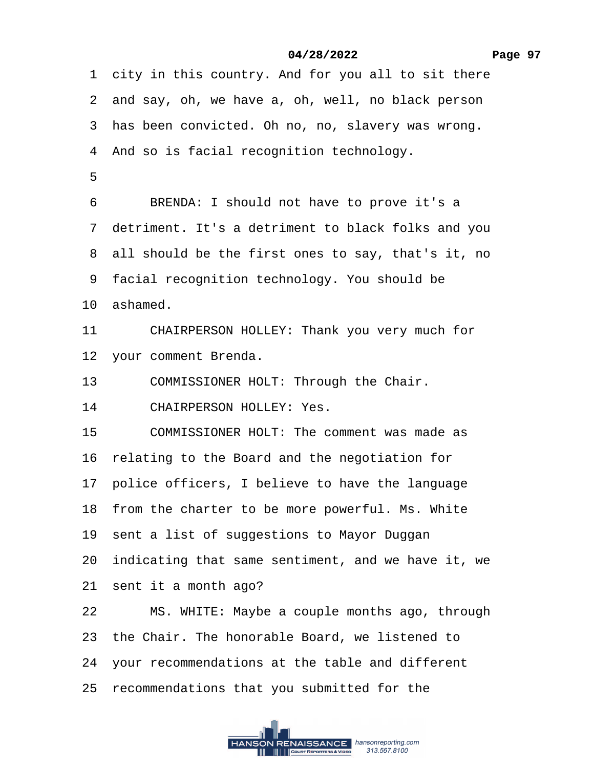1 city in this country. And for you all to sit there

2 and say, oh, we have a, oh, well, no black person

3 has been convicted. Oh no, no, slavery was wrong.

4 And so is facial recognition technology.

5

6 BRENDA: I should not have to prove it's a

7 detriment. It's a detriment to black folks and you

8 all should be the first ones to say, that's it, no

9 facial recognition technology. You should be

10 ashamed.

11 CHAIRPERSON HOLLEY: Thank you very much for

12 your comment Brenda.

13 COMMISSIONER HOLT: Through the Chair.

14 CHAIRPERSON HOLLEY: Yes.

15 COMMISSIONER HOLT: The comment was made as

16 relating to the Board and the negotiation for

17 police officers, I believe to have the language

18 from the charter to be more powerful. Ms. White

19 sent a list of suggestions to Mayor Duggan

20 indicating that same sentiment, and we have it, we

21 sent it a month ago?

22 MS. WHITE: Maybe a couple months ago, through

23 the Chair. The honorable Board, we listened to

24 your recommendations at the table and different

25 recommendations that you submitted for the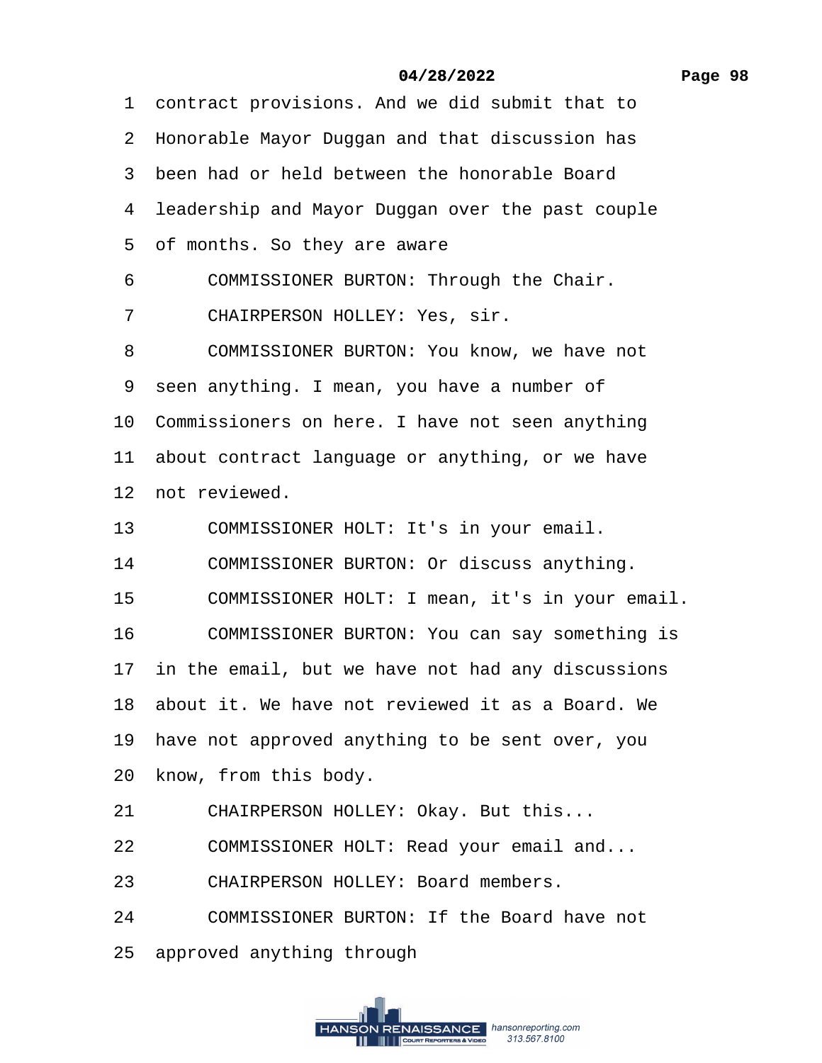1 contract provisions. And we did submit that to

2 Honorable Mayor Duggan and that discussion has

3 been had or held between the honorable Board

4 leadership and Mayor Duggan over the past couple

5 of months. So they are aware

6 COMMISSIONER BURTON: Through the Chair.

7 CHAIRPERSON HOLLEY: Yes, sir.

8 COMMISSIONER BURTON: You know, we have not

9 seen anything. I mean, you have a number of

10 Commissioners on here. I have not seen anything

11 about contract language or anything, or we have

12 not reviewed.

13 COMMISSIONER HOLT: It's in your email.

14 COMMISSIONER BURTON: Or discuss anything.

15 COMMISSIONER HOLT: I mean, it's in your email.

16 COMMISSIONER BURTON: You can say something is

17 in the email, but we have not had any discussions

18 about it. We have not reviewed it as a Board. We

19 have not approved anything to be sent over, you

20 know, from this body.

21 CHAIRPERSON HOLLEY: Okay. But this...

22 COMMISSIONER HOLT: Read your email and...

23 CHAIRPERSON HOLLEY: Board members.

24 COMMISSIONER BURTON: If the Board have not

25 approved anything through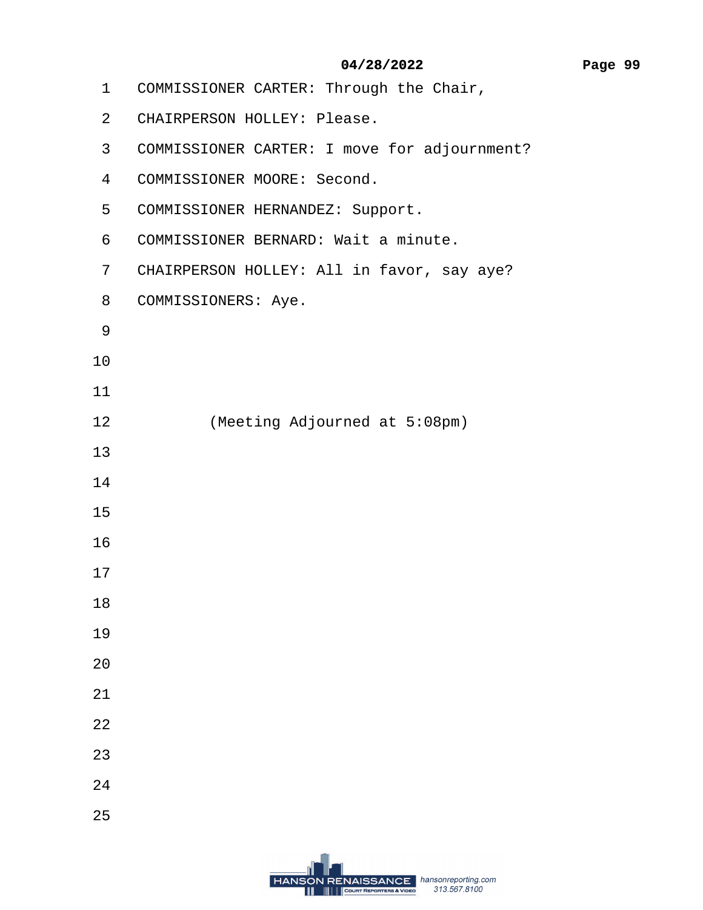1 COMMISSIONER CARTER: Through the Chair,

2 CHAIRPERSON HOLLEY: Please.

3 COMMISSIONER CARTER: I move for adjournment?

4 COMMISSIONER MOORE: Second.

5 COMMISSIONER HERNANDEZ: Support.

6 COMMISSIONER BERNARD: Wait a minute.

7 CHAIRPERSON HOLLEY: All in favor, say aye?

8 COMMISSIONERS: Aye.

9

10

11

12 (Meeting Adjourned at 5:08pm)

13

14

15

16

17

18

19

20

21

22

23

24

25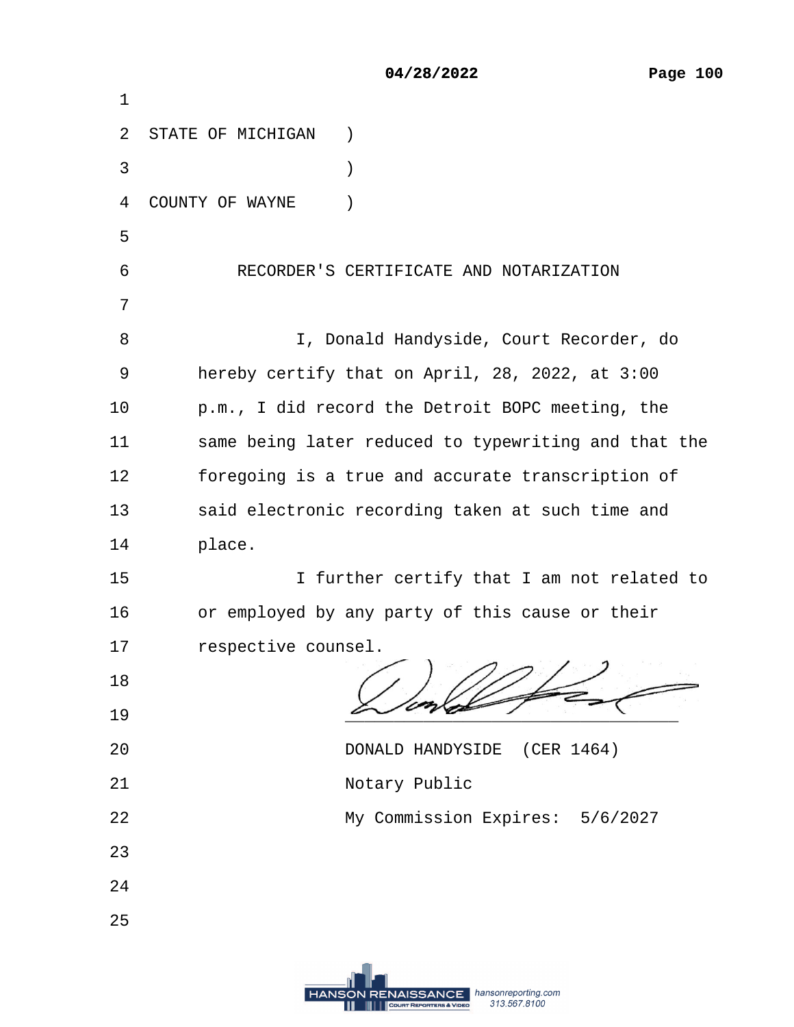STATE OF MICHIGAN )
)
COUNTY OF WAYNE )

RECORDER'S CERTIFICATE AND NOTARIZATION

I, Donald Handyside, Court Recorder, do hereby certify that on April, 28, 2022, at 3:00 p.m., I did record the Detroit BOPC meeting, the same being later reduced to typewriting and that the foregoing is a true and accurate transcription of said electronic recording taken at such time and place.

I further certify that I am not related to or employed by any party of this cause or their respective counsel.

DONALD HANDYSIDE (CER 1464)
Notary Public
My Commission Expires: 5/6/2027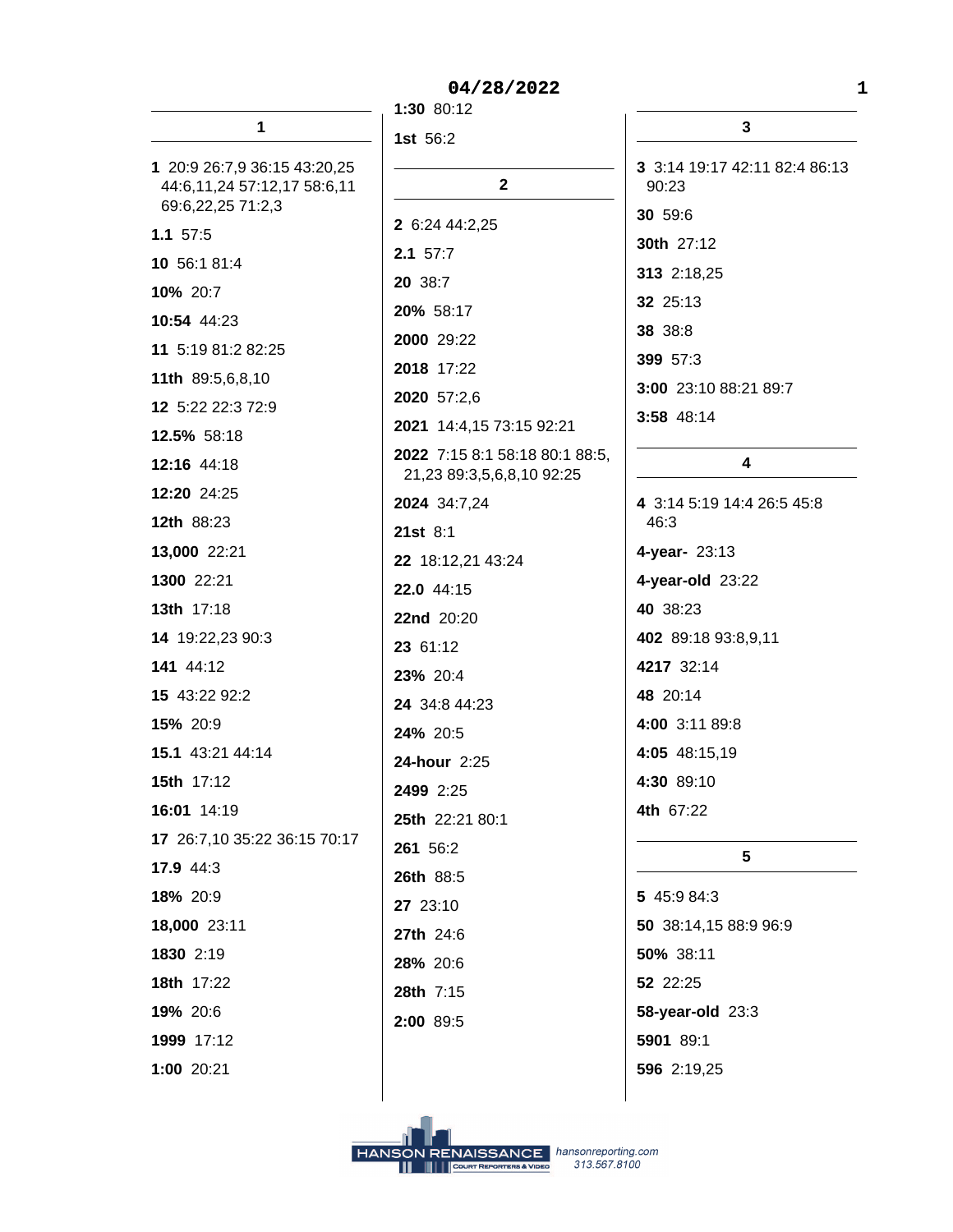04/28/2022

## 1

**1** 20:9 26:7,9 36:15 43:20,25 44:6,11,24 57:12,17 58:6,11 69:6,22,25 71:2,3

**1.1** 57:5

**10** 56:1 81:4

**10%** 20:7

**10:54** 44:23

**11** 5:19 81:2 82:25

**11th** 89:5,6,8,10

**12** 5:22 22:3 72:9

**12.5%** 58:18

**12:16** 44:18

**12:20** 24:25

**12th** 88:23

**13,000** 22:21

**1300** 22:21

**13th** 17:18

**14** 19:22,23 90:3

**141** 44:12

**15** 43:22 92:2

**15%** 20:9

**15.1** 43:21 44:14

**15th** 17:12

**16:01** 14:19

**17** 26:7,10 35:22 36:15 70:17

**17.9** 44:3

**18%** 20:9

**18,000** 23:11

**1830** 2:19

**18th** 17:22

**19%** 20:6

**1999** 17:12

**1:00** 20:21

**1:30** 80:12

**1st** 56:2

## 2

**2** 6:24 44:2,25

**2.1** 57:7

**20** 38:7

**20%** 58:17

**2000** 29:22

**2018** 17:22

**2020** 57:2,6

**2021** 14:4,15 73:15 92:21

**2022** 7:15 8:1 58:18 80:1 88:5,21,23 89:3,5,6,8,10 92:25

**2024** 34:7,24

**21st** 8:1

**22** 18:12,21 43:24

**22.0** 44:15

**22nd** 20:20

**23** 61:12

**23%** 20:4

**24** 34:8 44:23

**24%** 20:5

**24-hour** 2:25

**2499** 2:25

**25th** 22:21 80:1

**261** 56:2

**26th** 88:5

**27** 23:10

**27th** 24:6

**28%** 20:6

**28th** 7:15

**2:00** 89:5

## 3

**3** 3:14 19:17 42:11 82:4 86:13 90:23

**30** 59:6

**30th** 27:12

**313** 2:18,25

**32** 25:13

**38** 38:8

**399** 57:3

**3:00** 23:10 88:21 89:7

**3:58** 48:14

## 4

**4** 3:14 5:19 14:4 26:5 45:8 46:3

**4-year-** 23:13

**4-year-old** 23:22

**40** 38:23

**402** 89:18 93:8,9,11

**4217** 32:14

**48** 20:14

**4:00** 3:11 89:8

**4:05** 48:15,19

**4:30** 89:10

**4th** 67:22

## 5

**5** 45:9 84:3

**50** 38:14,15 88:9 96:9

**50%** 38:11

**52** 22:25

**58-year-old** 23:3

**5901** 89:1

**596** 2:19,25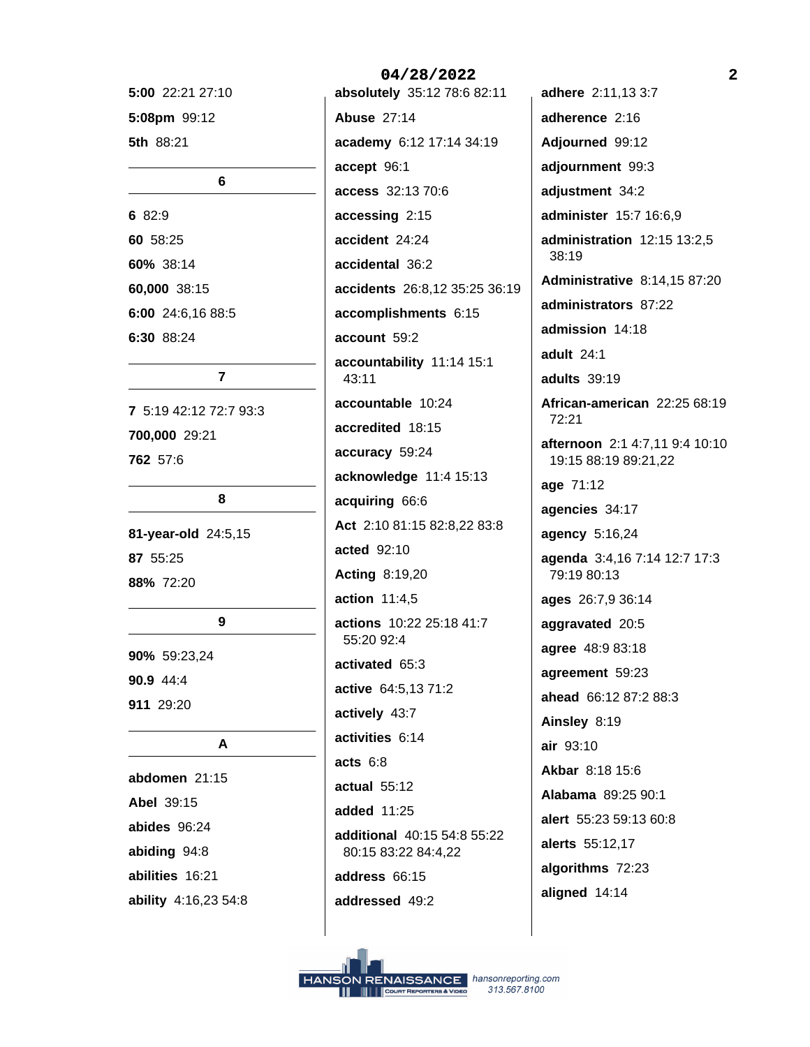**5:00** 22:21 27:10

**5:08pm** 99:12

**5th** 88:21

## 6

**6** 82:9

**60** 58:25

**60%** 38:14

**60,000** 38:15

**6:00** 24:6,16 88:5

**6:30** 88:24

## 7

**7** 5:19 42:12 72:7 93:3

**700,000** 29:21

**762** 57:6

## 8

**81-year-old** 24:5,15

**87** 55:25

**88%** 72:20

## 9

**90%** 59:23,24

**90.9** 44:4

**911** 29:20

## A

**abdomen** 21:15

**Abel** 39:15

**abides** 96:24

**abiding** 94:8

**abilities** 16:21

**ability** 4:16,23 54:8

**absolutely** 35:12 78:6 82:11

**Abuse** 27:14

**academy** 6:12 17:14 34:19

**accept** 96:1

**access** 32:13 70:6

**accessing** 2:15

**accident** 24:24

**accidental** 36:2

**accidents** 26:8,12 35:25 36:19

**accomplishments** 6:15

**account** 59:2

**accountability** 11:14 15:1 43:11

**accountable** 10:24

**accredited** 18:15

**accuracy** 59:24

**acknowledge** 11:4 15:13

**acquiring** 66:6

**Act** 2:10 81:15 82:8,22 83:8

**acted** 92:10

**Acting** 8:19,20

**action** 11:4,5

**actions** 10:22 25:18 41:7 55:20 92:4

**activated** 65:3

**active** 64:5,13 71:2

**actively** 43:7

**activities** 6:14

**acts** 6:8

**actual** 55:12

**added** 11:25

**additional** 40:15 54:8 55:22 80:15 83:22 84:4,22

**address** 66:15

**addressed** 49:2

**adhere** 2:11,13 3:7

**adherence** 2:16

**Adjourned** 99:12

**adjournment** 99:3

**adjustment** 34:2

**administer** 15:7 16:6,9

**administration** 12:15 13:2,5 38:19

**Administrative** 8:14,15 87:20

**administrators** 87:22

**admission** 14:18

**adult** 24:1

**adults** 39:19

**African-american** 22:25 68:19 72:21

**afternoon** 2:1 4:7,11 9:4 10:10 19:15 88:19 89:21,22

**age** 71:12

**agencies** 34:17

**agency** 5:16,24

**agenda** 3:4,16 7:14 12:7 17:3 79:19 80:13

**ages** 26:7,9 36:14

**aggravated** 20:5

**agree** 48:9 83:18

**agreement** 59:23

**ahead** 66:12 87:2 88:3

**Ainsley** 8:19

**air** 93:10

**Akbar** 8:18 15:6

**Alabama** 89:25 90:1

**alert** 55:23 59:13 60:8

**alerts** 55:12,17

**algorithms** 72:23

**aligned** 14:14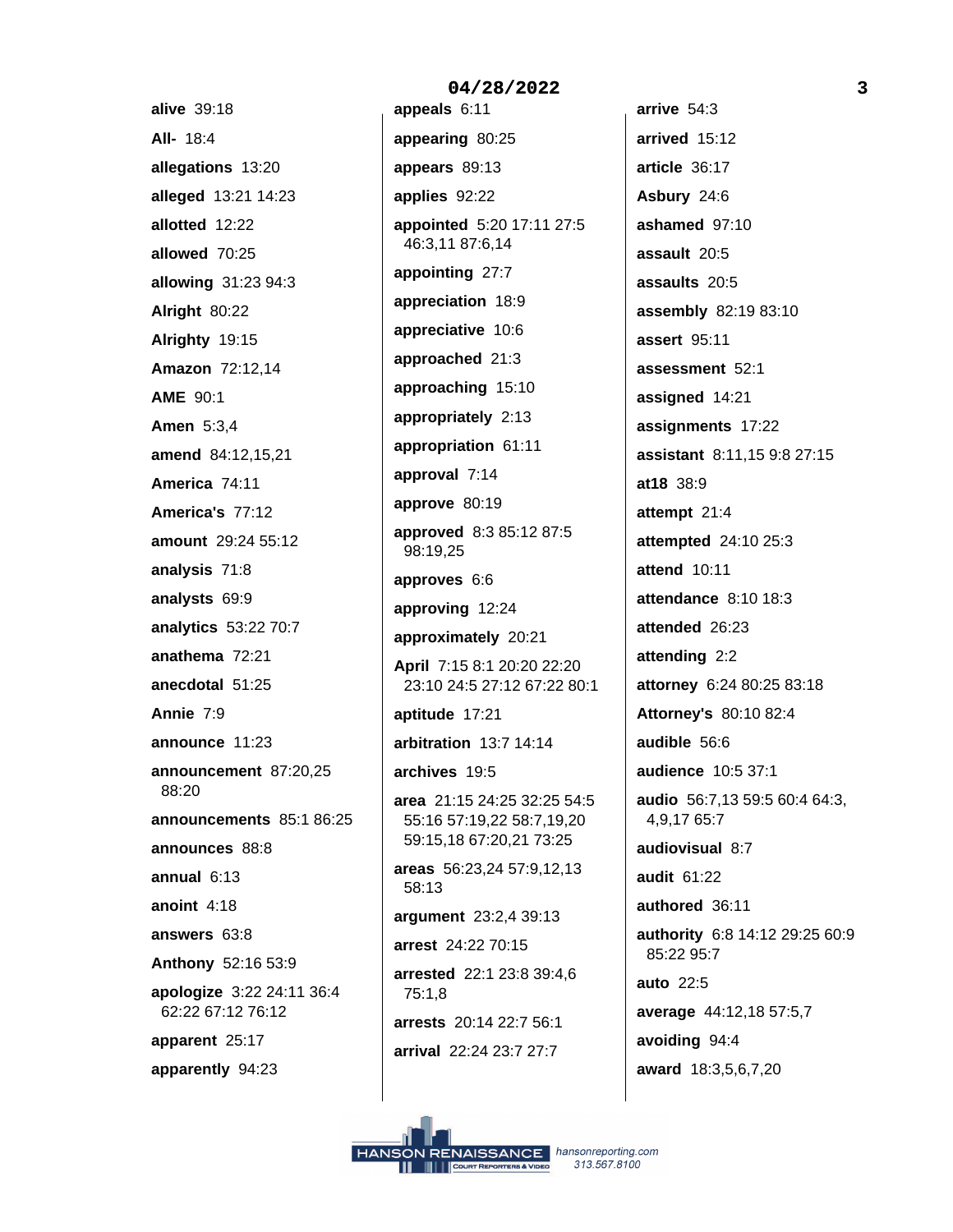**alive** 39:18

**All-** 18:4

**allegations** 13:20

**alleged** 13:21 14:23

**allotted** 12:22

**allowed** 70:25

**allowing** 31:23 94:3

**Alright** 80:22

**Alrighty** 19:15

**Amazon** 72:12,14

**AME** 90:1

**Amen** 5:3,4

**amend** 84:12,15,21

**America** 74:11

**America's** 77:12

**amount** 29:24 55:12

**analysis** 71:8

**analysts** 69:9

**analytics** 53:22 70:7

**anathema** 72:21

**anecdotal** 51:25

**Annie** 7:9

**announce** 11:23

**announcement** 87:20,25 88:20

**announcements** 85:1 86:25

**announces** 88:8

**annual** 6:13

**anoint** 4:18

**answers** 63:8

**Anthony** 52:16 53:9

**apologize** 3:22 24:11 36:4 62:22 67:12 76:12

**apparent** 25:17

**apparently** 94:23

**appeals** 6:11

**appearing** 80:25

**appears** 89:13

**applies** 92:22

**appointed** 5:20 17:11 27:5 46:3,11 87:6,14

**appointing** 27:7

**appreciation** 18:9

**appreciative** 10:6

**approached** 21:3

**approaching** 15:10

**appropriately** 2:13

**appropriation** 61:11

**approval** 7:14

**approve** 80:19

**approved** 8:3 85:12 87:5 98:19,25

**approves** 6:6

**approving** 12:24

**approximately** 20:21

**April** 7:15 8:1 20:20 22:20 23:10 24:5 27:12 67:22 80:1

**aptitude** 17:21

**arbitration** 13:7 14:14

**archives** 19:5

**area** 21:15 24:25 32:25 54:5 55:16 57:19,22 58:7,19,20 59:15,18 67:20,21 73:25

**areas** 56:23,24 57:9,12,13 58:13

**argument** 23:2,4 39:13

**arrest** 24:22 70:15

**arrested** 22:1 23:8 39:4,6 75:1,8

**arrests** 20:14 22:7 56:1

**arrival** 22:24 23:7 27:7

**arrive** 54:3

**arrived** 15:12

**article** 36:17

**Asbury** 24:6

**ashamed** 97:10

**assault** 20:5

**assaults** 20:5

**assembly** 82:19 83:10

**assert** 95:11

**assessment** 52:1

**assigned** 14:21

**assignments** 17:22

**assistant** 8:11,15 9:8 27:15

**at18** 38:9

**attempt** 21:4

**attempted** 24:10 25:3

**attend** 10:11

**attendance** 8:10 18:3

**attended** 26:23

**attending** 2:2

**attorney** 6:24 80:25 83:18

**Attorney's** 80:10 82:4

**audible** 56:6

**audience** 10:5 37:1

**audio** 56:7,13 59:5 60:4 64:3,4,9,17 65:7

**audiovisual** 8:7

**audit** 61:22

**authored** 36:11

**authority** 6:8 14:12 29:25 60:9 85:22 95:7

**auto** 22:5

**average** 44:12,18 57:5,7

**avoiding** 94:4

**award** 18:3,5,6,7,20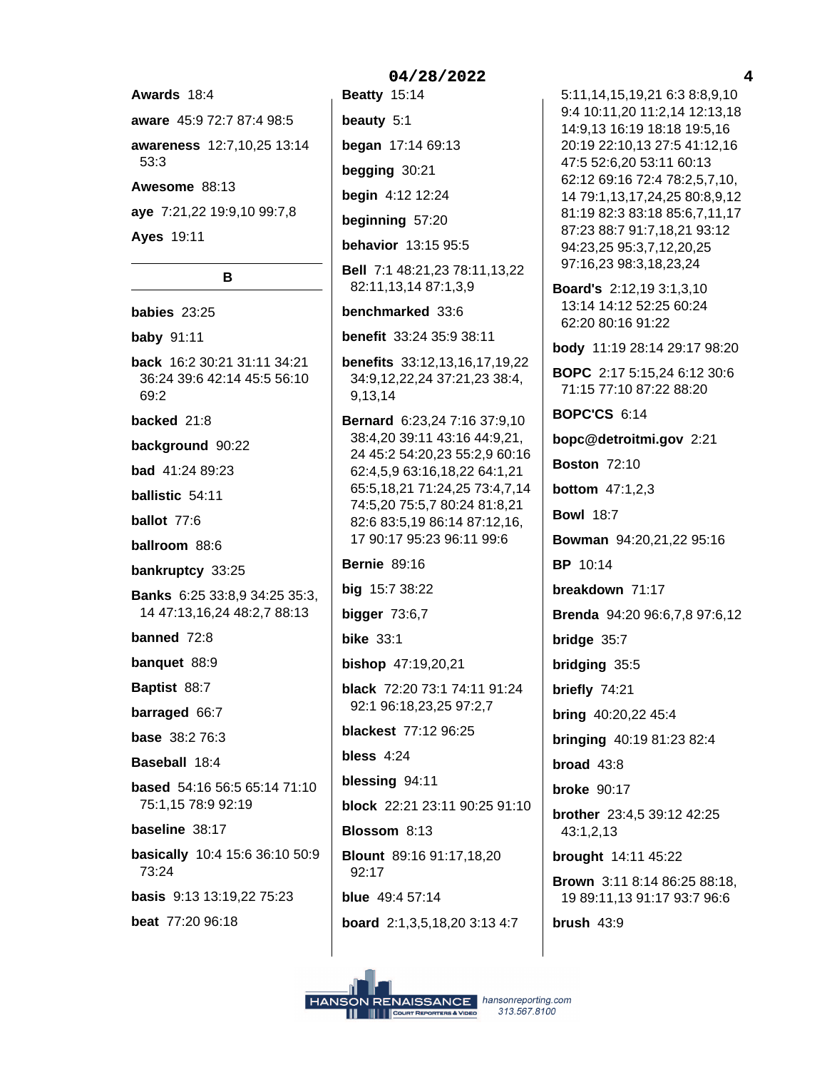**Awards** 18:4

**aware** 45:9 72:7 87:4 98:5

**awareness** 12:7,10,25 13:14 53:3

**Awesome** 88:13

**aye** 7:21,22 19:9,10 99:7,8

**Ayes** 19:11

## B

**babies** 23:25

**baby** 91:11

**back** 16:2 30:21 31:11 34:21 36:24 39:6 42:14 45:5 56:10 69:2

**backed** 21:8

**background** 90:22

**bad** 41:24 89:23

**ballistic** 54:11

**ballot** 77:6

**ballroom** 88:6

**bankruptcy** 33:25

**Banks** 6:25 33:8,9 34:25 35:3,14 47:13,16,24 48:2,7 88:13

**banned** 72:8

**banquet** 88:9

**Baptist** 88:7

**barraged** 66:7

**base** 38:2 76:3

**Baseball** 18:4

**based** 54:16 56:5 65:14 71:10 75:1,15 78:9 92:19

**baseline** 38:17

**basically** 10:4 15:6 36:10 50:9 73:24

**basis** 9:13 13:19,22 75:23

**beat** 77:20 96:18

**Beatty** 15:14

**beauty** 5:1

**began** 17:14 69:13

**begging** 30:21

**begin** 4:12 12:24

**beginning** 57:20

**behavior** 13:15 95:5

**Bell** 7:1 48:21,23 78:11,13,22 82:11,13,14 87:1,3,9

**benchmarked** 33:6

**benefit** 33:24 35:9 38:11

**benefits** 33:12,13,16,17,19,22 34:9,12,22,24 37:21,23 38:4,9,13,14

**Bernard** 6:23,24 7:16 37:9,10 38:4,20 39:11 43:16 44:9,21,24 45:2 54:20,23 55:2,9 60:16 62:4,5,9 63:16,18,22 64:1,21 65:5,18,21 71:24,25 73:4,7,14 74:5,20 75:5,7 80:24 81:8,21 82:6 83:5,19 86:14 87:12,16,17 90:17 95:23 96:11 99:6

**Bernie** 89:16

**big** 15:7 38:22

**bigger** 73:6,7

**bike** 33:1

**bishop** 47:19,20,21

**black** 72:20 73:1 74:11 91:24 92:1 96:18,23,25 97:2,7

**blackest** 77:12 96:25

**bless** 4:24

**blessing** 94:11

**block** 22:21 23:11 90:25 91:10

**Blossom** 8:13

**Blount** 89:16 91:17,18,20 92:17

**blue** 49:4 57:14

**board** 2:1,3,5,18,20 3:13 4:7 5:11,14,15,19,21 6:3 8:8,9,10 9:4 10:11,20 11:2,14 12:13,18 14:9,13 16:19 18:18 19:5,16 20:19 22:10,13 27:5 41:12,16 47:5 52:6,20 53:11 60:13 62:12 69:16 72:4 78:2,5,7,10,14 79:1,13,17,24,25 80:8,9,12 81:19 82:3 83:18 85:6,7,11,17 87:23 88:7 91:7,18,21 93:12 94:23,25 95:3,7,12,20,25 97:16,23 98:3,18,23,24

**Board's** 2:12,19 3:1,3,10 13:14 14:12 52:25 60:24 62:20 80:16 91:22

**body** 11:19 28:14 29:17 98:20

**BOPC** 2:17 5:15,24 6:12 30:6 71:15 77:10 87:22 88:20

**BOPC'CS** 6:14

**bopc@detroitmi.gov** 2:21

**Boston** 72:10

**bottom** 47:1,2,3

**Bowl** 18:7

**Bowman** 94:20,21,22 95:16

**BP** 10:14

**breakdown** 71:17

**Brenda** 94:20 96:6,7,8 97:6,12

**bridge** 35:7

**bridging** 35:5

**briefly** 74:21

**bring** 40:20,22 45:4

**bringing** 40:19 81:23 82:4

**broad** 43:8

**broke** 90:17

**brother** 23:4,5 39:12 42:25 43:1,2,13

**brought** 14:11 45:22

**Brown** 3:11 8:14 86:25 88:18,19 89:11,13 91:17 93:7 96:6

**brush** 43:9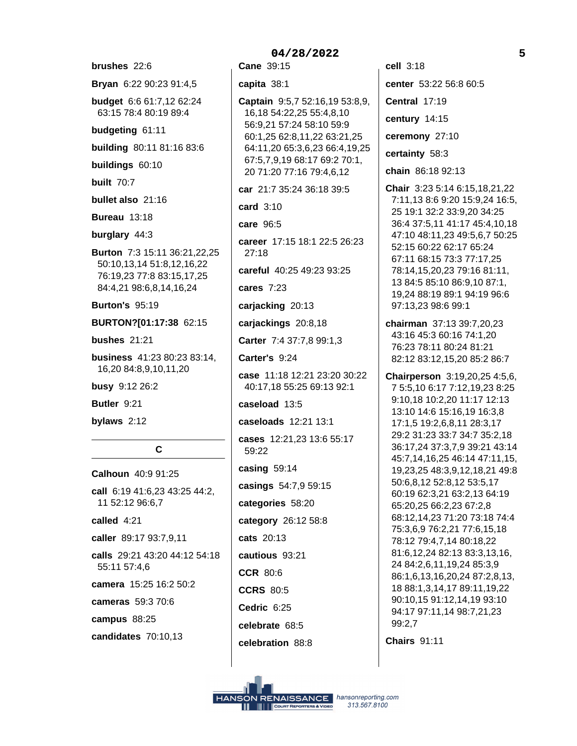**brushes** 22:6

**Bryan** 6:22 90:23 91:4,5

**budget** 6:6 61:7,12 62:24 63:15 78:4 80:19 89:4

**budgeting** 61:11

**building** 80:11 81:16 83:6

**buildings** 60:10

**built** 70:7

**bullet also** 21:16

**Bureau** 13:18

**burglary** 44:3

**Burton** 7:3 15:11 36:21,22,25 50:10,13,14 51:8,12,16,22 76:19,23 77:8 83:15,17,25 84:4,21 98:6,8,14,16,24

**Burton's** 95:19

**BURTON?[01:17:38** 62:15

**bushes** 21:21

**business** 41:23 80:23 83:14, 16,20 84:8,9,10,11,20

**busy** 9:12 26:2

**Butler** 9:21

**bylaws** 2:12

## C

**Calhoun** 40:9 91:25

**call** 6:19 41:6,23 43:25 44:2, 11 52:12 96:6,7

**called** 4:21

**caller** 89:17 93:7,9,11

**calls** 29:21 43:20 44:12 54:18 55:11 57:4,6

**camera** 15:25 16:2 50:2

**cameras** 59:3 70:6

**campus** 88:25

**candidates** 70:10,13

**Cane** 39:15

**capita** 38:1

**Captain** 9:5,7 52:16,19 53:8,9, 16,18 54:22,25 55:4,8,10 56:9,21 57:24 58:10 59:9 60:1,25 62:8,11,22 63:21,25 64:11,20 65:3,6,23 66:4,19,25 67:5,7,9,19 68:17 69:2 70:1, 20 71:20 77:16 79:4,6,12

**car** 21:7 35:24 36:18 39:5

**card** 3:10

**care** 96:5

**career** 17:15 18:1 22:5 26:23 27:18

**careful** 40:25 49:23 93:25

**cares** 7:23

**carjacking** 20:13

**carjackings** 20:8,18

**Carter** 7:4 37:7,8 99:1,3

**Carter's** 9:24

**case** 11:18 12:21 23:20 30:22 40:17,18 55:25 69:13 92:1

**caseload** 13:5

**caseloads** 12:21 13:1

**cases** 12:21,23 13:6 55:17 59:22

**casing** 59:14

**casings** 54:7,9 59:15

**categories** 58:20

**category** 26:12 58:8

**cats** 20:13

**cautious** 93:21

**CCR** 80:6

**CCRS** 80:5

**Cedric** 6:25

**celebrate** 68:5

**celebration** 88:8

**cell** 3:18

**center** 53:22 56:8 60:5

**Central** 17:19

**century** 14:15

**ceremony** 27:10

**certainty** 58:3

**chain** 86:18 92:13

**Chair** 3:23 5:14 6:15,18,21,22 7:11,13 8:6 9:20 15:9,24 16:5, 25 19:1 32:2 33:9,20 34:25 36:4 37:5,11 41:17 45:4,10,18 47:10 48:11,23 49:5,6,7 50:25 52:15 60:22 62:17 65:24 67:11 68:15 73:3 77:17,25 78:14,15,20,23 79:16 81:11, 13 84:5 85:10 86:9,10 87:1, 19,24 88:19 89:1 94:19 96:6 97:13,23 98:6 99:1

**chairman** 37:13 39:7,20,23 43:16 45:3 60:16 74:1,20 76:23 78:11 80:24 81:21 82:12 83:12,15,20 85:2 86:7

**Chairperson** 3:19,20,25 4:5,6, 7 5:5,10 6:17 7:12,19,23 8:25 9:10,18 10:2,20 11:17 12:13 13:10 14:6 15:16,19 16:3,8 17:1,5 19:2,6,8,11 28:3,17 29:2 31:23 33:7 34:7 35:2,18 36:17,24 37:3,7,9 39:21 43:14 45:7,14,16,25 46:14 47:11,15, 19,23,25 48:3,9,12,18,21 49:8 50:6,8,12 52:8,12 53:5,17 60:19 62:3,21 63:2,13 64:19 65:20,25 66:2,23 67:2,8 68:12,14,23 71:20 73:18 74:4 75:3,6,9 76:2,21 77:6,15,18 78:12 79:4,7,14 80:18,22 81:6,12,24 82:13 83:3,13,16, 24 84:2,6,11,19,24 85:3,9 86:1,6,13,16,20,24 87:2,8,13, 18 88:1,3,14,17 89:11,19,22 90:10,15 91:12,14,19 93:10 94:17 97:11,14 98:7,21,23 99:2,7

**Chairs** 91:11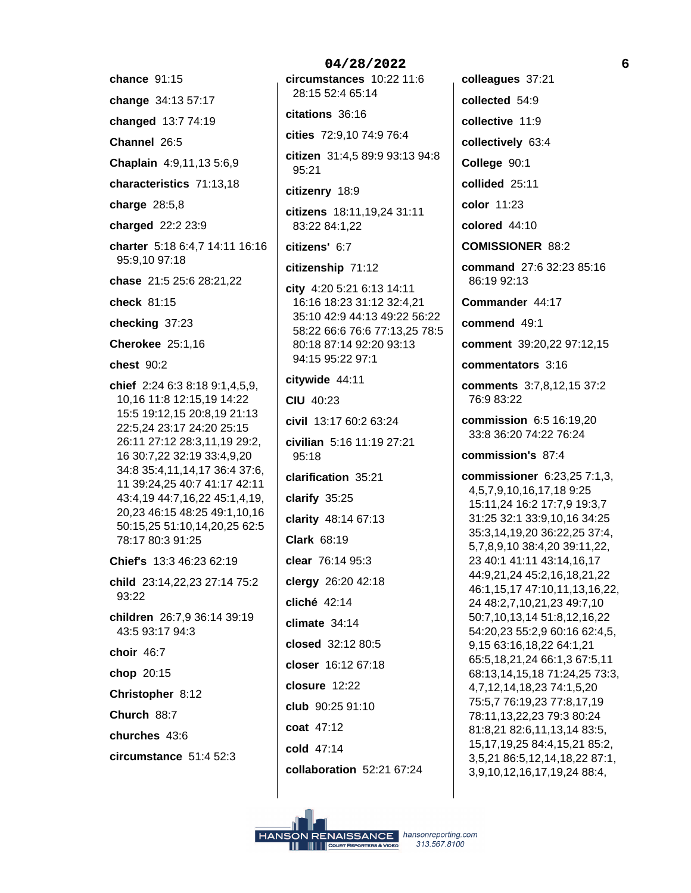**chance** 91:15

**change** 34:13 57:17

**changed** 13:7 74:19

**Channel** 26:5

**Chaplain** 4:9,11,13 5:6,9

**characteristics** 71:13,18

**charge** 28:5,8

**charged** 22:2 23:9

**charter** 5:18 6:4,7 14:11 16:16 95:9,10 97:18

**chase** 21:5 25:6 28:21,22

**check** 81:15

**checking** 37:23

**Cherokee** 25:1,16

**chest** 90:2

**chief** 2:24 6:3 8:18 9:1,4,5,9, 10,16 11:8 12:15,19 14:22 15:5 19:12,15 20:8,19 21:13 22:5,24 23:17 24:20 25:15 26:11 27:12 28:3,11,19 29:2, 16 30:7,22 32:19 33:4,9,20 34:8 35:4,11,14,17 36:4 37:6, 11 39:24,25 40:7 41:17 42:11 43:4,19 44:7,16,22 45:1,4,19, 20,23 46:15 48:25 49:1,10,16 50:15,25 51:10,14,20,25 62:5 78:17 80:3 91:25

**Chief's** 13:3 46:23 62:19

**child** 23:14,22,23 27:14 75:2 93:22

**children** 26:7,9 36:14 39:19 43:5 93:17 94:3

**choir** 46:7

**chop** 20:15

**Christopher** 8:12

**Church** 88:7

**churches** 43:6

**circumstance** 51:4 52:3

**circumstances** 10:22 11:6 28:15 52:4 65:14

**citations** 36:16

**cities** 72:9,10 74:9 76:4

**citizen** 31:4,5 89:9 93:13 94:8 95:21

**citizenry** 18:9

**citizens** 18:11,19,24 31:11 83:22 84:1,22

**citizens'** 6:7

**citizenship** 71:12

**city** 4:20 5:21 6:13 14:11 16:16 18:23 31:12 32:4,21 35:10 42:9 44:13 49:22 56:22 58:22 66:6 76:6 77:13,25 78:5 80:18 87:14 92:20 93:13 94:15 95:22 97:1

**citywide** 44:11

**CIU** 40:23

**civil** 13:17 60:2 63:24

**civilian** 5:16 11:19 27:21 95:18

**clarification** 35:21

**clarify** 35:25

**clarity** 48:14 67:13

**Clark** 68:19

**clear** 76:14 95:3

**clergy** 26:20 42:18

**cliché** 42:14

**climate** 34:14

**closed** 32:12 80:5

**closer** 16:12 67:18

**closure** 12:22

**club** 90:25 91:10

**coat** 47:12

**cold** 47:14

**collaboration** 52:21 67:24

**colleagues** 37:21

**collected** 54:9

**collective** 11:9

**collectively** 63:4

**College** 90:1

**collided** 25:11

**color** 11:23

**colored** 44:10

**COMISSIONER** 88:2

**command** 27:6 32:23 85:16 86:19 92:13

**Commander** 44:17

**commend** 49:1

**comment** 39:20,22 97:12,15

**commentators** 3:16

**comments** 3:7,8,12,15 37:2 76:9 83:22

**commission** 6:5 16:19,20 33:8 36:20 74:22 76:24

**commission's** 87:4

**commissioner** 6:23,25 7:1,3, 4,5,7,9,10,16,17,18 9:25 15:11,24 16:2 17:7,9 19:3,7 31:25 32:1 33:9,10,16 34:25 35:3,14,19,20 36:22,25 37:4, 5,7,8,9,10 38:4,20 39:11,22, 23 40:1 41:11 43:14,16,17 44:9,21,24 45:2,16,18,21,22 46:1,15,17 47:10,11,13,16,22, 24 48:2,7,10,21,23 49:7,10 50:7,10,13,14 51:8,12,16,22 54:20,23 55:2,9 60:16 62:4,5, 9,15 63:16,18,22 64:1,21 65:5,18,21,24 66:1,3 67:5,11 68:13,14,15,18 71:24,25 73:3, 4,7,12,14,18,23 74:1,5,20 75:5,7 76:19,23 77:8,17,19 78:11,13,22,23 79:3 80:24 81:8,21 82:6,11,13,14 83:5, 15,17,19,25 84:4,15,21 85:2, 3,5,21 86:5,12,14,18,22 87:1, 3,9,10,12,16,17,19,24 88:4,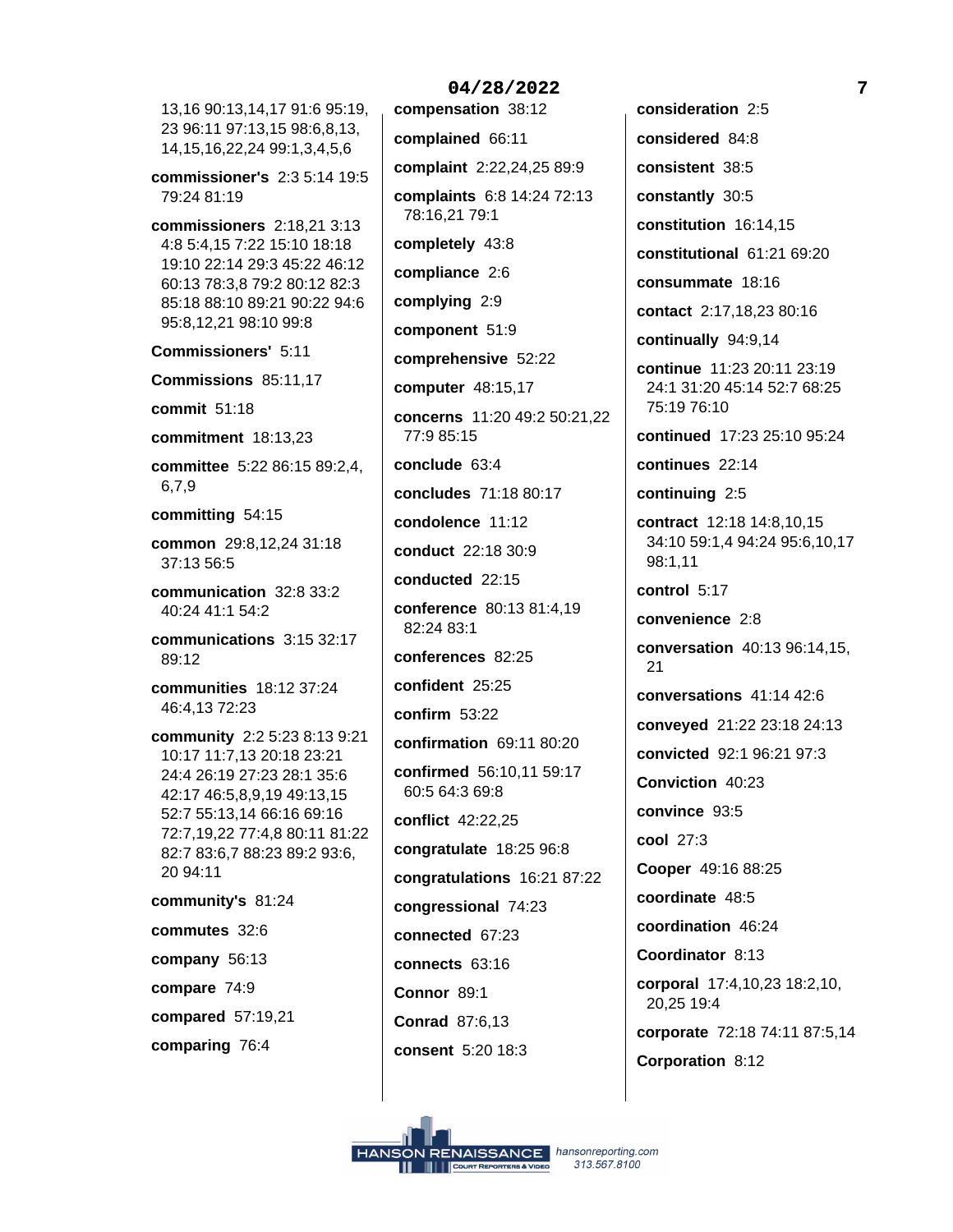13,16 90:13,14,17 91:6 95:19, 23 96:11 97:13,15 98:6,8,13, 14,15,16,22,24 99:1,3,4,5,6

**commissioner's** 2:3 5:14 19:5 79:24 81:19

**commissioners** 2:18,21 3:13 4:8 5:4,15 7:22 15:10 18:18 19:10 22:14 29:3 45:22 46:12 60:13 78:3,8 79:2 80:12 82:3 85:18 88:10 89:21 90:22 94:6 95:8,12,21 98:10 99:8

**Commissioners'** 5:11

**Commissions** 85:11,17

**commit** 51:18

**commitment** 18:13,23

**committee** 5:22 86:15 89:2,4, 6,7,9

**committing** 54:15

**common** 29:8,12,24 31:18 37:13 56:5

**communication** 32:8 33:2 40:24 41:1 54:2

**communications** 3:15 32:17 89:12

**communities** 18:12 37:24 46:4,13 72:23

**community** 2:2 5:23 8:13 9:21 10:17 11:7,13 20:18 23:21 24:4 26:19 27:23 28:1 35:6 42:17 46:5,8,9,19 49:13,15 52:7 55:13,14 66:16 69:16 72:7,19,22 77:4,8 80:11 81:22 82:7 83:6,7 88:23 89:2 93:6, 20 94:11

**community's** 81:24

**commutes** 32:6

**company** 56:13

**compare** 74:9

**compared** 57:19,21

**comparing** 76:4

**compensation** 38:12

**complained** 66:11

**complaint** 2:22,24,25 89:9

**complaints** 6:8 14:24 72:13 78:16,21 79:1

**completely** 43:8

**compliance** 2:6

**complying** 2:9

**component** 51:9

**comprehensive** 52:22

**computer** 48:15,17

**concerns** 11:20 49:2 50:21,22 77:9 85:15

**conclude** 63:4

**concludes** 71:18 80:17

**condolence** 11:12

**conduct** 22:18 30:9

**conducted** 22:15

**conference** 80:13 81:4,19 82:24 83:1

**conferences** 82:25

**confident** 25:25

**confirm** 53:22

**confirmation** 69:11 80:20

**confirmed** 56:10,11 59:17 60:5 64:3 69:8

**conflict** 42:22,25

**congratulate** 18:25 96:8

**congratulations** 16:21 87:22

**congressional** 74:23

**connected** 67:23

**connects** 63:16

**Connor** 89:1

**Conrad** 87:6,13

**consent** 5:20 18:3

**consideration** 2:5

**considered** 84:8

**consistent** 38:5

**constantly** 30:5

**constitution** 16:14,15

**constitutional** 61:21 69:20

**consummate** 18:16

**contact** 2:17,18,23 80:16

**continually** 94:9,14

**continue** 11:23 20:11 23:19 24:1 31:20 45:14 52:7 68:25 75:19 76:10

**continued** 17:23 25:10 95:24

**continues** 22:14

**continuing** 2:5

**contract** 12:18 14:8,10,15 34:10 59:1,4 94:24 95:6,10,17 98:1,11

**control** 5:17

**convenience** 2:8

**conversation** 40:13 96:14,15, 21

**conversations** 41:14 42:6

**conveyed** 21:22 23:18 24:13

**convicted** 92:1 96:21 97:3

**Conviction** 40:23

**convince** 93:5

**cool** 27:3

**Cooper** 49:16 88:25

**coordinate** 48:5

**coordination** 46:24

**Coordinator** 8:13

**corporal** 17:4,10,23 18:2,10, 20,25 19:4

**corporate** 72:18 74:11 87:5,14

**Corporation** 8:12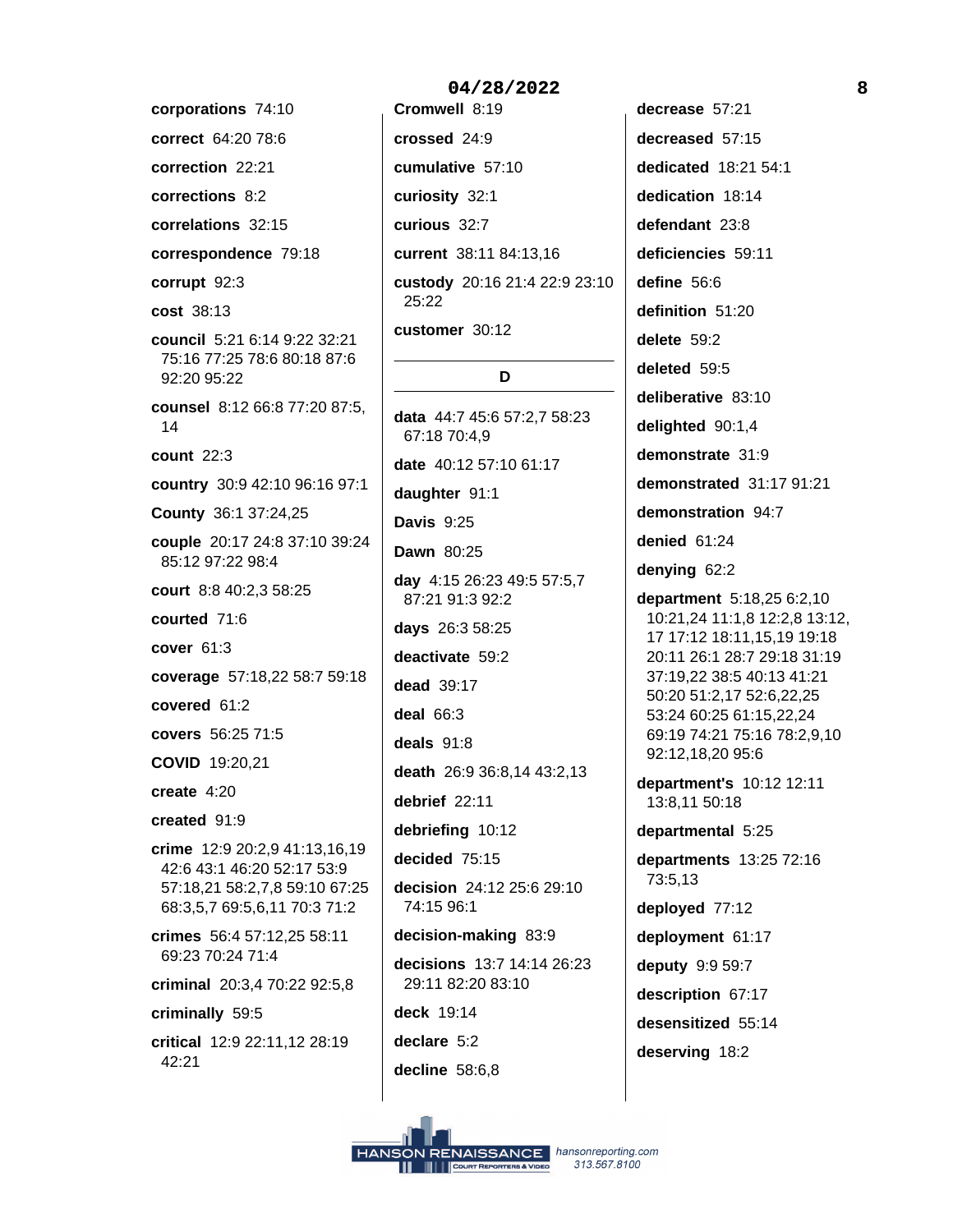**corporations** 74:10

**correct** 64:20 78:6

**correction** 22:21

**corrections** 8:2

**correlations** 32:15

**correspondence** 79:18

**corrupt** 92:3

**cost** 38:13

**council** 5:21 6:14 9:22 32:21 75:16 77:25 78:6 80:18 87:6 92:20 95:22

**counsel** 8:12 66:8 77:20 87:5, 14

**count** 22:3

**country** 30:9 42:10 96:16 97:1

**County** 36:1 37:24,25

**couple** 20:17 24:8 37:10 39:24 85:12 97:22 98:4

**court** 8:8 40:2,3 58:25

**courted** 71:6

**cover** 61:3

**coverage** 57:18,22 58:7 59:18

**covered** 61:2

**covers** 56:25 71:5

**COVID** 19:20,21

**create** 4:20

**created** 91:9

**crime** 12:9 20:2,9 41:13,16,19 42:6 43:1 46:20 52:17 53:9 57:18,21 58:2,7,8 59:10 67:25 68:3,5,7 69:5,6,11 70:3 71:2

**crimes** 56:4 57:12,25 58:11 69:23 70:24 71:4

**criminal** 20:3,4 70:22 92:5,8

**criminally** 59:5

**critical** 12:9 22:11,12 28:19 42:21

**Cromwell** 8:19

**crossed** 24:9

**cumulative** 57:10

**curiosity** 32:1

**curious** 32:7

**current** 38:11 84:13,16

**custody** 20:16 21:4 22:9 23:10 25:22

**customer** 30:12

## D

**data** 44:7 45:6 57:2,7 58:23 67:18 70:4,9

**date** 40:12 57:10 61:17

**daughter** 91:1

**Davis** 9:25

**Dawn** 80:25

**day** 4:15 26:23 49:5 57:5,7 87:21 91:3 92:2

**days** 26:3 58:25

**deactivate** 59:2

**dead** 39:17

**deal** 66:3

**deals** 91:8

**death** 26:9 36:8,14 43:2,13

**debrief** 22:11

**debriefing** 10:12

**decided** 75:15

**decision** 24:12 25:6 29:10 74:15 96:1

**decision-making** 83:9

**decisions** 13:7 14:14 26:23 29:11 82:20 83:10

**deck** 19:14

**declare** 5:2

**decline** 58:6,8

**decrease** 57:21

**decreased** 57:15

**dedicated** 18:21 54:1

**dedication** 18:14

**defendant** 23:8

**deficiencies** 59:11

**define** 56:6

**definition** 51:20

**delete** 59:2

**deleted** 59:5

**deliberative** 83:10

**delighted** 90:1,4

**demonstrate** 31:9

**demonstrated** 31:17 91:21

**demonstration** 94:7

**denied** 61:24

**denying** 62:2

**department** 5:18,25 6:2,10 10:21,24 11:1,8 12:2,8 13:12, 17 17:12 18:11,15,19 19:18 20:11 26:1 28:7 29:18 31:19 37:19,22 38:5 40:13 41:21 50:20 51:2,17 52:6,22,25 53:24 60:25 61:15,22,24 69:19 74:21 75:16 78:2,9,10 92:12,18,20 95:6

**department's** 10:12 12:11 13:8,11 50:18

**departmental** 5:25

**departments** 13:25 72:16 73:5,13

**deployed** 77:12

**deployment** 61:17

**deputy** 9:9 59:7

**description** 67:17

**desensitized** 55:14

**deserving** 18:2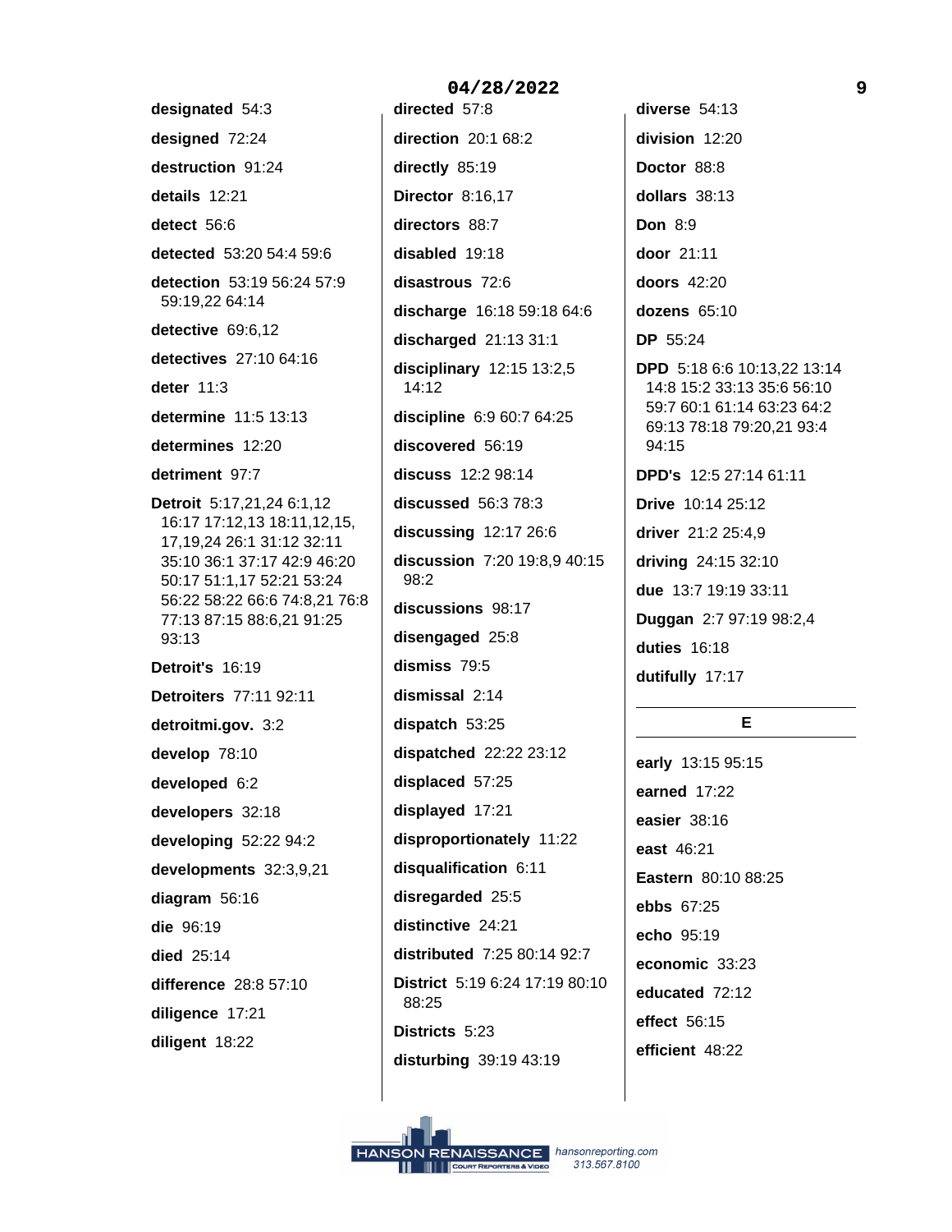**designated** 54:3

**designed** 72:24

**destruction** 91:24

**details** 12:21

**detect** 56:6

**detected** 53:20 54:4 59:6

**detection** 53:19 56:24 57:9 59:19,22 64:14

**detective** 69:6,12

**detectives** 27:10 64:16

**deter** 11:3

**determine** 11:5 13:13

**determines** 12:20

**detriment** 97:7

**Detroit** 5:17,21,24 6:1,12 16:17 17:12,13 18:11,12,15, 17,19,24 26:1 31:12 32:11 35:10 36:1 37:17 42:9 46:20 50:17 51:1,17 52:21 53:24 56:22 58:22 66:6 74:8,21 76:8 77:13 87:15 88:6,21 91:25 93:13

**Detroit's** 16:19

**Detroiters** 77:11 92:11

**detroitmi.gov.** 3:2

**develop** 78:10

**developed** 6:2

**developers** 32:18

**developing** 52:22 94:2

**developments** 32:3,9,21

**diagram** 56:16

**die** 96:19

**died** 25:14

**difference** 28:8 57:10

**diligence** 17:21

**diligent** 18:22

**directed** 57:8

**direction** 20:1 68:2

**directly** 85:19

**Director** 8:16,17

**directors** 88:7

**disabled** 19:18

**disastrous** 72:6

**discharge** 16:18 59:18 64:6

**discharged** 21:13 31:1

**disciplinary** 12:15 13:2,5 14:12

**discipline** 6:9 60:7 64:25

**discovered** 56:19

**discuss** 12:2 98:14

**discussed** 56:3 78:3

**discussing** 12:17 26:6

**discussion** 7:20 19:8,9 40:15 98:2

**discussions** 98:17

**disengaged** 25:8

**dismiss** 79:5

**dismissal** 2:14

**dispatch** 53:25

**dispatched** 22:22 23:12

**displaced** 57:25

**displayed** 17:21

**disproportionately** 11:22

**disqualification** 6:11

**disregarded** 25:5

**distinctive** 24:21

**distributed** 7:25 80:14 92:7

**District** 5:19 6:24 17:19 80:10 88:25

**Districts** 5:23

**disturbing** 39:19 43:19

**diverse** 54:13

**division** 12:20

**Doctor** 88:8

**dollars** 38:13

**Don** 8:9

**door** 21:11

**doors** 42:20

**dozens** 65:10

**DP** 55:24

**DPD** 5:18 6:6 10:13,22 13:14 14:8 15:2 33:13 35:6 56:10 59:7 60:1 61:14 63:23 64:2 69:13 78:18 79:20,21 93:4 94:15

**DPD's** 12:5 27:14 61:11

**Drive** 10:14 25:12

**driver** 21:2 25:4,9

**driving** 24:15 32:10

**due** 13:7 19:19 33:11

**Duggan** 2:7 97:19 98:2,4

**duties** 16:18

**dutifully** 17:17

## E

**early** 13:15 95:15

**earned** 17:22

**easier** 38:16

**east** 46:21

**Eastern** 80:10 88:25

**ebbs** 67:25

**echo** 95:19

**economic** 33:23

**educated** 72:12

**effect** 56:15

**efficient** 48:22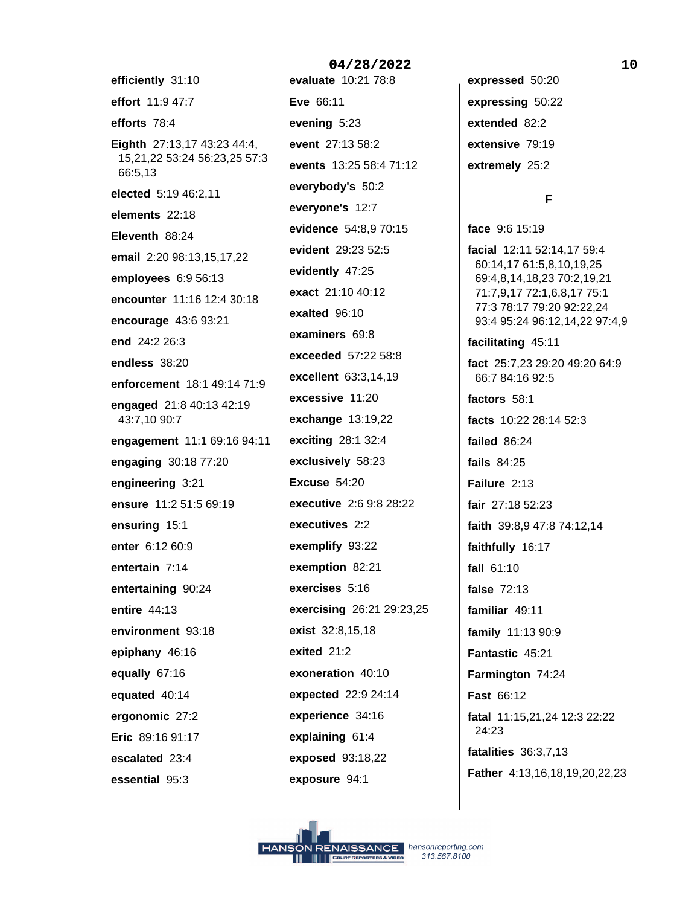**efficiently** 31:10

**effort** 11:9 47:7

**efforts** 78:4

**Eighth** 27:13,17 43:23 44:4, 15,21,22 53:24 56:23,25 57:3 66:5,13

**elected** 5:19 46:2,11

**elements** 22:18

**Eleventh** 88:24

**email** 2:20 98:13,15,17,22

**employees** 6:9 56:13

**encounter** 11:16 12:4 30:18

**encourage** 43:6 93:21

**end** 24:2 26:3

**endless** 38:20

**enforcement** 18:1 49:14 71:9

**engaged** 21:8 40:13 42:19 43:7,10 90:7

**engagement** 11:1 69:16 94:11

**engaging** 30:18 77:20

**engineering** 3:21

**ensure** 11:2 51:5 69:19

**ensuring** 15:1

**enter** 6:12 60:9

**entertain** 7:14

**entertaining** 90:24

**entire** 44:13

**environment** 93:18

**epiphany** 46:16

**equally** 67:16

**equated** 40:14

**ergonomic** 27:2

**Eric** 89:16 91:17

**escalated** 23:4

**essential** 95:3

**evaluate** 10:21 78:8

**Eve** 66:11

**evening** 5:23

**event** 27:13 58:2

**events** 13:25 58:4 71:12

**everybody's** 50:2

**everyone's** 12:7

**evidence** 54:8,9 70:15

**evident** 29:23 52:5

**evidently** 47:25

**exact** 21:10 40:12

**exalted** 96:10

**examiners** 69:8

**exceeded** 57:22 58:8

**excellent** 63:3,14,19

**excessive** 11:20

**exchange** 13:19,22

**exciting** 28:1 32:4

**exclusively** 58:23

**Excuse** 54:20

**executive** 2:6 9:8 28:22

**executives** 2:2

**exemplify** 93:22

**exemption** 82:21

**exercises** 5:16

**exercising** 26:21 29:23,25

**exist** 32:8,15,18

**exited** 21:2

**exoneration** 40:10

**expected** 22:9 24:14

**experience** 34:16

**explaining** 61:4

**exposed** 93:18,22

**exposure** 94:1

**expressed** 50:20

**expressing** 50:22

**extended** 82:2

**extensive** 79:19

**extremely** 25:2

## F

**face** 9:6 15:19

**facial** 12:11 52:14,17 59:4 60:14,17 61:5,8,10,19,25 69:4,8,14,18,23 70:2,19,21 71:7,9,17 72:1,6,8,17 75:1 77:3 78:17 79:20 92:22,24 93:4 95:24 96:12,14,22 97:4,9

**facilitating** 45:11

**fact** 25:7,23 29:20 49:20 64:9 66:7 84:16 92:5

**factors** 58:1

**facts** 10:22 28:14 52:3

**failed** 86:24

**fails** 84:25

**Failure** 2:13

**fair** 27:18 52:23

**faith** 39:8,9 47:8 74:12,14

**faithfully** 16:17

**fall** 61:10

**false** 72:13

**familiar** 49:11

**family** 11:13 90:9

**Fantastic** 45:21

**Farmington** 74:24

**Fast** 66:12

**fatal** 11:15,21,24 12:3 22:22 24:23

**fatalities** 36:3,7,13

**Father** 4:13,16,18,19,20,22,23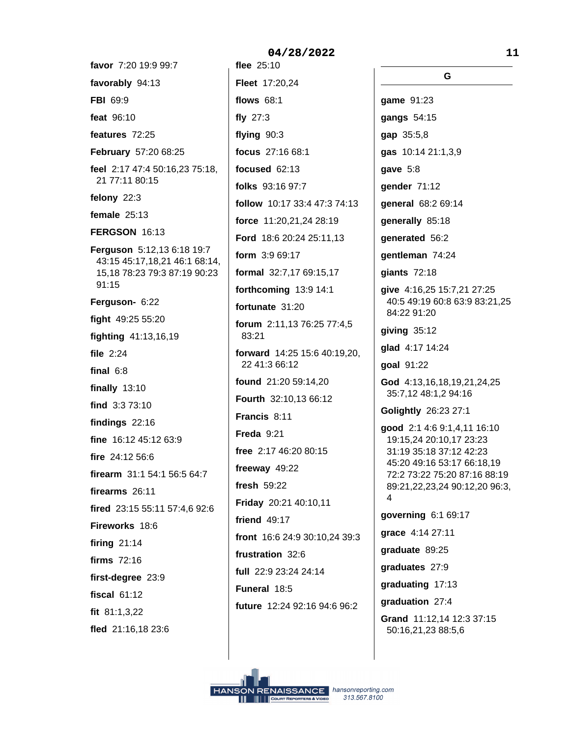**favor** 7:20 19:9 99:7

**favorably** 94:13

**FBI** 69:9

**feat** 96:10

**features** 72:25

**February** 57:20 68:25

**feel** 2:17 47:4 50:16,23 75:18, 21 77:11 80:15

**felony** 22:3

**female** 25:13

**FERGSON** 16:13

**Ferguson** 5:12,13 6:18 19:7 43:15 45:17,18,21 46:1 68:14, 15,18 78:23 79:3 87:19 90:23 91:15

**Ferguson-** 6:22

**fight** 49:25 55:20

**fighting** 41:13,16,19

**file** 2:24

**final** 6:8

**finally** 13:10

**find** 3:3 73:10

**findings** 22:16

**fine** 16:12 45:12 63:9

**fire** 24:12 56:6

**firearm** 31:1 54:1 56:5 64:7

**firearms** 26:11

**fired** 23:15 55:11 57:4,6 92:6

**Fireworks** 18:6

**firing** 21:14

**firms** 72:16

**first-degree** 23:9

**fiscal** 61:12

**fit** 81:1,3,22

**fled** 21:16,18 23:6

**flee** 25:10

**Fleet** 17:20,24

**flows** 68:1

**fly** 27:3

**flying** 90:3

**focus** 27:16 68:1

**focused** 62:13

**folks** 93:16 97:7

**follow** 10:17 33:4 47:3 74:13

**force** 11:20,21,24 28:19

**Ford** 18:6 20:24 25:11,13

**form** 3:9 69:17

**formal** 32:7,17 69:15,17

**forthcoming** 13:9 14:1

**fortunate** 31:20

**forum** 2:11,13 76:25 77:4,5 83:21

**forward** 14:25 15:6 40:19,20, 22 41:3 66:12

**found** 21:20 59:14,20

**Fourth** 32:10,13 66:12

**Francis** 8:11

**Freda** 9:21

**free** 2:17 46:20 80:15

**freeway** 49:22

**fresh** 59:22

**Friday** 20:21 40:10,11

**friend** 49:17

**front** 16:6 24:9 30:10,24 39:3

**frustration** 32:6

**full** 22:9 23:24 24:14

**Funeral** 18:5

**future** 12:24 92:16 94:6 96:2

## G

**game** 91:23

**gangs** 54:15

**gap** 35:5,8

**gas** 10:14 21:1,3,9

**gave** 5:8

**gender** 71:12

**general** 68:2 69:14

**generally** 85:18

**generated** 56:2

**gentleman** 74:24

**giants** 72:18

**give** 4:16,25 15:7,21 27:25 40:5 49:19 60:8 63:9 83:21,25 84:22 91:20

**giving** 35:12

**glad** 4:17 14:24

**goal** 91:22

**God** 4:13,16,18,19,21,24,25 35:7,12 48:1,2 94:16

**Golightly** 26:23 27:1

**good** 2:1 4:6 9:1,4,11 16:10 19:15,24 20:10,17 23:23 31:19 35:18 37:12 42:23 45:20 49:16 53:17 66:18,19 72:2 73:22 75:20 87:16 88:19 89:21,22,23,24 90:12,20 96:3, 4

**governing** 6:1 69:17

**grace** 4:14 27:11

**graduate** 89:25

**graduates** 27:9

**graduating** 17:13

**graduation** 27:4

**Grand** 11:12,14 12:3 37:15 50:16,21,23 88:5,6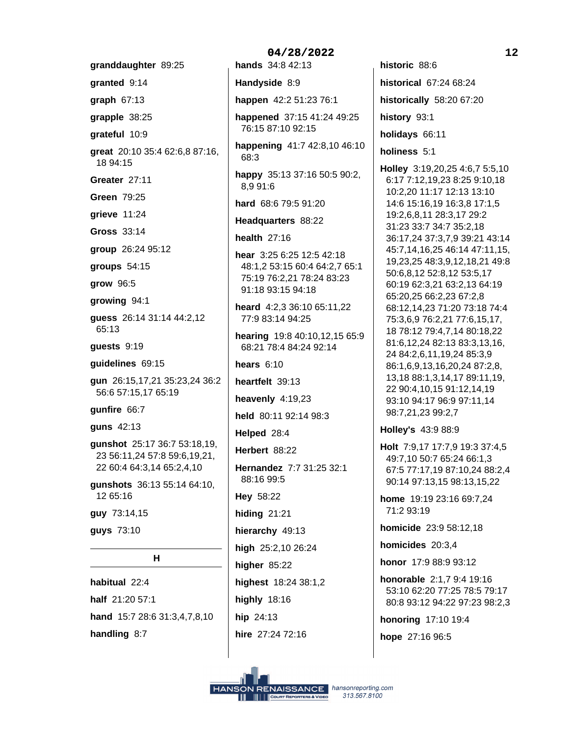**granddaughter** 89:25

**granted** 9:14

**graph** 67:13

**grapple** 38:25

**grateful** 10:9

**great** 20:10 35:4 62:6,8 87:16, 18 94:15

**Greater** 27:11

**Green** 79:25

**grieve** 11:24

**Gross** 33:14

**group** 26:24 95:12

**groups** 54:15

**grow** 96:5

**growing** 94:1

**guess** 26:14 31:14 44:2,12 65:13

**guests** 9:19

**guidelines** 69:15

**gun** 26:15,17,21 35:23,24 36:2 56:6 57:15,17 65:19

**gunfire** 66:7

**guns** 42:13

**gunshot** 25:17 36:7 53:18,19, 23 56:11,24 57:8 59:6,19,21, 22 60:4 64:3,14 65:2,4,10

**gunshots** 36:13 55:14 64:10, 12 65:16

**guy** 73:14,15

**guys** 73:10

## H

**habitual** 22:4

**half** 21:20 57:1

**hand** 15:7 28:6 31:3,4,7,8,10

**handling** 8:7

**hands** 34:8 42:13

**Handyside** 8:9

**happen** 42:2 51:23 76:1

**happened** 37:15 41:24 49:25 76:15 87:10 92:15

**happening** 41:7 42:8,10 46:10 68:3

**happy** 35:13 37:16 50:5 90:2, 8,9 91:6

**hard** 68:6 79:5 91:20

**Headquarters** 88:22

**health** 27:16

**hear** 3:25 6:25 12:5 42:18 48:1,2 53:15 60:4 64:2,7 65:1 75:19 76:2,21 78:24 83:23 91:18 93:15 94:18

**heard** 4:2,3 36:10 65:11,22 77:9 83:14 94:25

**hearing** 19:8 40:10,12,15 65:9 68:21 78:4 84:24 92:14

**hears** 6:10

**heartfelt** 39:13

**heavenly** 4:19,23

**held** 80:11 92:14 98:3

**Helped** 28:4

**Herbert** 88:22

**Hernandez** 7:7 31:25 32:1 88:16 99:5

**Hey** 58:22

**hiding** 21:21

**hierarchy** 49:13

**high** 25:2,10 26:24

**higher** 85:22

**highest** 18:24 38:1,2

**highly** 18:16

**hip** 24:13

**hire** 27:24 72:16

**historic** 88:6

**historical** 67:24 68:24

**historically** 58:20 67:20

**history** 93:1

**holidays** 66:11

**holiness** 5:1

**Holley** 3:19,20,25 4:6,7 5:5,10 6:17 7:12,19,23 8:25 9:10,18 10:2,20 11:17 12:13 13:10 14:6 15:16,19 16:3,8 17:1,5 19:2,6,8,11 28:3,17 29:2 31:23 33:7 34:7 35:2,18 36:17,24 37:3,7,9 39:21 43:14 45:7,14,16,25 46:14 47:11,15, 19,23,25 48:3,9,12,18,21 49:8 50:6,8,12 52:8,12 53:5,17 60:19 62:3,21 63:2,13 64:19 65:20,25 66:2,23 67:2,8 68:12,14,23 71:20 73:18 74:4 75:3,6,9 76:2,21 77:6,15,17, 18 78:12 79:4,7,14 80:18,22 81:6,12,24 82:13 83:3,13,16, 24 84:2,6,11,19,24 85:3,9 86:1,6,9,13,16,20,24 87:2,8, 13,18 88:1,3,14,17 89:11,19, 22 90:4,10,15 91:12,14,19 93:10 94:17 96:9 97:11,14 98:7,21,23 99:2,7

**Holley's** 43:9 88:9

**Holt** 7:9,17 17:7,9 19:3 37:4,5 49:7,10 50:7 65:24 66:1,3 67:5 77:17,19 87:10,24 88:2,4 90:14 97:13,15 98:13,15,22

**home** 19:19 23:16 69:7,24 71:2 93:19

**homicide** 23:9 58:12,18

**homicides** 20:3,4

**honor** 17:9 88:9 93:12

**honorable** 2:1,7 9:4 19:16 53:10 62:20 77:25 78:5 79:17 80:8 93:12 94:22 97:23 98:2,3

**honoring** 17:10 19:4

**hope** 27:16 96:5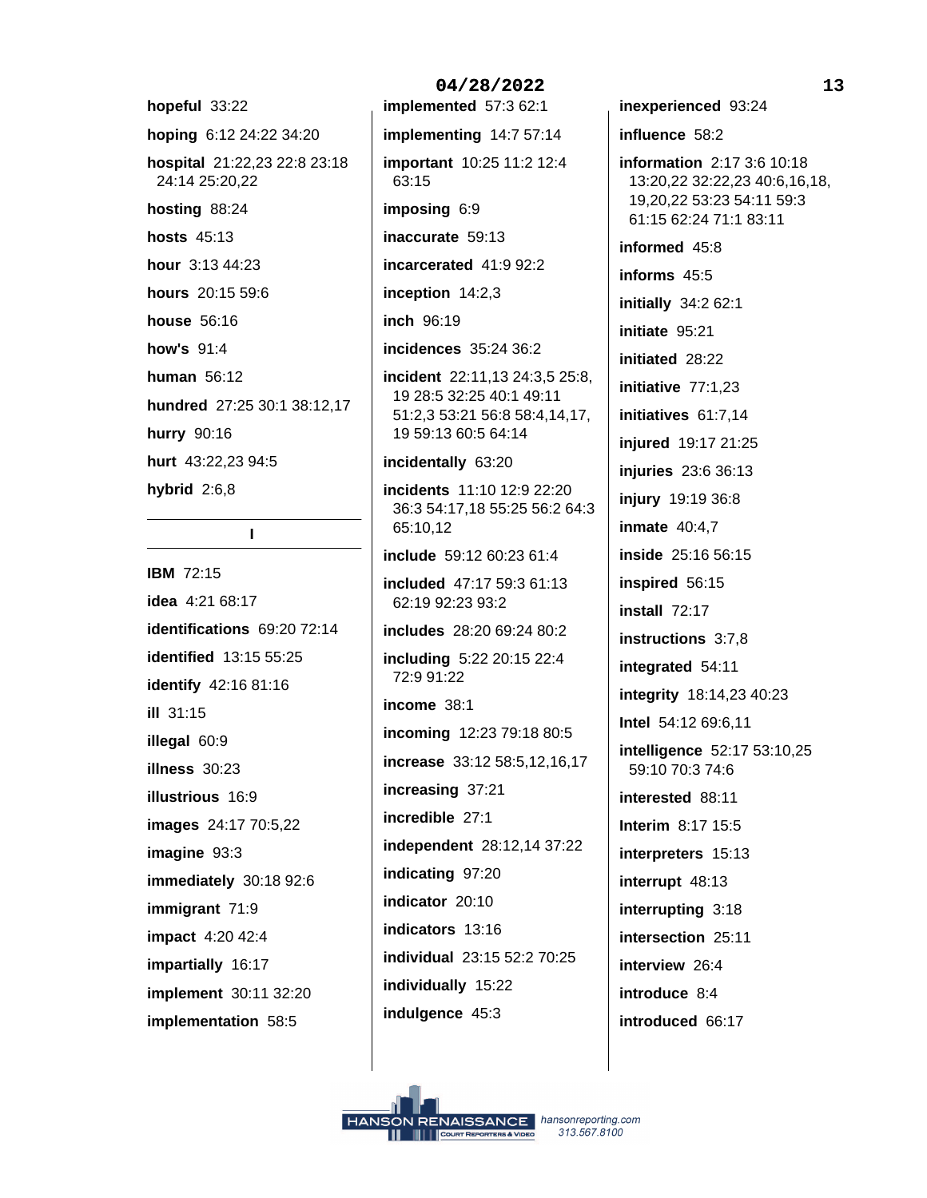**hopeful** 33:22

**hoping** 6:12 24:22 34:20

**hospital** 21:22,23 22:8 23:18 24:14 25:20,22

**hosting** 88:24

**hosts** 45:13

**hour** 3:13 44:23

**hours** 20:15 59:6

**house** 56:16

**how's** 91:4

**human** 56:12

**hundred** 27:25 30:1 38:12,17

**hurry** 90:16

**hurt** 43:22,23 94:5

**hybrid** 2:6,8

## I

**IBM** 72:15

**idea** 4:21 68:17

**identifications** 69:20 72:14

**identified** 13:15 55:25

**identify** 42:16 81:16

**ill** 31:15

**illegal** 60:9

**illness** 30:23

**illustrious** 16:9

**images** 24:17 70:5,22

**imagine** 93:3

**immediately** 30:18 92:6

**immigrant** 71:9

**impact** 4:20 42:4

**impartially** 16:17

**implement** 30:11 32:20

**implementation** 58:5

**implemented** 57:3 62:1

**implementing** 14:7 57:14

**important** 10:25 11:2 12:4 63:15

**imposing** 6:9

**inaccurate** 59:13

**incarcerated** 41:9 92:2

**inception** 14:2,3

**inch** 96:19

**incidences** 35:24 36:2

**incident** 22:11,13 24:3,5 25:8, 19 28:5 32:25 40:1 49:11 51:2,3 53:21 56:8 58:4,14,17, 19 59:13 60:5 64:14

**incidentally** 63:20

**incidents** 11:10 12:9 22:20 36:3 54:17,18 55:25 56:2 64:3 65:10,12

**include** 59:12 60:23 61:4

**included** 47:17 59:3 61:13 62:19 92:23 93:2

**includes** 28:20 69:24 80:2

**including** 5:22 20:15 22:4 72:9 91:22

**income** 38:1

**incoming** 12:23 79:18 80:5

**increase** 33:12 58:5,12,16,17

**increasing** 37:21

**incredible** 27:1

**independent** 28:12,14 37:22

**indicating** 97:20

**indicator** 20:10

**indicators** 13:16

**individual** 23:15 52:2 70:25

**individually** 15:22

**indulgence** 45:3

**inexperienced** 93:24

**influence** 58:2

**information** 2:17 3:6 10:18 13:20,22 32:22,23 40:6,16,18, 19,20,22 53:23 54:11 59:3 61:15 62:24 71:1 83:11

**informed** 45:8

**informs** 45:5

**initially** 34:2 62:1

**initiate** 95:21

**initiated** 28:22

**initiative** 77:1,23

**initiatives** 61:7,14

**injured** 19:17 21:25

**injuries** 23:6 36:13

**injury** 19:19 36:8

**inmate** 40:4,7

**inside** 25:16 56:15

**inspired** 56:15

**install** 72:17

**instructions** 3:7,8

**integrated** 54:11

**integrity** 18:14,23 40:23

**Intel** 54:12 69:6,11

**intelligence** 52:17 53:10,25 59:10 70:3 74:6

**interested** 88:11

**Interim** 8:17 15:5

**interpreters** 15:13

**interrupt** 48:13

**interrupting** 3:18

**intersection** 25:11

**interview** 26:4

**introduce** 8:4

**introduced** 66:17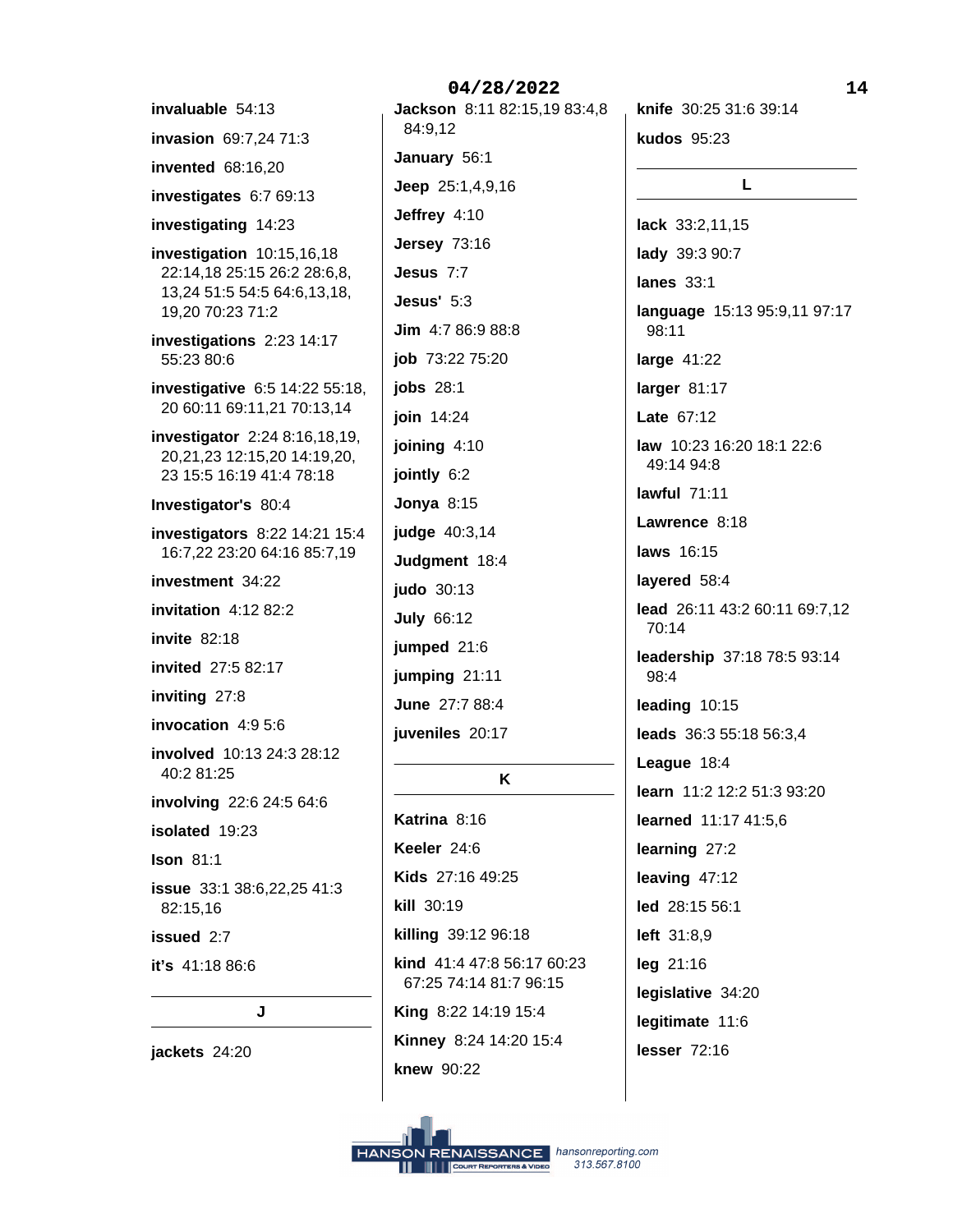**invaluable** 54:13

**invasion** 69:7,24 71:3

**invented** 68:16,20

**investigates** 6:7 69:13

**investigating** 14:23

**investigation** 10:15,16,18 22:14,18 25:15 26:2 28:6,8, 13,24 51:5 54:5 64:6,13,18, 19,20 70:23 71:2

**investigations** 2:23 14:17 55:23 80:6

**investigative** 6:5 14:22 55:18, 20 60:11 69:11,21 70:13,14

**investigator** 2:24 8:16,18,19, 20,21,23 12:15,20 14:19,20, 23 15:5 16:19 41:4 78:18

**Investigator's** 80:4

**investigators** 8:22 14:21 15:4 16:7,22 23:20 64:16 85:7,19

**investment** 34:22

**invitation** 4:12 82:2

**invite** 82:18

**invited** 27:5 82:17

**inviting** 27:8

**invocation** 4:9 5:6

**involved** 10:13 24:3 28:12 40:2 81:25

**involving** 22:6 24:5 64:6

**isolated** 19:23

**Ison** 81:1

**issue** 33:1 38:6,22,25 41:3 82:15,16

**issued** 2:7

**it's** 41:18 86:6

## J

**jackets** 24:20

**Jackson** 8:11 82:15,19 83:4,8 84:9,12

**January** 56:1

**Jeep** 25:1,4,9,16

**Jeffrey** 4:10

**Jersey** 73:16

**Jesus** 7:7

**Jesus'** 5:3

**Jim** 4:7 86:9 88:8

**job** 73:22 75:20

**jobs** 28:1

**join** 14:24

**joining** 4:10

**jointly** 6:2

**Jonya** 8:15

**judge** 40:3,14

**Judgment** 18:4

**judo** 30:13

**July** 66:12

**jumped** 21:6

**jumping** 21:11

**June** 27:7 88:4

**juveniles** 20:17

## K

**Katrina** 8:16

**Keeler** 24:6

**Kids** 27:16 49:25

**kill** 30:19

**killing** 39:12 96:18

**kind** 41:4 47:8 56:17 60:23 67:25 74:14 81:7 96:15

**King** 8:22 14:19 15:4

**Kinney** 8:24 14:20 15:4

**knew** 90:22

**knife** 30:25 31:6 39:14

**kudos** 95:23

## L

**lack** 33:2,11,15

**lady** 39:3 90:7

**lanes** 33:1

**language** 15:13 95:9,11 97:17 98:11

**large** 41:22

**larger** 81:17

**Late** 67:12

**law** 10:23 16:20 18:1 22:6 49:14 94:8

**lawful** 71:11

**Lawrence** 8:18

**laws** 16:15

**layered** 58:4

**lead** 26:11 43:2 60:11 69:7,12 70:14

**leadership** 37:18 78:5 93:14 98:4

**leading** 10:15

**leads** 36:3 55:18 56:3,4

**League** 18:4

**learn** 11:2 12:2 51:3 93:20

**learned** 11:17 41:5,6

**learning** 27:2

**leaving** 47:12

**led** 28:15 56:1

**left** 31:8,9

**leg** 21:16

**legislative** 34:20

**legitimate** 11:6

**lesser** 72:16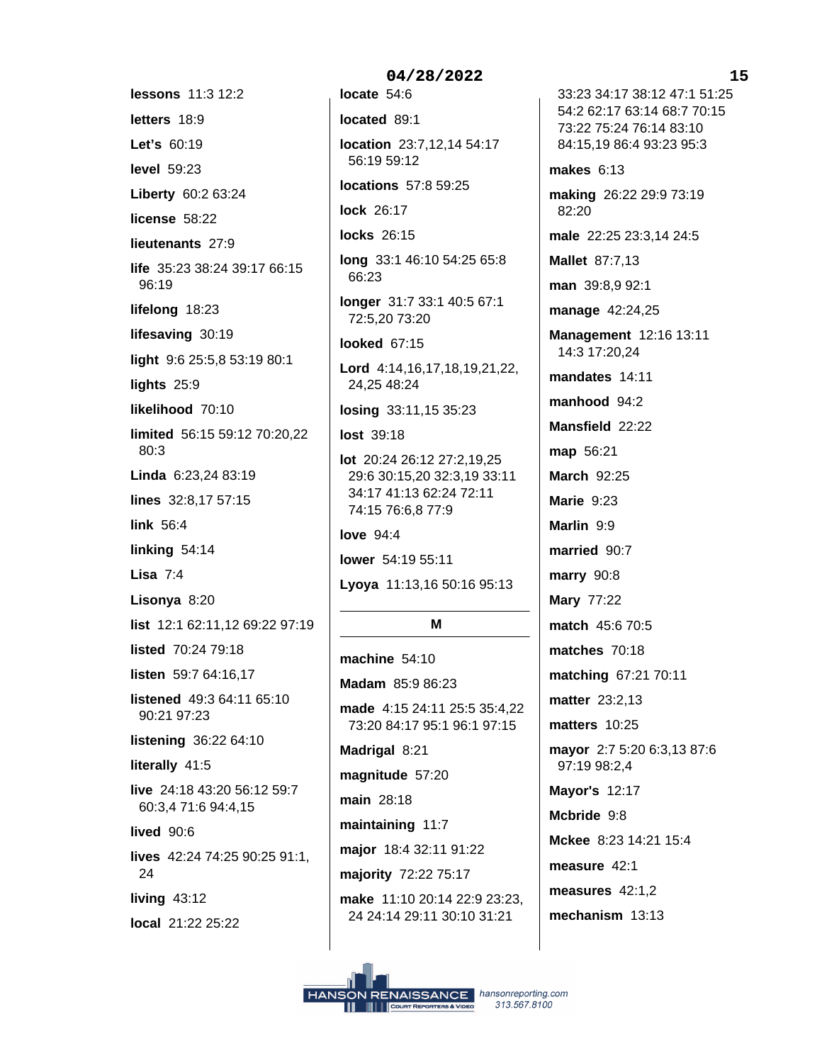**lessons** 11:3 12:2

**letters** 18:9

**Let's** 60:19

**level** 59:23

**Liberty** 60:2 63:24

**license** 58:22

**lieutenants** 27:9

**life** 35:23 38:24 39:17 66:15 96:19

**lifelong** 18:23

**lifesaving** 30:19

**light** 9:6 25:5,8 53:19 80:1

**lights** 25:9

**likelihood** 70:10

**limited** 56:15 59:12 70:20,22 80:3

**Linda** 6:23,24 83:19

**lines** 32:8,17 57:15

**link** 56:4

**linking** 54:14

**Lisa** 7:4

**Lisonya** 8:20

**list** 12:1 62:11,12 69:22 97:19

**listed** 70:24 79:18

**listen** 59:7 64:16,17

**listened** 49:3 64:11 65:10 90:21 97:23

**listening** 36:22 64:10

**literally** 41:5

**live** 24:18 43:20 56:12 59:7 60:3,4 71:6 94:4,15

**lived** 90:6

**lives** 42:24 74:25 90:25 91:1, 24

**living** 43:12

**local** 21:22 25:22

**locate** 54:6

**located** 89:1

**location** 23:7,12,14 54:17 56:19 59:12

**locations** 57:8 59:25

**lock** 26:17

**locks** 26:15

**long** 33:1 46:10 54:25 65:8 66:23

**longer** 31:7 33:1 40:5 67:1 72:5,20 73:20

**looked** 67:15

**Lord** 4:14,16,17,18,19,21,22, 24,25 48:24

**losing** 33:11,15 35:23

**lost** 39:18

**lot** 20:24 26:12 27:2,19,25 29:6 30:15,20 32:3,19 33:11 34:17 41:13 62:24 72:11 74:15 76:6,8 77:9

**love** 94:4

**lower** 54:19 55:11

**Lyoya** 11:13,16 50:16 95:13

## M

**machine** 54:10

**Madam** 85:9 86:23

**made** 4:15 24:11 25:5 35:4,22 73:20 84:17 95:1 96:1 97:15

**Madrigal** 8:21

**magnitude** 57:20

**main** 28:18

**maintaining** 11:7

**major** 18:4 32:11 91:22

**majority** 72:22 75:17

**make** 11:10 20:14 22:9 23:23, 24 24:14 29:11 30:10 31:21 33:23 34:17 38:12 47:1 51:25 54:2 62:17 63:14 68:7 70:15 73:22 75:24 76:14 83:10 84:15,19 86:4 93:23 95:3

**makes** 6:13

**making** 26:22 29:9 73:19 82:20

**male** 22:25 23:3,14 24:5

**Mallet** 87:7,13

**man** 39:8,9 92:1

**manage** 42:24,25

**Management** 12:16 13:11 14:3 17:20,24

**mandates** 14:11

**manhood** 94:2

**Mansfield** 22:22

**map** 56:21

**March** 92:25

**Marie** 9:23

**Marlin** 9:9

**married** 90:7

**marry** 90:8

**Mary** 77:22

**match** 45:6 70:5

**matches** 70:18

**matching** 67:21 70:11

**matter** 23:2,13

**matters** 10:25

**mayor** 2:7 5:20 6:3,13 87:6 97:19 98:2,4

**Mayor's** 12:17

**Mcbride** 9:8

**Mckee** 8:23 14:21 15:4

**measure** 42:1

**measures** 42:1,2

**mechanism** 13:13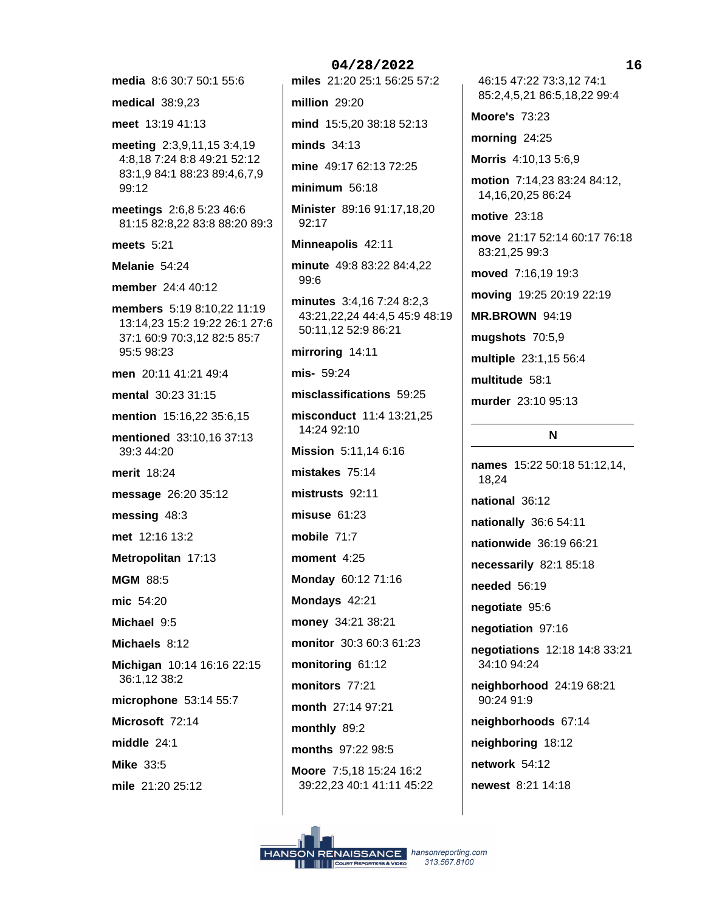04/28/2022

**media** 8:6 30:7 50:1 55:6

**medical** 38:9,23

**meet** 13:19 41:13

**meeting** 2:3,9,11,15 3:4,19 4:8,18 7:24 8:8 49:21 52:12 83:1,9 84:1 88:23 89:4,6,7,9 99:12

**meetings** 2:6,8 5:23 46:6 81:15 82:8,22 83:8 88:20 89:3

**meets** 5:21

**Melanie** 54:24

**member** 24:4 40:12

**members** 5:19 8:10,22 11:19 13:14,23 15:2 19:22 26:1 27:6 37:1 60:9 70:3,12 82:5 85:7 95:5 98:23

**men** 20:11 41:21 49:4

**mental** 30:23 31:15

**mention** 15:16,22 35:6,15

**mentioned** 33:10,16 37:13 39:3 44:20

**merit** 18:24

**message** 26:20 35:12

**messing** 48:3

**met** 12:16 13:2

**Metropolitan** 17:13

**MGM** 88:5

**mic** 54:20

**Michael** 9:5

**Michaels** 8:12

**Michigan** 10:14 16:16 22:15 36:1,12 38:2

**microphone** 53:14 55:7

**Microsoft** 72:14

**middle** 24:1

**Mike** 33:5

**mile** 21:20 25:12

**miles** 21:20 25:1 56:25 57:2

**million** 29:20

**mind** 15:5,20 38:18 52:13

**minds** 34:13

**mine** 49:17 62:13 72:25

**minimum** 56:18

**Minister** 89:16 91:17,18,20 92:17

**Minneapolis** 42:11

**minute** 49:8 83:22 84:4,22 99:6

**minutes** 3:4,16 7:24 8:2,3 43:21,22,24 44:4,5 45:9 48:19 50:11,12 52:9 86:21

**mirroring** 14:11

**mis-** 59:24

**misclassifications** 59:25

**misconduct** 11:4 13:21,25 14:24 92:10

**Mission** 5:11,14 6:16

**mistakes** 75:14

**mistrusts** 92:11

**misuse** 61:23

**mobile** 71:7

**moment** 4:25

**Monday** 60:12 71:16

**Mondays** 42:21

**money** 34:21 38:21

**monitor** 30:3 60:3 61:23

**monitoring** 61:12

**monitors** 77:21

**month** 27:14 97:21

**monthly** 89:2

**months** 97:22 98:5

**Moore** 7:5,18 15:24 16:2 39:22,23 40:1 41:11 45:22 46:15 47:22 73:3,12 74:1 85:2,4,5,21 86:5,18,22 99:4

**Moore's** 73:23

**morning** 24:25

**Morris** 4:10,13 5:6,9

**motion** 7:14,23 83:24 84:12,14,16,20,25 86:24

**motive** 23:18

**move** 21:17 52:14 60:17 76:18 83:21,25 99:3

**moved** 7:16,19 19:3

**moving** 19:25 20:19 22:19

**MR.BROWN** 94:19

**mugshots** 70:5,9

**multiple** 23:1,15 56:4

**multitude** 58:1

**murder** 23:10 95:13

## N

**names** 15:22 50:18 51:12,14,18,24

**national** 36:12

**nationally** 36:6 54:11

**nationwide** 36:19 66:21

**necessarily** 82:1 85:18

**needed** 56:19

**negotiate** 95:6

**negotiation** 97:16

**negotiations** 12:18 14:8 33:21 34:10 94:24

**neighborhood** 24:19 68:21 90:24 91:9

**neighborhoods** 67:14

**neighboring** 18:12

**network** 54:12

**newest** 8:21 14:18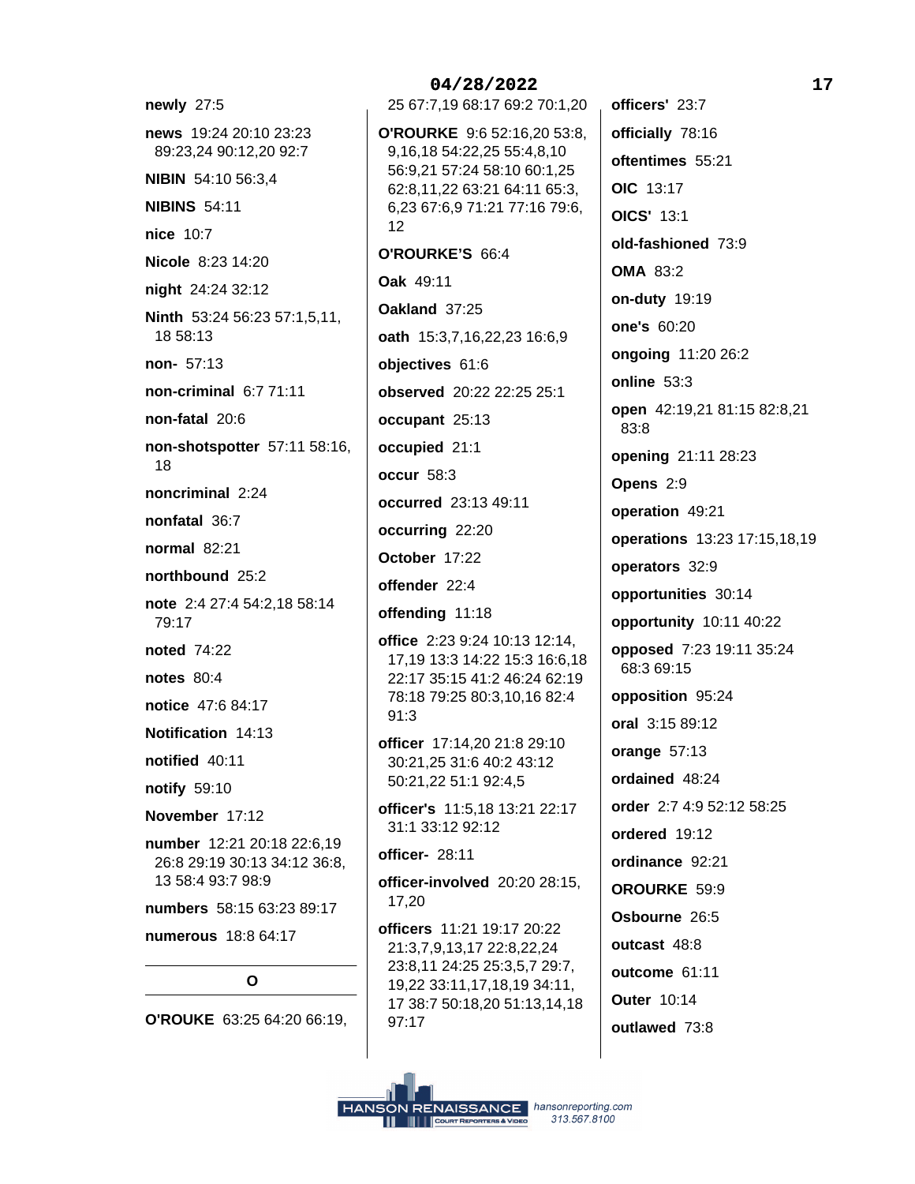**newly** 27:5

**news** 19:24 20:10 23:23 89:23,24 90:12,20 92:7

**NIBIN** 54:10 56:3,4

**NIBINS** 54:11

**nice** 10:7

**Nicole** 8:23 14:20

**night** 24:24 32:12

**Ninth** 53:24 56:23 57:1,5,11, 18 58:13

**non-** 57:13

**non-criminal** 6:7 71:11

**non-fatal** 20:6

**non-shotspotter** 57:11 58:16, 18

**noncriminal** 2:24

**nonfatal** 36:7

**normal** 82:21

**northbound** 25:2

**note** 2:4 27:4 54:2,18 58:14 79:17

**noted** 74:22

**notes** 80:4

**notice** 47:6 84:17

**Notification** 14:13

**notified** 40:11

**notify** 59:10

**November** 17:12

**number** 12:21 20:18 22:6,19 26:8 29:19 30:13 34:12 36:8, 13 58:4 93:7 98:9

**numbers** 58:15 63:23 89:17

**numerous** 18:8 64:17

## O

**O'ROUKE** 63:25 64:20 66:19, 25 67:7,19 68:17 69:2 70:1,20

**O'ROURKE** 9:6 52:16,20 53:8, 9,16,18 54:22,25 55:4,8,10 56:9,21 57:24 58:10 60:1,25 62:8,11,22 63:21 64:11 65:3, 6,23 67:6,9 71:21 77:16 79:6, 12

**O'ROURKE'S** 66:4

**Oak** 49:11

**Oakland** 37:25

**oath** 15:3,7,16,22,23 16:6,9

**objectives** 61:6

**observed** 20:22 22:25 25:1

**occupant** 25:13

**occupied** 21:1

**occur** 58:3

**occurred** 23:13 49:11

**occurring** 22:20

**October** 17:22

**offender** 22:4

**offending** 11:18

**office** 2:23 9:24 10:13 12:14, 17,19 13:3 14:22 15:3 16:6,18 22:17 35:15 41:2 46:24 62:19 78:18 79:25 80:3,10,16 82:4 91:3

**officer** 17:14,20 21:8 29:10 30:21,25 31:6 40:2 43:12 50:21,22 51:1 92:4,5

**officer's** 11:5,18 13:21 22:17 31:1 33:12 92:12

**officer-** 28:11

**officer-involved** 20:20 28:15, 17,20

**officers** 11:21 19:17 20:22 21:3,7,9,13,17 22:8,22,24 23:8,11 24:25 25:3,5,7 29:7, 19,22 33:11,17,18,19 34:11, 17 38:7 50:18,20 51:13,14,18 97:17

**officers'** 23:7

**officially** 78:16

**oftentimes** 55:21

**OIC** 13:17

**OICS'** 13:1

**old-fashioned** 73:9

**OMA** 83:2

**on-duty** 19:19

**one's** 60:20

**ongoing** 11:20 26:2

**online** 53:3

**open** 42:19,21 81:15 82:8,21 83:8

**opening** 21:11 28:23

**Opens** 2:9

**operation** 49:21

**operations** 13:23 17:15,18,19

**operators** 32:9

**opportunities** 30:14

**opportunity** 10:11 40:22

**opposed** 7:23 19:11 35:24 68:3 69:15

**opposition** 95:24

**oral** 3:15 89:12

**orange** 57:13

**ordained** 48:24

**order** 2:7 4:9 52:12 58:25

**ordered** 19:12

**ordinance** 92:21

**OROURKE** 59:9

**Osbourne** 26:5

**outcast** 48:8

**outcome** 61:11

**Outer** 10:14

**outlawed** 73:8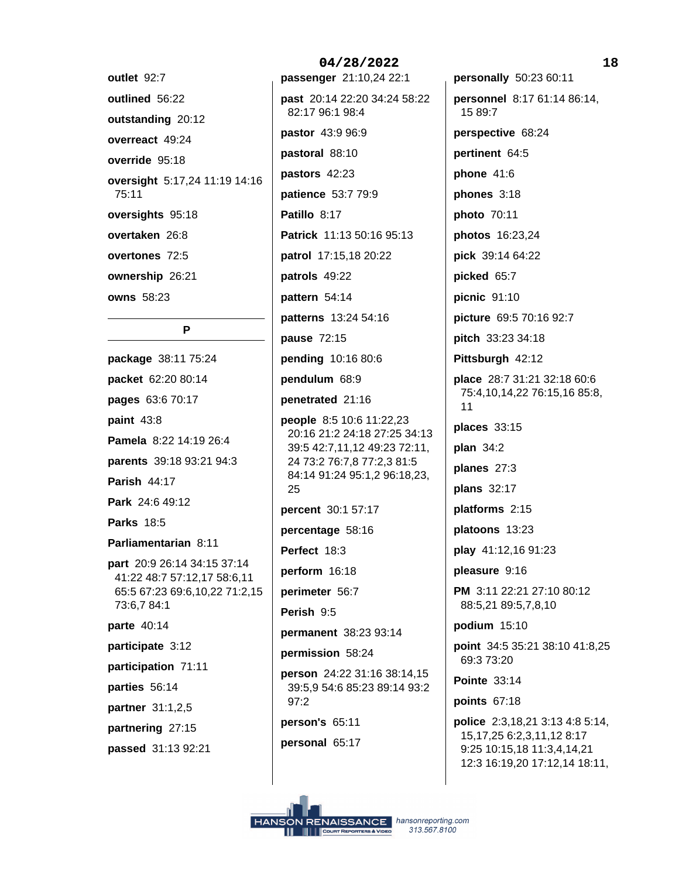**outlet** 92:7

**outlined** 56:22

**outstanding** 20:12

**overreact** 49:24

**override** 95:18

**oversight** 5:17,24 11:19 14:16 75:11

**oversights** 95:18

**overtaken** 26:8

**overtones** 72:5

**ownership** 26:21

**owns** 58:23

## P

**package** 38:11 75:24

**packet** 62:20 80:14

**pages** 63:6 70:17

**paint** 43:8

**Pamela** 8:22 14:19 26:4

**parents** 39:18 93:21 94:3

**Parish** 44:17

**Park** 24:6 49:12

**Parks** 18:5

**Parliamentarian** 8:11

**part** 20:9 26:14 34:15 37:14 41:22 48:7 57:12,17 58:6,11 65:5 67:23 69:6,10,22 71:2,15 73:6,7 84:1

**parte** 40:14

**participate** 3:12

**participation** 71:11

**parties** 56:14

**partner** 31:1,2,5

**partnering** 27:15

**passed** 31:13 92:21

**passenger** 21:10,24 22:1

**past** 20:14 22:20 34:24 58:22 82:17 96:1 98:4

**pastor** 43:9 96:9

**pastoral** 88:10

**pastors** 42:23

**patience** 53:7 79:9

**Patillo** 8:17

**Patrick** 11:13 50:16 95:13

**patrol** 17:15,18 20:22

**patrols** 49:22

**pattern** 54:14

**patterns** 13:24 54:16

**pause** 72:15

**pending** 10:16 80:6

**pendulum** 68:9

**penetrated** 21:16

**people** 8:5 10:6 11:22,23 20:16 21:2 24:18 27:25 34:13 39:5 42:7,11,12 49:23 72:11, 24 73:2 76:7,8 77:2,3 81:5 84:14 91:24 95:1,2 96:18,23, 25

**percent** 30:1 57:17

**percentage** 58:16

**Perfect** 18:3

**perform** 16:18

**perimeter** 56:7

**Perish** 9:5

**permanent** 38:23 93:14

**permission** 58:24

**person** 24:22 31:16 38:14,15 39:5,9 54:6 85:23 89:14 93:2 97:2

**person's** 65:11

**personal** 65:17

**personally** 50:23 60:11

**personnel** 8:17 61:14 86:14, 15 89:7

**perspective** 68:24

**pertinent** 64:5

**phone** 41:6

**phones** 3:18

**photo** 70:11

**photos** 16:23,24

**pick** 39:14 64:22

**picked** 65:7

**picnic** 91:10

**picture** 69:5 70:16 92:7

**pitch** 33:23 34:18

**Pittsburgh** 42:12

**place** 28:7 31:21 32:18 60:6 75:4,10,14,22 76:15,16 85:8, 11

**places** 33:15

**plan** 34:2

**planes** 27:3

**plans** 32:17

**platforms** 2:15

**platoons** 13:23

**play** 41:12,16 91:23

**pleasure** 9:16

**PM** 3:11 22:21 27:10 80:12 88:5,21 89:5,7,8,10

**podium** 15:10

**point** 34:5 35:21 38:10 41:8,25 69:3 73:20

**Pointe** 33:14

**points** 67:18

**police** 2:3,18,21 3:13 4:8 5:14, 15,17,25 6:2,3,11,12 8:17 9:25 10:15,18 11:3,4,14,21 12:3 16:19,20 17:12,14 18:11,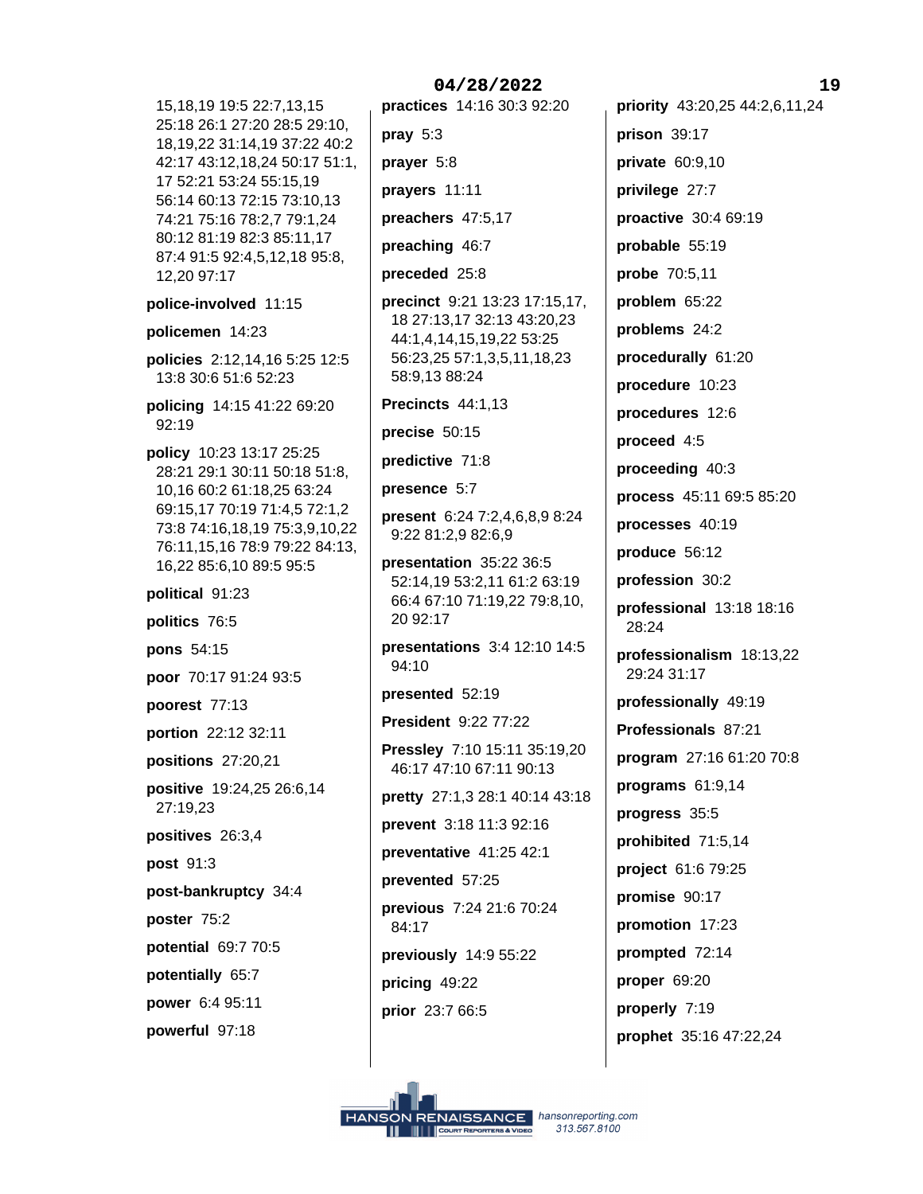15,18,19 19:5 22:7,13,15 25:18 26:1 27:20 28:5 29:10, 18,19,22 31:14,19 37:22 40:2 42:17 43:12,18,24 50:17 51:1, 17 52:21 53:24 55:15,19 56:14 60:13 72:15 73:10,13 74:21 75:16 78:2,7 79:1,24 80:12 81:19 82:3 85:11,17 87:4 91:5 92:4,5,12,18 95:8, 12,20 97:17

**police-involved** 11:15

**policemen** 14:23

**policies** 2:12,14,16 5:25 12:5 13:8 30:6 51:6 52:23

**policing** 14:15 41:22 69:20 92:19

**policy** 10:23 13:17 25:25 28:21 29:1 30:11 50:18 51:8, 10,16 60:2 61:18,25 63:24 69:15,17 70:19 71:4,5 72:1,2 73:8 74:16,18,19 75:3,9,10,22 76:11,15,16 78:9 79:22 84:13, 16,22 85:6,10 89:5 95:5

**political** 91:23

**politics** 76:5

**pons** 54:15

**poor** 70:17 91:24 93:5

**poorest** 77:13

**portion** 22:12 32:11

**positions** 27:20,21

**positive** 19:24,25 26:6,14 27:19,23

**positives** 26:3,4

**post** 91:3

**post-bankruptcy** 34:4

**poster** 75:2

**potential** 69:7 70:5

**potentially** 65:7

**power** 6:4 95:11

**powerful** 97:18

**practices** 14:16 30:3 92:20

**pray** 5:3

**prayer** 5:8

**prayers** 11:11

**preachers** 47:5,17

**preaching** 46:7

**preceded** 25:8

**precinct** 9:21 13:23 17:15,17, 18 27:13,17 32:13 43:20,23 44:1,4,14,15,19,22 53:25 56:23,25 57:1,3,5,11,18,23 58:9,13 88:24

**Precincts** 44:1,13

**precise** 50:15

**predictive** 71:8

**presence** 5:7

**present** 6:24 7:2,4,6,8,9 8:24 9:22 81:2,9 82:6,9

**presentation** 35:22 36:5 52:14,19 53:2,11 61:2 63:19 66:4 67:10 71:19,22 79:8,10, 20 92:17

**presentations** 3:4 12:10 14:5 94:10

**presented** 52:19

**President** 9:22 77:22

**Pressley** 7:10 15:11 35:19,20 46:17 47:10 67:11 90:13

**pretty** 27:1,3 28:1 40:14 43:18

**prevent** 3:18 11:3 92:16

**preventative** 41:25 42:1

**prevented** 57:25

**previous** 7:24 21:6 70:24 84:17

**previously** 14:9 55:22

**pricing** 49:22

**prior** 23:7 66:5

**priority** 43:20,25 44:2,6,11,24

**prison** 39:17

**private** 60:9,10

**privilege** 27:7

**proactive** 30:4 69:19

**probable** 55:19

**probe** 70:5,11

**problem** 65:22

**problems** 24:2

**procedurally** 61:20

**procedure** 10:23

**procedures** 12:6

**proceed** 4:5

**proceeding** 40:3

**process** 45:11 69:5 85:20

**processes** 40:19

**produce** 56:12

**profession** 30:2

**professional** 13:18 18:16 28:24

**professionalism** 18:13,22 29:24 31:17

**professionally** 49:19

**Professionals** 87:21

**program** 27:16 61:20 70:8

**programs** 61:9,14

**progress** 35:5

**prohibited** 71:5,14

**project** 61:6 79:25

**promise** 90:17

**promotion** 17:23

**prompted** 72:14

**proper** 69:20

**properly** 7:19

**prophet** 35:16 47:22,24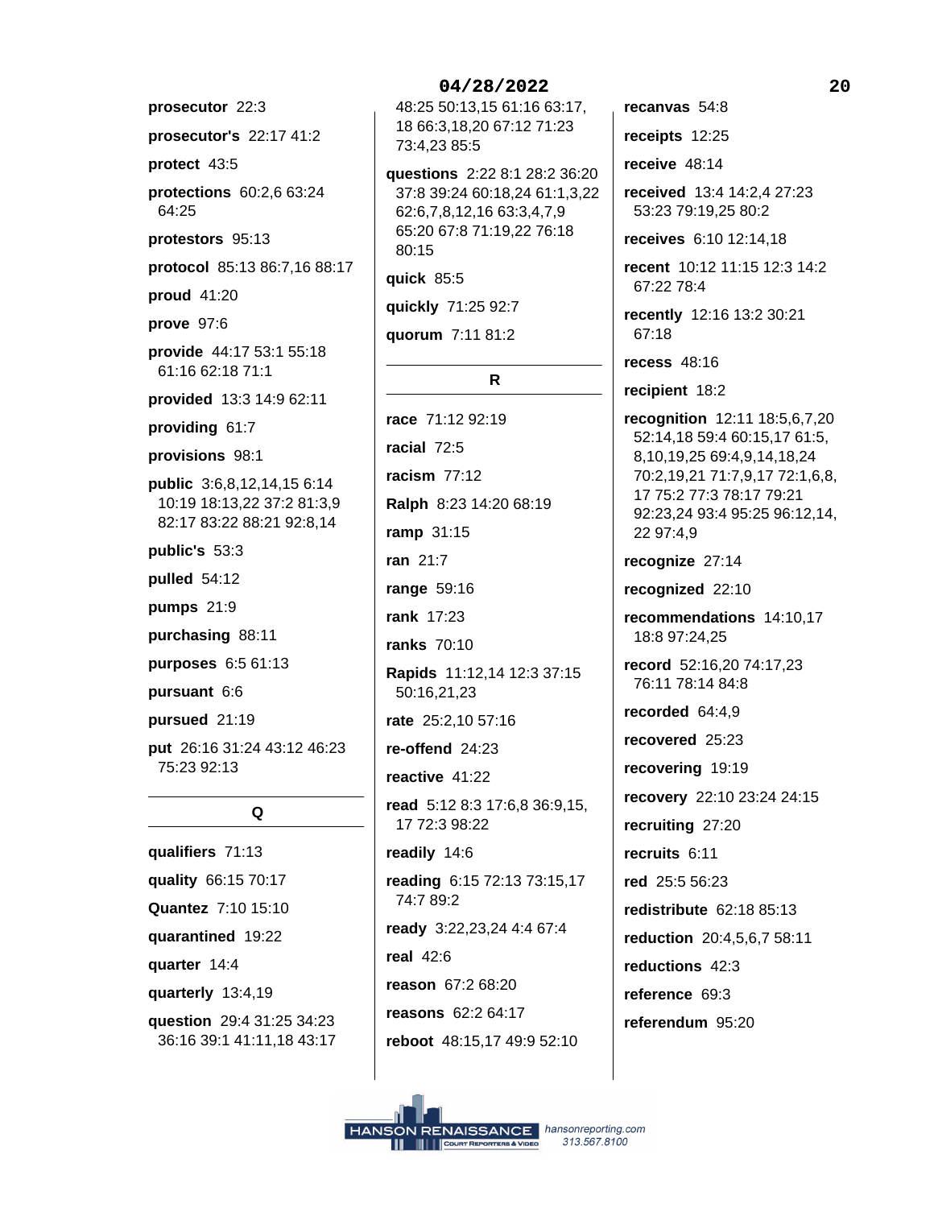**prosecutor** 22:3

**prosecutor's** 22:17 41:2

**protect** 43:5

**protections** 60:2,6 63:24 64:25

**protestors** 95:13

**protocol** 85:13 86:7,16 88:17

**proud** 41:20

**prove** 97:6

**provide** 44:17 53:1 55:18 61:16 62:18 71:1

**provided** 13:3 14:9 62:11

**providing** 61:7

**provisions** 98:1

**public** 3:6,8,12,14,15 6:14 10:19 18:13,22 37:2 81:3,9 82:17 83:22 88:21 92:8,14

**public's** 53:3

**pulled** 54:12

**pumps** 21:9

**purchasing** 88:11

**purposes** 6:5 61:13

**pursuant** 6:6

**pursued** 21:19

**put** 26:16 31:24 43:12 46:23 75:23 92:13

## Q

**qualifiers** 71:13

**quality** 66:15 70:17

**Quantez** 7:10 15:10

**quarantined** 19:22

**quarter** 14:4

**quarterly** 13:4,19

**question** 29:4 31:25 34:23 36:16 39:1 41:11,18 43:17 48:25 50:13,15 61:16 63:17, 18 66:3,18,20 67:12 71:23 73:4,23 85:5

**questions** 2:22 8:1 28:2 36:20 37:8 39:24 60:18,24 61:1,3,22 62:6,7,8,12,16 63:3,4,7,9 65:20 67:8 71:19,22 76:18 80:15

**quick** 85:5

**quickly** 71:25 92:7

**quorum** 7:11 81:2

## R

**race** 71:12 92:19

**racial** 72:5

**racism** 77:12

**Ralph** 8:23 14:20 68:19

**ramp** 31:15

**ran** 21:7

**range** 59:16

**rank** 17:23

**ranks** 70:10

**Rapids** 11:12,14 12:3 37:15 50:16,21,23

**rate** 25:2,10 57:16

**re-offend** 24:23

**reactive** 41:22

**read** 5:12 8:3 17:6,8 36:9,15, 17 72:3 98:22

**readily** 14:6

**reading** 6:15 72:13 73:15,17 74:7 89:2

**ready** 3:22,23,24 4:4 67:4

**real** 42:6

**reason** 67:2 68:20

**reasons** 62:2 64:17

**reboot** 48:15,17 49:9 52:10

**recanvas** 54:8

**receipts** 12:25

**receive** 48:14

**received** 13:4 14:2,4 27:23 53:23 79:19,25 80:2

**receives** 6:10 12:14,18

**recent** 10:12 11:15 12:3 14:2 67:22 78:4

**recently** 12:16 13:2 30:21 67:18

**recess** 48:16

**recipient** 18:2

**recognition** 12:11 18:5,6,7,20 52:14,18 59:4 60:15,17 61:5, 8,10,19,25 69:4,9,14,18,24 70:2,19,21 71:7,9,17 72:1,6,8, 17 75:2 77:3 78:17 79:21 92:23,24 93:4 95:25 96:12,14, 22 97:4,9

**recognize** 27:14

**recognized** 22:10

**recommendations** 14:10,17 18:8 97:24,25

**record** 52:16,20 74:17,23 76:11 78:14 84:8

**recorded** 64:4,9

**recovered** 25:23

**recovering** 19:19

**recovery** 22:10 23:24 24:15

**recruiting** 27:20

**recruits** 6:11

**red** 25:5 56:23

**redistribute** 62:18 85:13

**reduction** 20:4,5,6,7 58:11

**reductions** 42:3

**reference** 69:3

**referendum** 95:20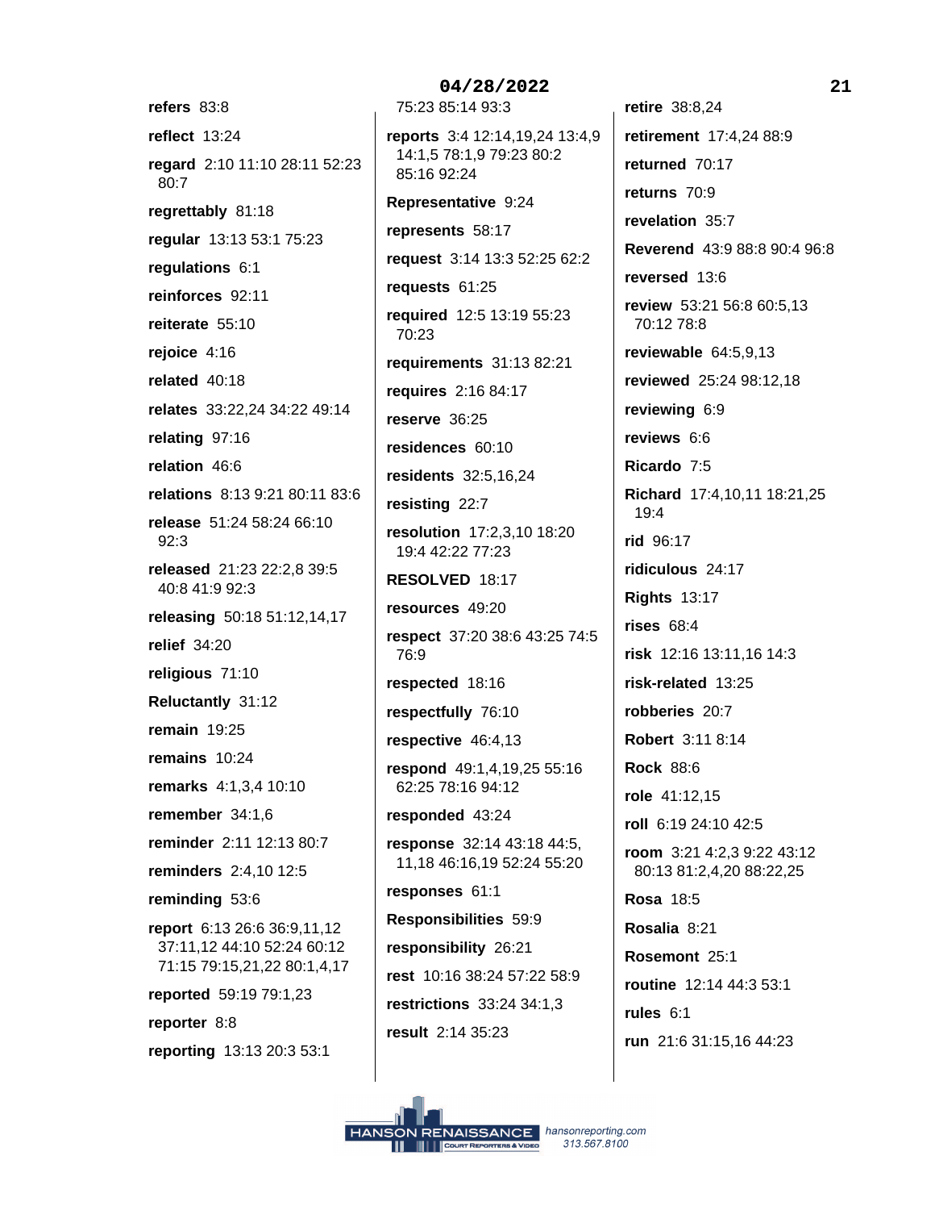**refers** 83:8

**reflect** 13:24

**regard** 2:10 11:10 28:11 52:23 80:7

**regrettably** 81:18

**regular** 13:13 53:1 75:23 85:14 93:3

**regulations** 6:1

**reinforces** 92:11

**reiterate** 55:10

**rejoice** 4:16

**related** 40:18

**relates** 33:22,24 34:22 49:14

**relating** 97:16

**relation** 46:6

**relations** 8:13 9:21 80:11 83:6

**release** 51:24 58:24 66:10 92:3

**released** 21:23 22:2,8 39:5 40:8 41:9 92:3

**releasing** 50:18 51:12,14,17

**relief** 34:20

**religious** 71:10

**Reluctantly** 31:12

**remain** 19:25

**remains** 10:24

**remarks** 4:1,3,4 10:10

**remember** 34:1,6

**reminder** 2:11 12:13 80:7

**reminders** 2:4,10 12:5

**reminding** 53:6

**report** 6:13 26:6 36:9,11,12 37:11,12 44:10 52:24 60:12 71:15 79:15,21,22 80:1,4,17

**reported** 59:19 79:1,23

**reporter** 8:8

**reporting** 13:13 20:3 53:1

**reports** 3:4 12:14,19,24 13:4,9 14:1,5 78:1,9 79:23 80:2 85:16 92:24

**Representative** 9:24

**represents** 58:17

**request** 3:14 13:3 52:25 62:2

**requests** 61:25

**required** 12:5 13:19 55:23 70:23

**requirements** 31:13 82:21

**requires** 2:16 84:17

**reserve** 36:25

**residences** 60:10

**residents** 32:5,16,24

**resisting** 22:7

**resolution** 17:2,3,10 18:20 19:4 42:22 77:23

**RESOLVED** 18:17

**resources** 49:20

**respect** 37:20 38:6 43:25 74:5 76:9

**respected** 18:16

**respectfully** 76:10

**respective** 46:4,13

**respond** 49:1,4,19,25 55:16 62:25 78:16 94:12

**responded** 43:24

**response** 32:14 43:18 44:5, 11,18 46:16,19 52:24 55:20

**responses** 61:1

**Responsibilities** 59:9

**responsibility** 26:21

**rest** 10:16 38:24 57:22 58:9

**restrictions** 33:24 34:1,3

**result** 2:14 35:23

**retire** 38:8,24

**retirement** 17:4,24 88:9

**returned** 70:17

**returns** 70:9

**revelation** 35:7

**Reverend** 43:9 88:8 90:4 96:8

**reversed** 13:6

**review** 53:21 56:8 60:5,13 70:12 78:8

**reviewable** 64:5,9,13

**reviewed** 25:24 98:12,18

**reviewing** 6:9

**reviews** 6:6

**Ricardo** 7:5

**Richard** 17:4,10,11 18:21,25 19:4

**rid** 96:17

**ridiculous** 24:17

**Rights** 13:17

**rises** 68:4

**risk** 12:16 13:11,16 14:3

**risk-related** 13:25

**robberies** 20:7

**Robert** 3:11 8:14

**Rock** 88:6

**role** 41:12,15

**roll** 6:19 24:10 42:5

**room** 3:21 4:2,3 9:22 43:12 80:13 81:2,4,20 88:22,25

**Rosa** 18:5

**Rosalia** 8:21

**Rosemont** 25:1

**routine** 12:14 44:3 53:1

**rules** 6:1

**run** 21:6 31:15,16 44:23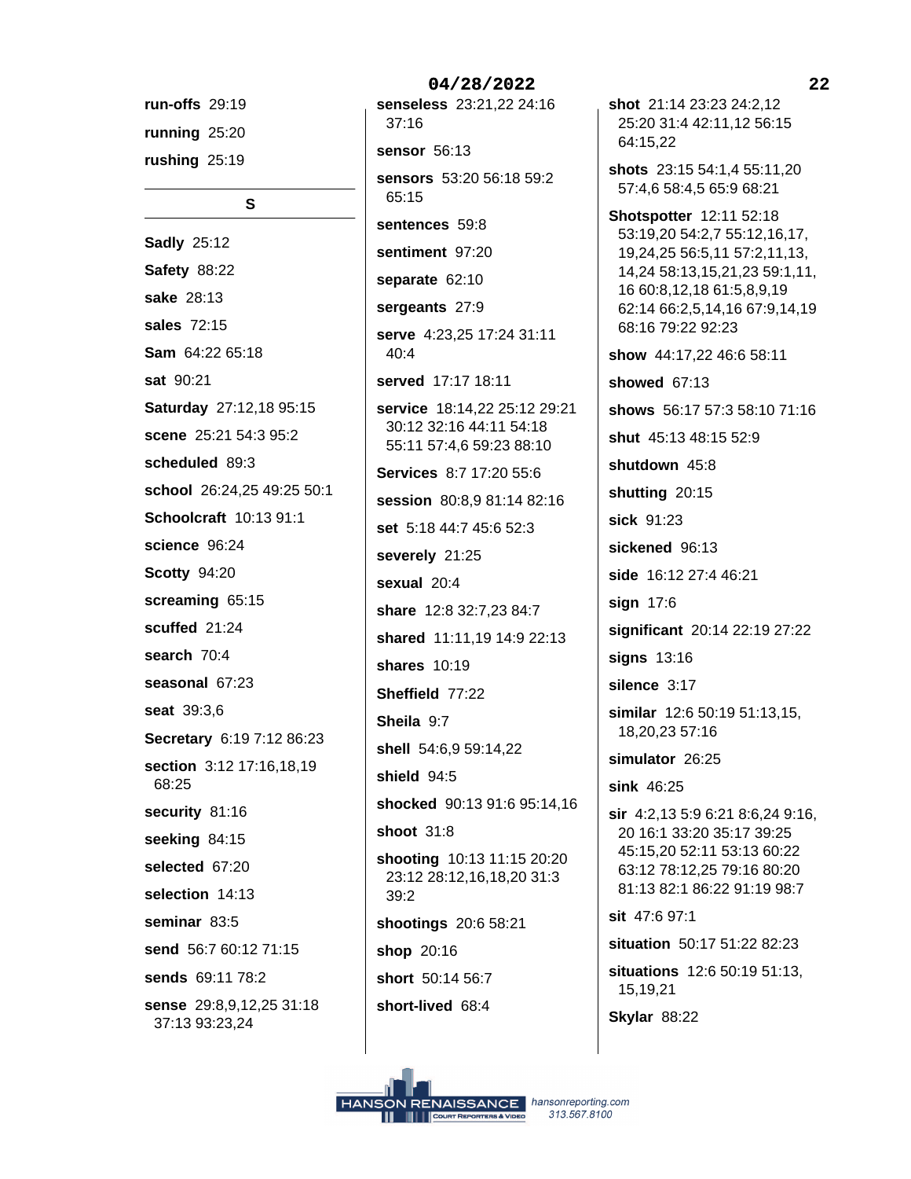**run-offs** 29:19

**running** 25:20

**rushing** 25:19

## S

**Sadly** 25:12

**Safety** 88:22

**sake** 28:13

**sales** 72:15

**Sam** 64:22 65:18

**sat** 90:21

**Saturday** 27:12,18 95:15

**scene** 25:21 54:3 95:2

**scheduled** 89:3

**school** 26:24,25 49:25 50:1

**Schoolcraft** 10:13 91:1

**science** 96:24

**Scotty** 94:20

**screaming** 65:15

**scuffed** 21:24

**search** 70:4

**seasonal** 67:23

**seat** 39:3,6

**Secretary** 6:19 7:12 86:23

**section** 3:12 17:16,18,19 68:25

**security** 81:16

**seeking** 84:15

**selected** 67:20

**selection** 14:13

**seminar** 83:5

**send** 56:7 60:12 71:15

**sends** 69:11 78:2

**sense** 29:8,9,12,25 31:18 37:13 93:23,24

**senseless** 23:21,22 24:16 37:16

**sensor** 56:13

**sensors** 53:20 56:18 59:2 65:15

**sentences** 59:8

**sentiment** 97:20

**separate** 62:10

**sergeants** 27:9

**serve** 4:23,25 17:24 31:11 40:4

**served** 17:17 18:11

**service** 18:14,22 25:12 29:21 30:12 32:16 44:11 54:18 55:11 57:4,6 59:23 88:10

**Services** 8:7 17:20 55:6

**session** 80:8,9 81:14 82:16

**set** 5:18 44:7 45:6 52:3

**severely** 21:25

**sexual** 20:4

**share** 12:8 32:7,23 84:7

**shared** 11:11,19 14:9 22:13

**shares** 10:19

**Sheffield** 77:22

**Sheila** 9:7

**shell** 54:6,9 59:14,22

**shield** 94:5

**shocked** 90:13 91:6 95:14,16

**shoot** 31:8

**shooting** 10:13 11:15 20:20 23:12 28:12,16,18,20 31:3 39:2

**shootings** 20:6 58:21

**shop** 20:16

**short** 50:14 56:7

**short-lived** 68:4

**shot** 21:14 23:23 24:2,12 25:20 31:4 42:11,12 56:15 64:15,22

**shots** 23:15 54:1,4 55:11,20 57:4,6 58:4,5 65:9 68:21

**Shotspotter** 12:11 52:18 53:19,20 54:2,7 55:12,16,17, 19,24,25 56:5,11 57:2,11,13, 14,24 58:13,15,21,23 59:1,11, 16 60:8,12,18 61:5,8,9,19 62:14 66:2,5,14,16 67:9,14,19 68:16 79:22 92:23

**show** 44:17,22 46:6 58:11

**showed** 67:13

**shows** 56:17 57:3 58:10 71:16

**shut** 45:13 48:15 52:9

**shutdown** 45:8

**shutting** 20:15

**sick** 91:23

**sickened** 96:13

**side** 16:12 27:4 46:21

**sign** 17:6

**significant** 20:14 22:19 27:22

**signs** 13:16

**silence** 3:17

**similar** 12:6 50:19 51:13,15, 18,20,23 57:16

**simulator** 26:25

**sink** 46:25

**sir** 4:2,13 5:9 6:21 8:6,24 9:16, 20 16:1 33:20 35:17 39:25 45:15,20 52:11 53:13 60:22 63:12 78:12,25 79:16 80:20 81:13 82:1 86:22 91:19 98:7

**sit** 47:6 97:1

**situation** 50:17 51:22 82:23

**situations** 12:6 50:19 51:13, 15,19,21

**Skylar** 88:22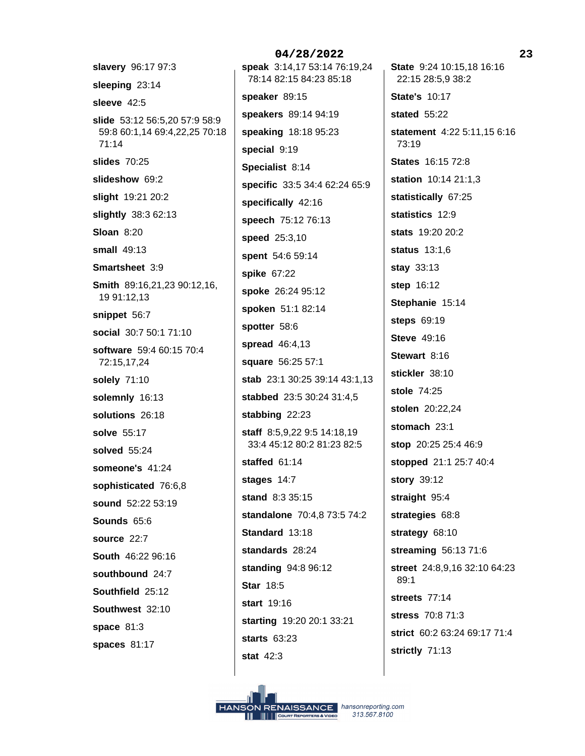**slavery** 96:17 97:3

**sleeping** 23:14

**sleeve** 42:5

**slide** 53:12 56:5,20 57:9 58:9 59:8 60:1,14 69:4,22,25 70:18 71:14

**slides** 70:25

**slideshow** 69:2

**slight** 19:21 20:2

**slightly** 38:3 62:13

**Sloan** 8:20

**small** 49:13

**Smartsheet** 3:9

**Smith** 89:16,21,23 90:12,16, 19 91:12,13

**snippet** 56:7

**social** 30:7 50:1 71:10

**software** 59:4 60:15 70:4 72:15,17,24

**solely** 71:10

**solemnly** 16:13

**solutions** 26:18

**solve** 55:17

**solved** 55:24

**someone's** 41:24

**sophisticated** 76:6,8

**sound** 52:22 53:19

**Sounds** 65:6

**source** 22:7

**South** 46:22 96:16

**southbound** 24:7

**Southfield** 25:12

**Southwest** 32:10

**space** 81:3

**spaces** 81:17

**speak** 3:14,17 53:14 76:19,24 78:14 82:15 84:23 85:18

**speaker** 89:15

**speakers** 89:14 94:19

**speaking** 18:18 95:23

**special** 9:19

**Specialist** 8:14

**specific** 33:5 34:4 62:24 65:9

**specifically** 42:16

**speech** 75:12 76:13

**speed** 25:3,10

**spent** 54:6 59:14

**spike** 67:22

**spoke** 26:24 95:12

**spoken** 51:1 82:14

**spotter** 58:6

**spread** 46:4,13

**square** 56:25 57:1

**stab** 23:1 30:25 39:14 43:1,13

**stabbed** 23:5 30:24 31:4,5

**stabbing** 22:23

**staff** 8:5,9,22 9:5 14:18,19 33:4 45:12 80:2 81:23 82:5

**staffed** 61:14

**stages** 14:7

**stand** 8:3 35:15

**standalone** 70:4,8 73:5 74:2

**Standard** 13:18

**standards** 28:24

**standing** 94:8 96:12

**Star** 18:5

**start** 19:16

**starting** 19:20 20:1 33:21

**starts** 63:23

**stat** 42:3

**State** 9:24 10:15,18 16:16 22:15 28:5,9 38:2

**State's** 10:17

**stated** 55:22

**statement** 4:22 5:11,15 6:16 73:19

**States** 16:15 72:8

**station** 10:14 21:1,3

**statistically** 67:25

**statistics** 12:9

**stats** 19:20 20:2

**status** 13:1,6

**stay** 33:13

**step** 16:12

**Stephanie** 15:14

**steps** 69:19

**Steve** 49:16

**Stewart** 8:16

**stickler** 38:10

**stole** 74:25

**stolen** 20:22,24

**stomach** 23:1

**stop** 20:25 25:4 46:9

**stopped** 21:1 25:7 40:4

**story** 39:12

**straight** 95:4

**strategies** 68:8

**strategy** 68:10

**streaming** 56:13 71:6

**street** 24:8,9,16 32:10 64:23 89:1

**streets** 77:14

**stress** 70:8 71:3

**strict** 60:2 63:24 69:17 71:4

**strictly** 71:13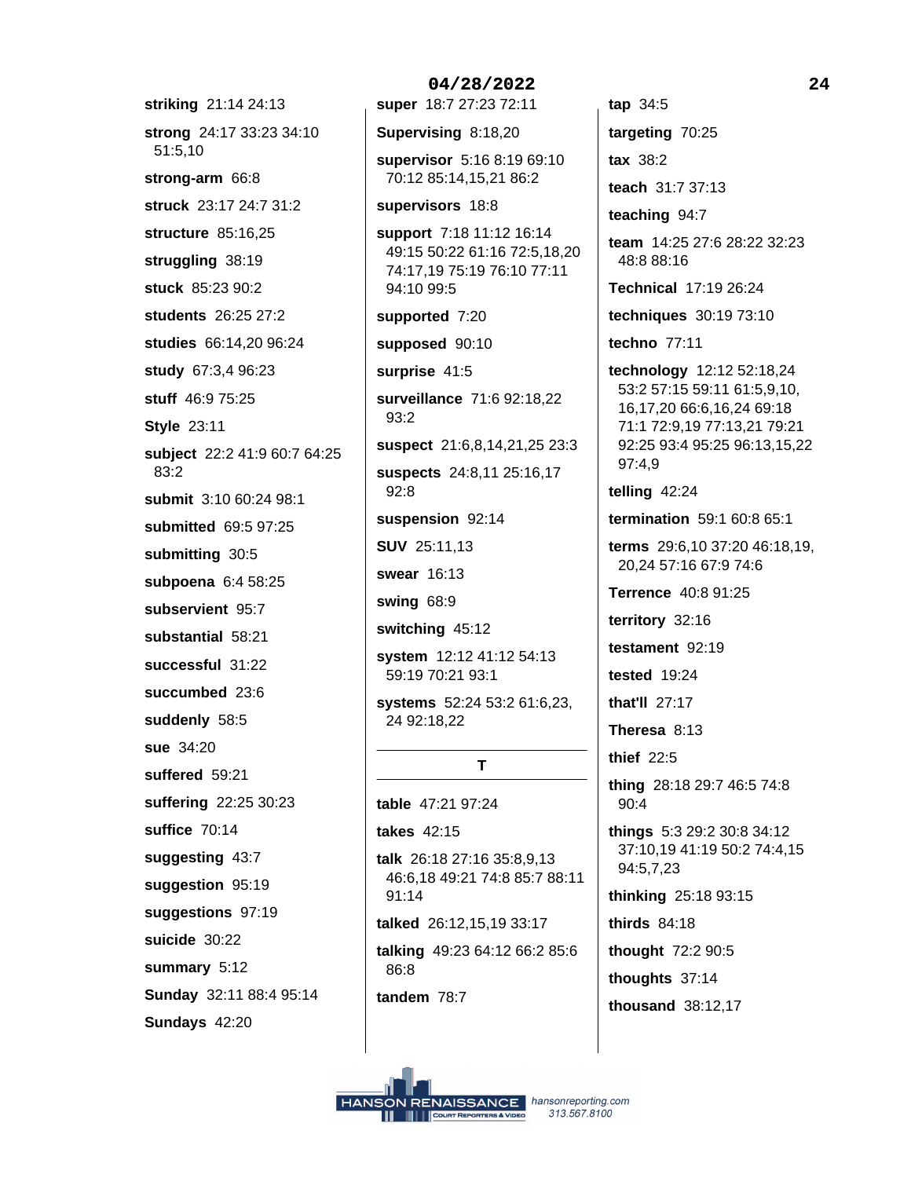**striking** 21:14 24:13

**strong** 24:17 33:23 34:10 51:5,10

**strong-arm** 66:8

**struck** 23:17 24:7 31:2

**structure** 85:16,25

**struggling** 38:19

**stuck** 85:23 90:2

**students** 26:25 27:2

**studies** 66:14,20 96:24

**study** 67:3,4 96:23

**stuff** 46:9 75:25

**Style** 23:11

**subject** 22:2 41:9 60:7 64:25 83:2

**submit** 3:10 60:24 98:1

**submitted** 69:5 97:25

**submitting** 30:5

**subpoena** 6:4 58:25

**subservient** 95:7

**substantial** 58:21

**successful** 31:22

**succumbed** 23:6

**suddenly** 58:5

**sue** 34:20

**suffered** 59:21

**suffering** 22:25 30:23

**suffice** 70:14

**suggesting** 43:7

**suggestion** 95:19

**suggestions** 97:19

**suicide** 30:22

**summary** 5:12

**Sunday** 32:11 88:4 95:14

**Sundays** 42:20

**super** 18:7 27:23 72:11

**Supervising** 8:18,20

**supervisor** 5:16 8:19 69:10 70:12 85:14,15,21 86:2

**supervisors** 18:8

**support** 7:18 11:12 16:14 49:15 50:22 61:16 72:5,18,20 74:17,19 75:19 76:10 77:11 94:10 99:5

**supported** 7:20

**supposed** 90:10

**surprise** 41:5

**surveillance** 71:6 92:18,22 93:2

**suspect** 21:6,8,14,21,25 23:3

**suspects** 24:8,11 25:16,17 92:8

**suspension** 92:14

**SUV** 25:11,13

**swear** 16:13

**swing** 68:9

**switching** 45:12

**system** 12:12 41:12 54:13 59:19 70:21 93:1

**systems** 52:24 53:2 61:6,23, 24 92:18,22

## T

**table** 47:21 97:24

**takes** 42:15

**talk** 26:18 27:16 35:8,9,13 46:6,18 49:21 74:8 85:7 88:11 91:14

**talked** 26:12,15,19 33:17

**talking** 49:23 64:12 66:2 85:6 86:8

**tandem** 78:7

**tap** 34:5

**targeting** 70:25

**tax** 38:2

**teach** 31:7 37:13

**teaching** 94:7

**team** 14:25 27:6 28:22 32:23 48:8 88:16

**Technical** 17:19 26:24

**techniques** 30:19 73:10

**techno** 77:11

**technology** 12:12 52:18,24 53:2 57:15 59:11 61:5,9,10, 16,17,20 66:6,16,24 69:18 71:1 72:9,19 77:13,21 79:21 92:25 93:4 95:25 96:13,15,22 97:4,9

**telling** 42:24

**termination** 59:1 60:8 65:1

**terms** 29:6,10 37:20 46:18,19, 20,24 57:16 67:9 74:6

**Terrence** 40:8 91:25

**territory** 32:16

**testament** 92:19

**tested** 19:24

**that'll** 27:17

**Theresa** 8:13

**thief** 22:5

**thing** 28:18 29:7 46:5 74:8 90:4

**things** 5:3 29:2 30:8 34:12 37:10,19 41:19 50:2 74:4,15 94:5,7,23

**thinking** 25:18 93:15

**thirds** 84:18

**thought** 72:2 90:5

**thoughts** 37:14

**thousand** 38:12,17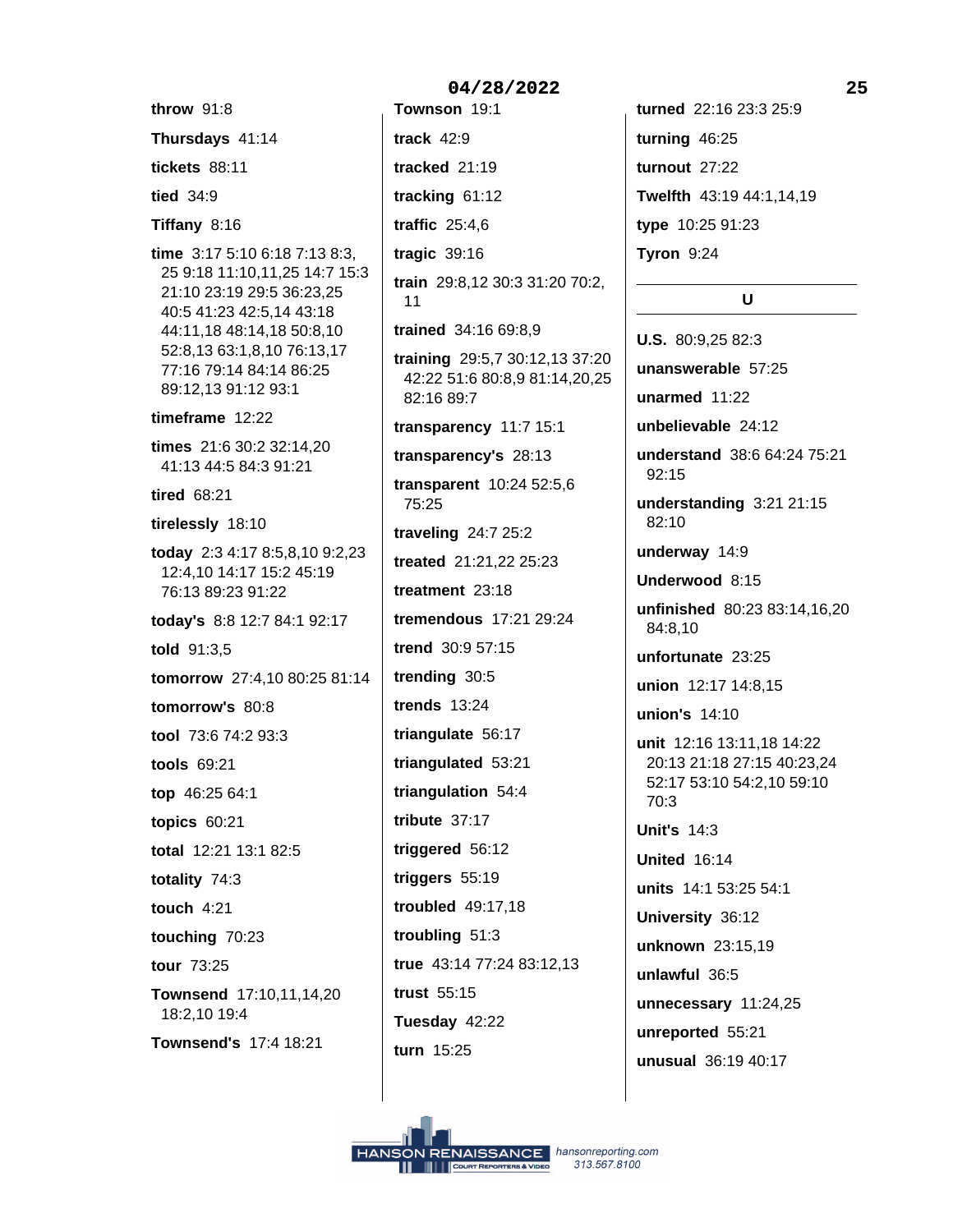**throw** 91:8

**Thursdays** 41:14

**tickets** 88:11

**tied** 34:9

**Tiffany** 8:16

**time** 3:17 5:10 6:18 7:13 8:3, 25 9:18 11:10,11,25 14:7 15:3 21:10 23:19 29:5 36:23,25 40:5 41:23 42:5,14 43:18 44:11,18 48:14,18 50:8,10 52:8,13 63:1,8,10 76:13,17 77:16 79:14 84:14 86:25 89:12,13 91:12 93:1

**timeframe** 12:22

**times** 21:6 30:2 32:14,20 41:13 44:5 84:3 91:21

**tired** 68:21

**tirelessly** 18:10

**today** 2:3 4:17 8:5,8,10 9:2,23 12:4,10 14:17 15:2 45:19 76:13 89:23 91:22

**today's** 8:8 12:7 84:1 92:17

**told** 91:3,5

**tomorrow** 27:4,10 80:25 81:14

**tomorrow's** 80:8

**tool** 73:6 74:2 93:3

**tools** 69:21

**top** 46:25 64:1

**topics** 60:21

**total** 12:21 13:1 82:5

**totality** 74:3

**touch** 4:21

**touching** 70:23

**tour** 73:25

**Townsend** 17:10,11,14,20 18:2,10 19:4

**Townsend's** 17:4 18:21

**Townson** 19:1

**track** 42:9

**tracked** 21:19

**tracking** 61:12

**traffic** 25:4,6

**tragic** 39:16

**train** 29:8,12 30:3 31:20 70:2, 11

**trained** 34:16 69:8,9

**training** 29:5,7 30:12,13 37:20 42:22 51:6 80:8,9 81:14,20,25 82:16 89:7

**transparency** 11:7 15:1

**transparency's** 28:13

**transparent** 10:24 52:5,6 75:25

**traveling** 24:7 25:2

**treated** 21:21,22 25:23

**treatment** 23:18

**tremendous** 17:21 29:24

**trend** 30:9 57:15

**trending** 30:5

**trends** 13:24

**triangulate** 56:17

**triangulated** 53:21

**triangulation** 54:4

**tribute** 37:17

**triggered** 56:12

**triggers** 55:19

**troubled** 49:17,18

**troubling** 51:3

**true** 43:14 77:24 83:12,13

**trust** 55:15

**Tuesday** 42:22

**turn** 15:25

**turned** 22:16 23:3 25:9

**turning** 46:25

**turnout** 27:22

**Twelfth** 43:19 44:1,14,19

**type** 10:25 91:23

**Tyron** 9:24

## U

**U.S.** 80:9,25 82:3

**unanswerable** 57:25

**unarmed** 11:22

**unbelievable** 24:12

**understand** 38:6 64:24 75:21 92:15

**understanding** 3:21 21:15 82:10

**underway** 14:9

**Underwood** 8:15

**unfinished** 80:23 83:14,16,20 84:8,10

**unfortunate** 23:25

**union** 12:17 14:8,15

**union's** 14:10

**unit** 12:16 13:11,18 14:22 20:13 21:18 27:15 40:23,24 52:17 53:10 54:2,10 59:10 70:3

**Unit's** 14:3

**United** 16:14

**units** 14:1 53:25 54:1

**University** 36:12

**unknown** 23:15,19

**unlawful** 36:5

**unnecessary** 11:24,25

**unreported** 55:21

**unusual** 36:19 40:17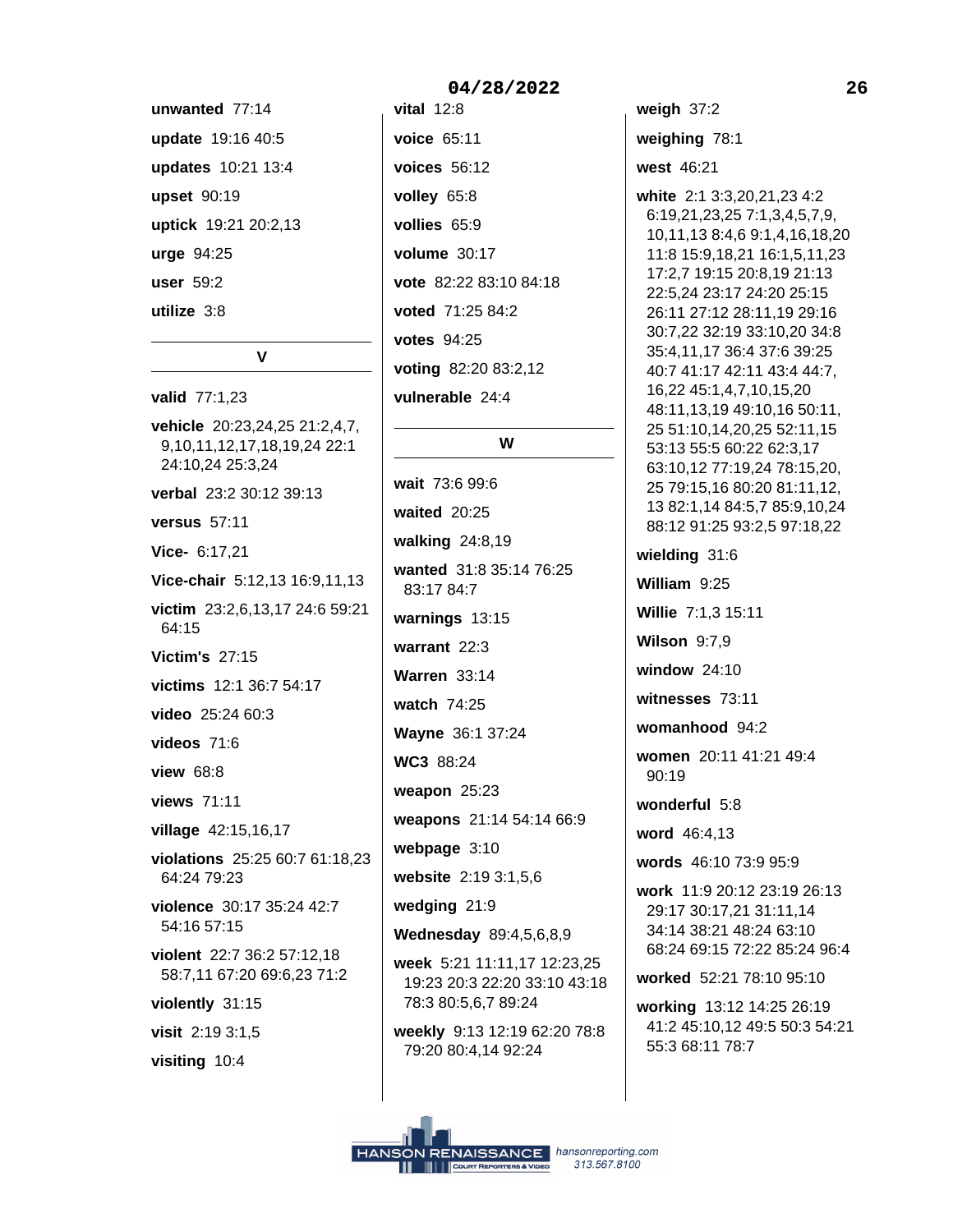**unwanted** 77:14

**update** 19:16 40:5

**updates** 10:21 13:4

**upset** 90:19

**uptick** 19:21 20:2,13

**urge** 94:25

**user** 59:2

**utilize** 3:8

## V

**valid** 77:1,23

**vehicle** 20:23,24,25 21:2,4,7, 9,10,11,12,17,18,19,24 22:1 24:10,24 25:3,24

**verbal** 23:2 30:12 39:13

**versus** 57:11

**Vice-** 6:17,21

**Vice-chair** 5:12,13 16:9,11,13

**victim** 23:2,6,13,17 24:6 59:21 64:15

**Victim's** 27:15

**victims** 12:1 36:7 54:17

**video** 25:24 60:3

**videos** 71:6

**view** 68:8

**views** 71:11

**village** 42:15,16,17

**violations** 25:25 60:7 61:18,23 64:24 79:23

**violence** 30:17 35:24 42:7 54:16 57:15

**violent** 22:7 36:2 57:12,18 58:7,11 67:20 69:6,23 71:2

**violently** 31:15

**visit** 2:19 3:1,5

**visiting** 10:4

**vital** 12:8

**voice** 65:11

**voices** 56:12

**volley** 65:8

**vollies** 65:9

**volume** 30:17

**vote** 82:22 83:10 84:18

**voted** 71:25 84:2

**votes** 94:25

**voting** 82:20 83:2,12

**vulnerable** 24:4

## W

**wait** 73:6 99:6

**waited** 20:25

**walking** 24:8,19

**wanted** 31:8 35:14 76:25 83:17 84:7

**warnings** 13:15

**warrant** 22:3

**Warren** 33:14

**watch** 74:25

**Wayne** 36:1 37:24

**WC3** 88:24

**weapon** 25:23

**weapons** 21:14 54:14 66:9

**webpage** 3:10

**website** 2:19 3:1,5,6

**wedging** 21:9

**Wednesday** 89:4,5,6,8,9

**week** 5:21 11:11,17 12:23,25 19:23 20:3 22:20 33:10 43:18 78:3 80:5,6,7 89:24

**weekly** 9:13 12:19 62:20 78:8 79:20 80:4,14 92:24

**weigh** 37:2

**weighing** 78:1

**west** 46:21

**white** 2:1 3:3,20,21,23 4:2 6:19,21,23,25 7:1,3,4,5,7,9, 10,11,13 8:4,6 9:1,4,16,18,20 11:8 15:9,18,21 16:1,5,11,23 17:2,7 19:15 20:8,19 21:13 22:5,24 23:17 24:20 25:15 26:11 27:12 28:11,19 29:16 30:7,22 32:19 33:10,20 34:8 35:4,11,17 36:4 37:6 39:25 40:7 41:17 42:11 43:4 44:7, 16,22 45:1,4,7,10,15,20 48:11,13,19 49:10,16 50:11, 25 51:10,14,20,25 52:11,15 53:13 55:5 60:22 62:3,17 63:10,12 77:19,24 78:15,20, 25 79:15,16 80:20 81:11,12, 13 82:1,14 84:5,7 85:9,10,24 88:12 91:25 93:2,5 97:18,22

**wielding** 31:6

**William** 9:25

**Willie** 7:1,3 15:11

**Wilson** 9:7,9

**window** 24:10

**witnesses** 73:11

**womanhood** 94:2

**women** 20:11 41:21 49:4 90:19

**wonderful** 5:8

**word** 46:4,13

**words** 46:10 73:9 95:9

**work** 11:9 20:12 23:19 26:13 29:17 30:17,21 31:11,14 34:14 38:21 48:24 63:10 68:24 69:15 72:22 85:24 96:4

**worked** 52:21 78:10 95:10

**working** 13:12 14:25 26:19 41:2 45:10,12 49:5 50:3 54:21 55:3 68:11 78:7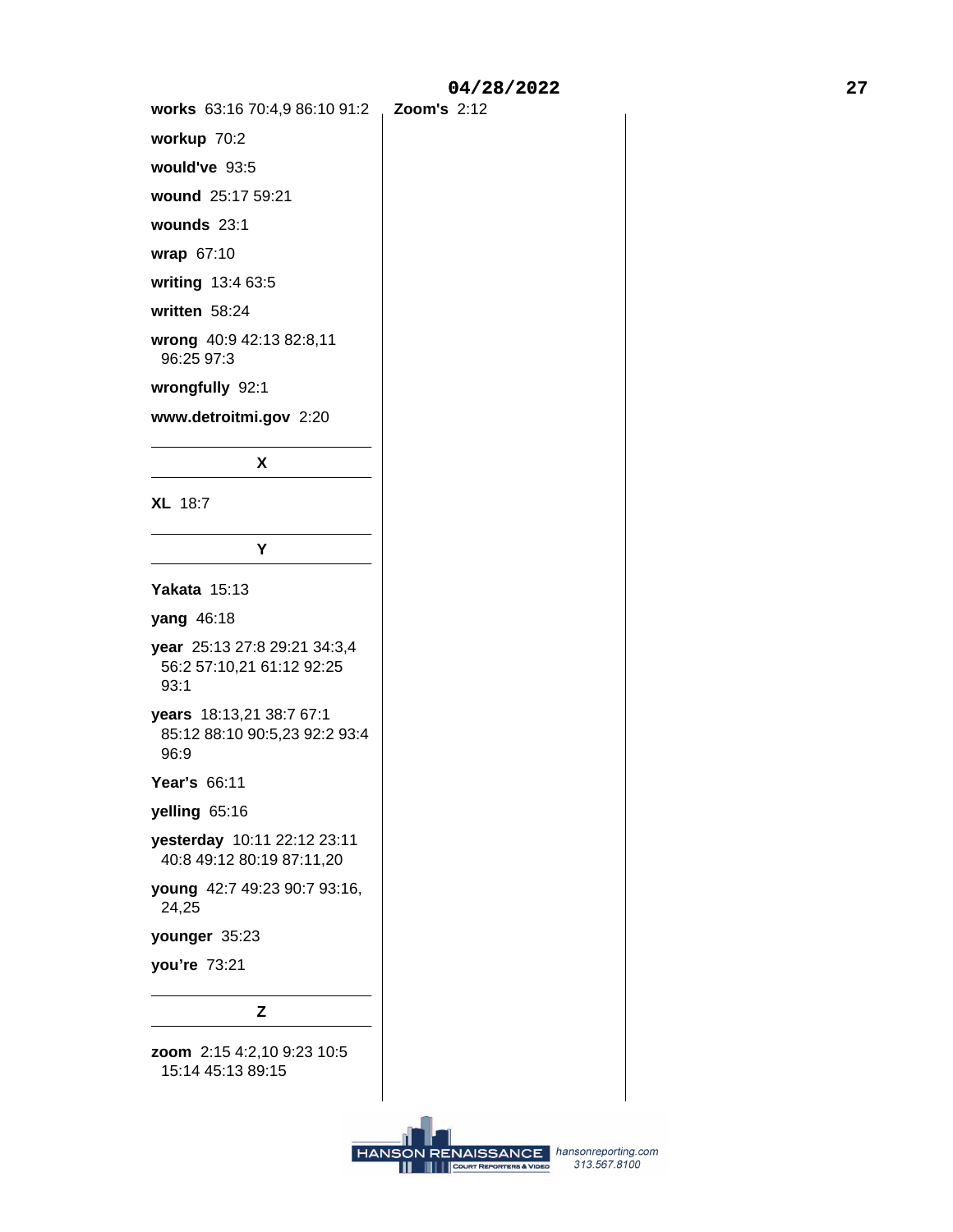**works** 63:16 70:4,9 86:10 91:2

**workup** 70:2

**would've** 93:5

**wound** 25:17 59:21

**wounds** 23:1

**wrap** 67:10

**writing** 13:4 63:5

**written** 58:24

**wrong** 40:9 42:13 82:8,11 96:25 97:3

**wrongfully** 92:1

**www.detroitmi.gov** 2:20

### X

**XL** 18:7

### Y

**Yakata** 15:13

**yang** 46:18

**year** 25:13 27:8 29:21 34:3,4 56:2 57:10,21 61:12 92:25 93:1

**years** 18:13,21 38:7 67:1 85:12 88:10 90:5,23 92:2 93:4 96:9

**Year's** 66:11

**yelling** 65:16

**yesterday** 10:11 22:12 23:11 40:8 49:12 80:19 87:11,20

**young** 42:7 49:23 90:7 93:16, 24,25

**younger** 35:23

**you're** 73:21

### Z

**zoom** 2:15 4:2,10 9:23 10:5 15:14 45:13 89:15

**Zoom's** 2:12